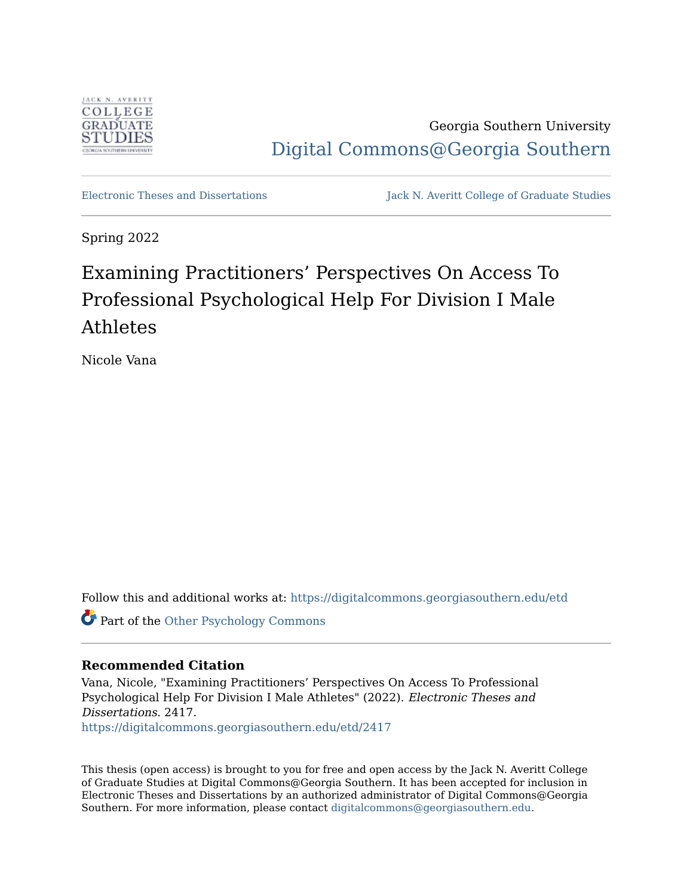Georgia Southern University

Digital Commons@Georgia Southern

Electronic Theses and Dissertations

Jack N. Averitt College of Graduate Studies

Spring 2022

# Examining Practitioners' Perspectives On Access To Professional Psychological Help For Division I Male Athletes

Nicole Vana

Follow this and additional works at: https://digitalcommons.georgiasouthern.edu/etd

Part of the Other Psychology Commons

## Recommended Citation

Vana, Nicole, "Examining Practitioners' Perspectives On Access To Professional Psychological Help For Division I Male Athletes" (2022). *Electronic Theses and Dissertations*. 2417.
https://digitalcommons.georgiasouthern.edu/etd/2417

This thesis (open access) is brought to you for free and open access by the Jack N. Averitt College of Graduate Studies at Digital Commons@Georgia Southern. It has been accepted for inclusion in Electronic Theses and Dissertations by an authorized administrator of Digital Commons@Georgia Southern. For more information, please contact digitalcommons@georgiasouthern.edu.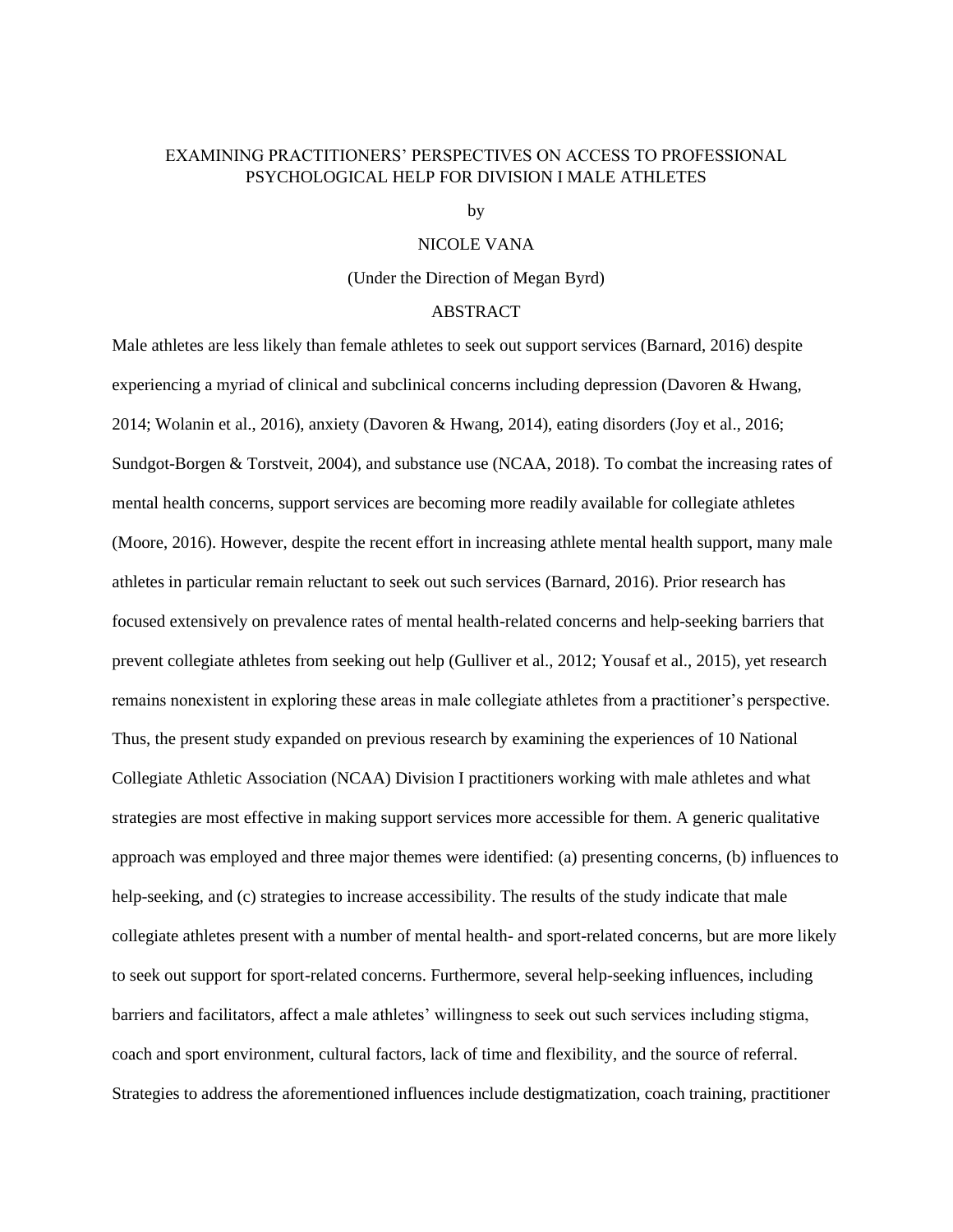EXAMINING PRACTITIONERS' PERSPECTIVES ON ACCESS TO PROFESSIONAL PSYCHOLOGICAL HELP FOR DIVISION I MALE ATHLETES

by

NICOLE VANA

(Under the Direction of Megan Byrd)

ABSTRACT

Male athletes are less likely than female athletes to seek out support services (Barnard, 2016) despite experiencing a myriad of clinical and subclinical concerns including depression (Davoren & Hwang, 2014; Wolanin et al., 2016), anxiety (Davoren & Hwang, 2014), eating disorders (Joy et al., 2016; Sundgot-Borgen & Torstveit, 2004), and substance use (NCAA, 2018). To combat the increasing rates of mental health concerns, support services are becoming more readily available for collegiate athletes (Moore, 2016). However, despite the recent effort in increasing athlete mental health support, many male athletes in particular remain reluctant to seek out such services (Barnard, 2016). Prior research has focused extensively on prevalence rates of mental health-related concerns and help-seeking barriers that prevent collegiate athletes from seeking out help (Gulliver et al., 2012; Yousaf et al., 2015), yet research remains nonexistent in exploring these areas in male collegiate athletes from a practitioner's perspective. Thus, the present study expanded on previous research by examining the experiences of 10 National Collegiate Athletic Association (NCAA) Division I practitioners working with male athletes and what strategies are most effective in making support services more accessible for them. A generic qualitative approach was employed and three major themes were identified: (a) presenting concerns, (b) influences to help-seeking, and (c) strategies to increase accessibility. The results of the study indicate that male collegiate athletes present with a number of mental health- and sport-related concerns, but are more likely to seek out support for sport-related concerns. Furthermore, several help-seeking influences, including barriers and facilitators, affect a male athletes' willingness to seek out such services including stigma, coach and sport environment, cultural factors, lack of time and flexibility, and the source of referral. Strategies to address the aforementioned influences include destigmatization, coach training, practitioner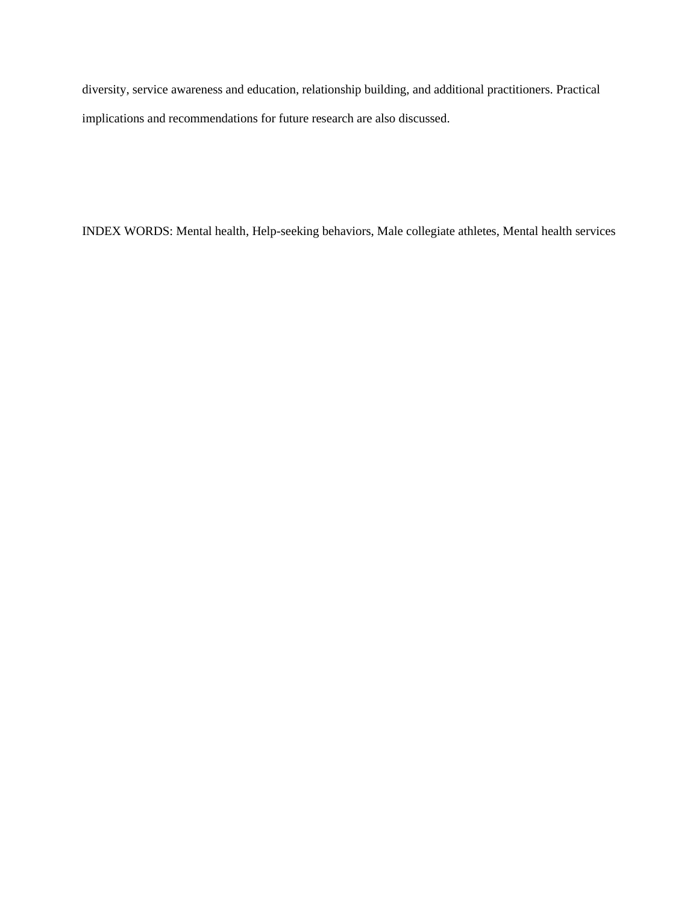diversity, service awareness and education, relationship building, and additional practitioners. Practical implications and recommendations for future research are also discussed.

INDEX WORDS: Mental health, Help-seeking behaviors, Male collegiate athletes, Mental health services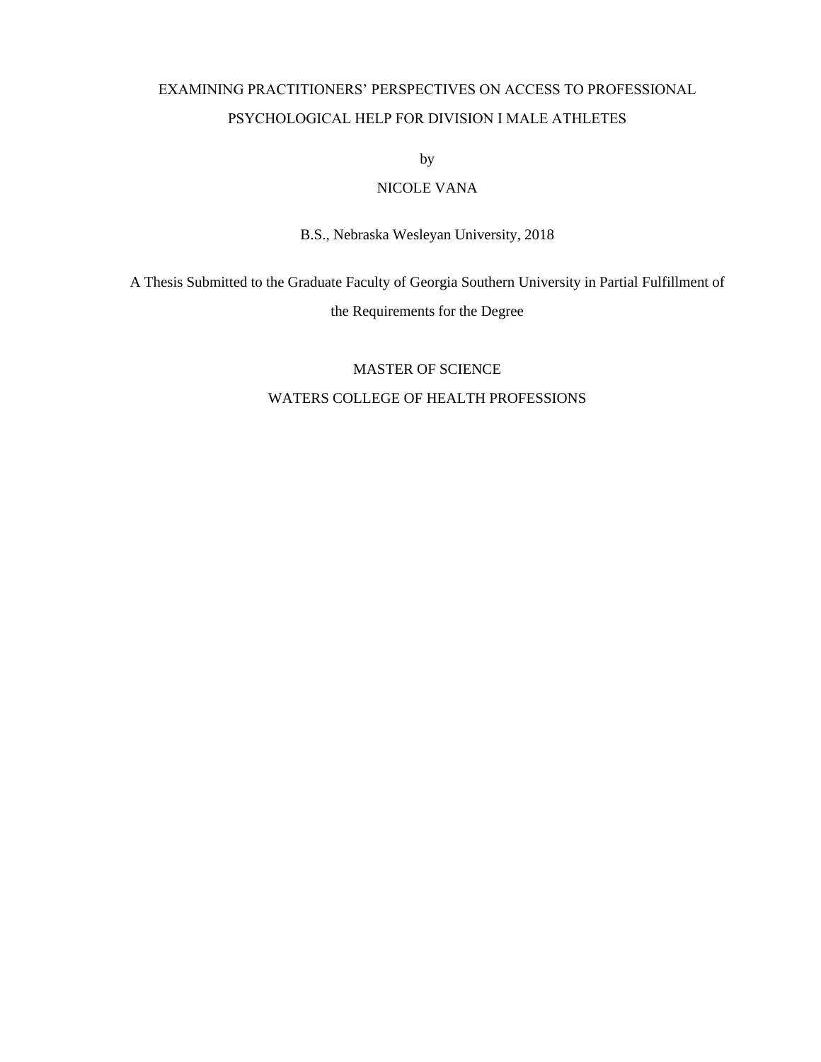# EXAMINING PRACTITIONERS' PERSPECTIVES ON ACCESS TO PROFESSIONAL PSYCHOLOGICAL HELP FOR DIVISION I MALE ATHLETES

by

NICOLE VANA

B.S., Nebraska Wesleyan University, 2018

A Thesis Submitted to the Graduate Faculty of Georgia Southern University in Partial Fulfillment of the Requirements for the Degree

MASTER OF SCIENCE

WATERS COLLEGE OF HEALTH PROFESSIONS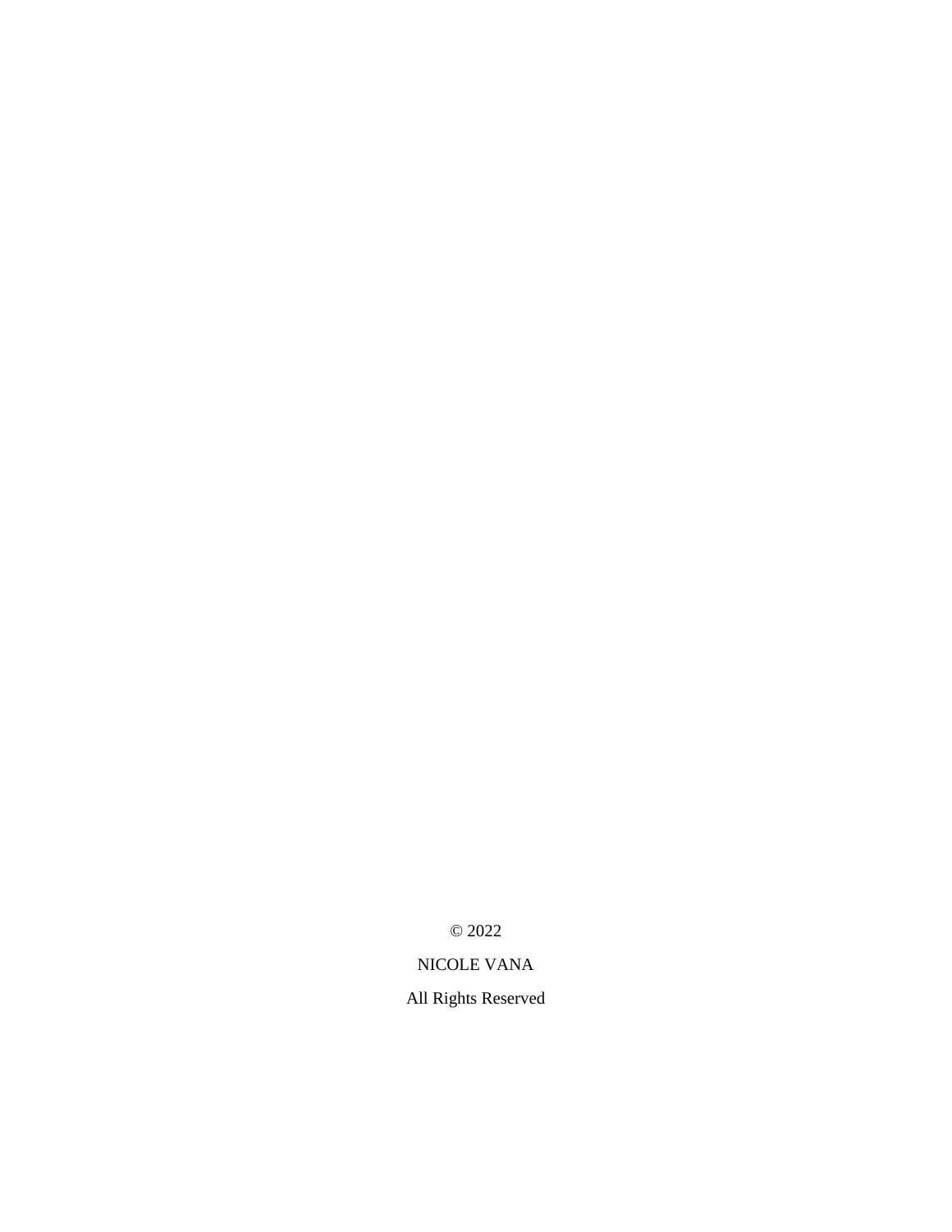© 2022

NICOLE VANA

All Rights Reserved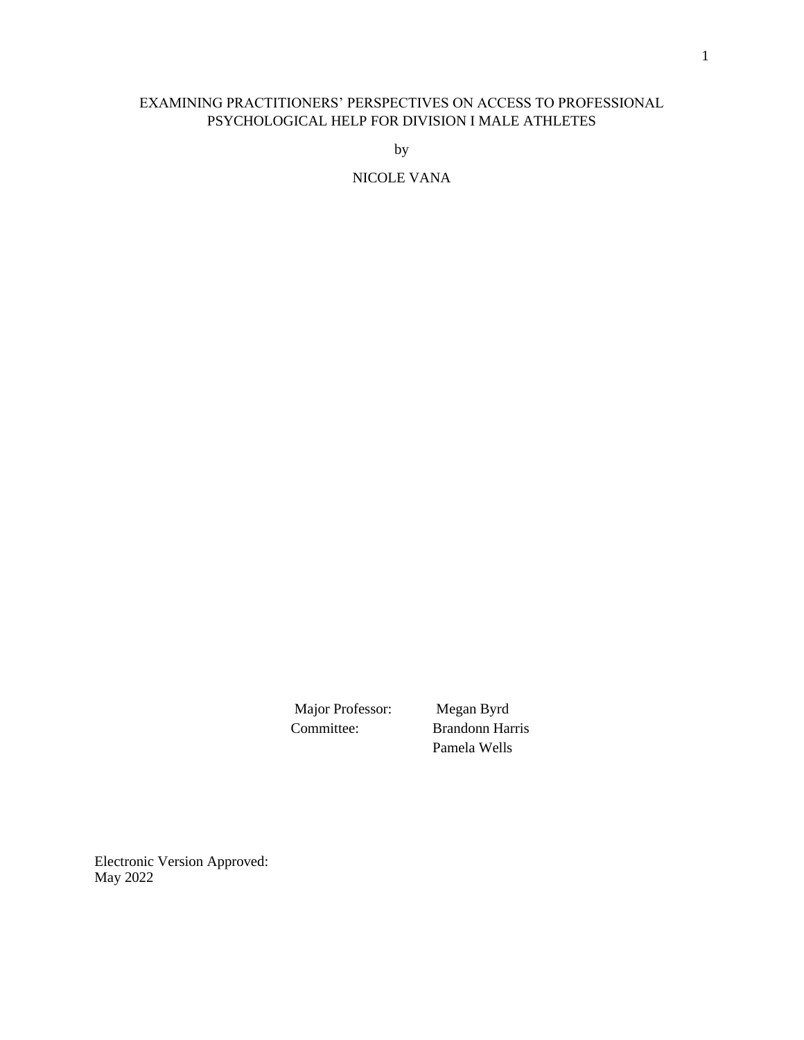EXAMINING PRACTITIONERS' PERSPECTIVES ON ACCESS TO PROFESSIONAL PSYCHOLOGICAL HELP FOR DIVISION I MALE ATHLETES

by

NICOLE VANA

| | |
|---|---|
| Major Professor: | Megan Byrd |
| Committee: | Brandonn Harris |
| | Pamela Wells |

Electronic Version Approved:
May 2022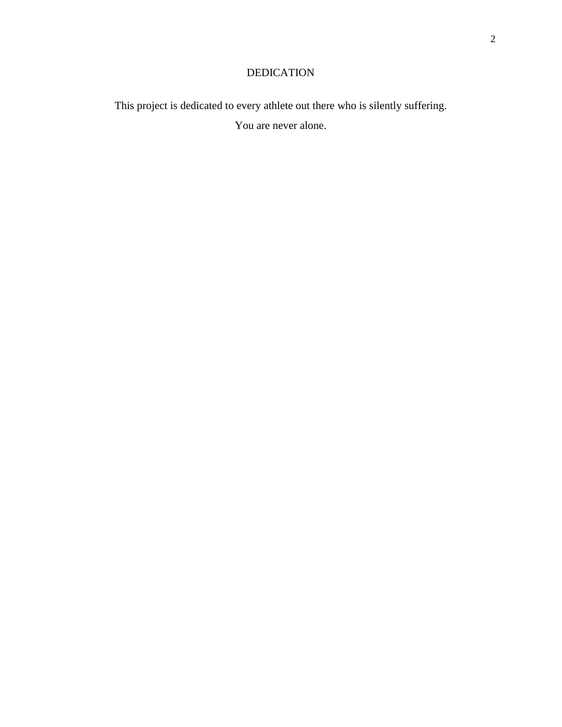# DEDICATION

This project is dedicated to every athlete out there who is silently suffering.

You are never alone.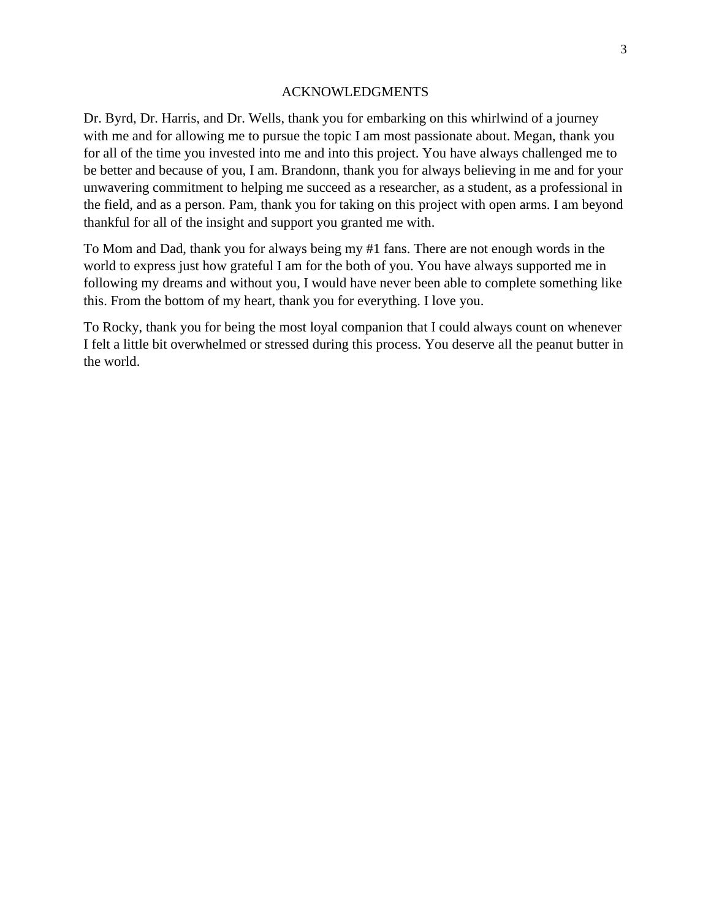# ACKNOWLEDGMENTS

Dr. Byrd, Dr. Harris, and Dr. Wells, thank you for embarking on this whirlwind of a journey with me and for allowing me to pursue the topic I am most passionate about. Megan, thank you for all of the time you invested into me and into this project. You have always challenged me to be better and because of you, I am. Brandonn, thank you for always believing in me and for your unwavering commitment to helping me succeed as a researcher, as a student, as a professional in the field, and as a person. Pam, thank you for taking on this project with open arms. I am beyond thankful for all of the insight and support you granted me with.

To Mom and Dad, thank you for always being my #1 fans. There are not enough words in the world to express just how grateful I am for the both of you. You have always supported me in following my dreams and without you, I would have never been able to complete something like this. From the bottom of my heart, thank you for everything. I love you.

To Rocky, thank you for being the most loyal companion that I could always count on whenever I felt a little bit overwhelmed or stressed during this process. You deserve all the peanut butter in the world.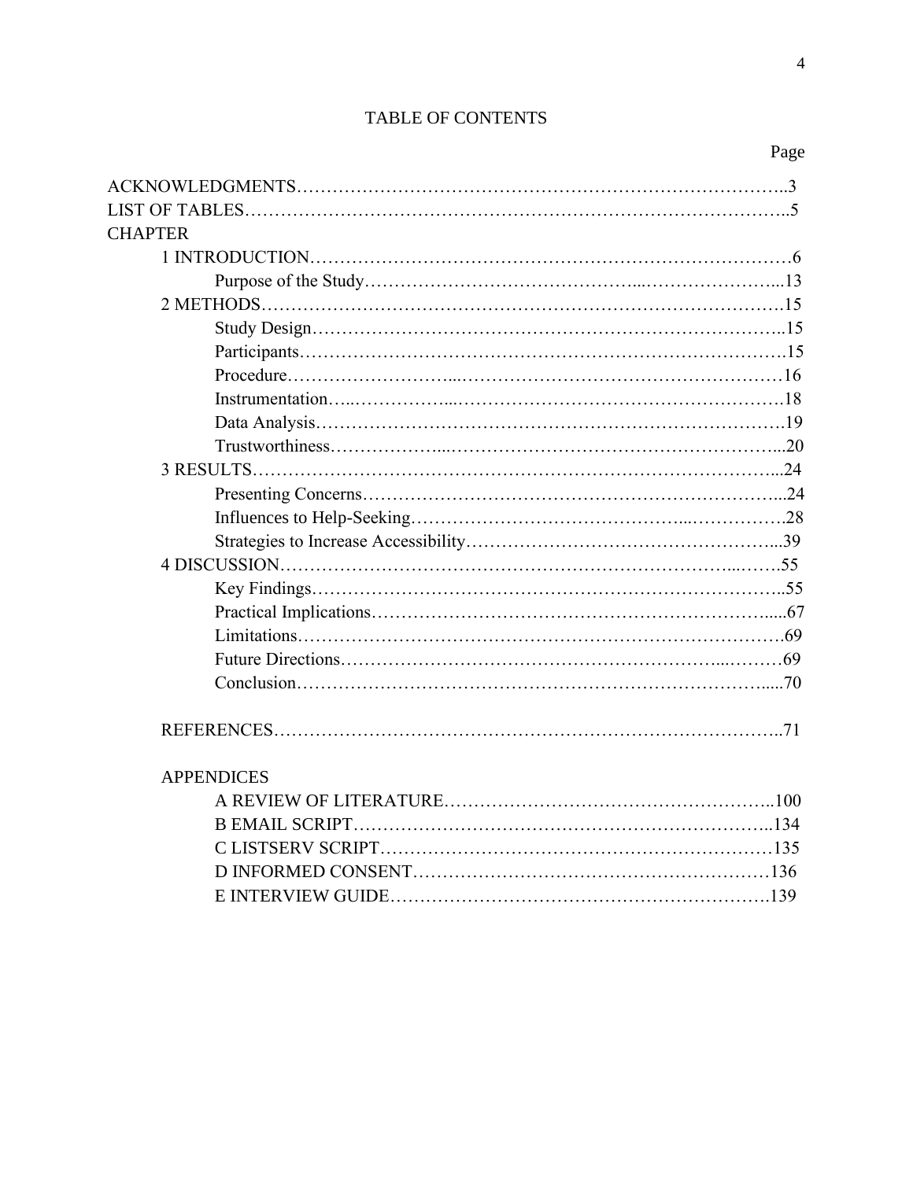# TABLE OF CONTENTS

Page

ACKNOWLEDGMENTS……………………………………………………………………..3

LIST OF TABLES…………………………………………………………………………..5

CHAPTER

- 1 INTRODUCTION………………………………………………………………………6
  - Purpose of the Study……………………………………...…………………...13
- 2 METHODS…………………………………………………………………………….15
  - Study Design…………………………………………………………………..15
  - Participants…………………………………………………………………….15
  - Procedure……………………...………………………………………………16
  - Instrumentation…..……………...……………………………………………….18
  - Data Analysis………………………………………………………………….19
  - Trustworthiness………………...……………………………………………...20
- 3 RESULTS……………………………………………………………………………...24
  - Presenting Concerns…………………………………………………………...24
  - Influences to Help-Seeking……………………………………...…………….28
  - Strategies to Increase Accessibility…………………………………………...39
- 4 DISCUSSION…………………………………………………………………...…….55
  - Key Findings…………………………………………………………………..55
  - Practical Implications………………………………………………………….....67
  - Limitations…………………………………………………………………….69
  - Future Directions……………………………………………………...………69
  - Conclusion…………………………………………………………………......70

REFERENCES…………………………………………………………………………..71

APPENDICES

- A REVIEW OF LITERATURE………………………………………………..100
- B EMAIL SCRIPT……………………………………………………………...134
- C LISTSERV SCRIPT…………………………………………………………135
- D INFORMED CONSENT……………………………………………………136
- E INTERVIEW GUIDE……………………………………………………….139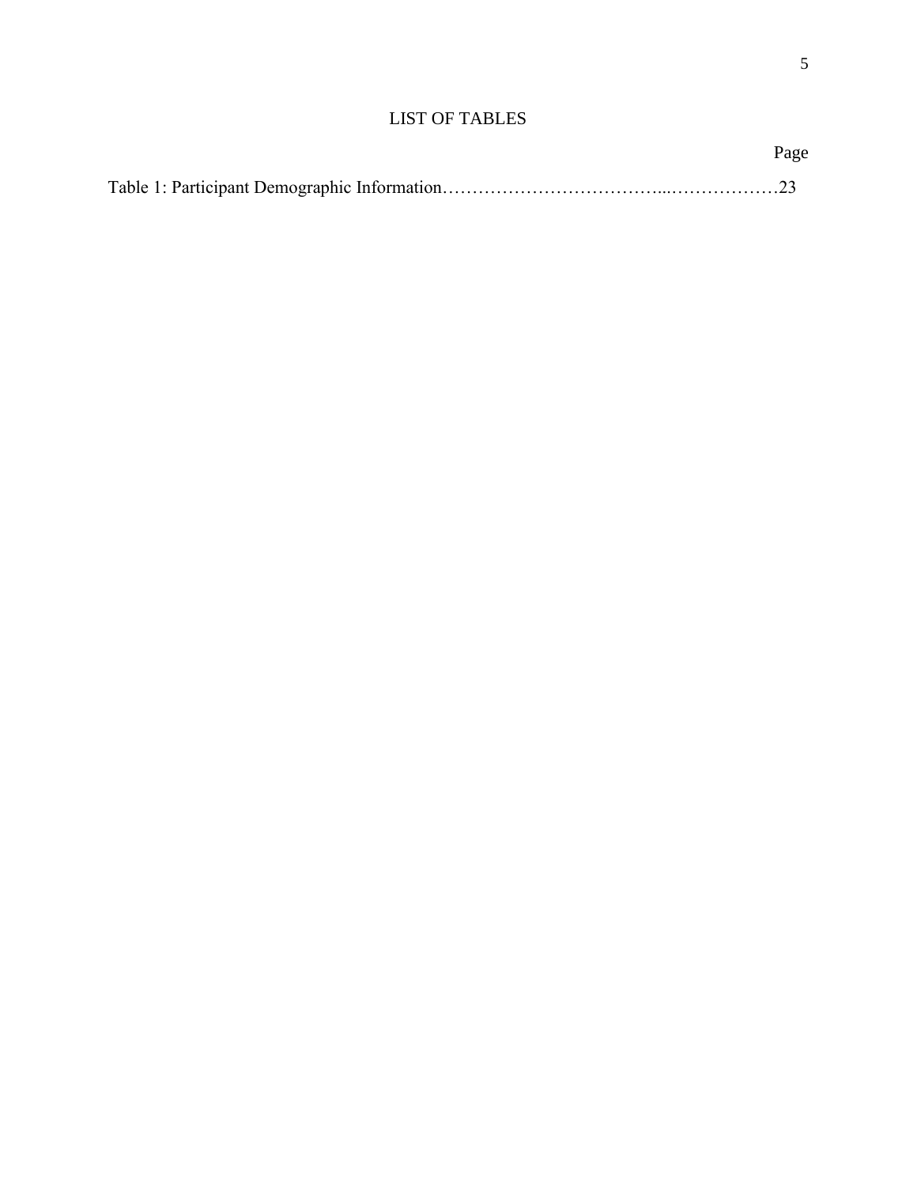# LIST OF TABLES

Page

Table 1: Participant Demographic Information……………………………...………………23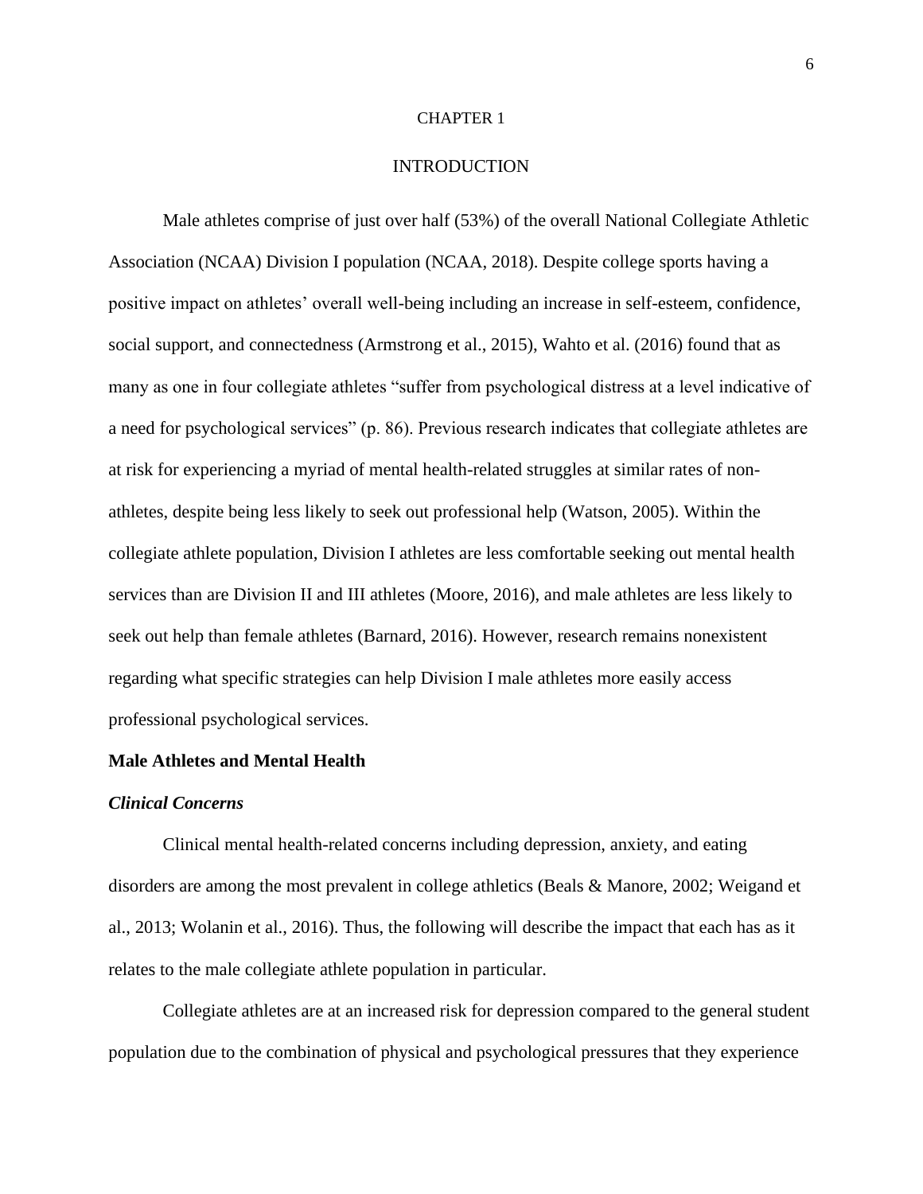# CHAPTER 1

# INTRODUCTION

Male athletes comprise of just over half (53%) of the overall National Collegiate Athletic Association (NCAA) Division I population (NCAA, 2018). Despite college sports having a positive impact on athletes' overall well-being including an increase in self-esteem, confidence, social support, and connectedness (Armstrong et al., 2015), Wahto et al. (2016) found that as many as one in four collegiate athletes "suffer from psychological distress at a level indicative of a need for psychological services" (p. 86). Previous research indicates that collegiate athletes are at risk for experiencing a myriad of mental health-related struggles at similar rates of non-athletes, despite being less likely to seek out professional help (Watson, 2005). Within the collegiate athlete population, Division I athletes are less comfortable seeking out mental health services than are Division II and III athletes (Moore, 2016), and male athletes are less likely to seek out help than female athletes (Barnard, 2016). However, research remains nonexistent regarding what specific strategies can help Division I male athletes more easily access professional psychological services.

## Male Athletes and Mental Health

### *Clinical Concerns*

Clinical mental health-related concerns including depression, anxiety, and eating disorders are among the most prevalent in college athletics (Beals & Manore, 2002; Weigand et al., 2013; Wolanin et al., 2016). Thus, the following will describe the impact that each has as it relates to the male collegiate athlete population in particular.

Collegiate athletes are at an increased risk for depression compared to the general student population due to the combination of physical and psychological pressures that they experience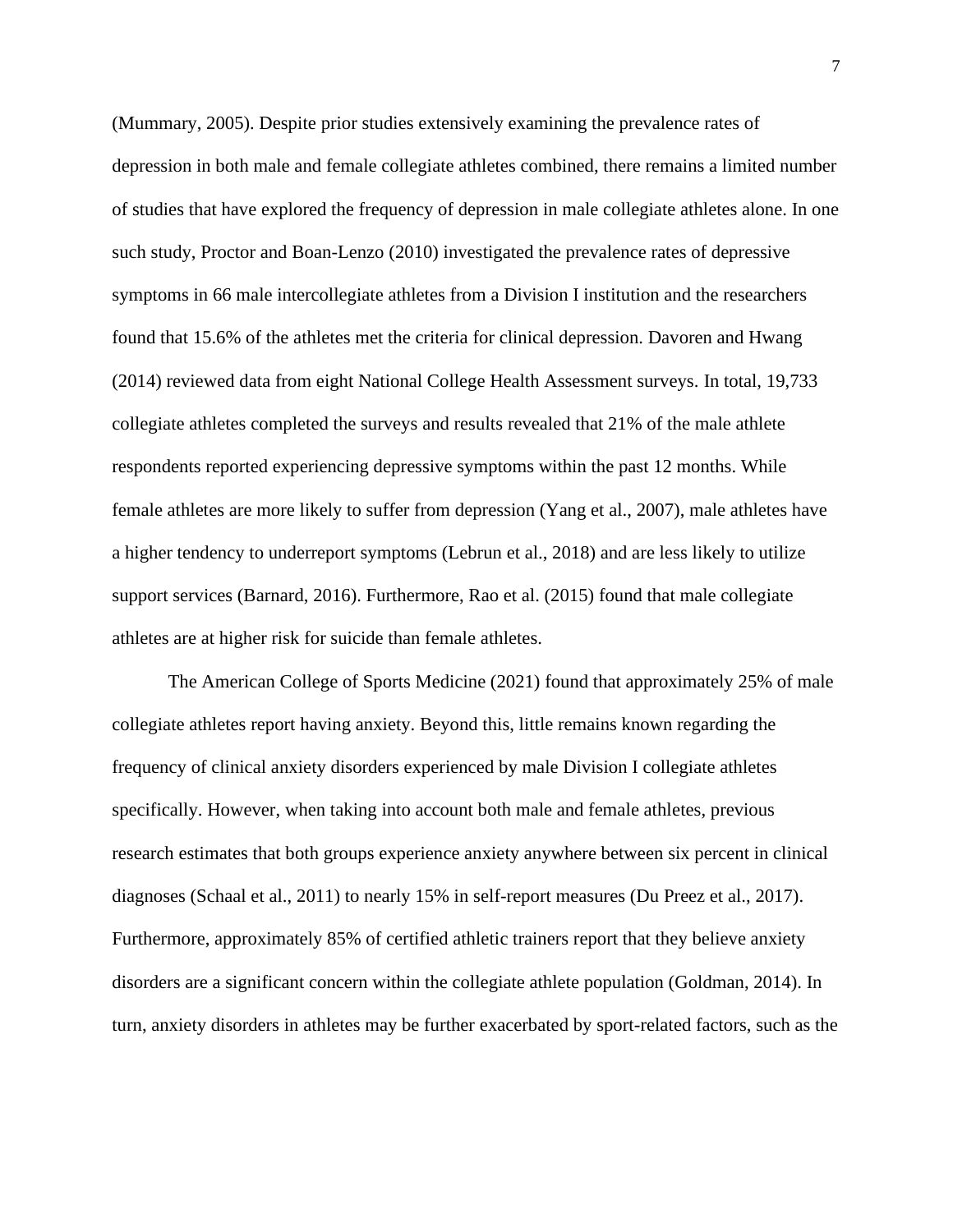(Mummary, 2005). Despite prior studies extensively examining the prevalence rates of depression in both male and female collegiate athletes combined, there remains a limited number of studies that have explored the frequency of depression in male collegiate athletes alone. In one such study, Proctor and Boan-Lenzo (2010) investigated the prevalence rates of depressive symptoms in 66 male intercollegiate athletes from a Division I institution and the researchers found that 15.6% of the athletes met the criteria for clinical depression. Davoren and Hwang (2014) reviewed data from eight National College Health Assessment surveys. In total, 19,733 collegiate athletes completed the surveys and results revealed that 21% of the male athlete respondents reported experiencing depressive symptoms within the past 12 months. While female athletes are more likely to suffer from depression (Yang et al., 2007), male athletes have a higher tendency to underreport symptoms (Lebrun et al., 2018) and are less likely to utilize support services (Barnard, 2016). Furthermore, Rao et al. (2015) found that male collegiate athletes are at higher risk for suicide than female athletes.

The American College of Sports Medicine (2021) found that approximately 25% of male collegiate athletes report having anxiety. Beyond this, little remains known regarding the frequency of clinical anxiety disorders experienced by male Division I collegiate athletes specifically. However, when taking into account both male and female athletes, previous research estimates that both groups experience anxiety anywhere between six percent in clinical diagnoses (Schaal et al., 2011) to nearly 15% in self-report measures (Du Preez et al., 2017). Furthermore, approximately 85% of certified athletic trainers report that they believe anxiety disorders are a significant concern within the collegiate athlete population (Goldman, 2014). In turn, anxiety disorders in athletes may be further exacerbated by sport-related factors, such as the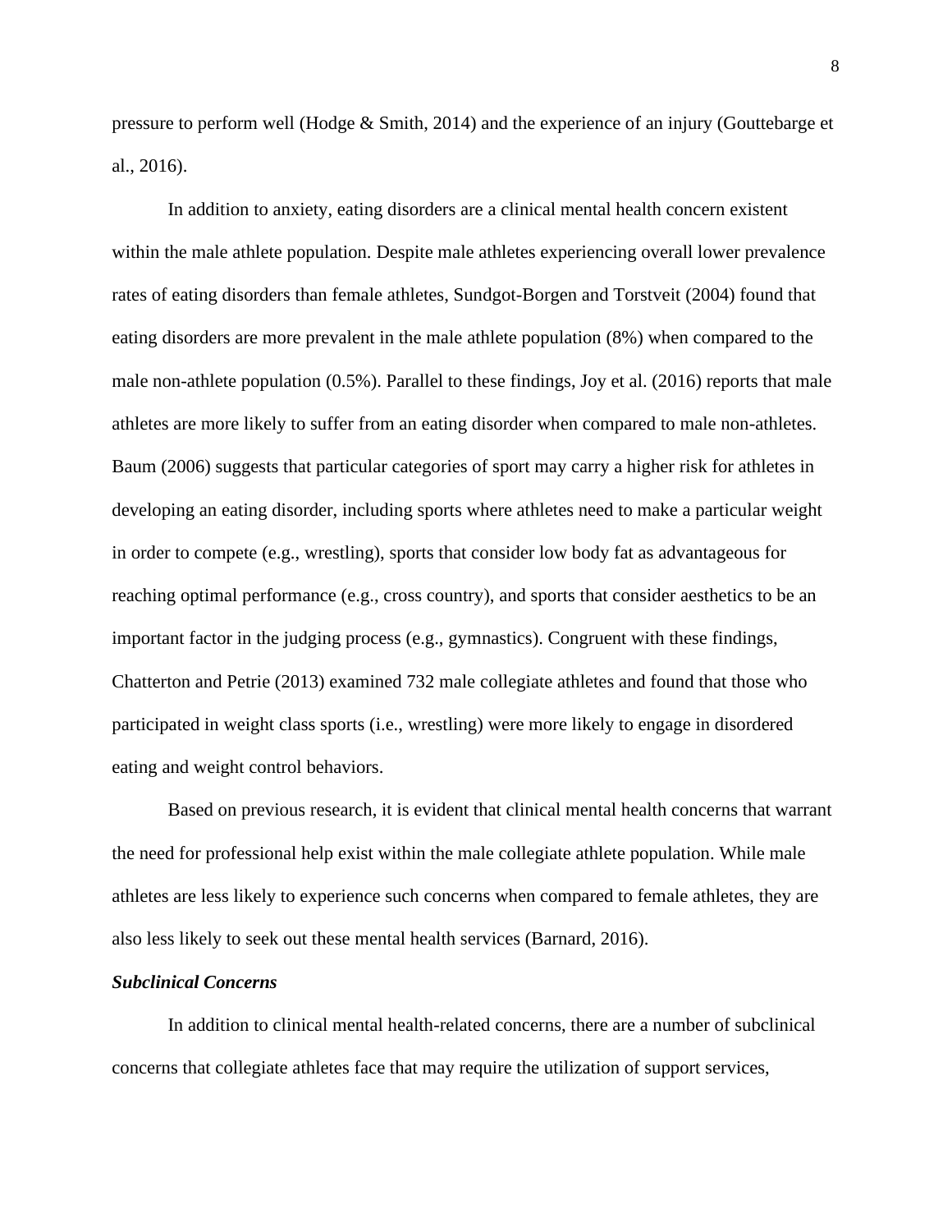pressure to perform well (Hodge & Smith, 2014) and the experience of an injury (Gouttebarge et al., 2016).

In addition to anxiety, eating disorders are a clinical mental health concern existent within the male athlete population. Despite male athletes experiencing overall lower prevalence rates of eating disorders than female athletes, Sundgot-Borgen and Torstveit (2004) found that eating disorders are more prevalent in the male athlete population (8%) when compared to the male non-athlete population (0.5%). Parallel to these findings, Joy et al. (2016) reports that male athletes are more likely to suffer from an eating disorder when compared to male non-athletes. Baum (2006) suggests that particular categories of sport may carry a higher risk for athletes in developing an eating disorder, including sports where athletes need to make a particular weight in order to compete (e.g., wrestling), sports that consider low body fat as advantageous for reaching optimal performance (e.g., cross country), and sports that consider aesthetics to be an important factor in the judging process (e.g., gymnastics). Congruent with these findings, Chatterton and Petrie (2013) examined 732 male collegiate athletes and found that those who participated in weight class sports (i.e., wrestling) were more likely to engage in disordered eating and weight control behaviors.

Based on previous research, it is evident that clinical mental health concerns that warrant the need for professional help exist within the male collegiate athlete population. While male athletes are less likely to experience such concerns when compared to female athletes, they are also less likely to seek out these mental health services (Barnard, 2016).

### ***Subclinical Concerns***

In addition to clinical mental health-related concerns, there are a number of subclinical concerns that collegiate athletes face that may require the utilization of support services,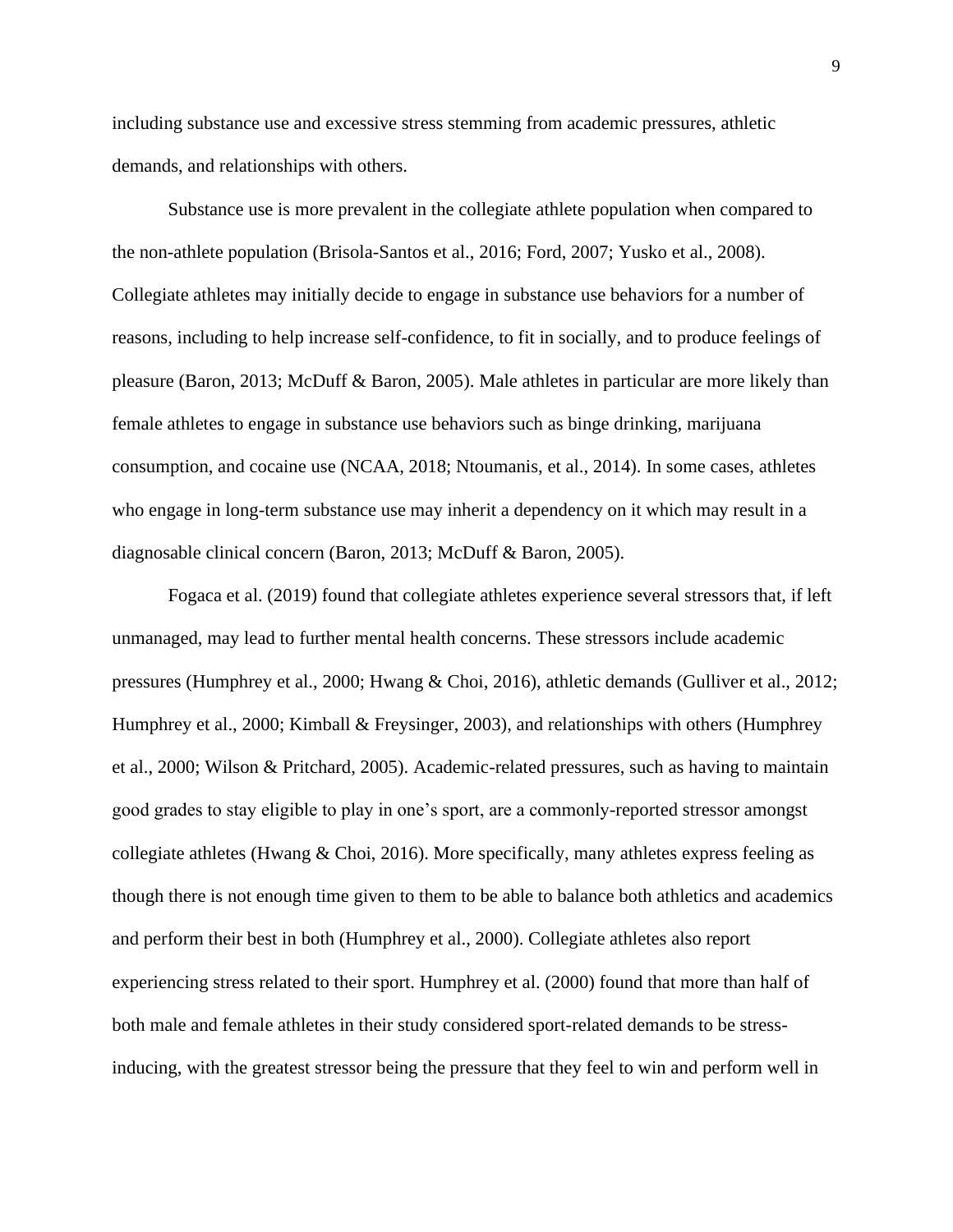including substance use and excessive stress stemming from academic pressures, athletic demands, and relationships with others.

Substance use is more prevalent in the collegiate athlete population when compared to the non-athlete population (Brisola-Santos et al., 2016; Ford, 2007; Yusko et al., 2008). Collegiate athletes may initially decide to engage in substance use behaviors for a number of reasons, including to help increase self-confidence, to fit in socially, and to produce feelings of pleasure (Baron, 2013; McDuff & Baron, 2005). Male athletes in particular are more likely than female athletes to engage in substance use behaviors such as binge drinking, marijuana consumption, and cocaine use (NCAA, 2018; Ntoumanis, et al., 2014). In some cases, athletes who engage in long-term substance use may inherit a dependency on it which may result in a diagnosable clinical concern (Baron, 2013; McDuff & Baron, 2005).

Fogaca et al. (2019) found that collegiate athletes experience several stressors that, if left unmanaged, may lead to further mental health concerns. These stressors include academic pressures (Humphrey et al., 2000; Hwang & Choi, 2016), athletic demands (Gulliver et al., 2012; Humphrey et al., 2000; Kimball & Freysinger, 2003), and relationships with others (Humphrey et al., 2000; Wilson & Pritchard, 2005). Academic-related pressures, such as having to maintain good grades to stay eligible to play in one's sport, are a commonly-reported stressor amongst collegiate athletes (Hwang & Choi, 2016). More specifically, many athletes express feeling as though there is not enough time given to them to be able to balance both athletics and academics and perform their best in both (Humphrey et al., 2000). Collegiate athletes also report experiencing stress related to their sport. Humphrey et al. (2000) found that more than half of both male and female athletes in their study considered sport-related demands to be stress-inducing, with the greatest stressor being the pressure that they feel to win and perform well in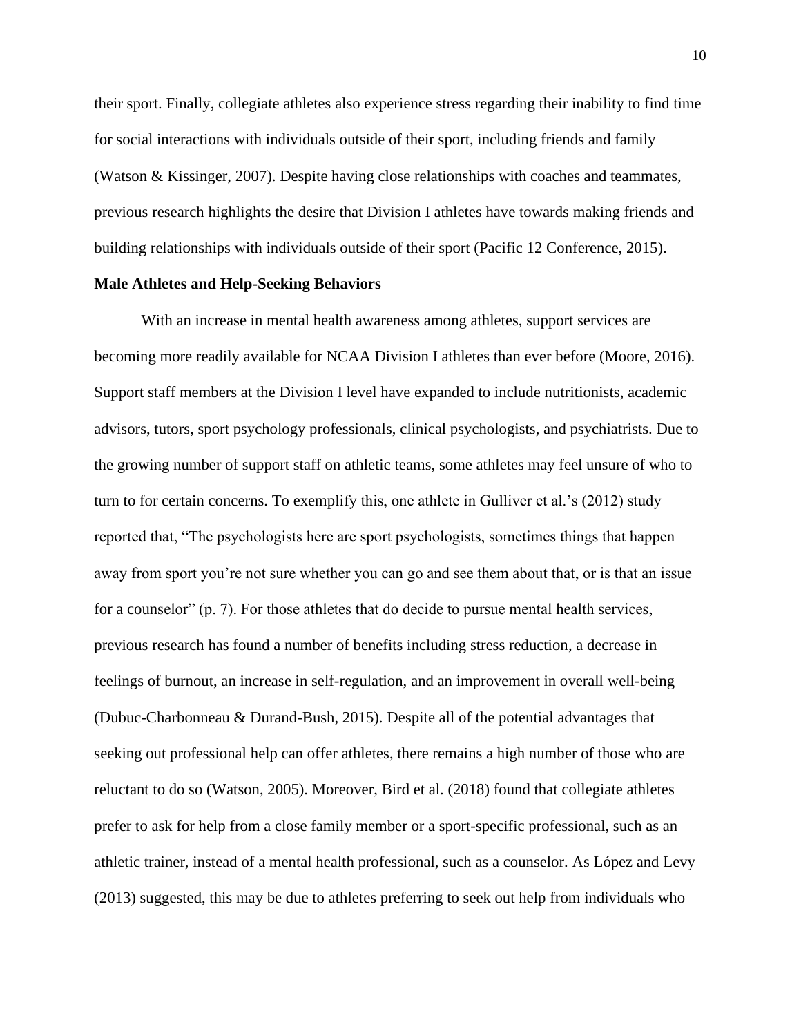their sport. Finally, collegiate athletes also experience stress regarding their inability to find time for social interactions with individuals outside of their sport, including friends and family (Watson & Kissinger, 2007). Despite having close relationships with coaches and teammates, previous research highlights the desire that Division I athletes have towards making friends and building relationships with individuals outside of their sport (Pacific 12 Conference, 2015).

**Male Athletes and Help-Seeking Behaviors**

With an increase in mental health awareness among athletes, support services are becoming more readily available for NCAA Division I athletes than ever before (Moore, 2016). Support staff members at the Division I level have expanded to include nutritionists, academic advisors, tutors, sport psychology professionals, clinical psychologists, and psychiatrists. Due to the growing number of support staff on athletic teams, some athletes may feel unsure of who to turn to for certain concerns. To exemplify this, one athlete in Gulliver et al.'s (2012) study reported that, "The psychologists here are sport psychologists, sometimes things that happen away from sport you're not sure whether you can go and see them about that, or is that an issue for a counselor" (p. 7). For those athletes that do decide to pursue mental health services, previous research has found a number of benefits including stress reduction, a decrease in feelings of burnout, an increase in self-regulation, and an improvement in overall well-being (Dubuc-Charbonneau & Durand-Bush, 2015). Despite all of the potential advantages that seeking out professional help can offer athletes, there remains a high number of those who are reluctant to do so (Watson, 2005). Moreover, Bird et al. (2018) found that collegiate athletes prefer to ask for help from a close family member or a sport-specific professional, such as an athletic trainer, instead of a mental health professional, such as a counselor. As López and Levy (2013) suggested, this may be due to athletes preferring to seek out help from individuals who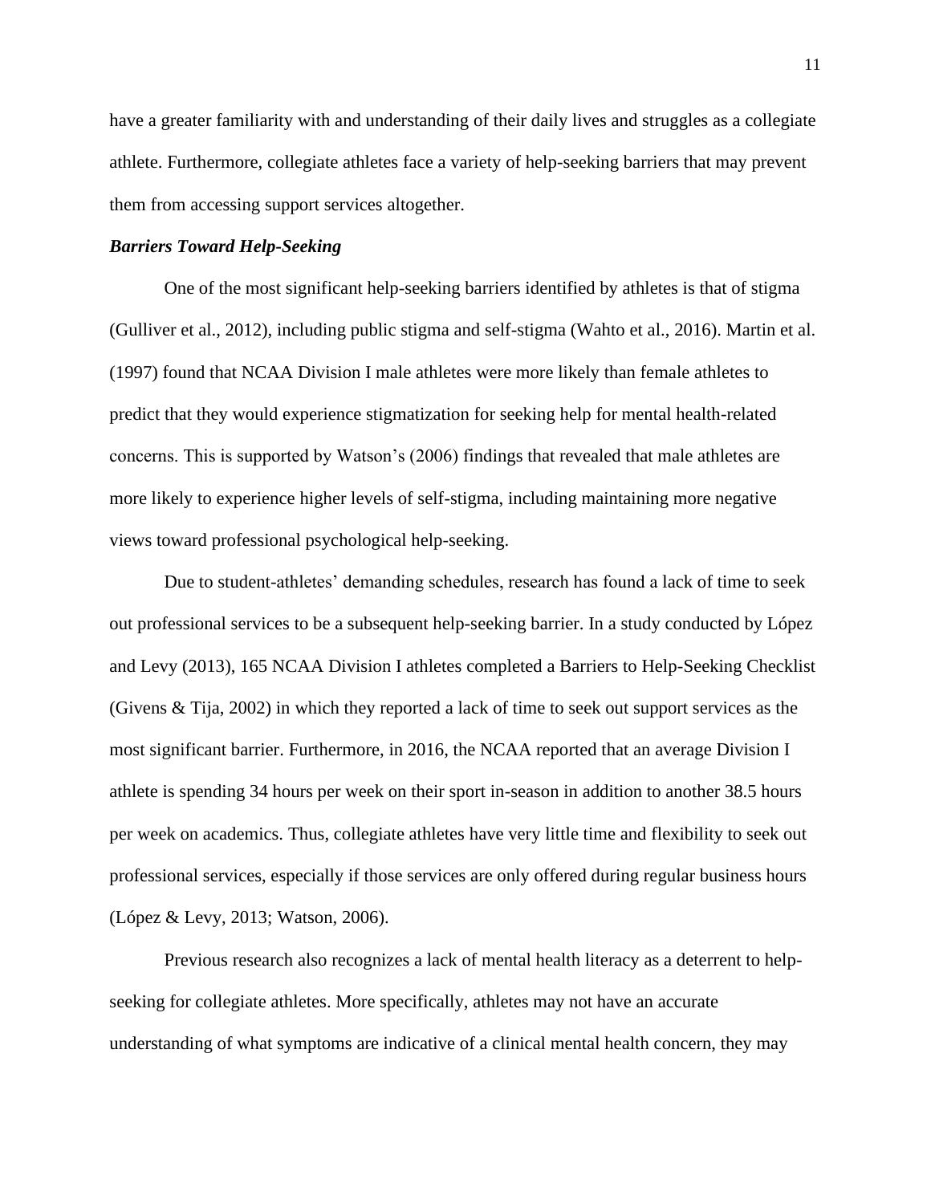have a greater familiarity with and understanding of their daily lives and struggles as a collegiate athlete. Furthermore, collegiate athletes face a variety of help-seeking barriers that may prevent them from accessing support services altogether.

### ***Barriers Toward Help-Seeking***

One of the most significant help-seeking barriers identified by athletes is that of stigma (Gulliver et al., 2012), including public stigma and self-stigma (Wahto et al., 2016). Martin et al. (1997) found that NCAA Division I male athletes were more likely than female athletes to predict that they would experience stigmatization for seeking help for mental health-related concerns. This is supported by Watson's (2006) findings that revealed that male athletes are more likely to experience higher levels of self-stigma, including maintaining more negative views toward professional psychological help-seeking.

Due to student-athletes' demanding schedules, research has found a lack of time to seek out professional services to be a subsequent help-seeking barrier. In a study conducted by López and Levy (2013), 165 NCAA Division I athletes completed a Barriers to Help-Seeking Checklist (Givens & Tija, 2002) in which they reported a lack of time to seek out support services as the most significant barrier. Furthermore, in 2016, the NCAA reported that an average Division I athlete is spending 34 hours per week on their sport in-season in addition to another 38.5 hours per week on academics. Thus, collegiate athletes have very little time and flexibility to seek out professional services, especially if those services are only offered during regular business hours (López & Levy, 2013; Watson, 2006).

Previous research also recognizes a lack of mental health literacy as a deterrent to help-seeking for collegiate athletes. More specifically, athletes may not have an accurate understanding of what symptoms are indicative of a clinical mental health concern, they may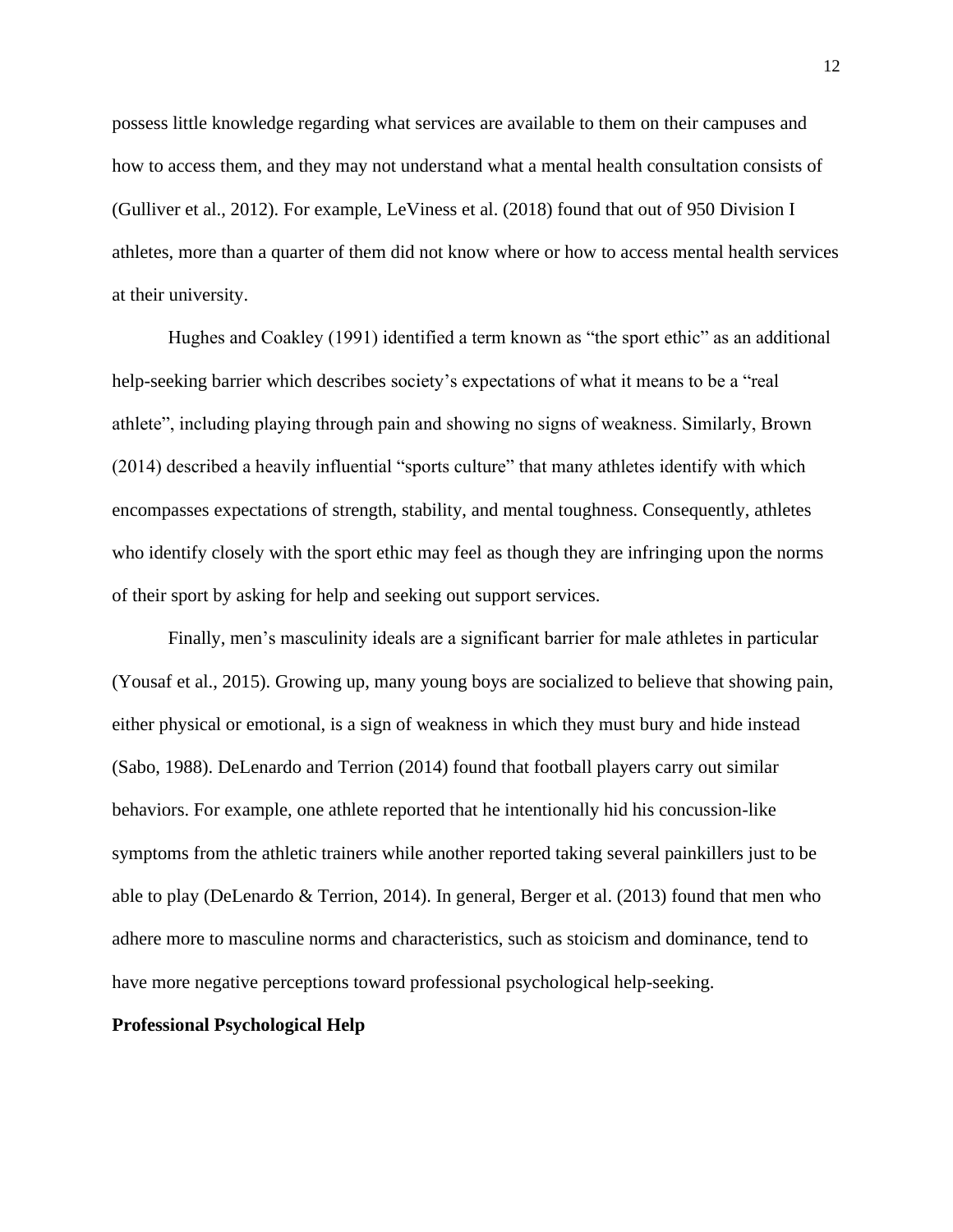possess little knowledge regarding what services are available to them on their campuses and how to access them, and they may not understand what a mental health consultation consists of (Gulliver et al., 2012). For example, LeViness et al. (2018) found that out of 950 Division I athletes, more than a quarter of them did not know where or how to access mental health services at their university.

Hughes and Coakley (1991) identified a term known as "the sport ethic" as an additional help-seeking barrier which describes society's expectations of what it means to be a "real athlete", including playing through pain and showing no signs of weakness. Similarly, Brown (2014) described a heavily influential "sports culture" that many athletes identify with which encompasses expectations of strength, stability, and mental toughness. Consequently, athletes who identify closely with the sport ethic may feel as though they are infringing upon the norms of their sport by asking for help and seeking out support services.

Finally, men's masculinity ideals are a significant barrier for male athletes in particular (Yousaf et al., 2015). Growing up, many young boys are socialized to believe that showing pain, either physical or emotional, is a sign of weakness in which they must bury and hide instead (Sabo, 1988). DeLenardo and Terrion (2014) found that football players carry out similar behaviors. For example, one athlete reported that he intentionally hid his concussion-like symptoms from the athletic trainers while another reported taking several painkillers just to be able to play (DeLenardo & Terrion, 2014). In general, Berger et al. (2013) found that men who adhere more to masculine norms and characteristics, such as stoicism and dominance, tend to have more negative perceptions toward professional psychological help-seeking.

**Professional Psychological Help**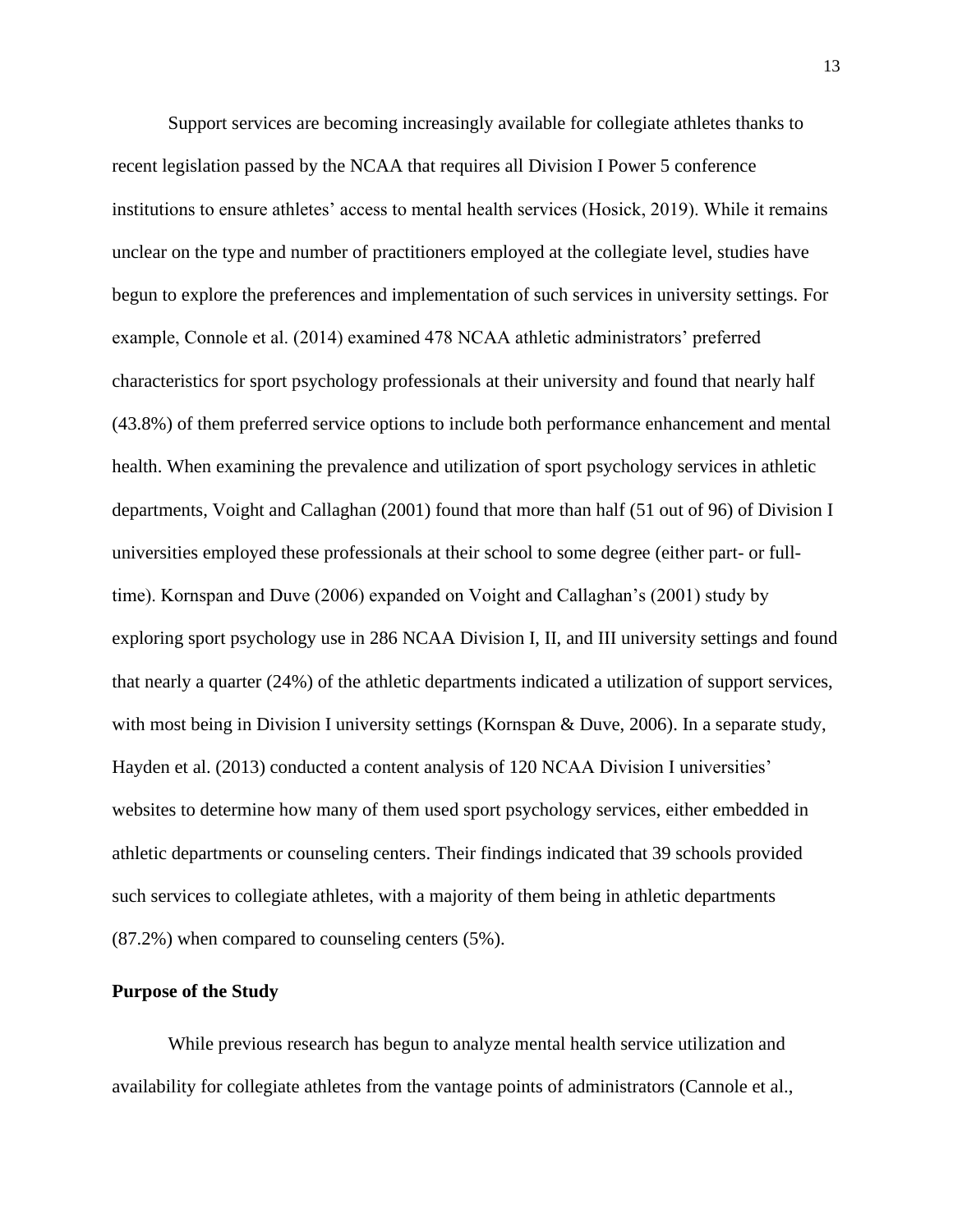Support services are becoming increasingly available for collegiate athletes thanks to recent legislation passed by the NCAA that requires all Division I Power 5 conference institutions to ensure athletes' access to mental health services (Hosick, 2019). While it remains unclear on the type and number of practitioners employed at the collegiate level, studies have begun to explore the preferences and implementation of such services in university settings. For example, Connole et al. (2014) examined 478 NCAA athletic administrators' preferred characteristics for sport psychology professionals at their university and found that nearly half (43.8%) of them preferred service options to include both performance enhancement and mental health. When examining the prevalence and utilization of sport psychology services in athletic departments, Voight and Callaghan (2001) found that more than half (51 out of 96) of Division I universities employed these professionals at their school to some degree (either part- or full-time). Kornspan and Duve (2006) expanded on Voight and Callaghan's (2001) study by exploring sport psychology use in 286 NCAA Division I, II, and III university settings and found that nearly a quarter (24%) of the athletic departments indicated a utilization of support services, with most being in Division I university settings (Kornspan & Duve, 2006). In a separate study, Hayden et al. (2013) conducted a content analysis of 120 NCAA Division I universities' websites to determine how many of them used sport psychology services, either embedded in athletic departments or counseling centers. Their findings indicated that 39 schools provided such services to collegiate athletes, with a majority of them being in athletic departments (87.2%) when compared to counseling centers (5%).

## Purpose of the Study

While previous research has begun to analyze mental health service utilization and availability for collegiate athletes from the vantage points of administrators (Cannole et al.,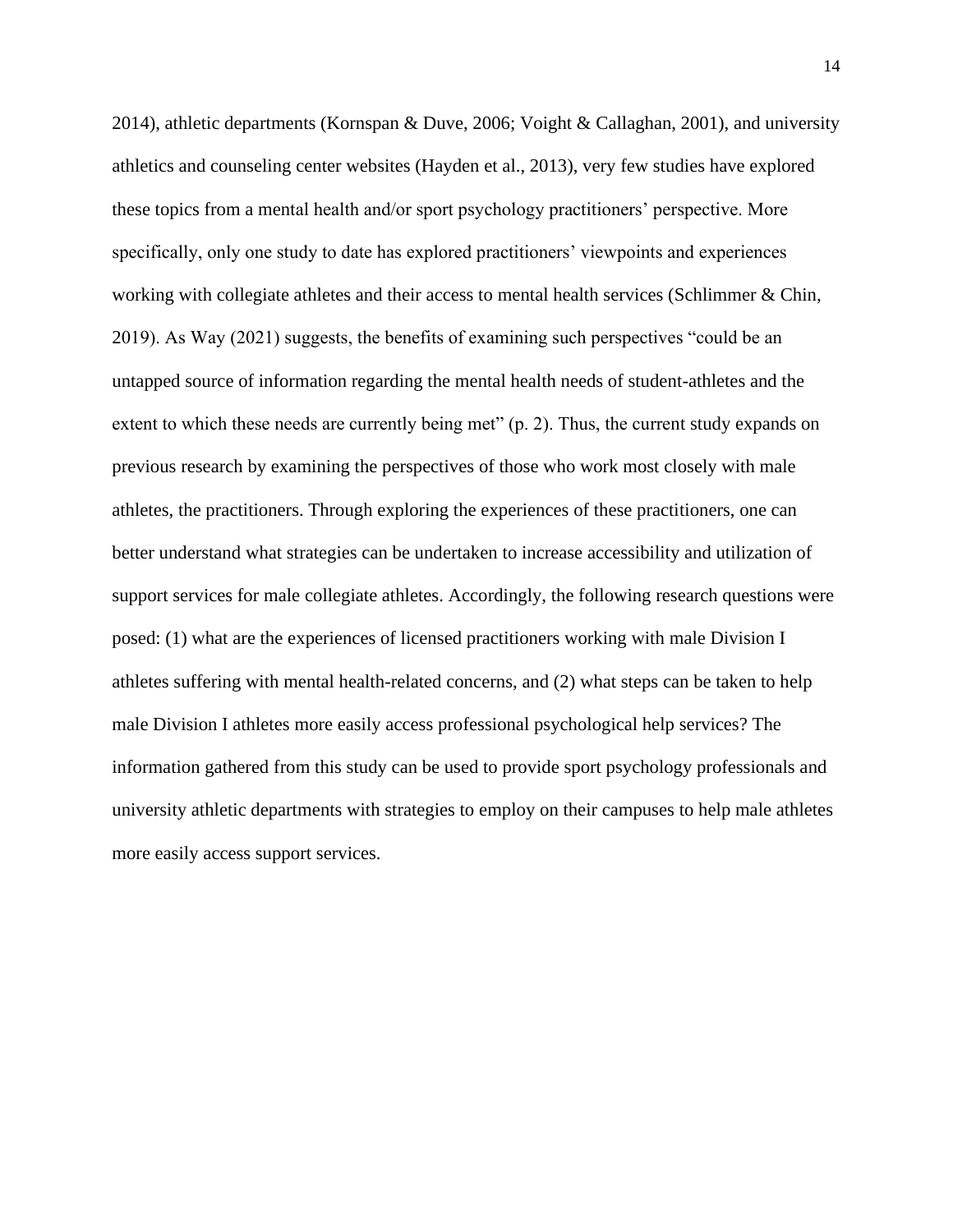2014), athletic departments (Kornspan & Duve, 2006; Voight & Callaghan, 2001), and university athletics and counseling center websites (Hayden et al., 2013), very few studies have explored these topics from a mental health and/or sport psychology practitioners' perspective. More specifically, only one study to date has explored practitioners' viewpoints and experiences working with collegiate athletes and their access to mental health services (Schlimmer & Chin, 2019). As Way (2021) suggests, the benefits of examining such perspectives "could be an untapped source of information regarding the mental health needs of student-athletes and the extent to which these needs are currently being met" (p. 2). Thus, the current study expands on previous research by examining the perspectives of those who work most closely with male athletes, the practitioners. Through exploring the experiences of these practitioners, one can better understand what strategies can be undertaken to increase accessibility and utilization of support services for male collegiate athletes. Accordingly, the following research questions were posed: (1) what are the experiences of licensed practitioners working with male Division I athletes suffering with mental health-related concerns, and (2) what steps can be taken to help male Division I athletes more easily access professional psychological help services? The information gathered from this study can be used to provide sport psychology professionals and university athletic departments with strategies to employ on their campuses to help male athletes more easily access support services.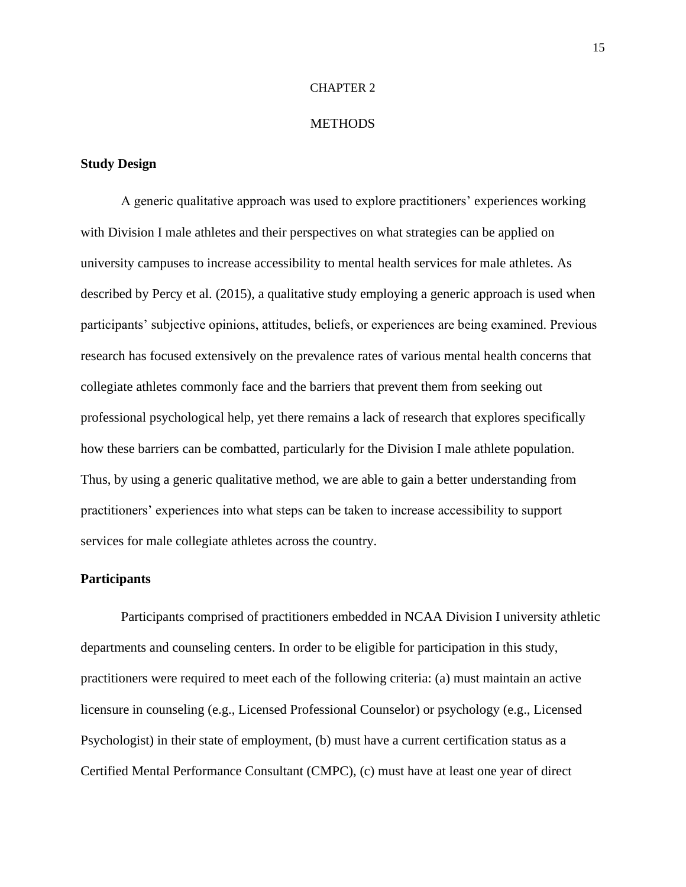# CHAPTER 2

# METHODS

## Study Design

A generic qualitative approach was used to explore practitioners' experiences working with Division I male athletes and their perspectives on what strategies can be applied on university campuses to increase accessibility to mental health services for male athletes. As described by Percy et al. (2015), a qualitative study employing a generic approach is used when participants' subjective opinions, attitudes, beliefs, or experiences are being examined. Previous research has focused extensively on the prevalence rates of various mental health concerns that collegiate athletes commonly face and the barriers that prevent them from seeking out professional psychological help, yet there remains a lack of research that explores specifically how these barriers can be combatted, particularly for the Division I male athlete population. Thus, by using a generic qualitative method, we are able to gain a better understanding from practitioners' experiences into what steps can be taken to increase accessibility to support services for male collegiate athletes across the country.

## Participants

Participants comprised of practitioners embedded in NCAA Division I university athletic departments and counseling centers. In order to be eligible for participation in this study, practitioners were required to meet each of the following criteria: (a) must maintain an active licensure in counseling (e.g., Licensed Professional Counselor) or psychology (e.g., Licensed Psychologist) in their state of employment, (b) must have a current certification status as a Certified Mental Performance Consultant (CMPC), (c) must have at least one year of direct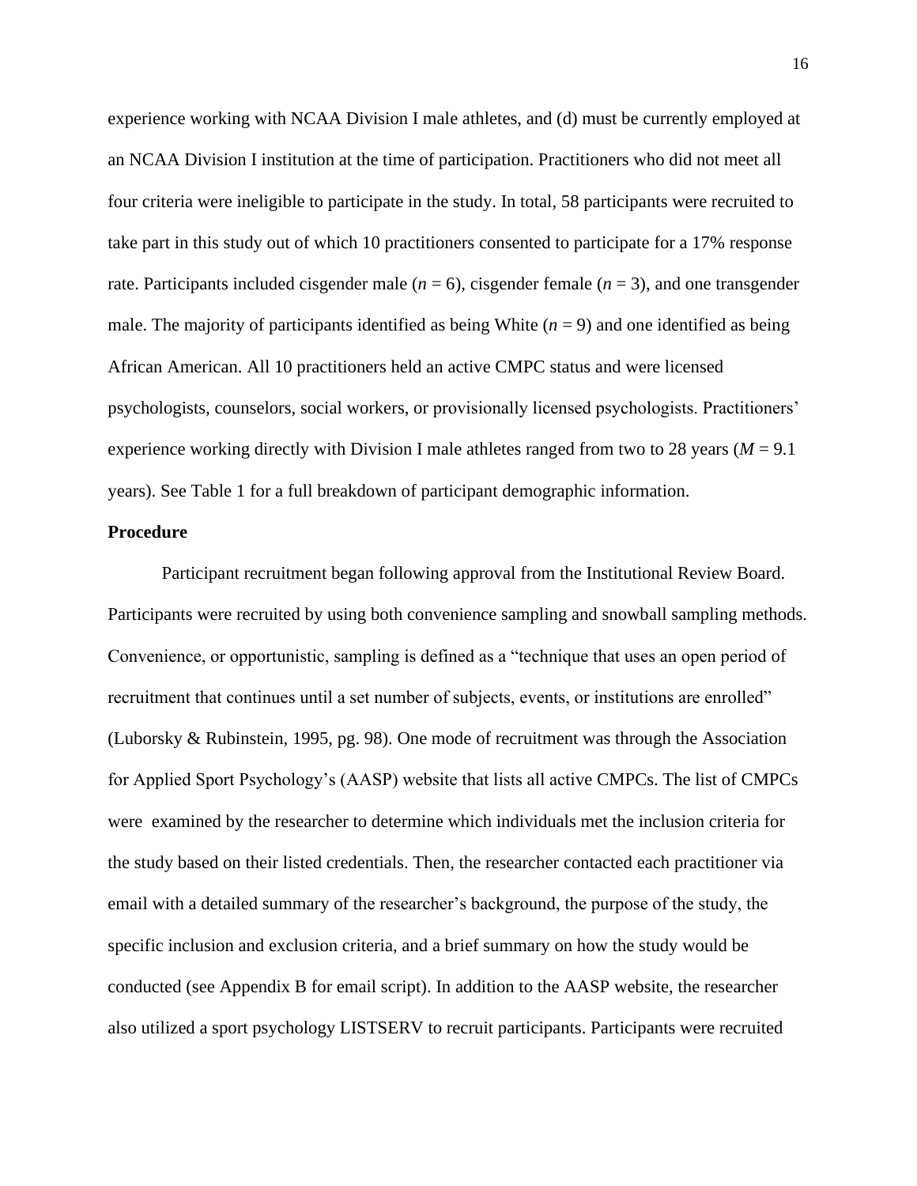experience working with NCAA Division I male athletes, and (d) must be currently employed at an NCAA Division I institution at the time of participation. Practitioners who did not meet all four criteria were ineligible to participate in the study. In total, 58 participants were recruited to take part in this study out of which 10 practitioners consented to participate for a 17% response rate. Participants included cisgender male ($n$ = 6), cisgender female ($n$ = 3), and one transgender male. The majority of participants identified as being White ($n$ = 9) and one identified as being African American. All 10 practitioners held an active CMPC status and were licensed psychologists, counselors, social workers, or provisionally licensed psychologists. Practitioners' experience working directly with Division I male athletes ranged from two to 28 years ($M$ = 9.1 years). See Table 1 for a full breakdown of participant demographic information.

**Procedure**

Participant recruitment began following approval from the Institutional Review Board. Participants were recruited by using both convenience sampling and snowball sampling methods. Convenience, or opportunistic, sampling is defined as a "technique that uses an open period of recruitment that continues until a set number of subjects, events, or institutions are enrolled" (Luborsky & Rubinstein, 1995, pg. 98). One mode of recruitment was through the Association for Applied Sport Psychology's (AASP) website that lists all active CMPCs. The list of CMPCs were examined by the researcher to determine which individuals met the inclusion criteria for the study based on their listed credentials. Then, the researcher contacted each practitioner via email with a detailed summary of the researcher's background, the purpose of the study, the specific inclusion and exclusion criteria, and a brief summary on how the study would be conducted (see Appendix B for email script). In addition to the AASP website, the researcher also utilized a sport psychology LISTSERV to recruit participants. Participants were recruited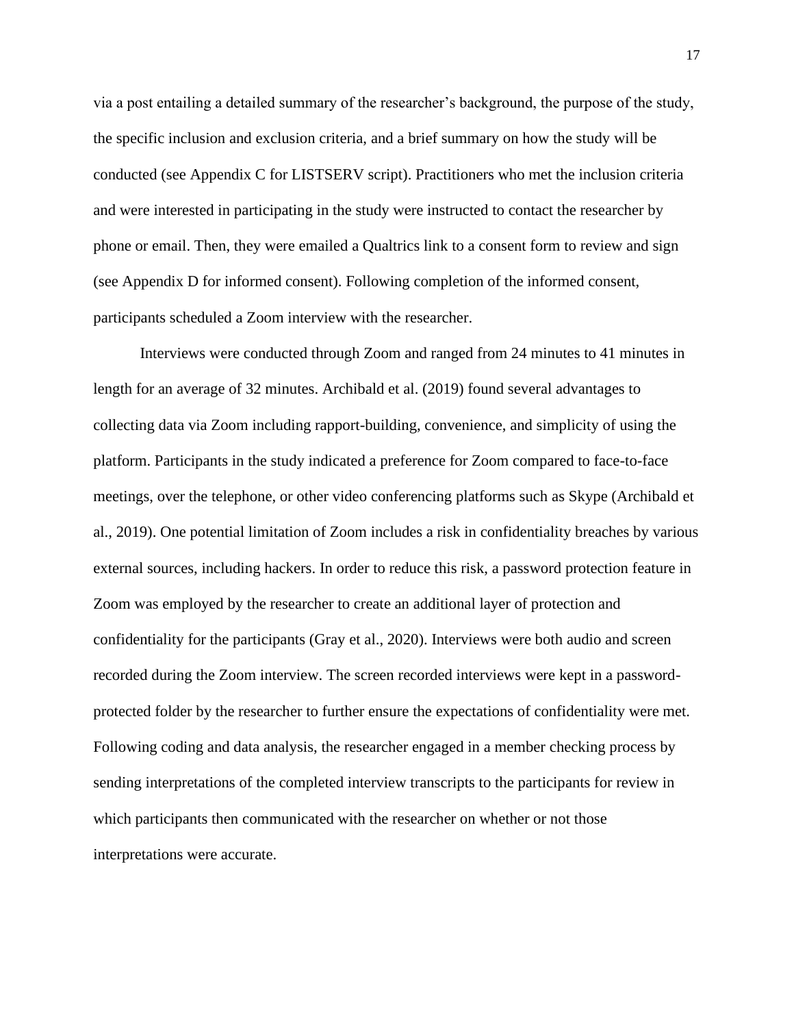via a post entailing a detailed summary of the researcher's background, the purpose of the study, the specific inclusion and exclusion criteria, and a brief summary on how the study will be conducted (see Appendix C for LISTSERV script). Practitioners who met the inclusion criteria and were interested in participating in the study were instructed to contact the researcher by phone or email. Then, they were emailed a Qualtrics link to a consent form to review and sign (see Appendix D for informed consent). Following completion of the informed consent, participants scheduled a Zoom interview with the researcher.

Interviews were conducted through Zoom and ranged from 24 minutes to 41 minutes in length for an average of 32 minutes. Archibald et al. (2019) found several advantages to collecting data via Zoom including rapport-building, convenience, and simplicity of using the platform. Participants in the study indicated a preference for Zoom compared to face-to-face meetings, over the telephone, or other video conferencing platforms such as Skype (Archibald et al., 2019). One potential limitation of Zoom includes a risk in confidentiality breaches by various external sources, including hackers. In order to reduce this risk, a password protection feature in Zoom was employed by the researcher to create an additional layer of protection and confidentiality for the participants (Gray et al., 2020). Interviews were both audio and screen recorded during the Zoom interview. The screen recorded interviews were kept in a password-protected folder by the researcher to further ensure the expectations of confidentiality were met. Following coding and data analysis, the researcher engaged in a member checking process by sending interpretations of the completed interview transcripts to the participants for review in which participants then communicated with the researcher on whether or not those interpretations were accurate.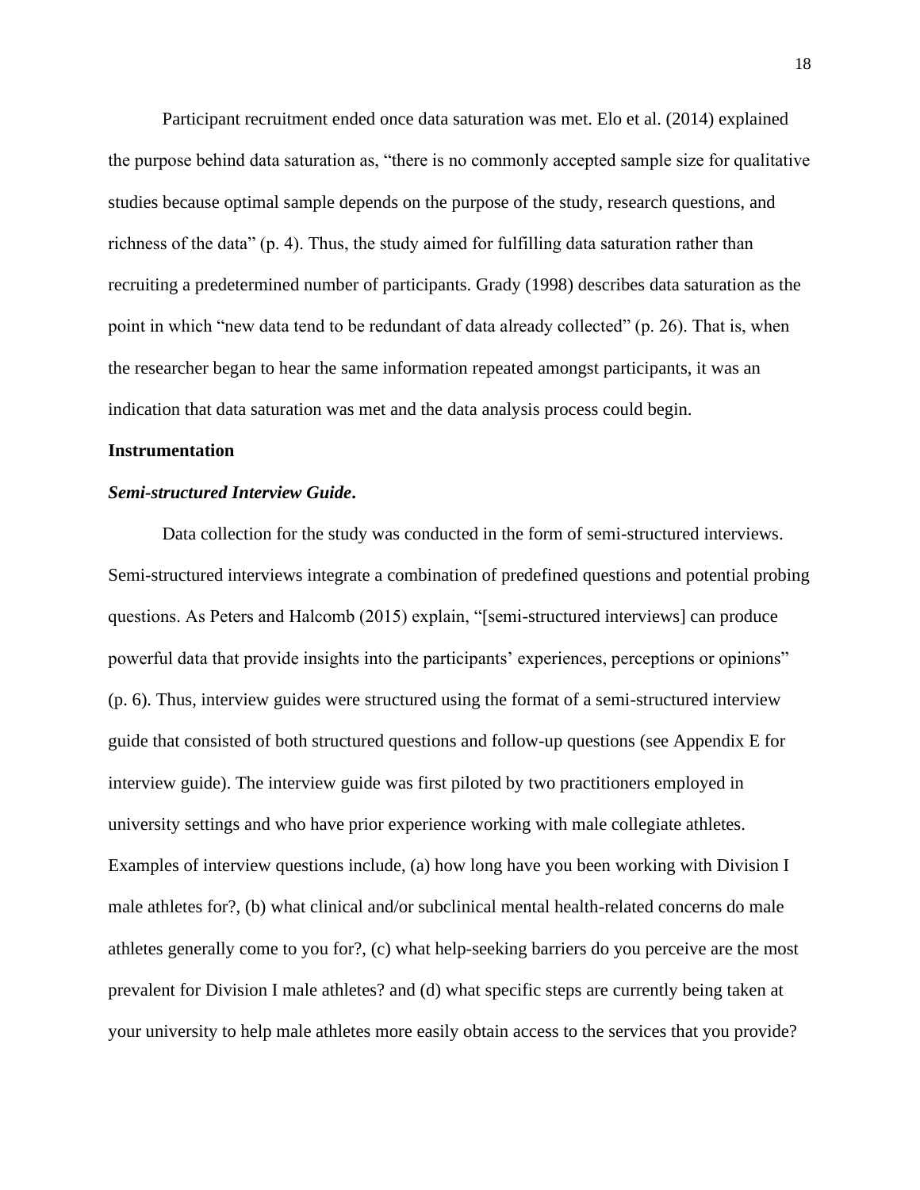Participant recruitment ended once data saturation was met. Elo et al. (2014) explained the purpose behind data saturation as, "there is no commonly accepted sample size for qualitative studies because optimal sample depends on the purpose of the study, research questions, and richness of the data" (p. 4). Thus, the study aimed for fulfilling data saturation rather than recruiting a predetermined number of participants. Grady (1998) describes data saturation as the point in which "new data tend to be redundant of data already collected" (p. 26). That is, when the researcher began to hear the same information repeated amongst participants, it was an indication that data saturation was met and the data analysis process could begin.

## Instrumentation

### *Semi-structured Interview Guide*.

Data collection for the study was conducted in the form of semi-structured interviews. Semi-structured interviews integrate a combination of predefined questions and potential probing questions. As Peters and Halcomb (2015) explain, "[semi-structured interviews] can produce powerful data that provide insights into the participants' experiences, perceptions or opinions" (p. 6). Thus, interview guides were structured using the format of a semi-structured interview guide that consisted of both structured questions and follow-up questions (see Appendix E for interview guide). The interview guide was first piloted by two practitioners employed in university settings and who have prior experience working with male collegiate athletes. Examples of interview questions include, (a) how long have you been working with Division I male athletes for?, (b) what clinical and/or subclinical mental health-related concerns do male athletes generally come to you for?, (c) what help-seeking barriers do you perceive are the most prevalent for Division I male athletes? and (d) what specific steps are currently being taken at your university to help male athletes more easily obtain access to the services that you provide?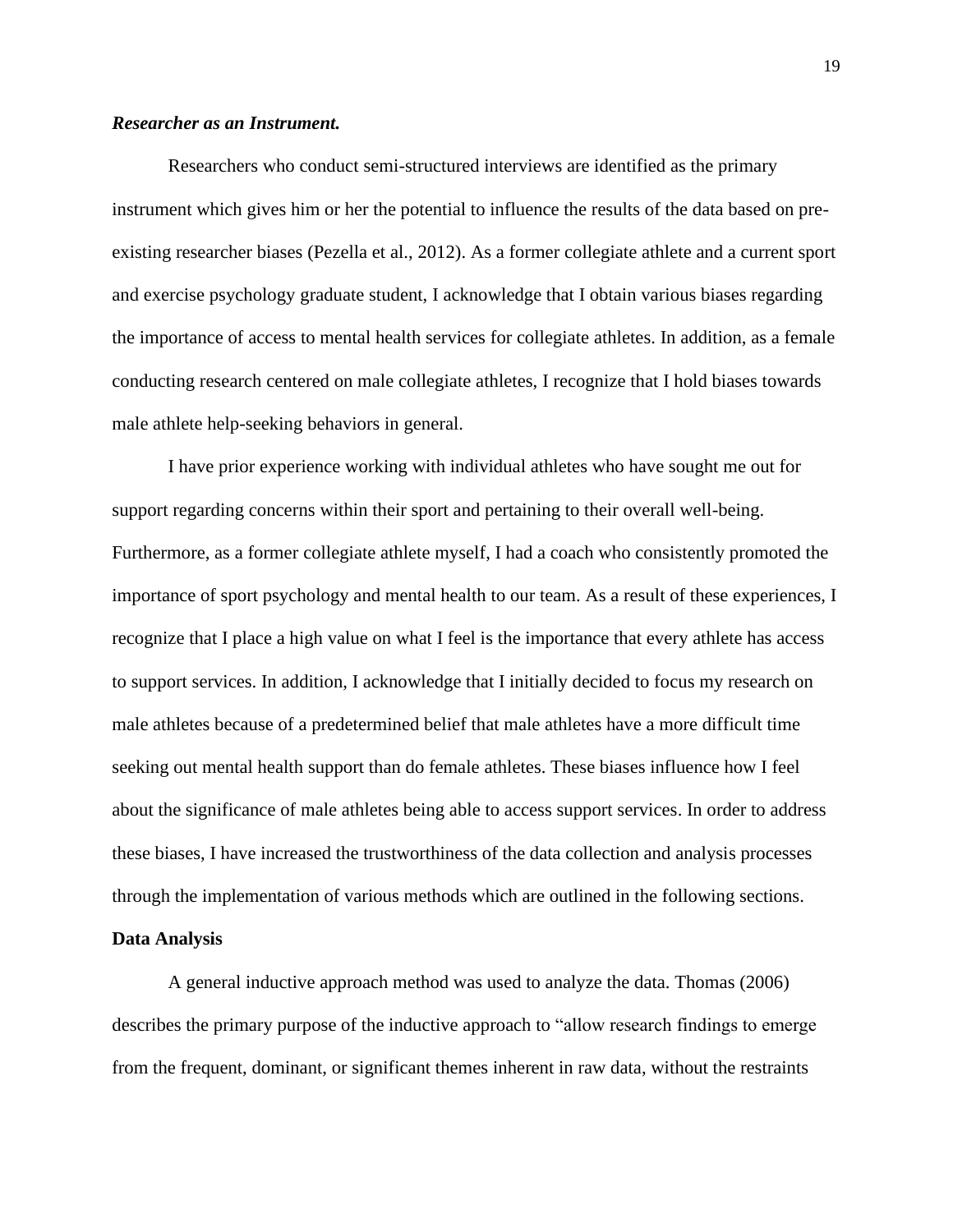***Researcher as an Instrument.***

Researchers who conduct semi-structured interviews are identified as the primary instrument which gives him or her the potential to influence the results of the data based on pre-existing researcher biases (Pezella et al., 2012). As a former collegiate athlete and a current sport and exercise psychology graduate student, I acknowledge that I obtain various biases regarding the importance of access to mental health services for collegiate athletes. In addition, as a female conducting research centered on male collegiate athletes, I recognize that I hold biases towards male athlete help-seeking behaviors in general.

I have prior experience working with individual athletes who have sought me out for support regarding concerns within their sport and pertaining to their overall well-being. Furthermore, as a former collegiate athlete myself, I had a coach who consistently promoted the importance of sport psychology and mental health to our team. As a result of these experiences, I recognize that I place a high value on what I feel is the importance that every athlete has access to support services. In addition, I acknowledge that I initially decided to focus my research on male athletes because of a predetermined belief that male athletes have a more difficult time seeking out mental health support than do female athletes. These biases influence how I feel about the significance of male athletes being able to access support services. In order to address these biases, I have increased the trustworthiness of the data collection and analysis processes through the implementation of various methods which are outlined in the following sections.

**Data Analysis**

A general inductive approach method was used to analyze the data. Thomas (2006) describes the primary purpose of the inductive approach to "allow research findings to emerge from the frequent, dominant, or significant themes inherent in raw data, without the restraints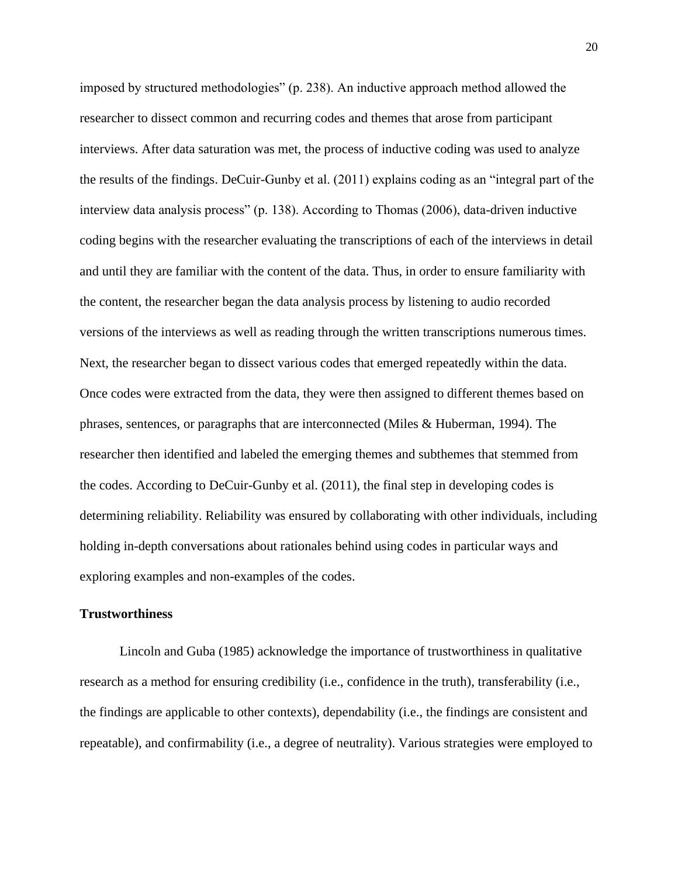imposed by structured methodologies" (p. 238). An inductive approach method allowed the researcher to dissect common and recurring codes and themes that arose from participant interviews. After data saturation was met, the process of inductive coding was used to analyze the results of the findings. DeCuir-Gunby et al. (2011) explains coding as an "integral part of the interview data analysis process" (p. 138). According to Thomas (2006), data-driven inductive coding begins with the researcher evaluating the transcriptions of each of the interviews in detail and until they are familiar with the content of the data. Thus, in order to ensure familiarity with the content, the researcher began the data analysis process by listening to audio recorded versions of the interviews as well as reading through the written transcriptions numerous times. Next, the researcher began to dissect various codes that emerged repeatedly within the data. Once codes were extracted from the data, they were then assigned to different themes based on phrases, sentences, or paragraphs that are interconnected (Miles & Huberman, 1994). The researcher then identified and labeled the emerging themes and subthemes that stemmed from the codes. According to DeCuir-Gunby et al. (2011), the final step in developing codes is determining reliability. Reliability was ensured by collaborating with other individuals, including holding in-depth conversations about rationales behind using codes in particular ways and exploring examples and non-examples of the codes.

**Trustworthiness**

Lincoln and Guba (1985) acknowledge the importance of trustworthiness in qualitative research as a method for ensuring credibility (i.e., confidence in the truth), transferability (i.e., the findings are applicable to other contexts), dependability (i.e., the findings are consistent and repeatable), and confirmability (i.e., a degree of neutrality). Various strategies were employed to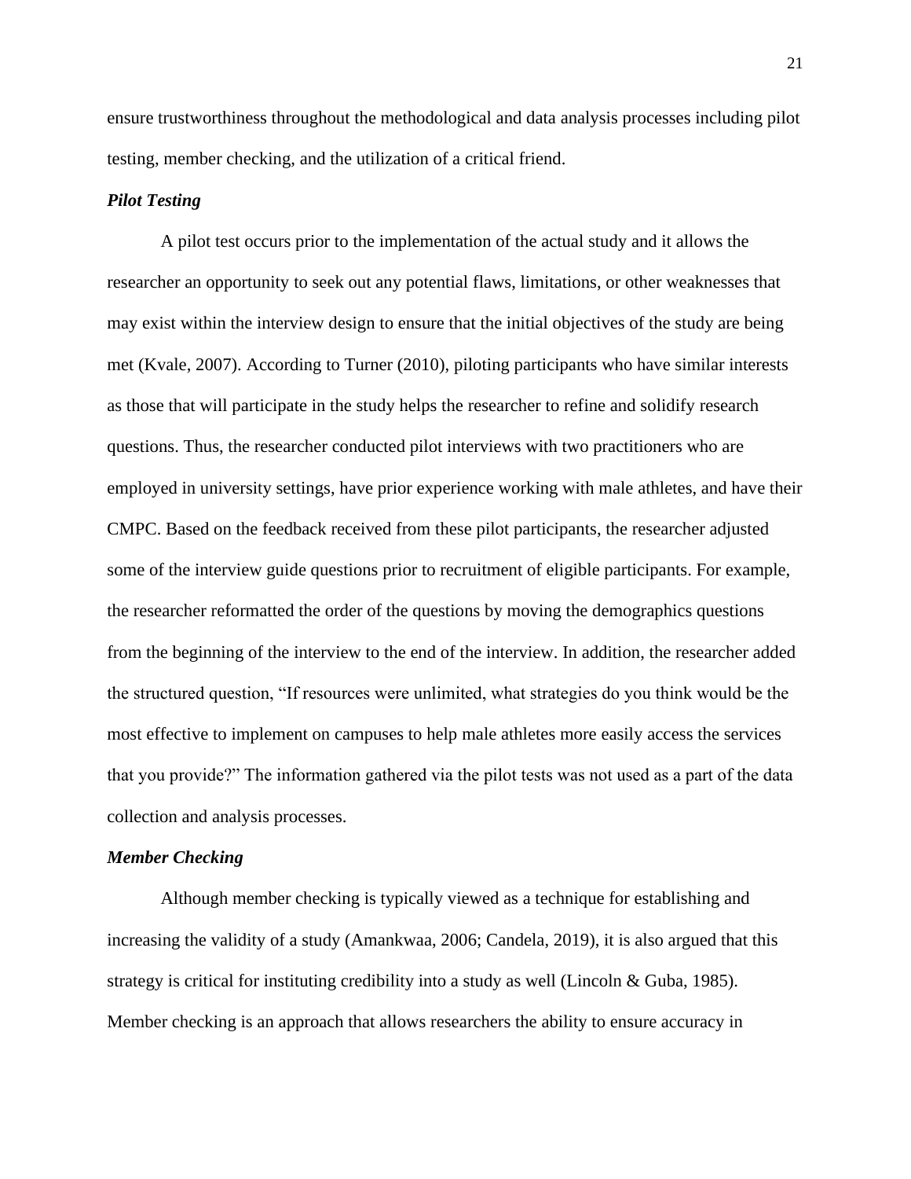ensure trustworthiness throughout the methodological and data analysis processes including pilot testing, member checking, and the utilization of a critical friend.

### *Pilot Testing*

A pilot test occurs prior to the implementation of the actual study and it allows the researcher an opportunity to seek out any potential flaws, limitations, or other weaknesses that may exist within the interview design to ensure that the initial objectives of the study are being met (Kvale, 2007). According to Turner (2010), piloting participants who have similar interests as those that will participate in the study helps the researcher to refine and solidify research questions. Thus, the researcher conducted pilot interviews with two practitioners who are employed in university settings, have prior experience working with male athletes, and have their CMPC. Based on the feedback received from these pilot participants, the researcher adjusted some of the interview guide questions prior to recruitment of eligible participants. For example, the researcher reformatted the order of the questions by moving the demographics questions from the beginning of the interview to the end of the interview. In addition, the researcher added the structured question, "If resources were unlimited, what strategies do you think would be the most effective to implement on campuses to help male athletes more easily access the services that you provide?" The information gathered via the pilot tests was not used as a part of the data collection and analysis processes.

### *Member Checking*

Although member checking is typically viewed as a technique for establishing and increasing the validity of a study (Amankwaa, 2006; Candela, 2019), it is also argued that this strategy is critical for instituting credibility into a study as well (Lincoln & Guba, 1985). Member checking is an approach that allows researchers the ability to ensure accuracy in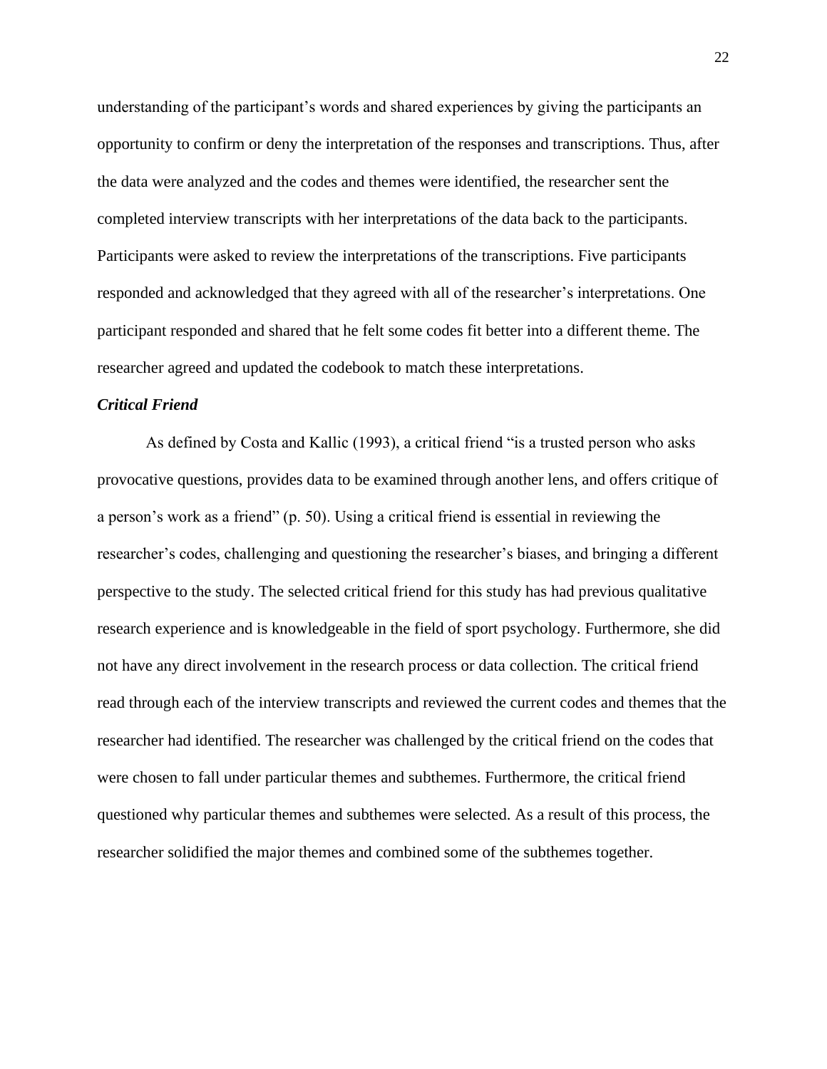understanding of the participant's words and shared experiences by giving the participants an opportunity to confirm or deny the interpretation of the responses and transcriptions. Thus, after the data were analyzed and the codes and themes were identified, the researcher sent the completed interview transcripts with her interpretations of the data back to the participants. Participants were asked to review the interpretations of the transcriptions. Five participants responded and acknowledged that they agreed with all of the researcher's interpretations. One participant responded and shared that he felt some codes fit better into a different theme. The researcher agreed and updated the codebook to match these interpretations.

### ***Critical Friend***

As defined by Costa and Kallic (1993), a critical friend "is a trusted person who asks provocative questions, provides data to be examined through another lens, and offers critique of a person's work as a friend" (p. 50). Using a critical friend is essential in reviewing the researcher's codes, challenging and questioning the researcher's biases, and bringing a different perspective to the study. The selected critical friend for this study has had previous qualitative research experience and is knowledgeable in the field of sport psychology. Furthermore, she did not have any direct involvement in the research process or data collection. The critical friend read through each of the interview transcripts and reviewed the current codes and themes that the researcher had identified. The researcher was challenged by the critical friend on the codes that were chosen to fall under particular themes and subthemes. Furthermore, the critical friend questioned why particular themes and subthemes were selected. As a result of this process, the researcher solidified the major themes and combined some of the subthemes together.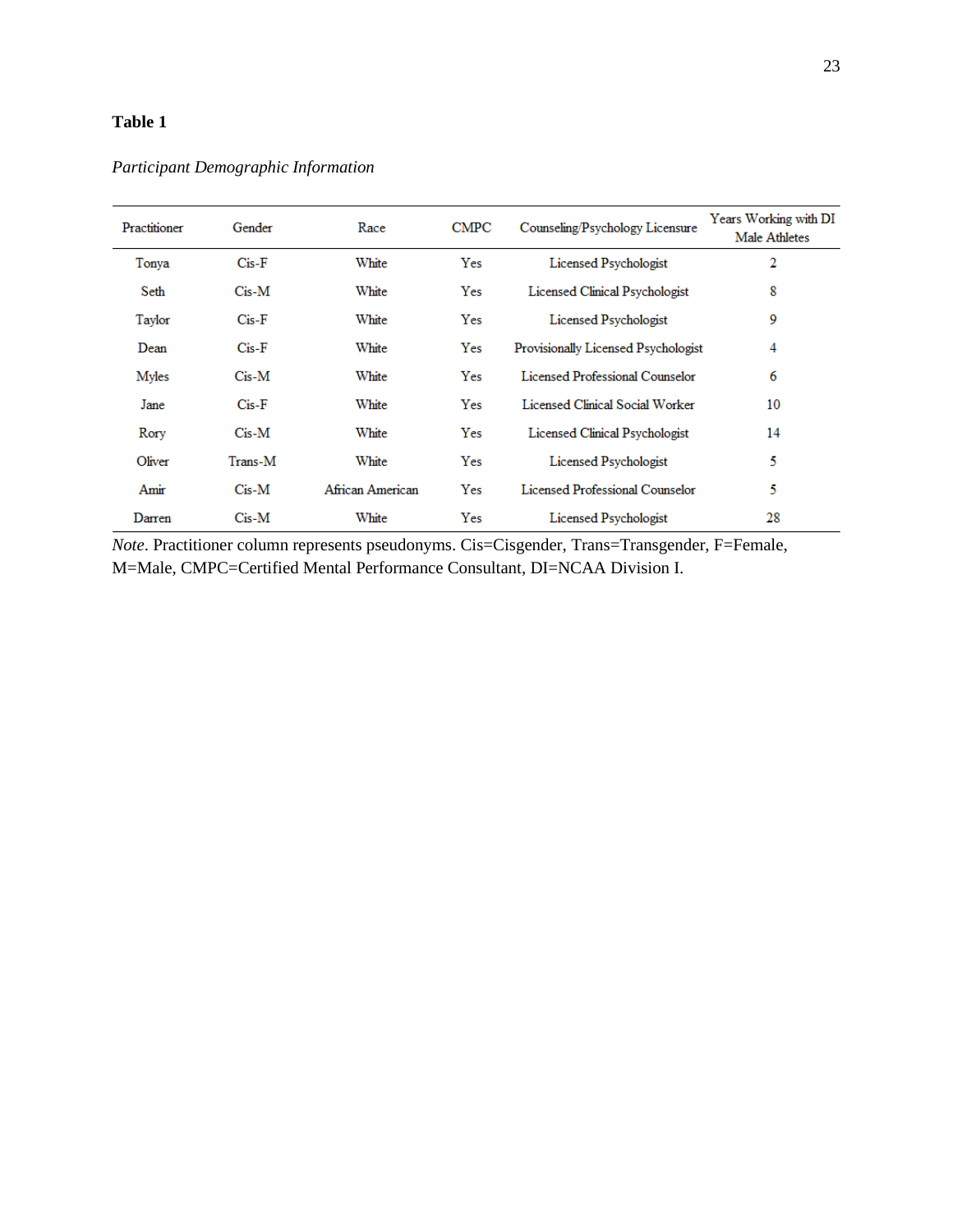**Table 1**

*Participant Demographic Information*

| Practitioner | Gender | Race | CMPC | Counseling/Psychology Licensure | Years Working with DI Male Athletes |
|---|---|---|---|---|---|
| Tonya | Cis-F | White | Yes | Licensed Psychologist | 2 |
| Seth | Cis-M | White | Yes | Licensed Clinical Psychologist | 8 |
| Taylor | Cis-F | White | Yes | Licensed Psychologist | 9 |
| Dean | Cis-F | White | Yes | Provisionally Licensed Psychologist | 4 |
| Myles | Cis-M | White | Yes | Licensed Professional Counselor | 6 |
| Jane | Cis-F | White | Yes | Licensed Clinical Social Worker | 10 |
| Rory | Cis-M | White | Yes | Licensed Clinical Psychologist | 14 |
| Oliver | Trans-M | White | Yes | Licensed Psychologist | 5 |
| Amir | Cis-M | African American | Yes | Licensed Professional Counselor | 5 |
| Darren | Cis-M | White | Yes | Licensed Psychologist | 28 |

*Note*. Practitioner column represents pseudonyms. Cis=Cisgender, Trans=Transgender, F=Female, M=Male, CMPC=Certified Mental Performance Consultant, DI=NCAA Division I.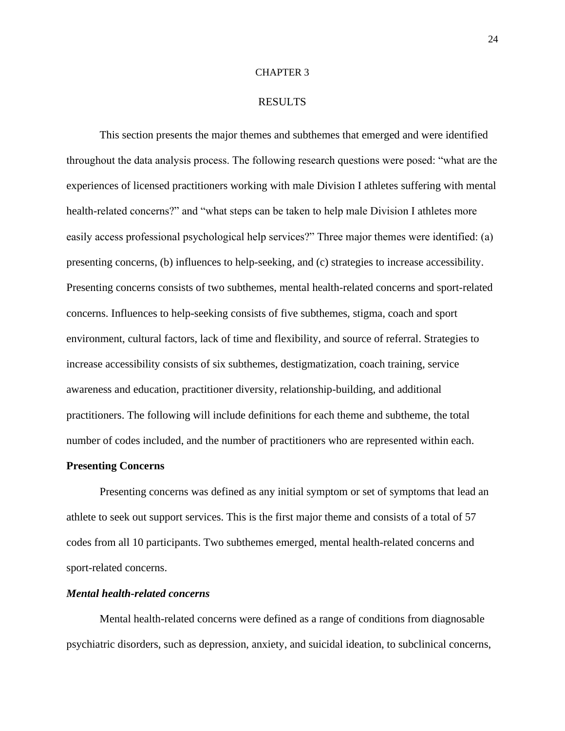# CHAPTER 3

# RESULTS

This section presents the major themes and subthemes that emerged and were identified throughout the data analysis process. The following research questions were posed: "what are the experiences of licensed practitioners working with male Division I athletes suffering with mental health-related concerns?" and "what steps can be taken to help male Division I athletes more easily access professional psychological help services?" Three major themes were identified: (a) presenting concerns, (b) influences to help-seeking, and (c) strategies to increase accessibility. Presenting concerns consists of two subthemes, mental health-related concerns and sport-related concerns. Influences to help-seeking consists of five subthemes, stigma, coach and sport environment, cultural factors, lack of time and flexibility, and source of referral. Strategies to increase accessibility consists of six subthemes, destigmatization, coach training, service awareness and education, practitioner diversity, relationship-building, and additional practitioners. The following will include definitions for each theme and subtheme, the total number of codes included, and the number of practitioners who are represented within each.

## Presenting Concerns

Presenting concerns was defined as any initial symptom or set of symptoms that lead an athlete to seek out support services. This is the first major theme and consists of a total of 57 codes from all 10 participants. Two subthemes emerged, mental health-related concerns and sport-related concerns.

### *Mental health-related concerns*

Mental health-related concerns were defined as a range of conditions from diagnosable psychiatric disorders, such as depression, anxiety, and suicidal ideation, to subclinical concerns,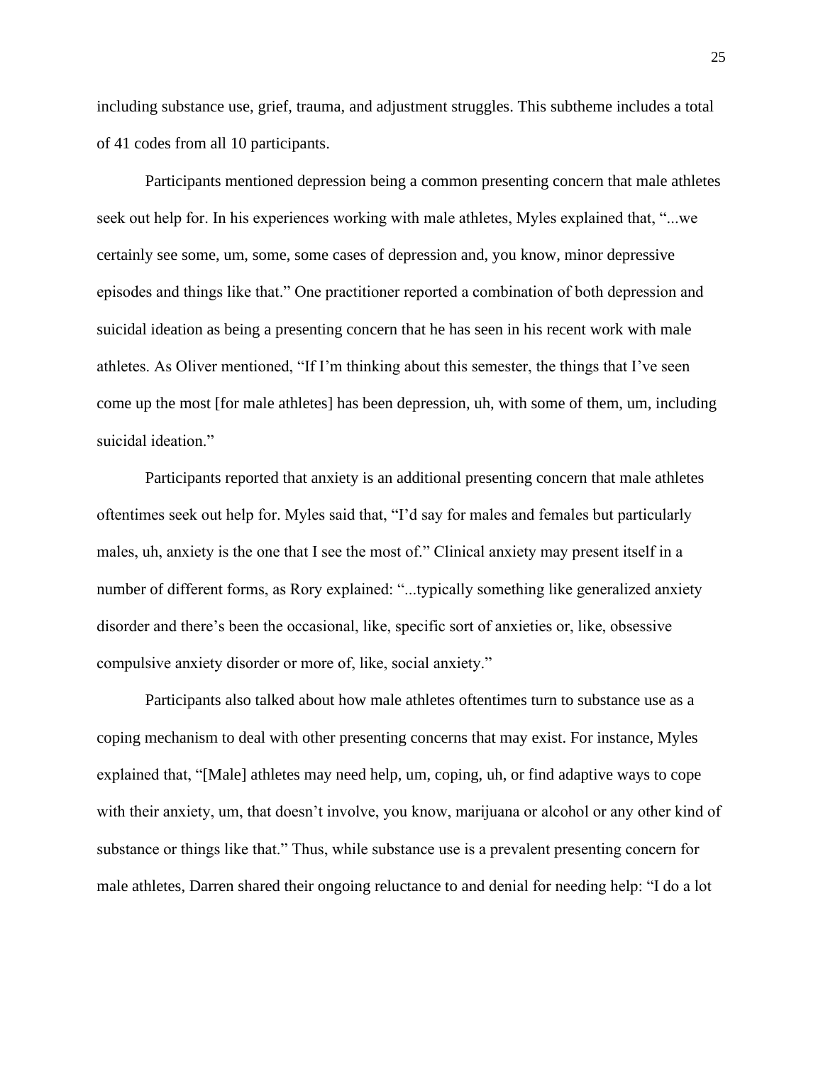including substance use, grief, trauma, and adjustment struggles. This subtheme includes a total of 41 codes from all 10 participants.

Participants mentioned depression being a common presenting concern that male athletes seek out help for. In his experiences working with male athletes, Myles explained that, "...we certainly see some, um, some, some cases of depression and, you know, minor depressive episodes and things like that." One practitioner reported a combination of both depression and suicidal ideation as being a presenting concern that he has seen in his recent work with male athletes. As Oliver mentioned, "If I'm thinking about this semester, the things that I've seen come up the most [for male athletes] has been depression, uh, with some of them, um, including suicidal ideation."

Participants reported that anxiety is an additional presenting concern that male athletes oftentimes seek out help for. Myles said that, "I'd say for males and females but particularly males, uh, anxiety is the one that I see the most of." Clinical anxiety may present itself in a number of different forms, as Rory explained: "...typically something like generalized anxiety disorder and there's been the occasional, like, specific sort of anxieties or, like, obsessive compulsive anxiety disorder or more of, like, social anxiety."

Participants also talked about how male athletes oftentimes turn to substance use as a coping mechanism to deal with other presenting concerns that may exist. For instance, Myles explained that, "[Male] athletes may need help, um, coping, uh, or find adaptive ways to cope with their anxiety, um, that doesn't involve, you know, marijuana or alcohol or any other kind of substance or things like that." Thus, while substance use is a prevalent presenting concern for male athletes, Darren shared their ongoing reluctance to and denial for needing help: "I do a lot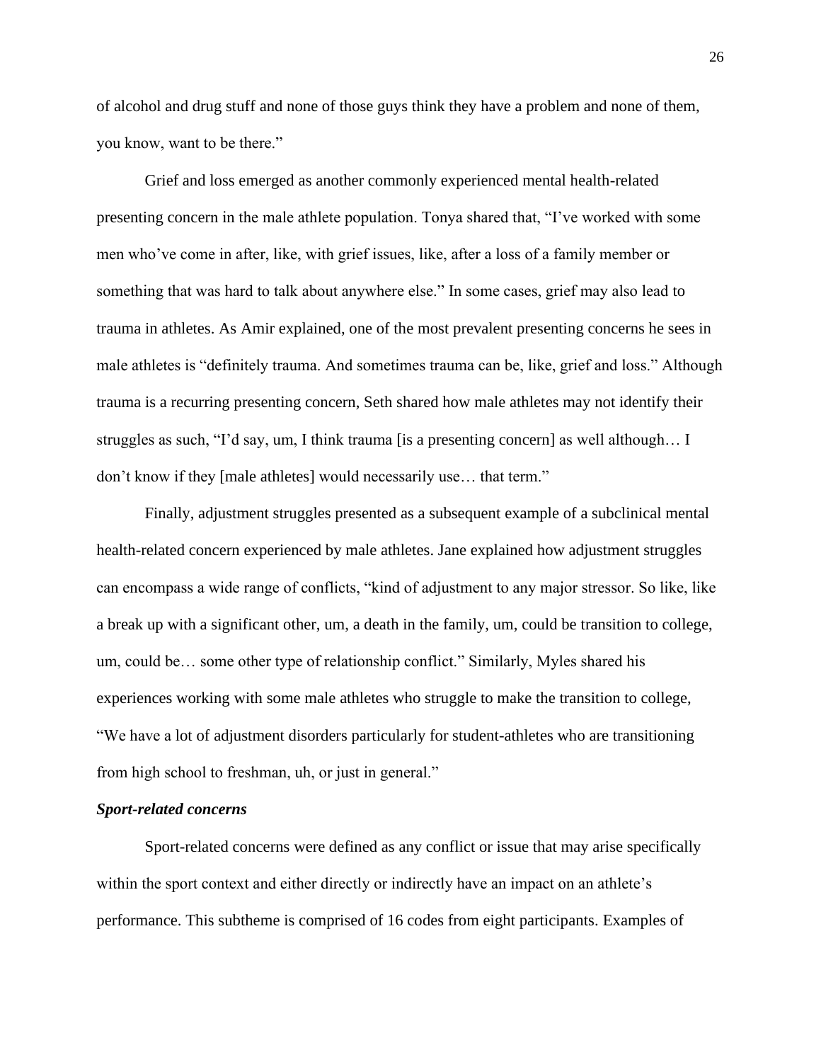of alcohol and drug stuff and none of those guys think they have a problem and none of them, you know, want to be there."

Grief and loss emerged as another commonly experienced mental health-related presenting concern in the male athlete population. Tonya shared that, "I've worked with some men who've come in after, like, with grief issues, like, after a loss of a family member or something that was hard to talk about anywhere else." In some cases, grief may also lead to trauma in athletes. As Amir explained, one of the most prevalent presenting concerns he sees in male athletes is "definitely trauma. And sometimes trauma can be, like, grief and loss." Although trauma is a recurring presenting concern, Seth shared how male athletes may not identify their struggles as such, "I'd say, um, I think trauma [is a presenting concern] as well although… I don't know if they [male athletes] would necessarily use… that term."

Finally, adjustment struggles presented as a subsequent example of a subclinical mental health-related concern experienced by male athletes. Jane explained how adjustment struggles can encompass a wide range of conflicts, "kind of adjustment to any major stressor. So like, like a break up with a significant other, um, a death in the family, um, could be transition to college, um, could be… some other type of relationship conflict." Similarly, Myles shared his experiences working with some male athletes who struggle to make the transition to college, "We have a lot of adjustment disorders particularly for student-athletes who are transitioning from high school to freshman, uh, or just in general."

***Sport-related concerns***

Sport-related concerns were defined as any conflict or issue that may arise specifically within the sport context and either directly or indirectly have an impact on an athlete's performance. This subtheme is comprised of 16 codes from eight participants. Examples of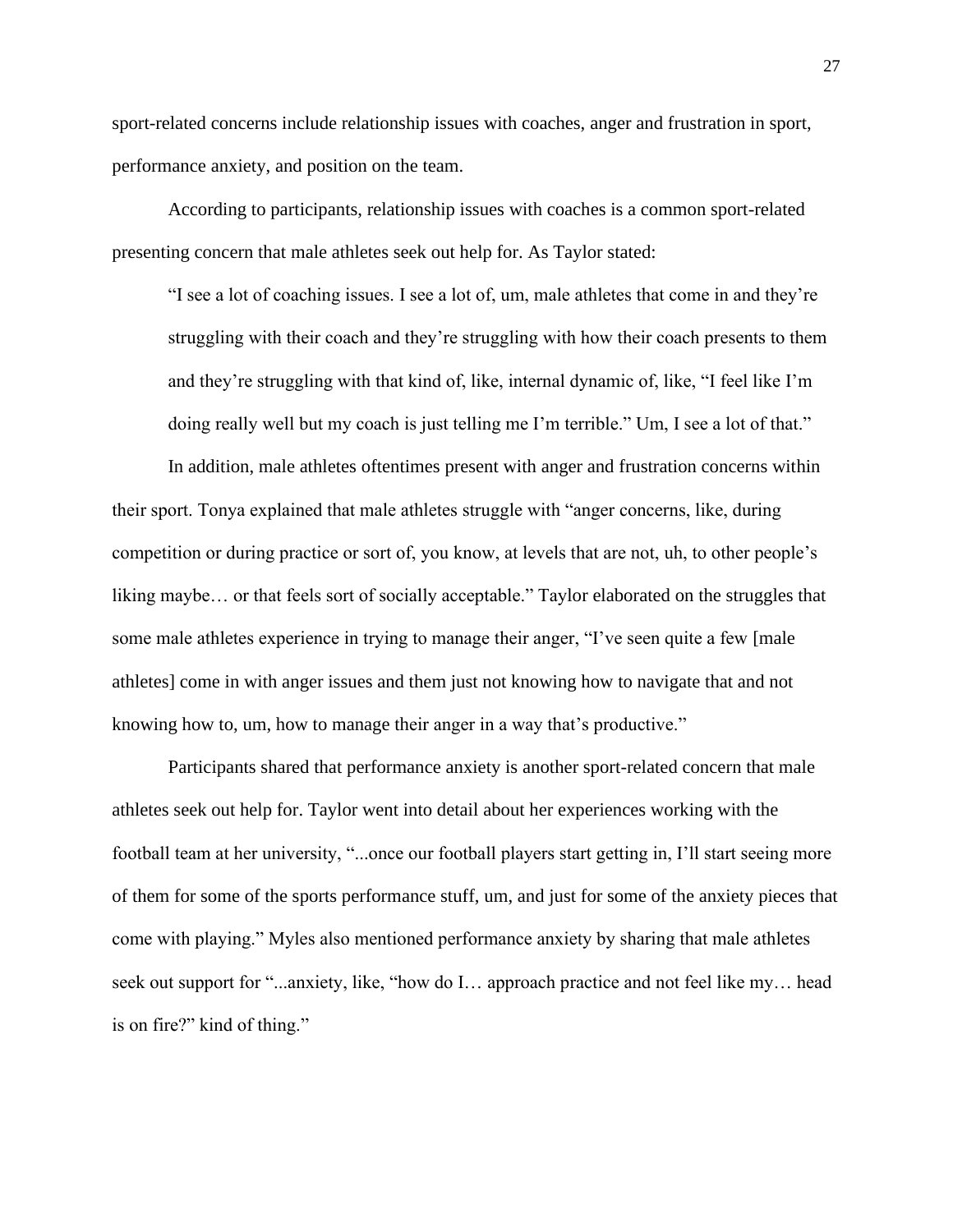sport-related concerns include relationship issues with coaches, anger and frustration in sport, performance anxiety, and position on the team.

According to participants, relationship issues with coaches is a common sport-related presenting concern that male athletes seek out help for. As Taylor stated:

> "I see a lot of coaching issues. I see a lot of, um, male athletes that come in and they're struggling with their coach and they're struggling with how their coach presents to them and they're struggling with that kind of, like, internal dynamic of, like, "I feel like I'm doing really well but my coach is just telling me I'm terrible." Um, I see a lot of that."

In addition, male athletes oftentimes present with anger and frustration concerns within their sport. Tonya explained that male athletes struggle with "anger concerns, like, during competition or during practice or sort of, you know, at levels that are not, uh, to other people's liking maybe… or that feels sort of socially acceptable." Taylor elaborated on the struggles that some male athletes experience in trying to manage their anger, "I've seen quite a few [male athletes] come in with anger issues and them just not knowing how to navigate that and not knowing how to, um, how to manage their anger in a way that's productive."

Participants shared that performance anxiety is another sport-related concern that male athletes seek out help for. Taylor went into detail about her experiences working with the football team at her university, "...once our football players start getting in, I'll start seeing more of them for some of the sports performance stuff, um, and just for some of the anxiety pieces that come with playing." Myles also mentioned performance anxiety by sharing that male athletes seek out support for "...anxiety, like, "how do I… approach practice and not feel like my… head is on fire?" kind of thing."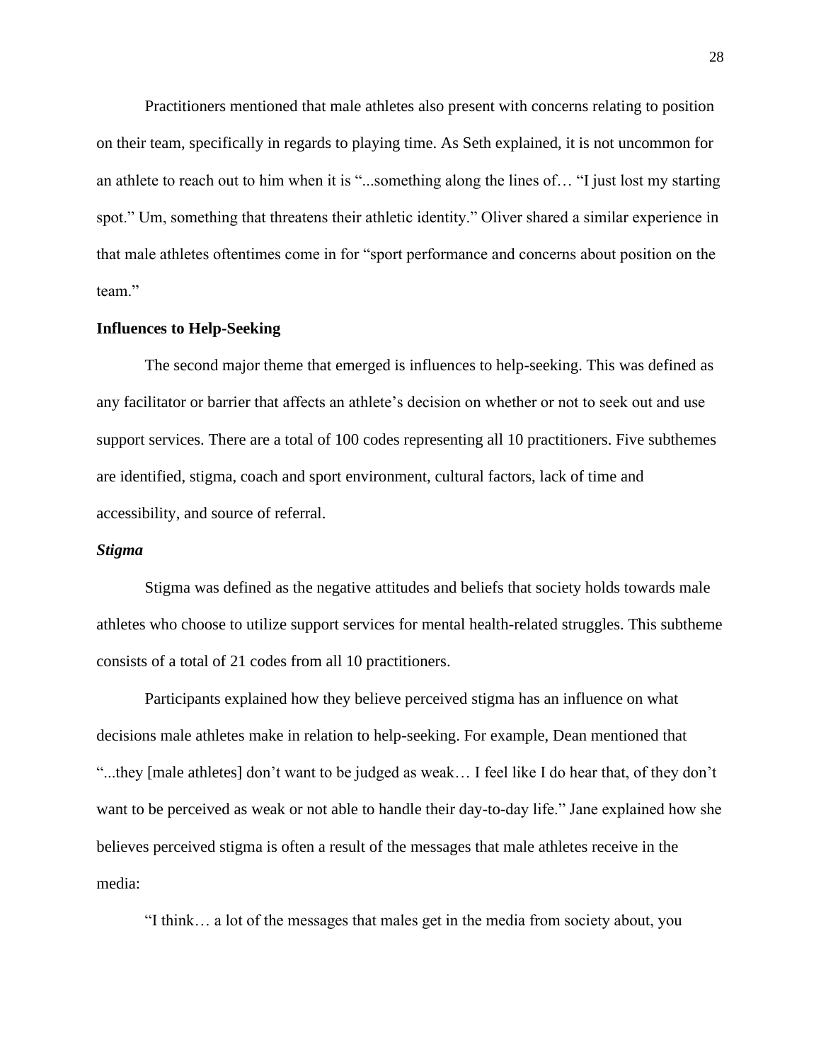Practitioners mentioned that male athletes also present with concerns relating to position on their team, specifically in regards to playing time. As Seth explained, it is not uncommon for an athlete to reach out to him when it is "...something along the lines of… "I just lost my starting spot." Um, something that threatens their athletic identity." Oliver shared a similar experience in that male athletes oftentimes come in for "sport performance and concerns about position on the team."

## Influences to Help-Seeking

The second major theme that emerged is influences to help-seeking. This was defined as any facilitator or barrier that affects an athlete's decision on whether or not to seek out and use support services. There are a total of 100 codes representing all 10 practitioners. Five subthemes are identified, stigma, coach and sport environment, cultural factors, lack of time and accessibility, and source of referral.

### *Stigma*

Stigma was defined as the negative attitudes and beliefs that society holds towards male athletes who choose to utilize support services for mental health-related struggles. This subtheme consists of a total of 21 codes from all 10 practitioners.

Participants explained how they believe perceived stigma has an influence on what decisions male athletes make in relation to help-seeking. For example, Dean mentioned that "...they [male athletes] don't want to be judged as weak… I feel like I do hear that, of they don't want to be perceived as weak or not able to handle their day-to-day life." Jane explained how she believes perceived stigma is often a result of the messages that male athletes receive in the media:

"I think… a lot of the messages that males get in the media from society about, you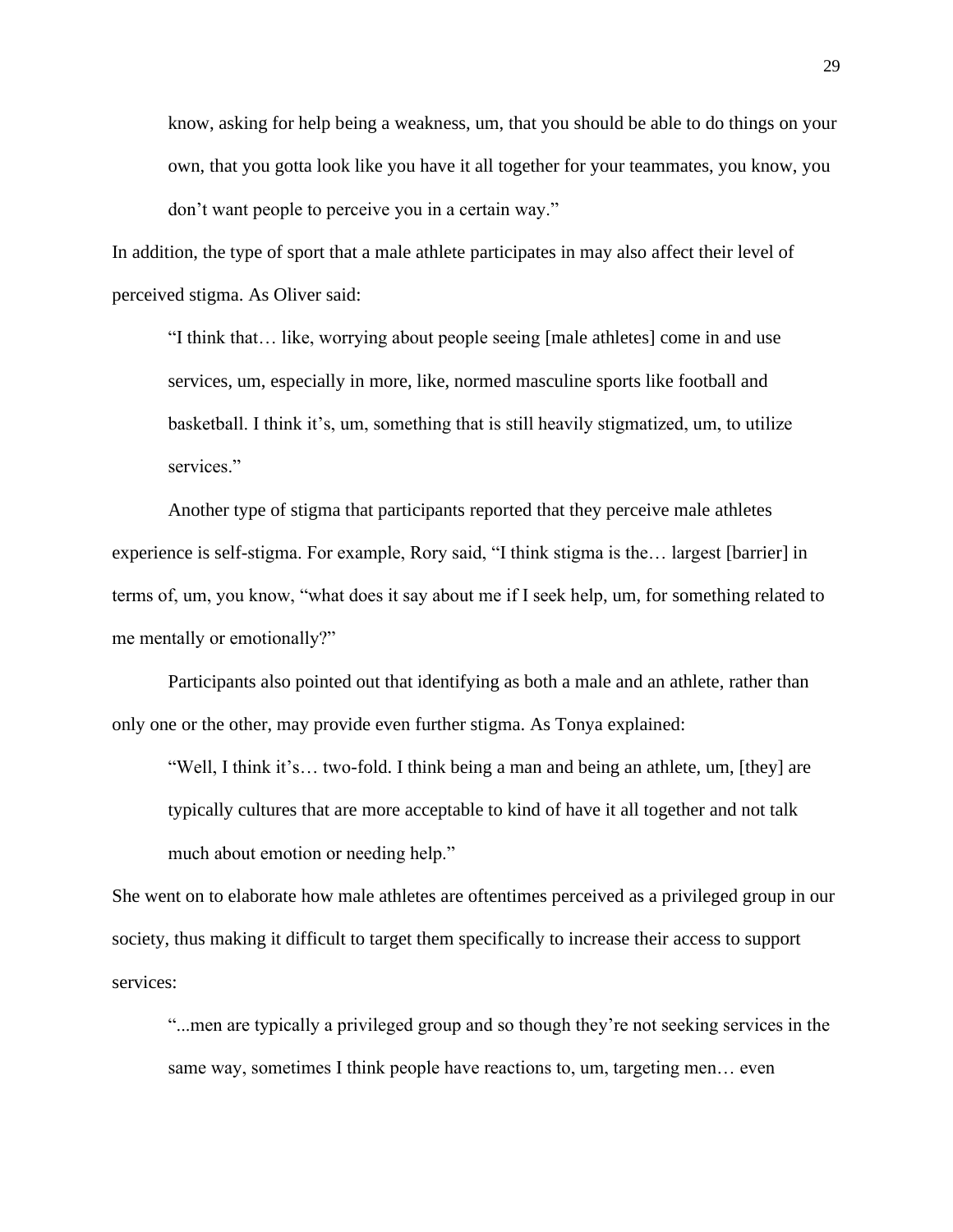know, asking for help being a weakness, um, that you should be able to do things on your own, that you gotta look like you have it all together for your teammates, you know, you don't want people to perceive you in a certain way."

In addition, the type of sport that a male athlete participates in may also affect their level of perceived stigma. As Oliver said:

> "I think that… like, worrying about people seeing [male athletes] come in and use services, um, especially in more, like, normed masculine sports like football and basketball. I think it's, um, something that is still heavily stigmatized, um, to utilize services."

Another type of stigma that participants reported that they perceive male athletes experience is self-stigma. For example, Rory said, "I think stigma is the… largest [barrier] in terms of, um, you know, "what does it say about me if I seek help, um, for something related to me mentally or emotionally?"

Participants also pointed out that identifying as both a male and an athlete, rather than only one or the other, may provide even further stigma. As Tonya explained:

> "Well, I think it's… two-fold. I think being a man and being an athlete, um, [they] are typically cultures that are more acceptable to kind of have it all together and not talk much about emotion or needing help."

She went on to elaborate how male athletes are oftentimes perceived as a privileged group in our society, thus making it difficult to target them specifically to increase their access to support services:

> "...men are typically a privileged group and so though they're not seeking services in the same way, sometimes I think people have reactions to, um, targeting men… even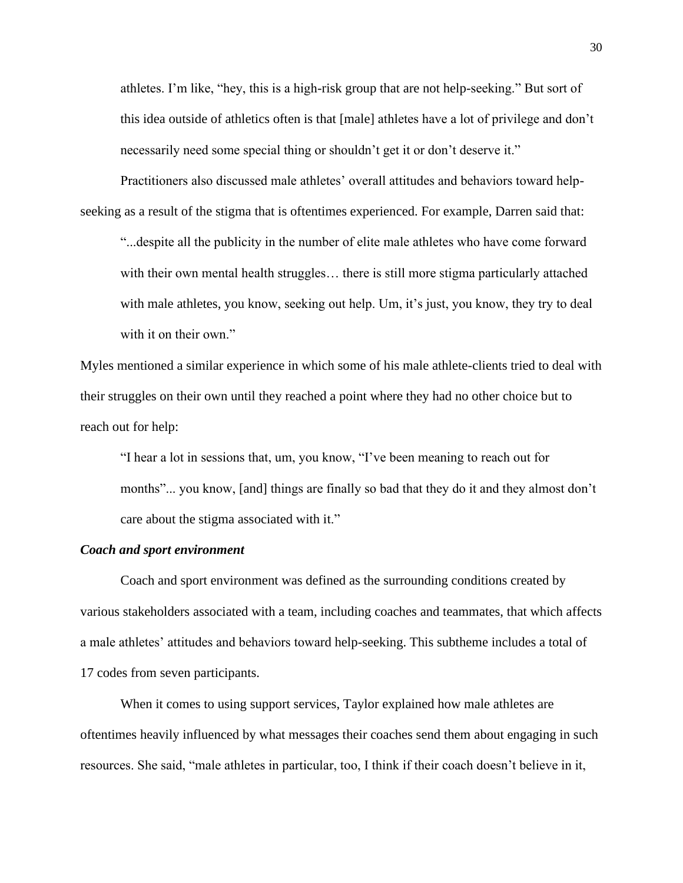athletes. I'm like, "hey, this is a high-risk group that are not help-seeking." But sort of this idea outside of athletics often is that [male] athletes have a lot of privilege and don't necessarily need some special thing or shouldn't get it or don't deserve it."

Practitioners also discussed male athletes' overall attitudes and behaviors toward help-seeking as a result of the stigma that is oftentimes experienced. For example, Darren said that:

> "...despite all the publicity in the number of elite male athletes who have come forward with their own mental health struggles… there is still more stigma particularly attached with male athletes, you know, seeking out help. Um, it's just, you know, they try to deal with it on their own."

Myles mentioned a similar experience in which some of his male athlete-clients tried to deal with their struggles on their own until they reached a point where they had no other choice but to reach out for help:

> "I hear a lot in sessions that, um, you know, "I've been meaning to reach out for months"... you know, [and] things are finally so bad that they do it and they almost don't care about the stigma associated with it."

***Coach and sport environment***

Coach and sport environment was defined as the surrounding conditions created by various stakeholders associated with a team, including coaches and teammates, that which affects a male athletes' attitudes and behaviors toward help-seeking. This subtheme includes a total of 17 codes from seven participants.

When it comes to using support services, Taylor explained how male athletes are oftentimes heavily influenced by what messages their coaches send them about engaging in such resources. She said, "male athletes in particular, too, I think if their coach doesn't believe in it,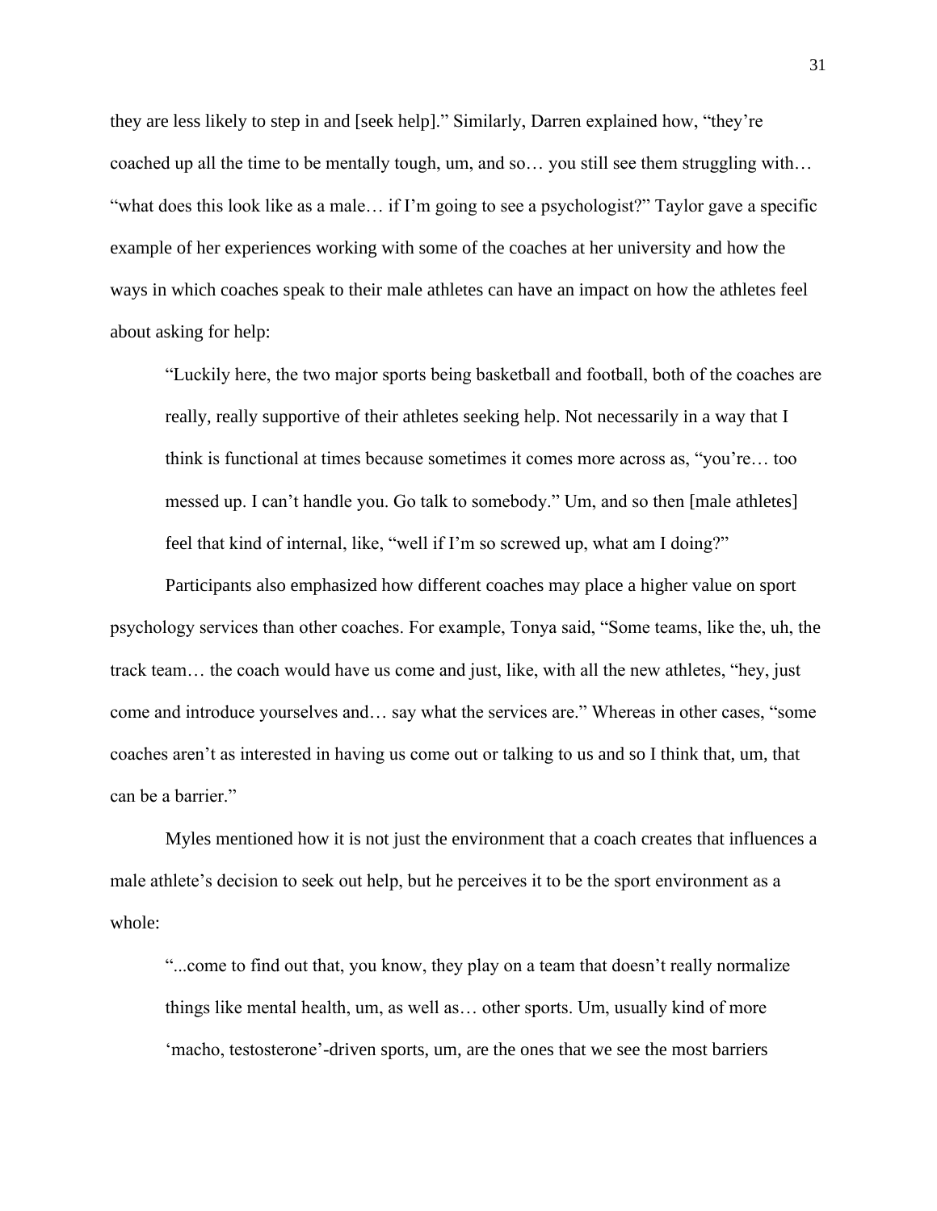they are less likely to step in and [seek help]." Similarly, Darren explained how, "they're coached up all the time to be mentally tough, um, and so… you still see them struggling with… "what does this look like as a male… if I'm going to see a psychologist?" Taylor gave a specific example of her experiences working with some of the coaches at her university and how the ways in which coaches speak to their male athletes can have an impact on how the athletes feel about asking for help:

> "Luckily here, the two major sports being basketball and football, both of the coaches are really, really supportive of their athletes seeking help. Not necessarily in a way that I think is functional at times because sometimes it comes more across as, "you're… too messed up. I can't handle you. Go talk to somebody." Um, and so then [male athletes] feel that kind of internal, like, "well if I'm so screwed up, what am I doing?"

Participants also emphasized how different coaches may place a higher value on sport psychology services than other coaches. For example, Tonya said, "Some teams, like the, uh, the track team… the coach would have us come and just, like, with all the new athletes, "hey, just come and introduce yourselves and… say what the services are." Whereas in other cases, "some coaches aren't as interested in having us come out or talking to us and so I think that, um, that can be a barrier."

Myles mentioned how it is not just the environment that a coach creates that influences a male athlete's decision to seek out help, but he perceives it to be the sport environment as a whole:

> "...come to find out that, you know, they play on a team that doesn't really normalize things like mental health, um, as well as… other sports. Um, usually kind of more 'macho, testosterone'-driven sports, um, are the ones that we see the most barriers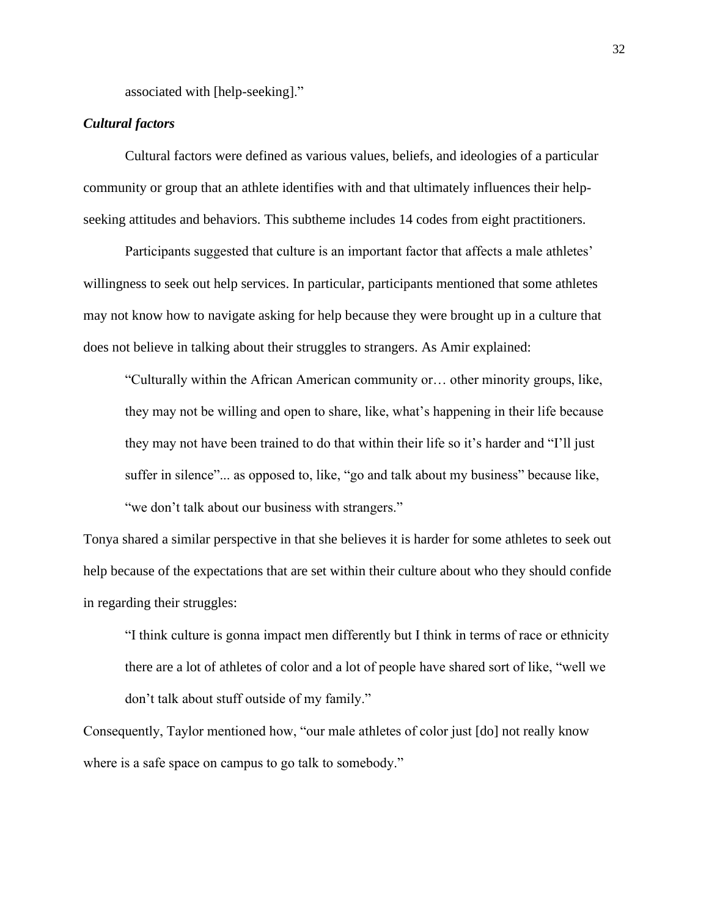associated with [help-seeking]."

### *Cultural factors*

Cultural factors were defined as various values, beliefs, and ideologies of a particular community or group that an athlete identifies with and that ultimately influences their help-seeking attitudes and behaviors. This subtheme includes 14 codes from eight practitioners.

Participants suggested that culture is an important factor that affects a male athletes' willingness to seek out help services. In particular, participants mentioned that some athletes may not know how to navigate asking for help because they were brought up in a culture that does not believe in talking about their struggles to strangers. As Amir explained:

> "Culturally within the African American community or… other minority groups, like, they may not be willing and open to share, like, what's happening in their life because they may not have been trained to do that within their life so it's harder and "I'll just suffer in silence"... as opposed to, like, "go and talk about my business" because like, "we don't talk about our business with strangers."

Tonya shared a similar perspective in that she believes it is harder for some athletes to seek out help because of the expectations that are set within their culture about who they should confide in regarding their struggles:

> "I think culture is gonna impact men differently but I think in terms of race or ethnicity there are a lot of athletes of color and a lot of people have shared sort of like, "well we don't talk about stuff outside of my family."

Consequently, Taylor mentioned how, "our male athletes of color just [do] not really know where is a safe space on campus to go talk to somebody."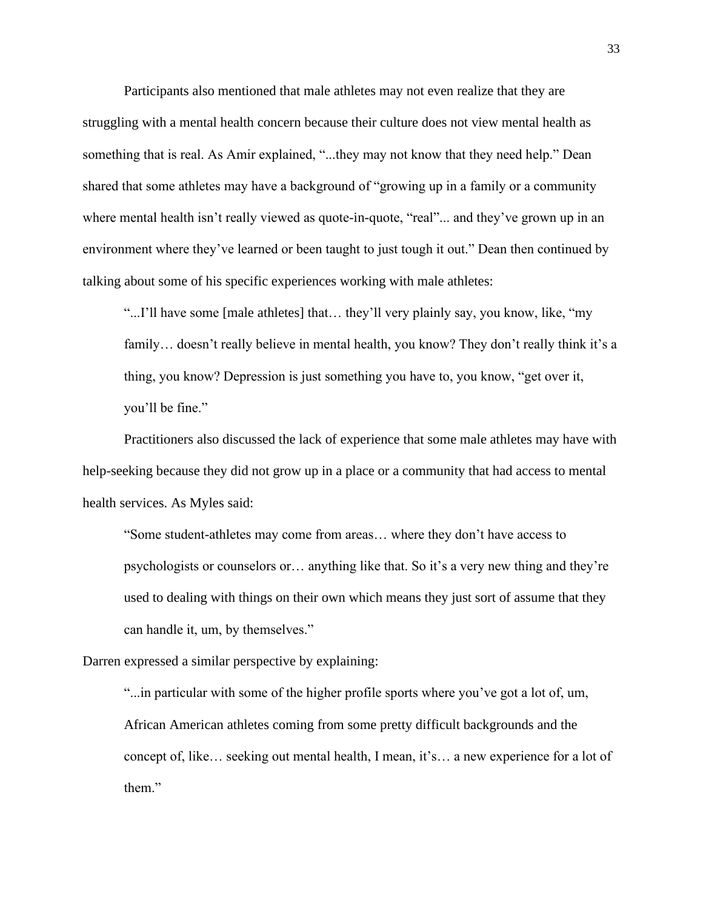Participants also mentioned that male athletes may not even realize that they are struggling with a mental health concern because their culture does not view mental health as something that is real. As Amir explained, "...they may not know that they need help." Dean shared that some athletes may have a background of "growing up in a family or a community where mental health isn't really viewed as quote-in-quote, "real"... and they've grown up in an environment where they've learned or been taught to just tough it out." Dean then continued by talking about some of his specific experiences working with male athletes:

> "...I'll have some [male athletes] that… they'll very plainly say, you know, like, "my family… doesn't really believe in mental health, you know? They don't really think it's a thing, you know? Depression is just something you have to, you know, "get over it, you'll be fine."

Practitioners also discussed the lack of experience that some male athletes may have with help-seeking because they did not grow up in a place or a community that had access to mental health services. As Myles said:

> "Some student-athletes may come from areas… where they don't have access to psychologists or counselors or… anything like that. So it's a very new thing and they're used to dealing with things on their own which means they just sort of assume that they can handle it, um, by themselves."

Darren expressed a similar perspective by explaining:

> "...in particular with some of the higher profile sports where you've got a lot of, um, African American athletes coming from some pretty difficult backgrounds and the concept of, like… seeking out mental health, I mean, it's… a new experience for a lot of them."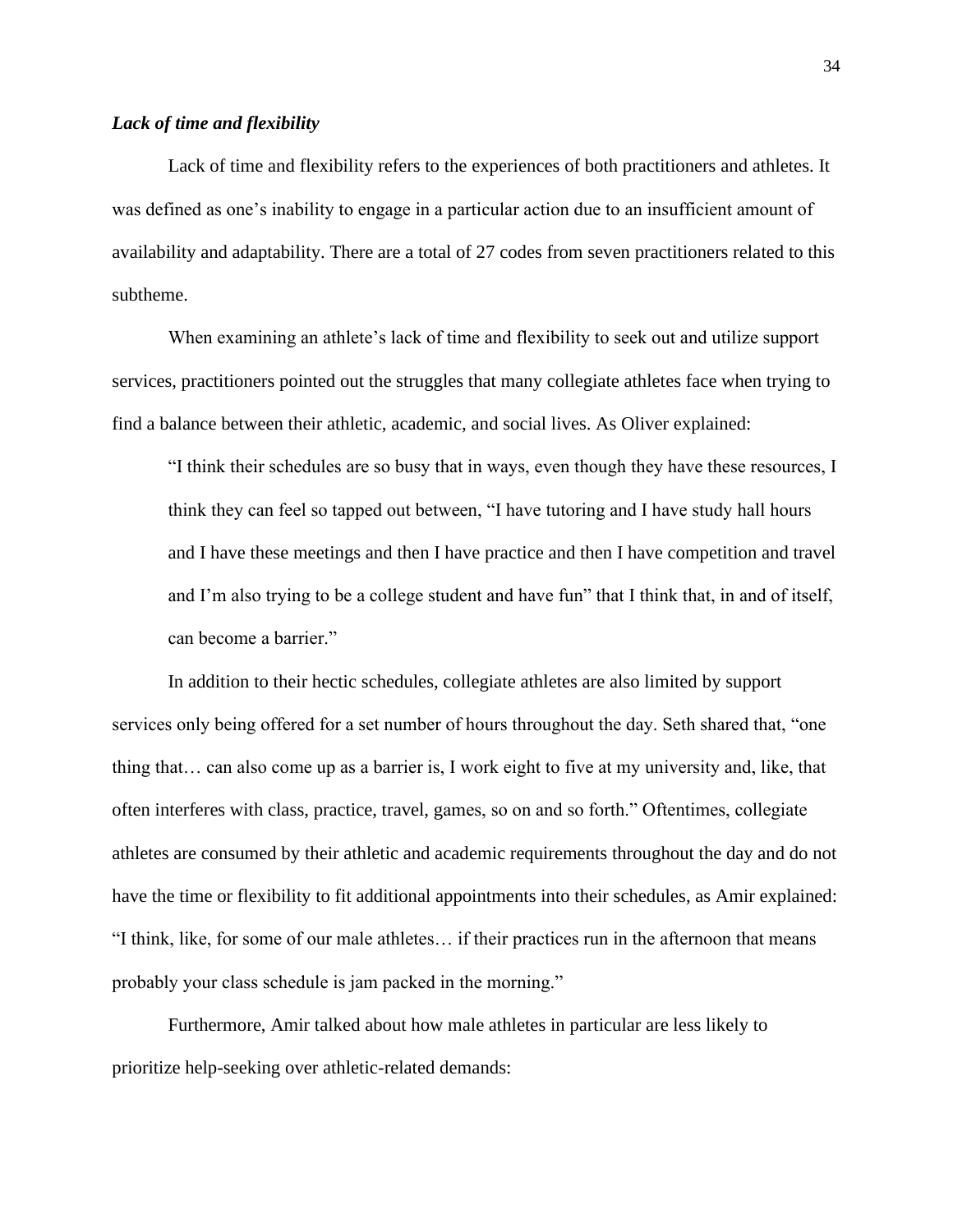### *Lack of time and flexibility*

Lack of time and flexibility refers to the experiences of both practitioners and athletes. It was defined as one's inability to engage in a particular action due to an insufficient amount of availability and adaptability. There are a total of 27 codes from seven practitioners related to this subtheme.

When examining an athlete's lack of time and flexibility to seek out and utilize support services, practitioners pointed out the struggles that many collegiate athletes face when trying to find a balance between their athletic, academic, and social lives. As Oliver explained:

> "I think their schedules are so busy that in ways, even though they have these resources, I think they can feel so tapped out between, "I have tutoring and I have study hall hours and I have these meetings and then I have practice and then I have competition and travel and I'm also trying to be a college student and have fun" that I think that, in and of itself, can become a barrier."

In addition to their hectic schedules, collegiate athletes are also limited by support services only being offered for a set number of hours throughout the day. Seth shared that, "one thing that… can also come up as a barrier is, I work eight to five at my university and, like, that often interferes with class, practice, travel, games, so on and so forth." Oftentimes, collegiate athletes are consumed by their athletic and academic requirements throughout the day and do not have the time or flexibility to fit additional appointments into their schedules, as Amir explained: "I think, like, for some of our male athletes… if their practices run in the afternoon that means probably your class schedule is jam packed in the morning."

Furthermore, Amir talked about how male athletes in particular are less likely to prioritize help-seeking over athletic-related demands: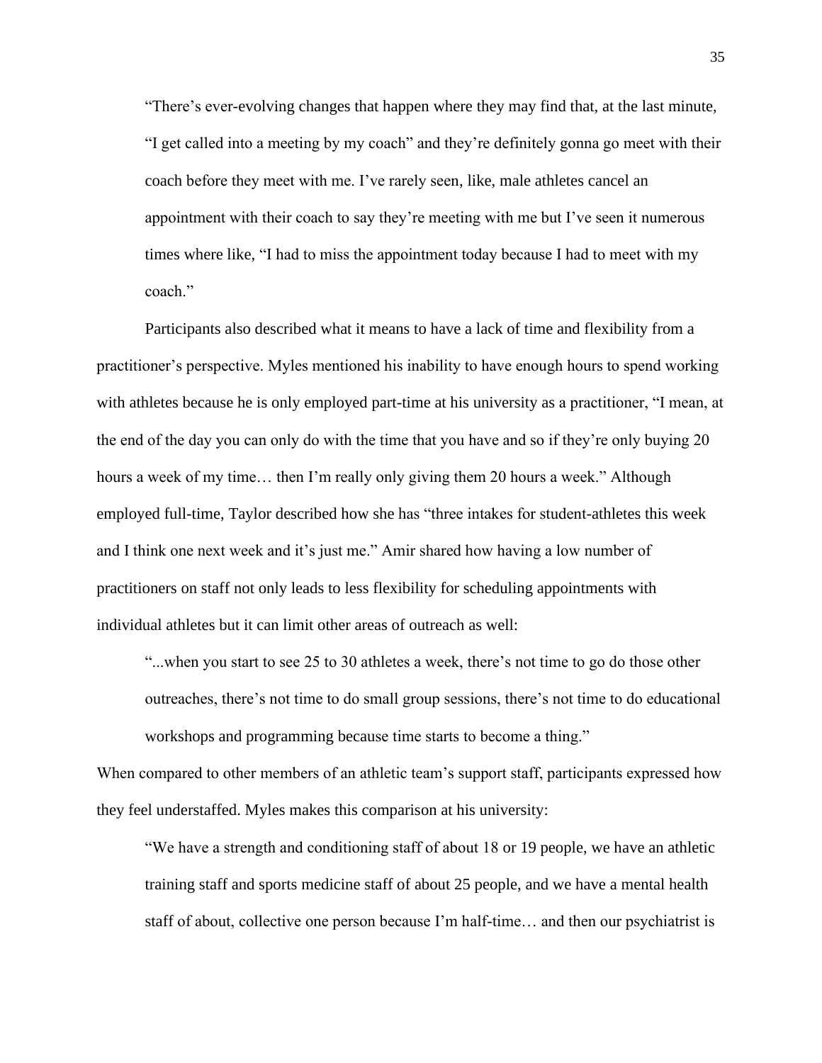> "There's ever-evolving changes that happen where they may find that, at the last minute, "I get called into a meeting by my coach" and they're definitely gonna go meet with their coach before they meet with me. I've rarely seen, like, male athletes cancel an appointment with their coach to say they're meeting with me but I've seen it numerous times where like, "I had to miss the appointment today because I had to meet with my coach."

Participants also described what it means to have a lack of time and flexibility from a practitioner's perspective. Myles mentioned his inability to have enough hours to spend working with athletes because he is only employed part-time at his university as a practitioner, "I mean, at the end of the day you can only do with the time that you have and so if they're only buying 20 hours a week of my time… then I'm really only giving them 20 hours a week." Although employed full-time, Taylor described how she has "three intakes for student-athletes this week and I think one next week and it's just me." Amir shared how having a low number of practitioners on staff not only leads to less flexibility for scheduling appointments with individual athletes but it can limit other areas of outreach as well:

> "...when you start to see 25 to 30 athletes a week, there's not time to go do those other outreaches, there's not time to do small group sessions, there's not time to do educational workshops and programming because time starts to become a thing."

When compared to other members of an athletic team's support staff, participants expressed how they feel understaffed. Myles makes this comparison at his university:

> "We have a strength and conditioning staff of about 18 or 19 people, we have an athletic training staff and sports medicine staff of about 25 people, and we have a mental health staff of about, collective one person because I'm half-time… and then our psychiatrist is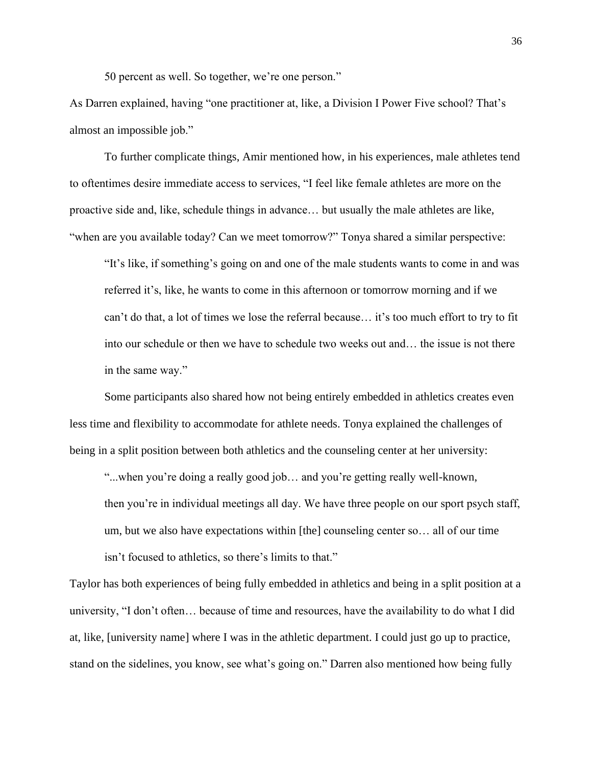50 percent as well. So together, we're one person."

As Darren explained, having "one practitioner at, like, a Division I Power Five school? That's almost an impossible job."

To further complicate things, Amir mentioned how, in his experiences, male athletes tend to oftentimes desire immediate access to services, "I feel like female athletes are more on the proactive side and, like, schedule things in advance… but usually the male athletes are like, "when are you available today? Can we meet tomorrow?" Tonya shared a similar perspective:

> "It's like, if something's going on and one of the male students wants to come in and was referred it's, like, he wants to come in this afternoon or tomorrow morning and if we can't do that, a lot of times we lose the referral because… it's too much effort to try to fit into our schedule or then we have to schedule two weeks out and… the issue is not there in the same way."

Some participants also shared how not being entirely embedded in athletics creates even less time and flexibility to accommodate for athlete needs. Tonya explained the challenges of being in a split position between both athletics and the counseling center at her university:

> "...when you're doing a really good job… and you're getting really well-known, then you're in individual meetings all day. We have three people on our sport psych staff, um, but we also have expectations within [the] counseling center so… all of our time isn't focused to athletics, so there's limits to that."

Taylor has both experiences of being fully embedded in athletics and being in a split position at a university, "I don't often… because of time and resources, have the availability to do what I did at, like, [university name] where I was in the athletic department. I could just go up to practice, stand on the sidelines, you know, see what's going on." Darren also mentioned how being fully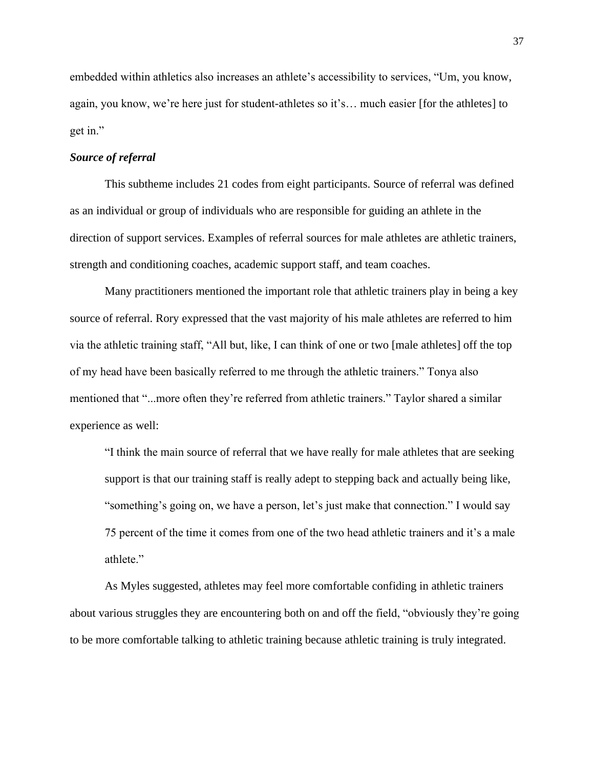embedded within athletics also increases an athlete's accessibility to services, "Um, you know, again, you know, we're here just for student-athletes so it's… much easier [for the athletes] to get in."

***Source of referral***

This subtheme includes 21 codes from eight participants. Source of referral was defined as an individual or group of individuals who are responsible for guiding an athlete in the direction of support services. Examples of referral sources for male athletes are athletic trainers, strength and conditioning coaches, academic support staff, and team coaches.

Many practitioners mentioned the important role that athletic trainers play in being a key source of referral. Rory expressed that the vast majority of his male athletes are referred to him via the athletic training staff, "All but, like, I can think of one or two [male athletes] off the top of my head have been basically referred to me through the athletic trainers." Tonya also mentioned that "...more often they're referred from athletic trainers." Taylor shared a similar experience as well:

> "I think the main source of referral that we have have really for male athletes that are seeking support is that our training staff is really adept to stepping back and actually being like, "something's going on, we have a person, let's just make that connection." I would say 75 percent of the time it comes from one of the two head athletic trainers and it's a male athlete."

As Myles suggested, athletes may feel more comfortable confiding in athletic trainers about various struggles they are encountering both on and off the field, "obviously they're going to be more comfortable talking to athletic training because athletic training is truly integrated.

embedded within athletics also increases an athlete's accessibility to services, "Um, you know, again, you know, we're here just for student-athletes so it's… much easier [for the athletes] to get in."

***Source of referral***

This subtheme includes 21 codes from eight participants. Source of referral was defined as an individual or group of individuals who are responsible for guiding an athlete in the direction of support services. Examples of referral sources for male athletes are athletic trainers, strength and conditioning coaches, academic support staff, and team coaches.

Many practitioners mentioned the important role that athletic trainers play in being a key source of referral. Rory expressed that the vast majority of his male athletes are referred to him via the athletic training staff, "All but, like, I can think of one or two [male athletes] off the top of my head have been basically referred to me through the athletic trainers." Tonya also mentioned that "...more often they're referred from athletic trainers." Taylor shared a similar experience as well:

> "I think the main source of referral that we have really for male athletes that are seeking support is that our training staff is really adept to stepping back and actually being like, "something's going on, we have a person, let's just make that connection." I would say 75 percent of the time it comes from one of the two head athletic trainers and it's a male athlete."

As Myles suggested, athletes may feel more comfortable confiding in athletic trainers about various struggles they are encountering both on and off the field, "obviously they're going to be more comfortable talking to athletic training because athletic training is truly integrated.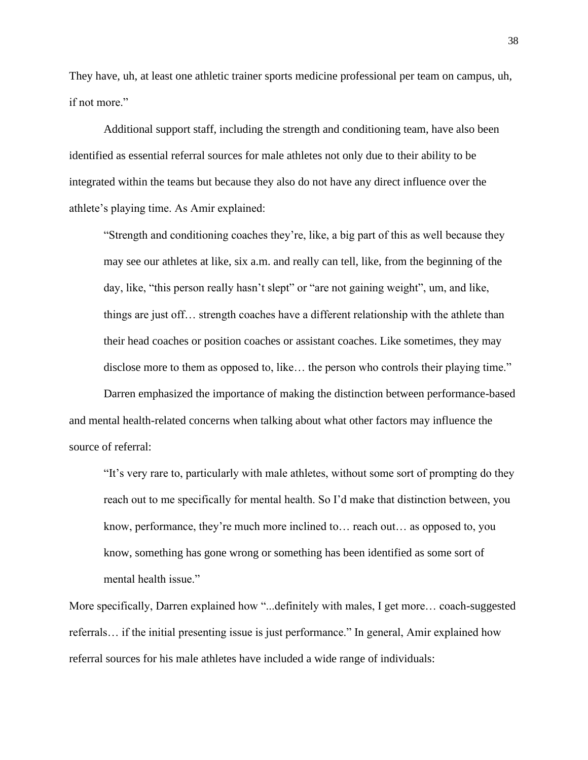They have, uh, at least one athletic trainer sports medicine professional per team on campus, uh, if not more."

Additional support staff, including the strength and conditioning team, have also been identified as essential referral sources for male athletes not only due to their ability to be integrated within the teams but because they also do not have any direct influence over the athlete's playing time. As Amir explained:

> "Strength and conditioning coaches they're, like, a big part of this as well because they may see our athletes at like, six a.m. and really can tell, like, from the beginning of the day, like, "this person really hasn't slept" or "are not gaining weight", um, and like, things are just off… strength coaches have a different relationship with the athlete than their head coaches or position coaches or assistant coaches. Like sometimes, they may disclose more to them as opposed to, like… the person who controls their playing time."

Darren emphasized the importance of making the distinction between performance-based and mental health-related concerns when talking about what other factors may influence the source of referral:

> "It's very rare to, particularly with male athletes, without some sort of prompting do they reach out to me specifically for mental health. So I'd make that distinction between, you know, performance, they're much more inclined to… reach out… as opposed to, you know, something has gone wrong or something has been identified as some sort of mental health issue."

More specifically, Darren explained how "...definitely with males, I get more… coach-suggested referrals… if the initial presenting issue is just performance." In general, Amir explained how referral sources for his male athletes have included a wide range of individuals: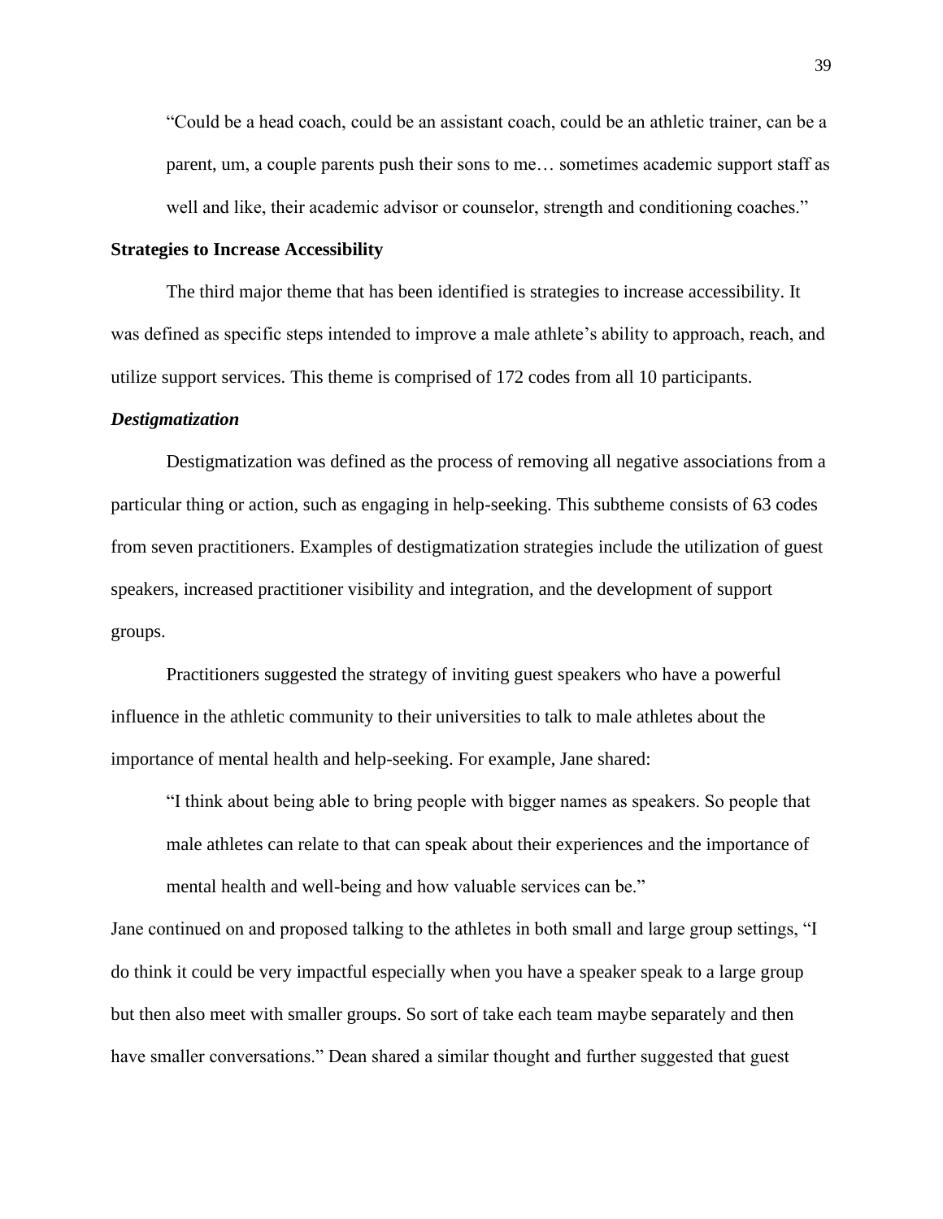> "Could be a head coach, could be an assistant coach, could be an athletic trainer, can be a parent, um, a couple parents push their sons to me… sometimes academic support staff as well and like, their academic advisor or counselor, strength and conditioning coaches."

**Strategies to Increase Accessibility**

The third major theme that has been identified is strategies to increase accessibility. It was defined as specific steps intended to improve a male athlete's ability to approach, reach, and utilize support services. This theme is comprised of 172 codes from all 10 participants.

***Destigmatization***

Destigmatization was defined as the process of removing all negative associations from a particular thing or action, such as engaging in help-seeking. This subtheme consists of 63 codes from seven practitioners. Examples of destigmatization strategies include the utilization of guest speakers, increased practitioner visibility and integration, and the development of support groups.

Practitioners suggested the strategy of inviting guest speakers who have a powerful influence in the athletic community to their universities to talk to male athletes about the importance of mental health and help-seeking. For example, Jane shared:

> "I think about being able to bring people with bigger names as speakers. So people that male athletes can relate to that can speak about their experiences and the importance of mental health and well-being and how valuable services can be."

Jane continued on and proposed talking to the athletes in both small and large group settings, "I do think it could be very impactful especially when you have a speaker speak to a large group but then also meet with smaller groups. So sort of take each team maybe separately and then have smaller conversations." Dean shared a similar thought and further suggested that guest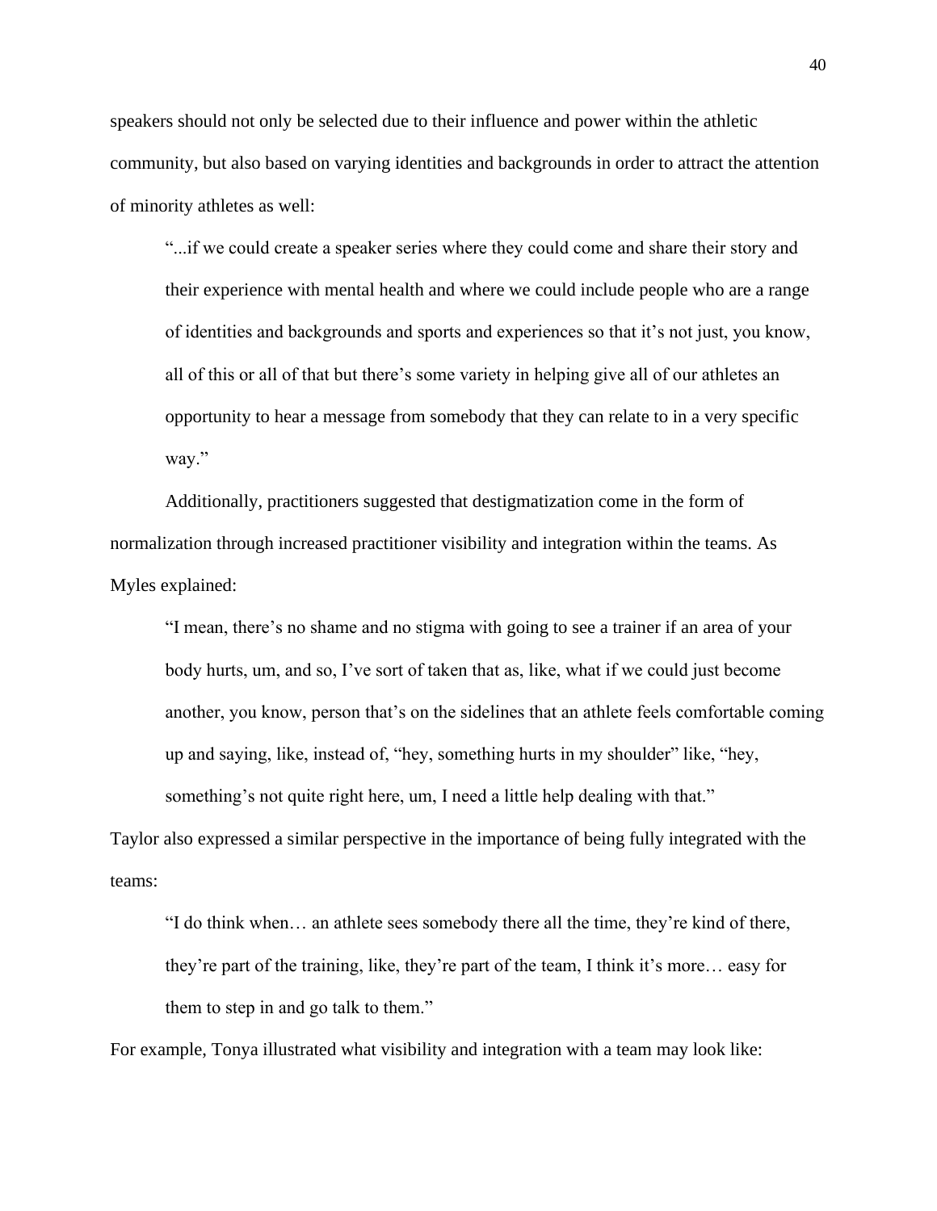speakers should not only be selected due to their influence and power within the athletic community, but also based on varying identities and backgrounds in order to attract the attention of minority athletes as well:

> "...if we could create a speaker series where they could come and share their story and their experience with mental health and where we could include people who are a range of identities and backgrounds and sports and experiences so that it's not just, you know, all of this or all of that but there's some variety in helping give all of our athletes an opportunity to hear a message from somebody that they can relate to in a very specific way."

Additionally, practitioners suggested that destigmatization come in the form of normalization through increased practitioner visibility and integration within the teams. As Myles explained:

> "I mean, there's no shame and no stigma with going to see a trainer if an area of your body hurts, um, and so, I've sort of taken that as, like, what if we could just become another, you know, person that's on the sidelines that an athlete feels comfortable coming up and saying, like, instead of, "hey, something hurts in my shoulder" like, "hey, something's not quite right here, um, I need a little help dealing with that."

Taylor also expressed a similar perspective in the importance of being fully integrated with the teams:

> "I do think when… an athlete sees somebody there all the time, they're kind of there, they're part of the training, like, they're part of the team, I think it's more… easy for them to step in and go talk to them."

For example, Tonya illustrated what visibility and integration with a team may look like: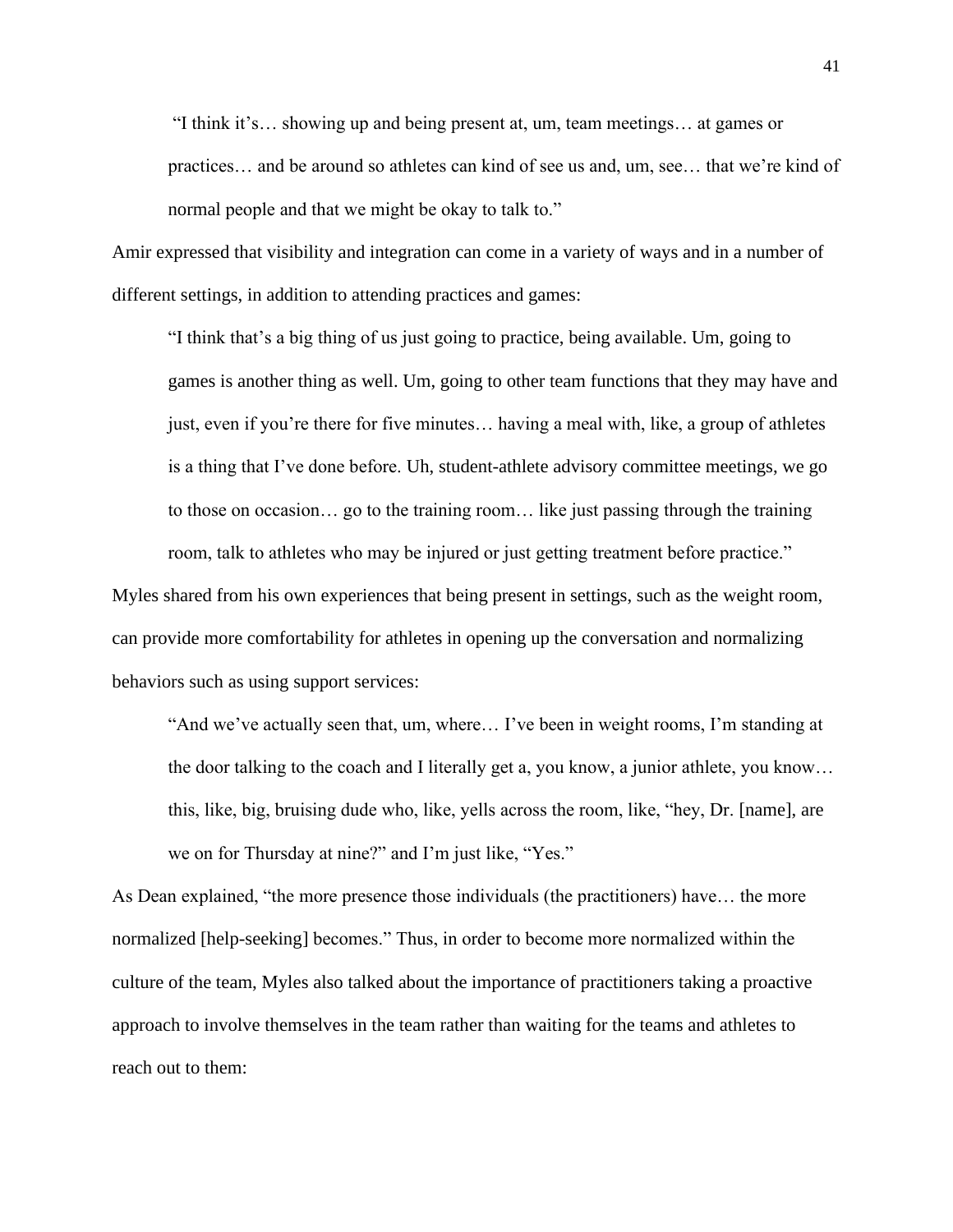> "I think it's… showing up and being present at, um, team meetings… at games or practices… and be around so athletes can kind of see us and, um, see… that we're kind of normal people and that we might be okay to talk to."

Amir expressed that visibility and integration can come in a variety of ways and in a number of different settings, in addition to attending practices and games:

> "I think that's a big thing of us just going to practice, being available. Um, going to games is another thing as well. Um, going to other team functions that they may have and just, even if you're there for five minutes… having a meal with, like, a group of athletes is a thing that I've done before. Uh, student-athlete advisory committee meetings, we go to those on occasion… go to the training room… like just passing through the training room, talk to athletes who may be injured or just getting treatment before practice."

Myles shared from his own experiences that being present in settings, such as the weight room, can provide more comfortability for athletes in opening up the conversation and normalizing behaviors such as using support services:

> "And we've actually seen that, um, where… I've been in weight rooms, I'm standing at the door talking to the coach and I literally get a, you know, a junior athlete, you know… this, like, big, bruising dude who, like, yells across the room, like, "hey, Dr. [name], are we on for Thursday at nine?" and I'm just like, "Yes."

As Dean explained, "the more presence those individuals (the practitioners) have… the more normalized [help-seeking] becomes." Thus, in order to become more normalized within the culture of the team, Myles also talked about the importance of practitioners taking a proactive approach to involve themselves in the team rather than waiting for the teams and athletes to reach out to them: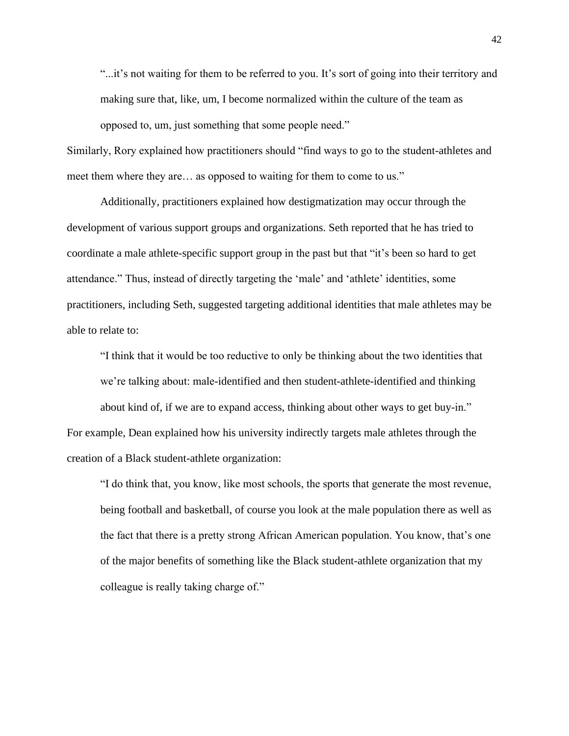> "...it's not waiting for them to be referred to you. It's sort of going into their territory and making sure that, like, um, I become normalized within the culture of the team as opposed to, um, just something that some people need."

Similarly, Rory explained how practitioners should "find ways to go to the student-athletes and meet them where they are… as opposed to waiting for them to come to us."

Additionally, practitioners explained how destigmatization may occur through the development of various support groups and organizations. Seth reported that he has tried to coordinate a male athlete-specific support group in the past but that "it's been so hard to get attendance." Thus, instead of directly targeting the 'male' and 'athlete' identities, some practitioners, including Seth, suggested targeting additional identities that male athletes may be able to relate to:

> "I think that it would be too reductive to only be thinking about the two identities that we're talking about: male-identified and then student-athlete-identified and thinking about kind of, if we are to expand access, thinking about other ways to get buy-in."

For example, Dean explained how his university indirectly targets male athletes through the creation of a Black student-athlete organization:

> "I do think that, you know, like most schools, the sports that generate the most revenue, being football and basketball, of course you look at the male population there as well as the fact that there is a pretty strong African American population. You know, that's one of the major benefits of something like the Black student-athlete organization that my colleague is really taking charge of."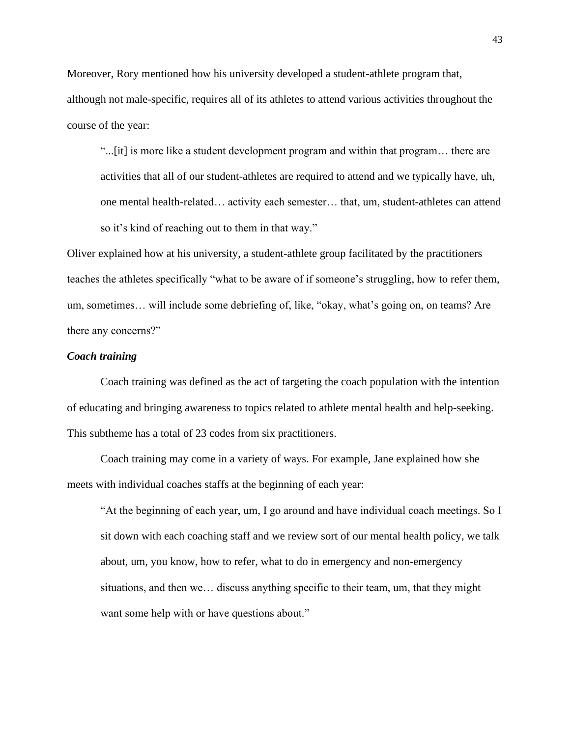Moreover, Rory mentioned how his university developed a student-athlete program that, although not male-specific, requires all of its athletes to attend various activities throughout the course of the year:

> "...[it] is more like a student development program and within that program… there are activities that all of our student-athletes are required to attend and we typically have, uh, one mental health-related… activity each semester… that, um, student-athletes can attend so it's kind of reaching out to them in that way."

Oliver explained how at his university, a student-athlete group facilitated by the practitioners teaches the athletes specifically "what to be aware of if someone's struggling, how to refer them, um, sometimes… will include some debriefing of, like, "okay, what's going on, on teams? Are there any concerns?"

***Coach training***

Coach training was defined as the act of targeting the coach population with the intention of educating and bringing awareness to topics related to athlete mental health and help-seeking. This subtheme has a total of 23 codes from six practitioners.

Coach training may come in a variety of ways. For example, Jane explained how she meets with individual coaches staffs at the beginning of each year:

> "At the beginning of each year, um, I go around and have individual coach meetings. So I sit down with each coaching staff and we review sort of our mental health policy, we talk about, um, you know, how to refer, what to do in emergency and non-emergency situations, and then we… discuss anything specific to their team, um, that they might want some help with or have questions about."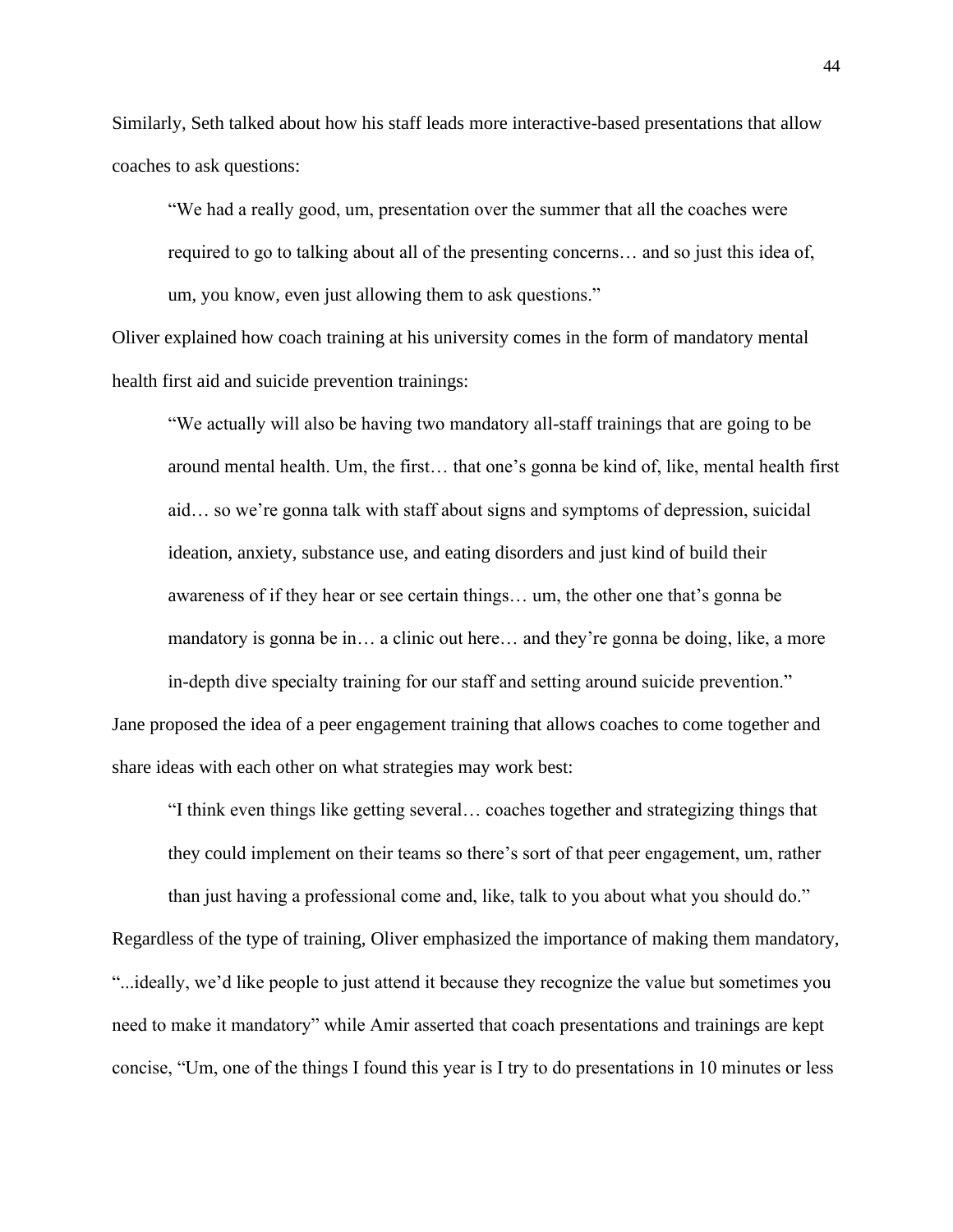Similarly, Seth talked about how his staff leads more interactive-based presentations that allow coaches to ask questions:

> "We had a really good, um, presentation over the summer that all the coaches were required to go to talking about all of the presenting concerns… and so just this idea of, um, you know, even just allowing them to ask questions."

Oliver explained how coach training at his university comes in the form of mandatory mental health first aid and suicide prevention trainings:

> "We actually will also be having two mandatory all-staff trainings that are going to be around mental health. Um, the first… that one's gonna be kind of, like, mental health first aid… so we're gonna talk with staff about signs and symptoms of depression, suicidal ideation, anxiety, substance use, and eating disorders and just kind of build their awareness of if they hear or see certain things… um, the other one that's gonna be mandatory is gonna be in… a clinic out here… and they're gonna be doing, like, a more in-depth dive specialty training for our staff and setting around suicide prevention."

Jane proposed the idea of a peer engagement training that allows coaches to come together and share ideas with each other on what strategies may work best:

> "I think even things like getting several… coaches together and strategizing things that they could implement on their teams so there's sort of that peer engagement, um, rather than just having a professional come and, like, talk to you about what you should do."

Regardless of the type of training, Oliver emphasized the importance of making them mandatory, "...ideally, we'd like people to just attend it because they recognize the value but sometimes you need to make it mandatory" while Amir asserted that coach presentations and trainings are kept concise, "Um, one of the things I found this year is I try to do presentations in 10 minutes or less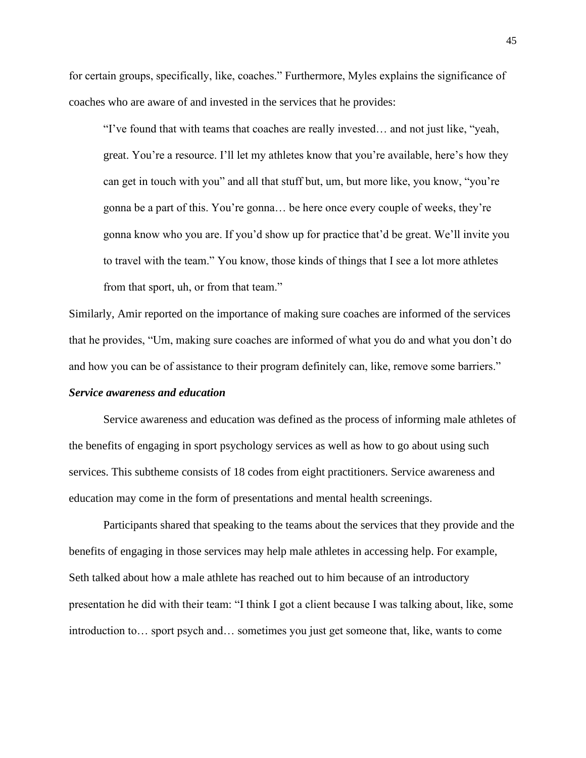for certain groups, specifically, like, coaches." Furthermore, Myles explains the significance of coaches who are aware of and invested in the services that he provides:

> "I've found that with teams that coaches are really invested… and not just like, "yeah, great. You're a resource. I'll let my athletes know that you're available, here's how they can get in touch with you" and all that stuff but, um, but more like, you know, "you're gonna be a part of this. You're gonna… be here once every couple of weeks, they're gonna know who you are. If you'd show up for practice that'd be great. We'll invite you to travel with the team." You know, those kinds of things that I see a lot more athletes from that sport, uh, or from that team."

Similarly, Amir reported on the importance of making sure coaches are informed of the services that he provides, "Um, making sure coaches are informed of what you do and what you don't do and how you can be of assistance to their program definitely can, like, remove some barriers."

***Service awareness and education***

Service awareness and education was defined as the process of informing male athletes of the benefits of engaging in sport psychology services as well as how to go about using such services. This subtheme consists of 18 codes from eight practitioners. Service awareness and education may come in the form of presentations and mental health screenings.

Participants shared that speaking to the teams about the services that they provide and the benefits of engaging in those services may help male athletes in accessing help. For example, Seth talked about how a male athlete has reached out to him because of an introductory presentation he did with their team: "I think I got a client because I was talking about, like, some introduction to… sport psych and… sometimes you just get someone that, like, wants to come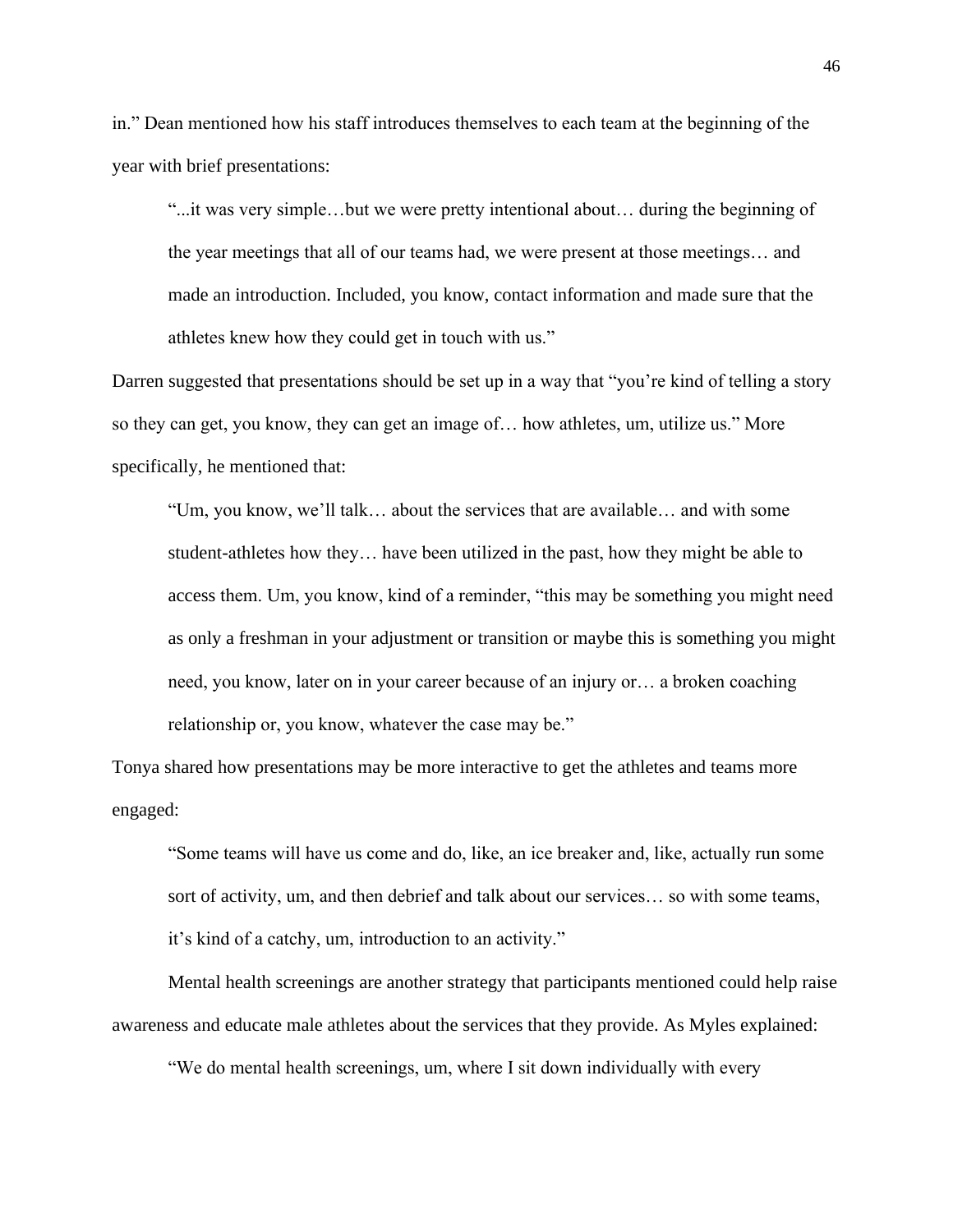in." Dean mentioned how his staff introduces themselves to each team at the beginning of the year with brief presentations:

> "...it was very simple…but we were pretty intentional about… during the beginning of the year meetings that all of our teams had, we were present at those meetings… and made an introduction. Included, you know, contact information and made sure that the athletes knew how they could get in touch with us."

Darren suggested that presentations should be set up in a way that "you're kind of telling a story so they can get, you know, they can get an image of… how athletes, um, utilize us." More specifically, he mentioned that:

> "Um, you know, we'll talk… about the services that are available… and with some student-athletes how they… have been utilized in the past, how they might be able to access them. Um, you know, kind of a reminder, "this may be something you might need as only a freshman in your adjustment or transition or maybe this is something you might need, you know, later on in your career because of an injury or… a broken coaching relationship or, you know, whatever the case may be."

Tonya shared how presentations may be more interactive to get the athletes and teams more engaged:

> "Some teams will have us come and do, like, an ice breaker and, like, actually run some sort of activity, um, and then debrief and talk about our services… so with some teams, it's kind of a catchy, um, introduction to an activity."

Mental health screenings are another strategy that participants mentioned could help raise awareness and educate male athletes about the services that they provide. As Myles explained:

> "We do mental health screenings, um, where I sit down individually with every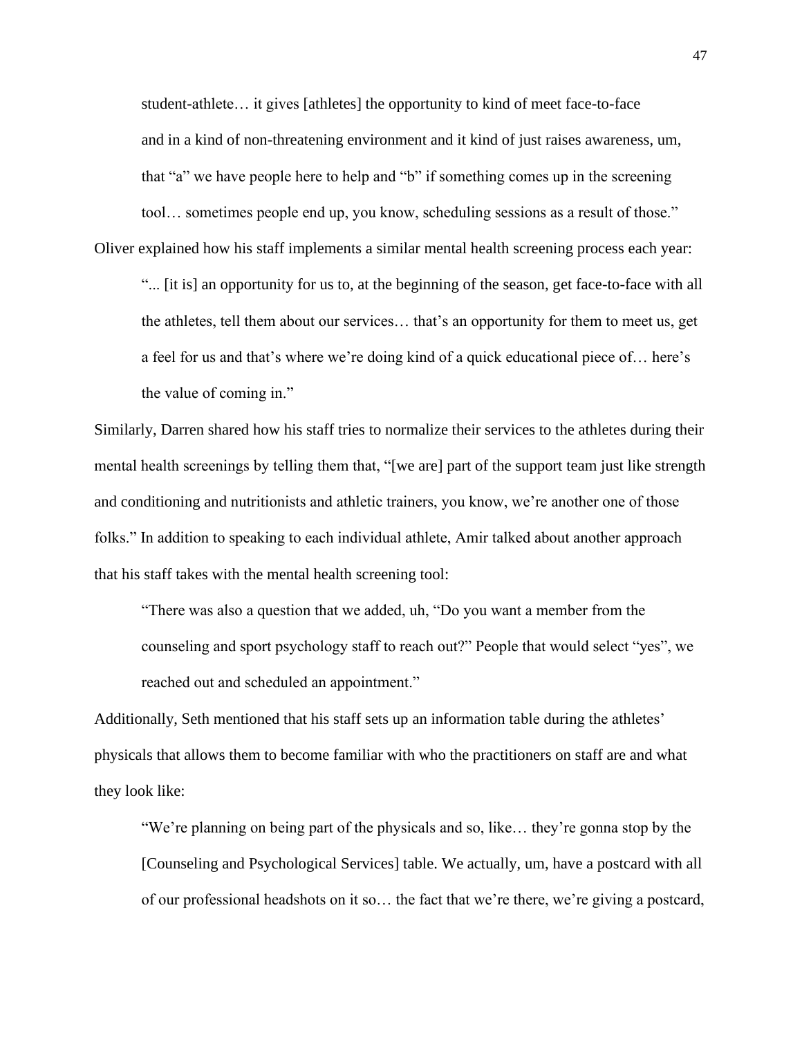> student-athlete… it gives [athletes] the opportunity to kind of meet face-to-face and in a kind of non-threatening environment and it kind of just raises awareness, um, that "a" we have people here to help and "b" if something comes up in the screening tool… sometimes people end up, you know, scheduling sessions as a result of those."

Oliver explained how his staff implements a similar mental health screening process each year:

> "... [it is] an opportunity for us to, at the beginning of the season, get face-to-face with all the athletes, tell them about our services… that's an opportunity for them to meet us, get a feel for us and that's where we're doing kind of a quick educational piece of… here's the value of coming in."

Similarly, Darren shared how his staff tries to normalize their services to the athletes during their mental health screenings by telling them that, "[we are] part of the support team just like strength and conditioning and nutritionists and athletic trainers, you know, we're another one of those folks." In addition to speaking to each individual athlete, Amir talked about another approach that his staff takes with the mental health screening tool:

> "There was also a question that we added, uh, "Do you want a member from the counseling and sport psychology staff to reach out?" People that would select "yes", we reached out and scheduled an appointment."

Additionally, Seth mentioned that his staff sets up an information table during the athletes' physicals that allows them to become familiar with who the practitioners on staff are and what they look like:

> "We're planning on being part of the physicals and so, like… they're gonna stop by the [Counseling and Psychological Services] table. We actually, um, have a postcard with all of our professional headshots on it so… the fact that we're there, we're giving a postcard,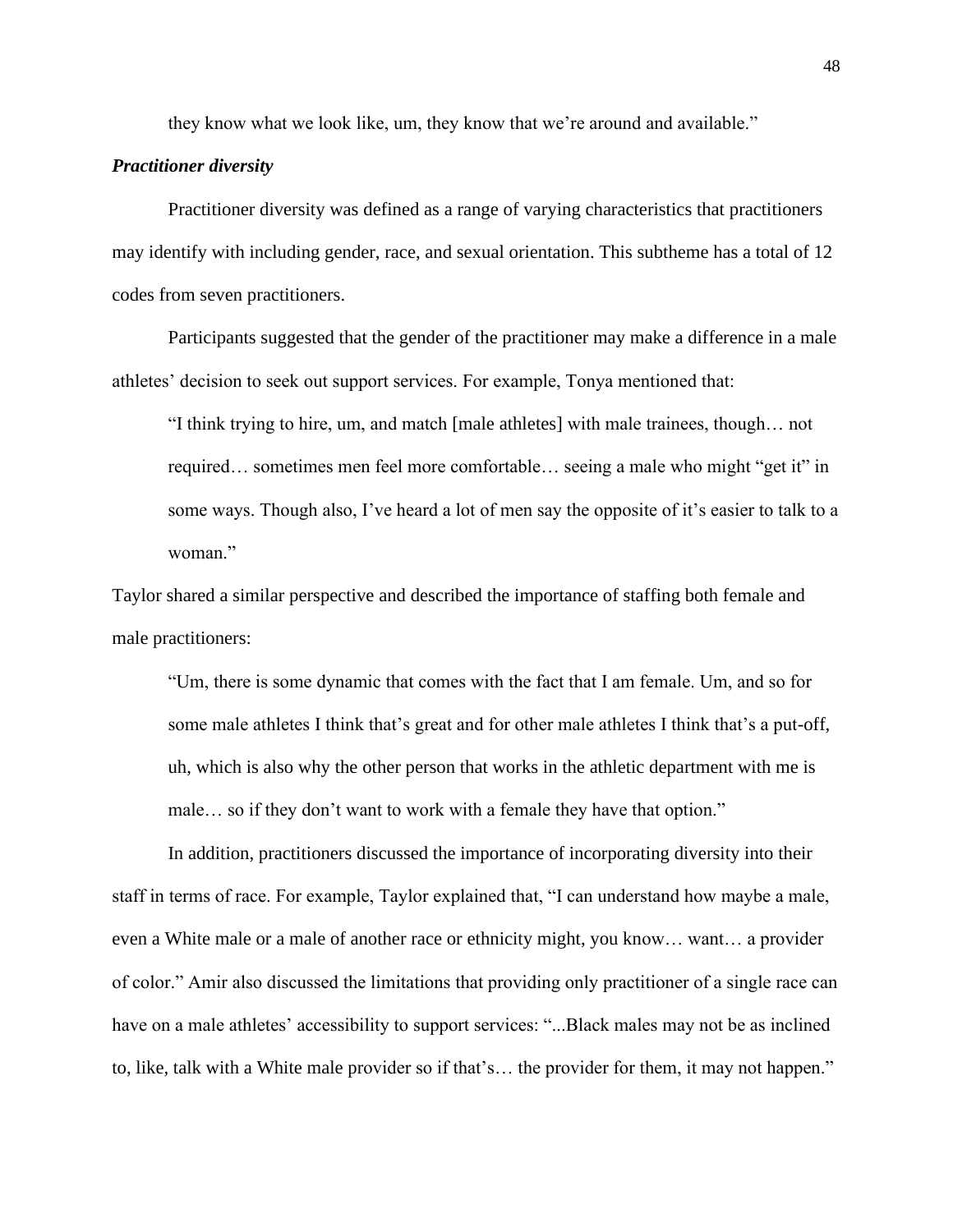they know what we look like, um, they know that we're around and available."

### ***Practitioner diversity***

Practitioner diversity was defined as a range of varying characteristics that practitioners may identify with including gender, race, and sexual orientation. This subtheme has a total of 12 codes from seven practitioners.

Participants suggested that the gender of the practitioner may make a difference in a male athletes' decision to seek out support services. For example, Tonya mentioned that:

> "I think trying to hire, um, and match [male athletes] with male trainees, though… not required… sometimes men feel more comfortable… seeing a male who might "get it" in some ways. Though also, I've heard a lot of men say the opposite of it's easier to talk to a woman."

Taylor shared a similar perspective and described the importance of staffing both female and male practitioners:

> "Um, there is some dynamic that comes with the fact that I am female. Um, and so for some male athletes I think that's great and for other male athletes I think that's a put-off, uh, which is also why the other person that works in the athletic department with me is male… so if they don't want to work with a female they have that option."

In addition, practitioners discussed the importance of incorporating diversity into their staff in terms of race. For example, Taylor explained that, "I can understand how maybe a male, even a White male or a male of another race or ethnicity might, you know… want… a provider of color." Amir also discussed the limitations that providing only practitioner of a single race can have on a male athletes' accessibility to support services: "...Black males may not be as inclined to, like, talk with a White male provider so if that's… the provider for them, it may not happen."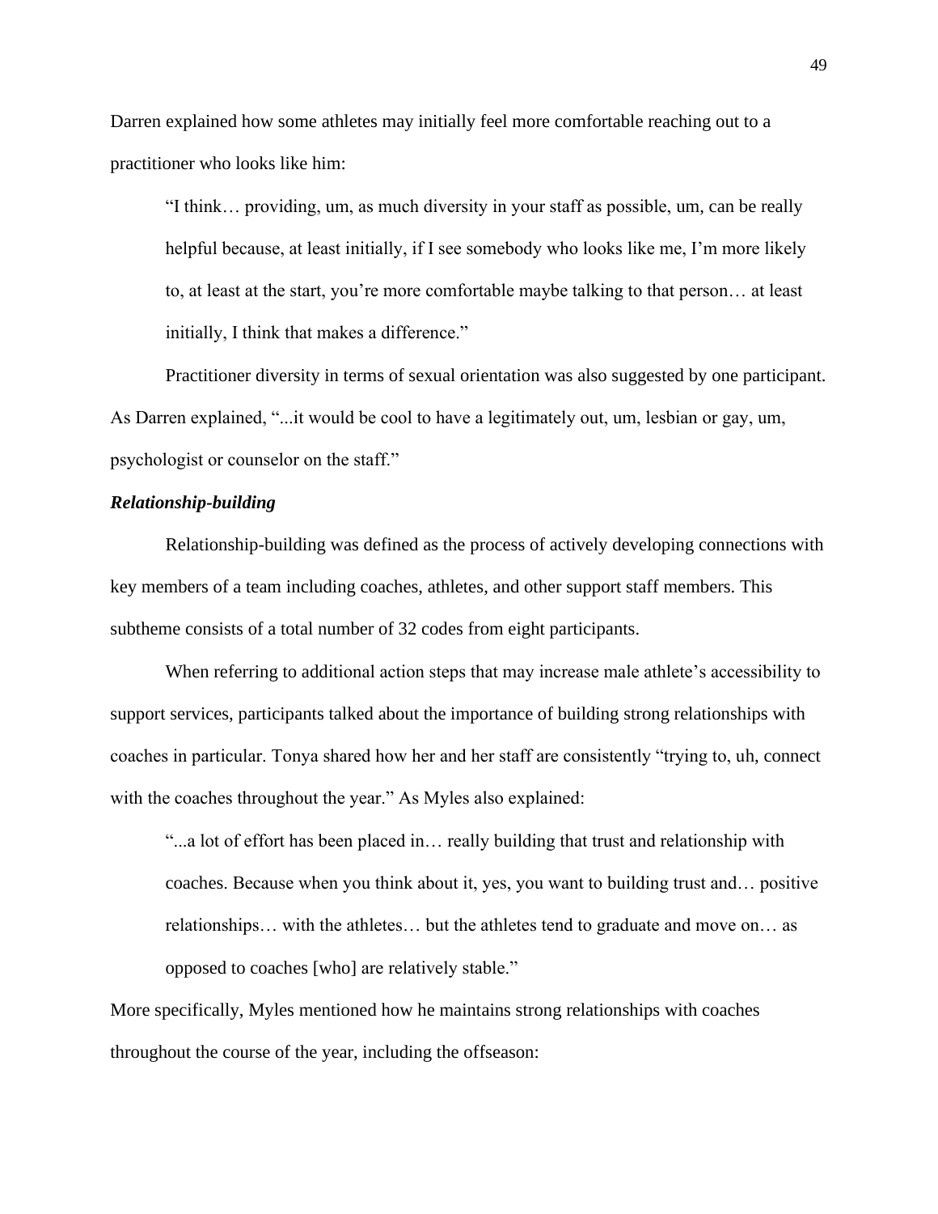Darren explained how some athletes may initially feel more comfortable reaching out to a practitioner who looks like him:

> "I think… providing, um, as much diversity in your staff as possible, um, can be really helpful because, at least initially, if I see somebody who looks like me, I'm more likely to, at least at the start, you're more comfortable maybe talking to that person… at least initially, I think that makes a difference."

Practitioner diversity in terms of sexual orientation was also suggested by one participant. As Darren explained, "...it would be cool to have a legitimately out, um, lesbian or gay, um, psychologist or counselor on the staff."

### *Relationship-building*

Relationship-building was defined as the process of actively developing connections with key members of a team including coaches, athletes, and other support staff members. This subtheme consists of a total number of 32 codes from eight participants.

When referring to additional action steps that may increase male athlete's accessibility to support services, participants talked about the importance of building strong relationships with coaches in particular. Tonya shared how her and her staff are consistently "trying to, uh, connect with the coaches throughout the year." As Myles also explained:

> "...a lot of effort has been placed in… really building that trust and relationship with coaches. Because when you think about it, yes, you want to building trust and… positive relationships… with the athletes… but the athletes tend to graduate and move on… as opposed to coaches [who] are relatively stable."

More specifically, Myles mentioned how he maintains strong relationships with coaches throughout the course of the year, including the offseason: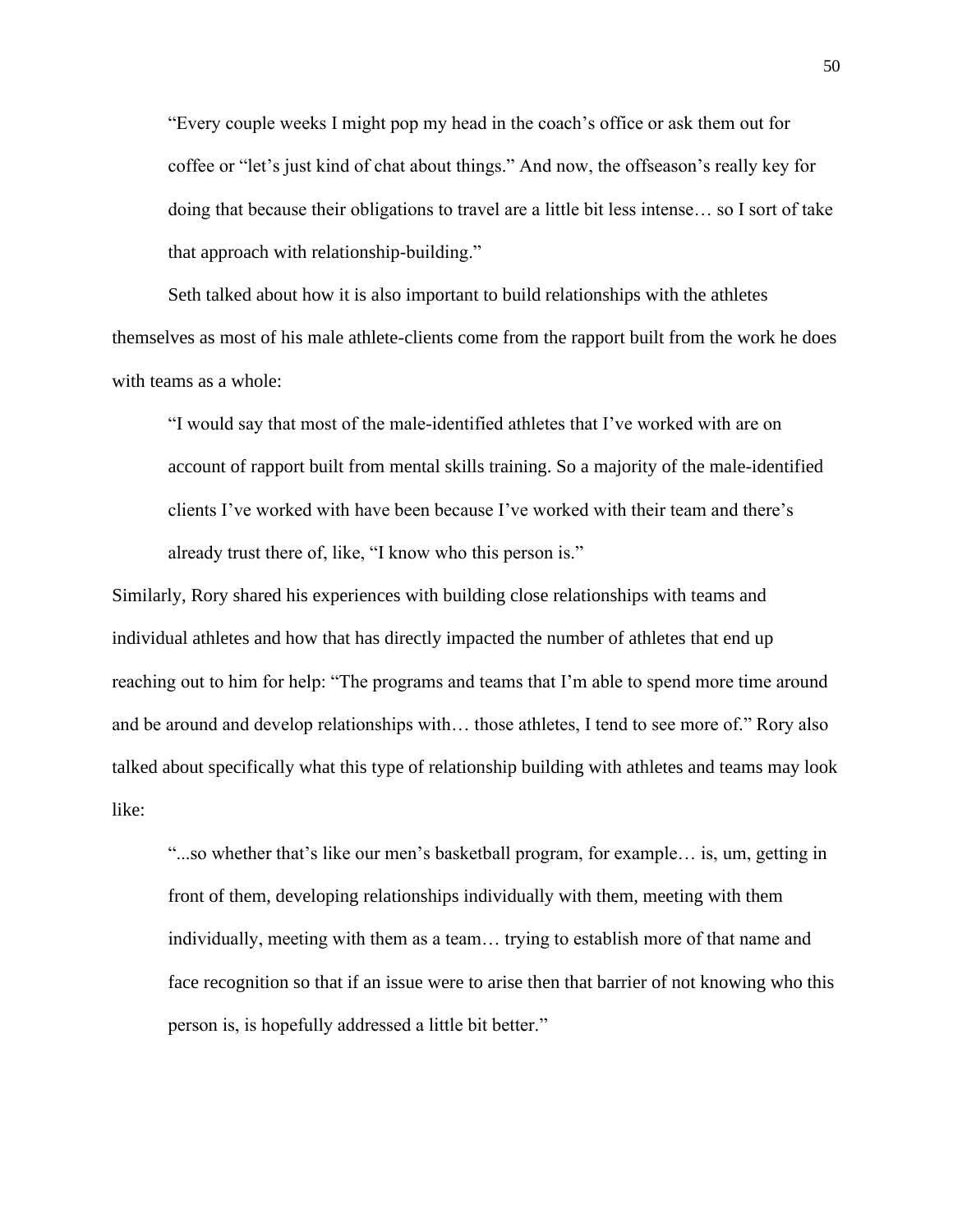> "Every couple weeks I might pop my head in the coach's office or ask them out for coffee or "let's just kind of chat about things." And now, the offseason's really key for doing that because their obligations to travel are a little bit less intense… so I sort of take that approach with relationship-building."

Seth talked about how it is also important to build relationships with the athletes themselves as most of his male athlete-clients come from the rapport built from the work he does with teams as a whole:

> "I would say that most of the male-identified athletes that I've worked with are on account of rapport built from mental skills training. So a majority of the male-identified clients I've worked with have been because I've worked with their team and there's already trust there of, like, "I know who this person is."

Similarly, Rory shared his experiences with building close relationships with teams and individual athletes and how that has directly impacted the number of athletes that end up reaching out to him for help: "The programs and teams that I'm able to spend more time around and be around and develop relationships with… those athletes, I tend to see more of." Rory also talked about specifically what this type of relationship building with athletes and teams may look like:

> "...so whether that's like our men's basketball program, for example… is, um, getting in front of them, developing relationships individually with them, meeting with them individually, meeting with them as a team… trying to establish more of that name and face recognition so that if an issue were to arise then that barrier of not knowing who this person is, is hopefully addressed a little bit better."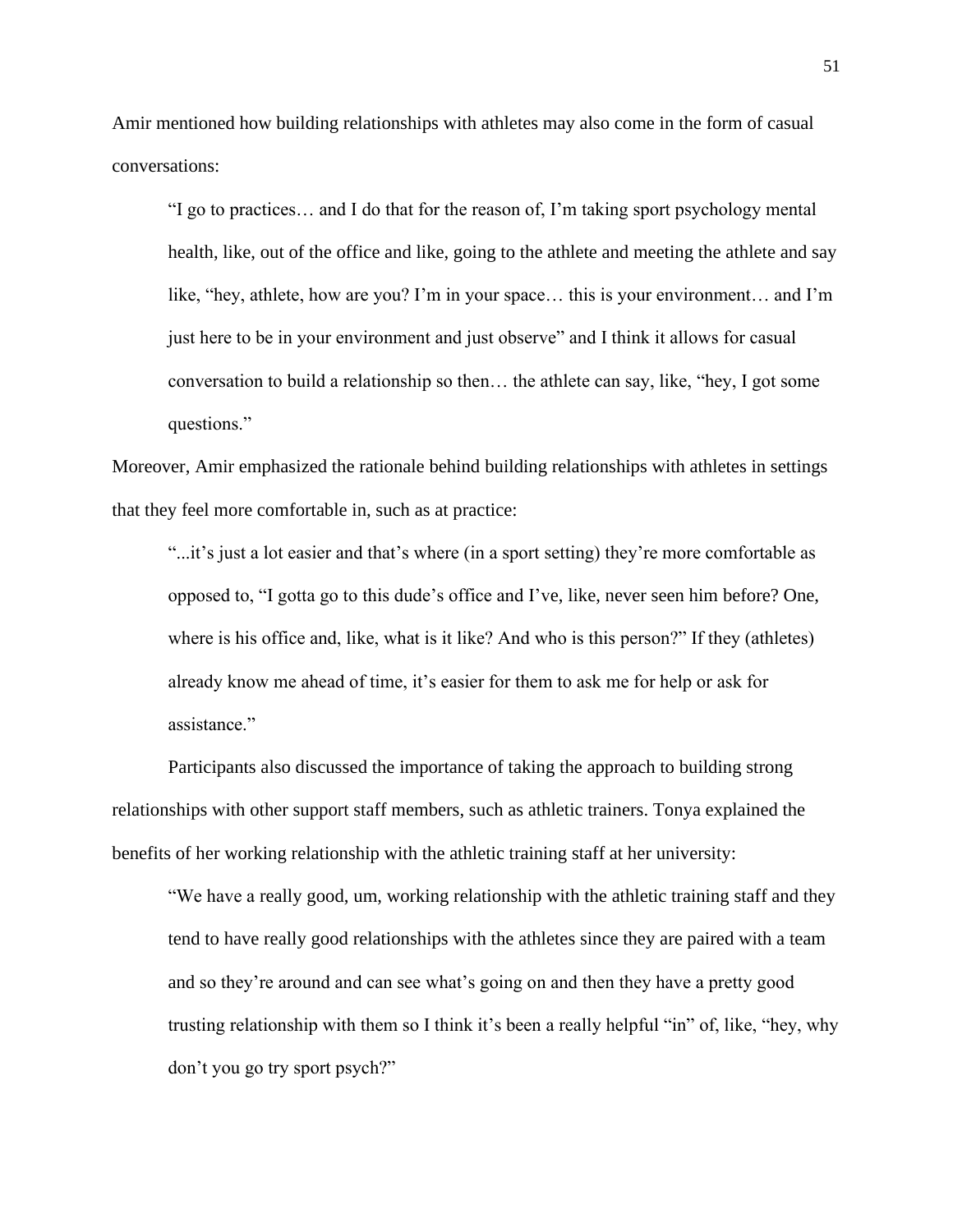Amir mentioned how building relationships with athletes may also come in the form of casual conversations:

> "I go to practices… and I do that for the reason of, I'm taking sport psychology mental health, like, out of the office and like, going to the athlete and meeting the athlete and say like, "hey, athlete, how are you? I'm in your space… this is your environment… and I'm just here to be in your environment and just observe" and I think it allows for casual conversation to build a relationship so then… the athlete can say, like, "hey, I got some questions."

Moreover, Amir emphasized the rationale behind building relationships with athletes in settings that they feel more comfortable in, such as at practice:

> "...it's just a lot easier and that's where (in a sport setting) they're more comfortable as opposed to, "I gotta go to this dude's office and I've, like, never seen him before? One, where is his office and, like, what is it like? And who is this person?" If they (athletes) already know me ahead of time, it's easier for them to ask me for help or ask for assistance."

Participants also discussed the importance of taking the approach to building strong relationships with other support staff members, such as athletic trainers. Tonya explained the benefits of her working relationship with the athletic training staff at her university:

> "We have a really good, um, working relationship with the athletic training staff and they tend to have really good relationships with the athletes since they are paired with a team and so they're around and can see what's going on and then they have a pretty good trusting relationship with them so I think it's been a really helpful "in" of, like, "hey, why don't you go try sport psych?"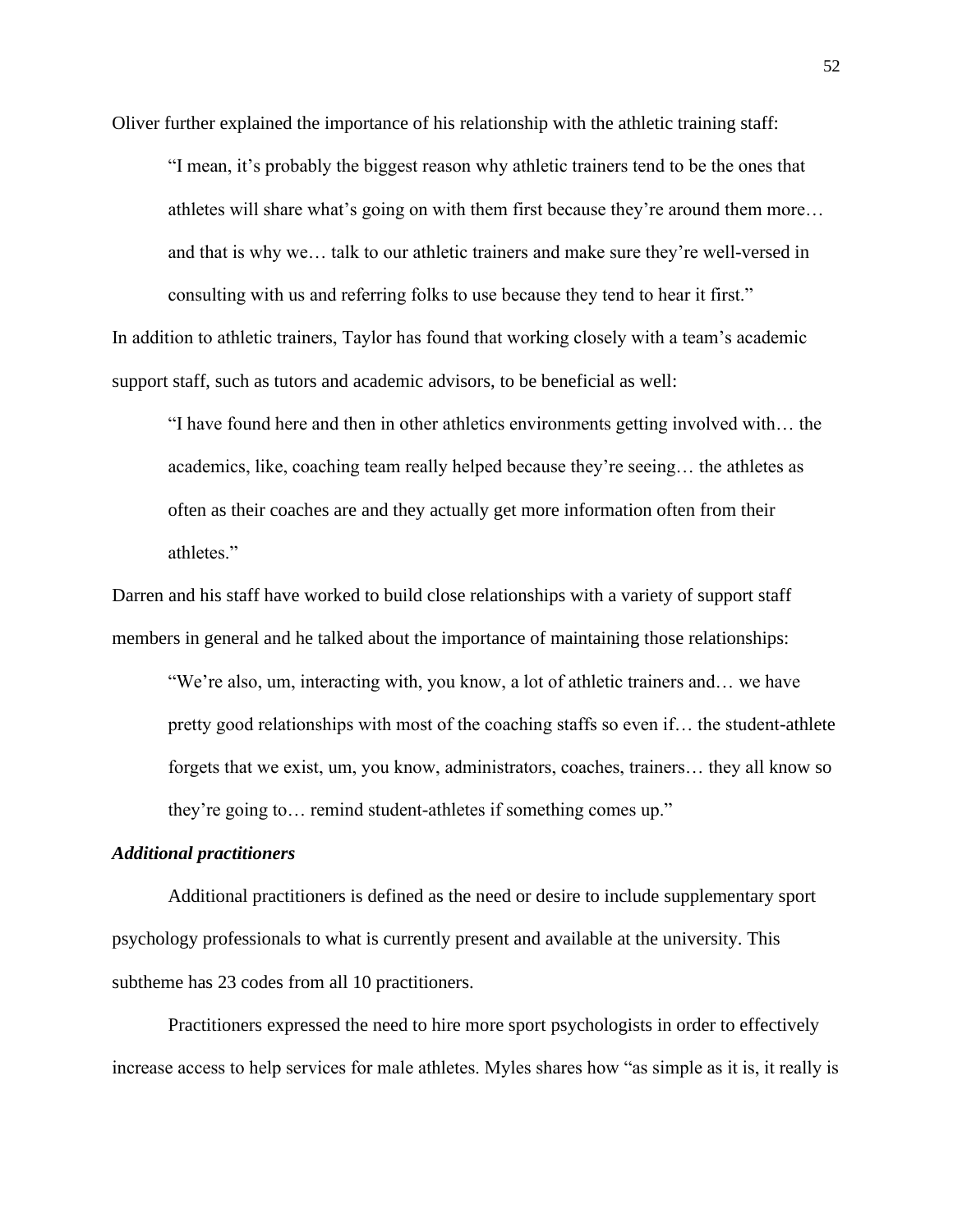Oliver further explained the importance of his relationship with the athletic training staff:

> "I mean, it's probably the biggest reason why athletic trainers tend to be the ones that athletes will share what's going on with them first because they're around them more… and that is why we… talk to our athletic trainers and make sure they're well-versed in consulting with us and referring folks to use because they tend to hear it first."

In addition to athletic trainers, Taylor has found that working closely with a team's academic support staff, such as tutors and academic advisors, to be beneficial as well:

> "I have found here and then in other athletics environments getting involved with… the academics, like, coaching team really helped because they're seeing… the athletes as often as their coaches are and they actually get more information often from their athletes."

Darren and his staff have worked to build close relationships with a variety of support staff members in general and he talked about the importance of maintaining those relationships:

> "We're also, um, interacting with, you know, a lot of athletic trainers and… we have pretty good relationships with most of the coaching staffs so even if… the student-athlete forgets that we exist, um, you know, administrators, coaches, trainers… they all know so they're going to… remind student-athletes if something comes up."

***Additional practitioners***

Additional practitioners is defined as the need or desire to include supplementary sport psychology professionals to what is currently present and available at the university. This subtheme has 23 codes from all 10 practitioners.

Practitioners expressed the need to hire more sport psychologists in order to effectively increase access to help services for male athletes. Myles shares how "as simple as it is, it really is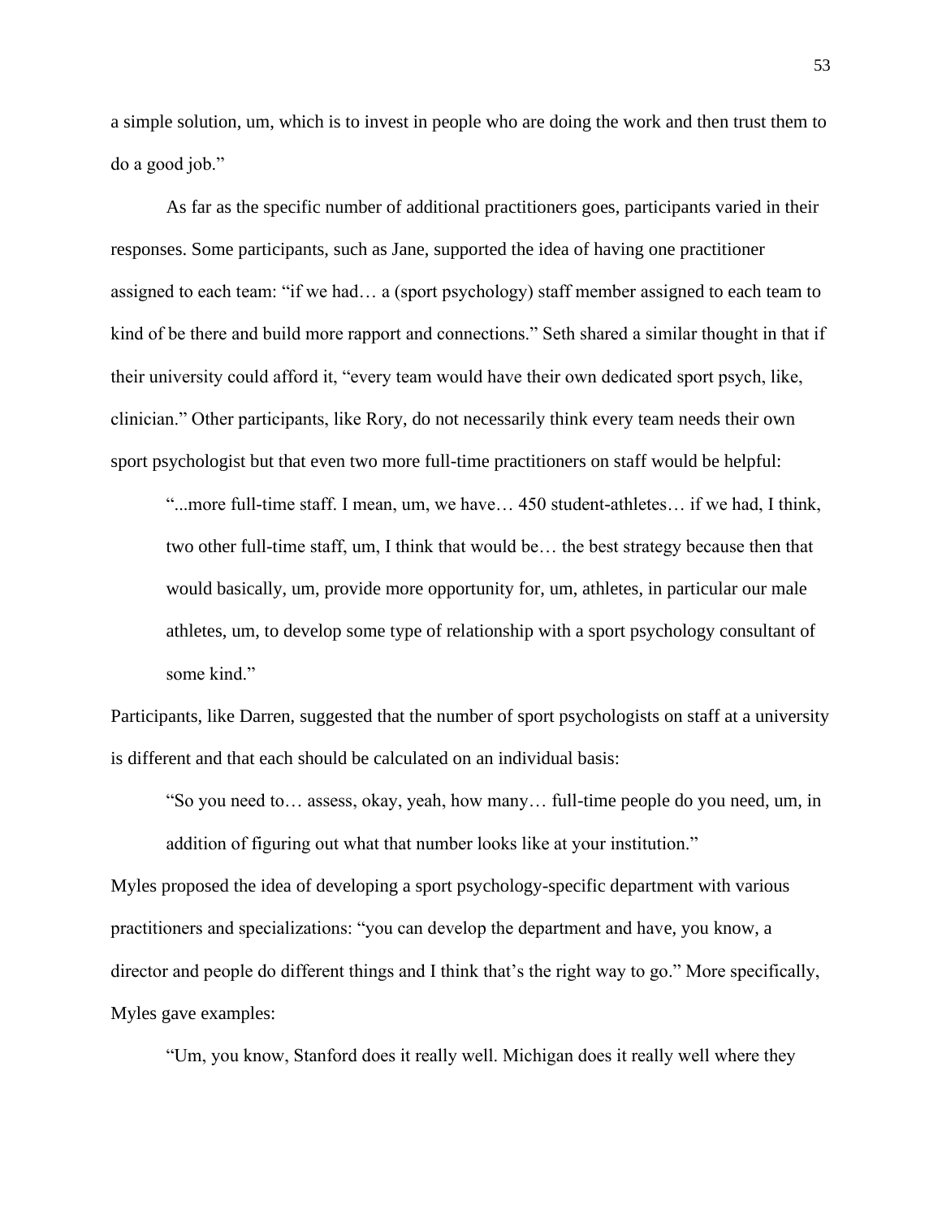a simple solution, um, which is to invest in people who are doing the work and then trust them to do a good job."

As far as the specific number of additional practitioners goes, participants varied in their responses. Some participants, such as Jane, supported the idea of having one practitioner assigned to each team: "if we had… a (sport psychology) staff member assigned to each team to kind of be there and build more rapport and connections." Seth shared a similar thought in that if their university could afford it, "every team would have their own dedicated sport psych, like, clinician." Other participants, like Rory, do not necessarily think every team needs their own sport psychologist but that even two more full-time practitioners on staff would be helpful:

> "...more full-time staff. I mean, um, we have… 450 student-athletes… if we had, I think, two other full-time staff, um, I think that would be… the best strategy because then that would basically, um, provide more opportunity for, um, athletes, in particular our male athletes, um, to develop some type of relationship with a sport psychology consultant of some kind."

Participants, like Darren, suggested that the number of sport psychologists on staff at a university is different and that each should be calculated on an individual basis:

> "So you need to… assess, okay, yeah, how many… full-time people do you need, um, in addition of figuring out what that number looks like at your institution."

Myles proposed the idea of developing a sport psychology-specific department with various practitioners and specializations: "you can develop the department and have, you know, a director and people do different things and I think that's the right way to go." More specifically, Myles gave examples:

> "Um, you know, Stanford does it really well. Michigan does it really well where they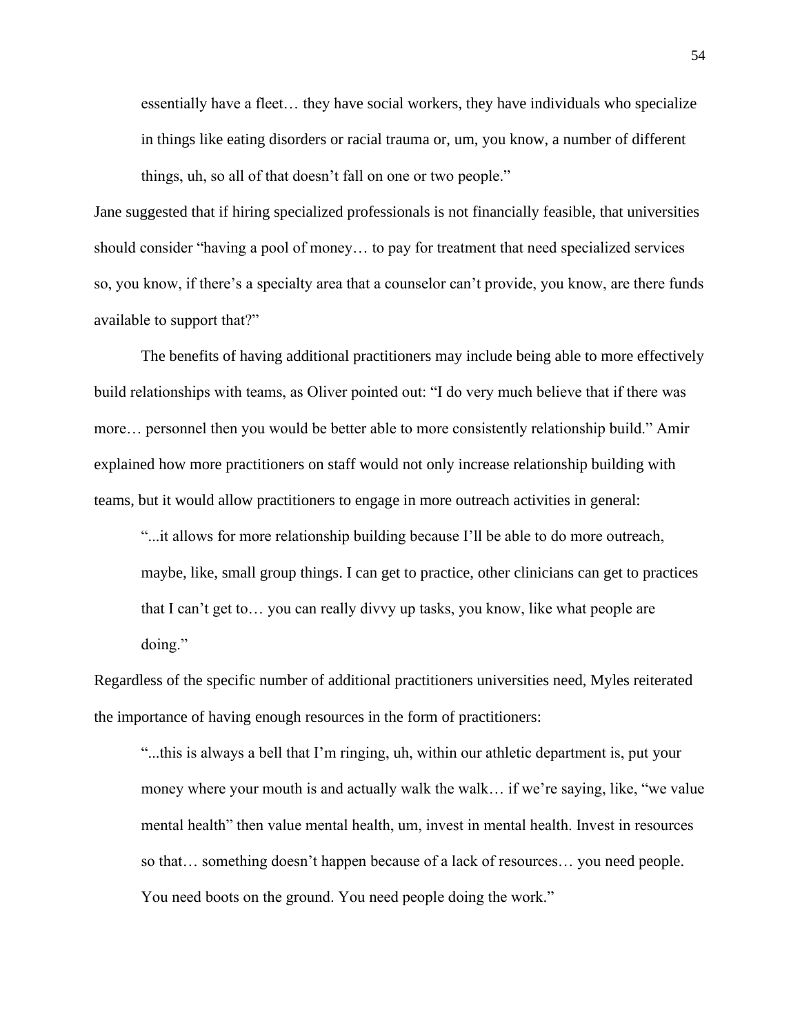essentially have a fleet… they have social workers, they have individuals who specialize in things like eating disorders or racial trauma or, um, you know, a number of different things, uh, so all of that doesn't fall on one or two people."

Jane suggested that if hiring specialized professionals is not financially feasible, that universities should consider "having a pool of money… to pay for treatment that need specialized services so, you know, if there's a specialty area that a counselor can't provide, you know, are there funds available to support that?"

The benefits of having additional practitioners may include being able to more effectively build relationships with teams, as Oliver pointed out: "I do very much believe that if there was more… personnel then you would be better able to more consistently relationship build." Amir explained how more practitioners on staff would not only increase relationship building with teams, but it would allow practitioners to engage in more outreach activities in general:

> "...it allows for more relationship building because I'll be able to do more outreach, maybe, like, small group things. I can get to practice, other clinicians can get to practices that I can't get to… you can really divvy up tasks, you know, like what people are doing."

Regardless of the specific number of additional practitioners universities need, Myles reiterated the importance of having enough resources in the form of practitioners:

> "...this is always a bell that I'm ringing, uh, within our athletic department is, put your money where your mouth is and actually walk the walk… if we're saying, like, "we value mental health" then value mental health, um, invest in mental health. Invest in resources so that… something doesn't happen because of a lack of resources… you need people. You need boots on the ground. You need people doing the work."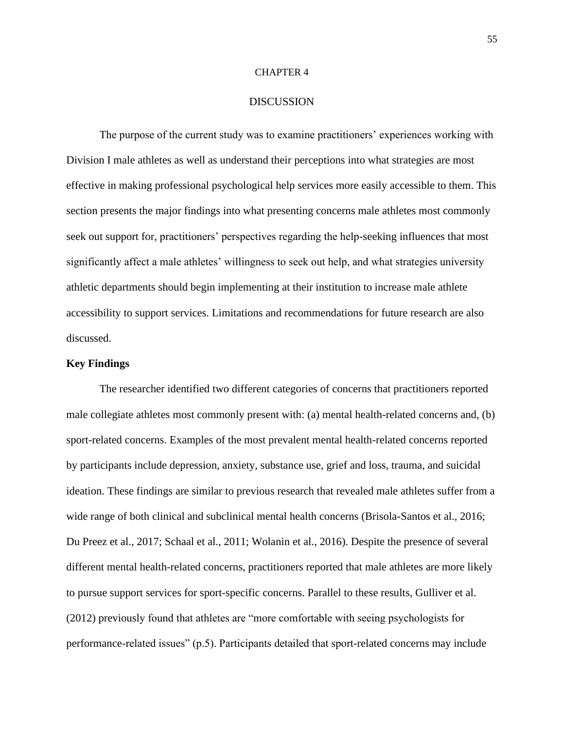# CHAPTER 4

# DISCUSSION

The purpose of the current study was to examine practitioners' experiences working with Division I male athletes as well as understand their perceptions into what strategies are most effective in making professional psychological help services more easily accessible to them. This section presents the major findings into what presenting concerns male athletes most commonly seek out support for, practitioners' perspectives regarding the help-seeking influences that most significantly affect a male athletes' willingness to seek out help, and what strategies university athletic departments should begin implementing at their institution to increase male athlete accessibility to support services. Limitations and recommendations for future research are also discussed.

## Key Findings

The researcher identified two different categories of concerns that practitioners reported male collegiate athletes most commonly present with: (a) mental health-related concerns and, (b) sport-related concerns. Examples of the most prevalent mental health-related concerns reported by participants include depression, anxiety, substance use, grief and loss, trauma, and suicidal ideation. These findings are similar to previous research that revealed male athletes suffer from a wide range of both clinical and subclinical mental health concerns (Brisola-Santos et al., 2016; Du Preez et al., 2017; Schaal et al., 2011; Wolanin et al., 2016). Despite the presence of several different mental health-related concerns, practitioners reported that male athletes are more likely to pursue support services for sport-specific concerns. Parallel to these results, Gulliver et al. (2012) previously found that athletes are "more comfortable with seeing psychologists for performance-related issues" (p.5). Participants detailed that sport-related concerns may include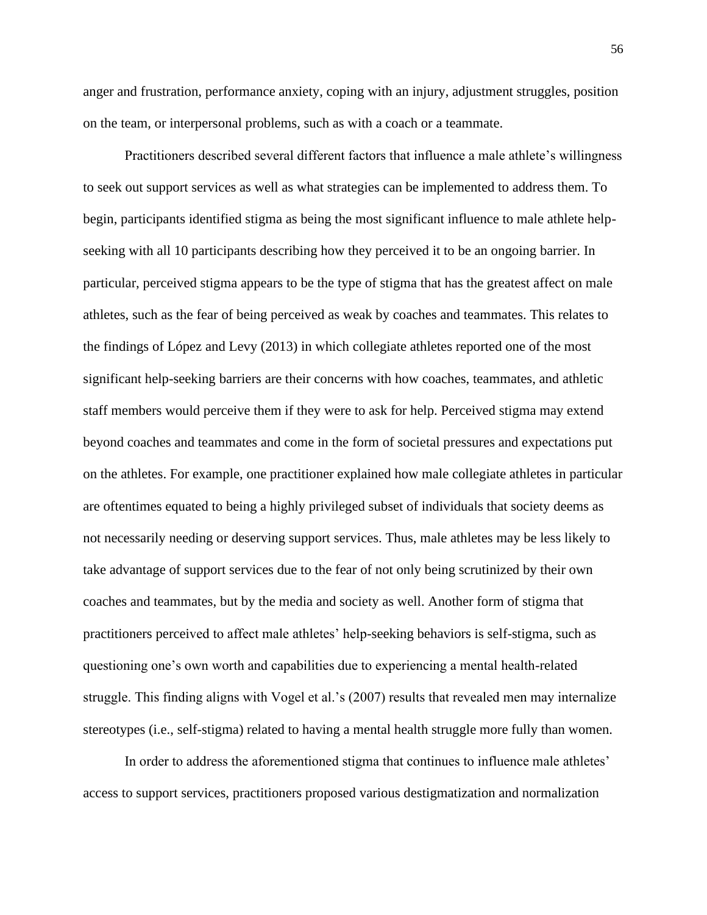anger and frustration, performance anxiety, coping with an injury, adjustment struggles, position on the team, or interpersonal problems, such as with a coach or a teammate.

Practitioners described several different factors that influence a male athlete's willingness to seek out support services as well as what strategies can be implemented to address them. To begin, participants identified stigma as being the most significant influence to male athlete help-seeking with all 10 participants describing how they perceived it to be an ongoing barrier. In particular, perceived stigma appears to be the type of stigma that has the greatest affect on male athletes, such as the fear of being perceived as weak by coaches and teammates. This relates to the findings of López and Levy (2013) in which collegiate athletes reported one of the most significant help-seeking barriers are their concerns with how coaches, teammates, and athletic staff members would perceive them if they were to ask for help. Perceived stigma may extend beyond coaches and teammates and come in the form of societal pressures and expectations put on the athletes. For example, one practitioner explained how male collegiate athletes in particular are oftentimes equated to being a highly privileged subset of individuals that society deems as not necessarily needing or deserving support services. Thus, male athletes may be less likely to take advantage of support services due to the fear of not only being scrutinized by their own coaches and teammates, but by the media and society as well. Another form of stigma that practitioners perceived to affect male athletes' help-seeking behaviors is self-stigma, such as questioning one's own worth and capabilities due to experiencing a mental health-related struggle. This finding aligns with Vogel et al.'s (2007) results that revealed men may internalize stereotypes (i.e., self-stigma) related to having a mental health struggle more fully than women.

In order to address the aforementioned stigma that continues to influence male athletes' access to support services, practitioners proposed various destigmatization and normalization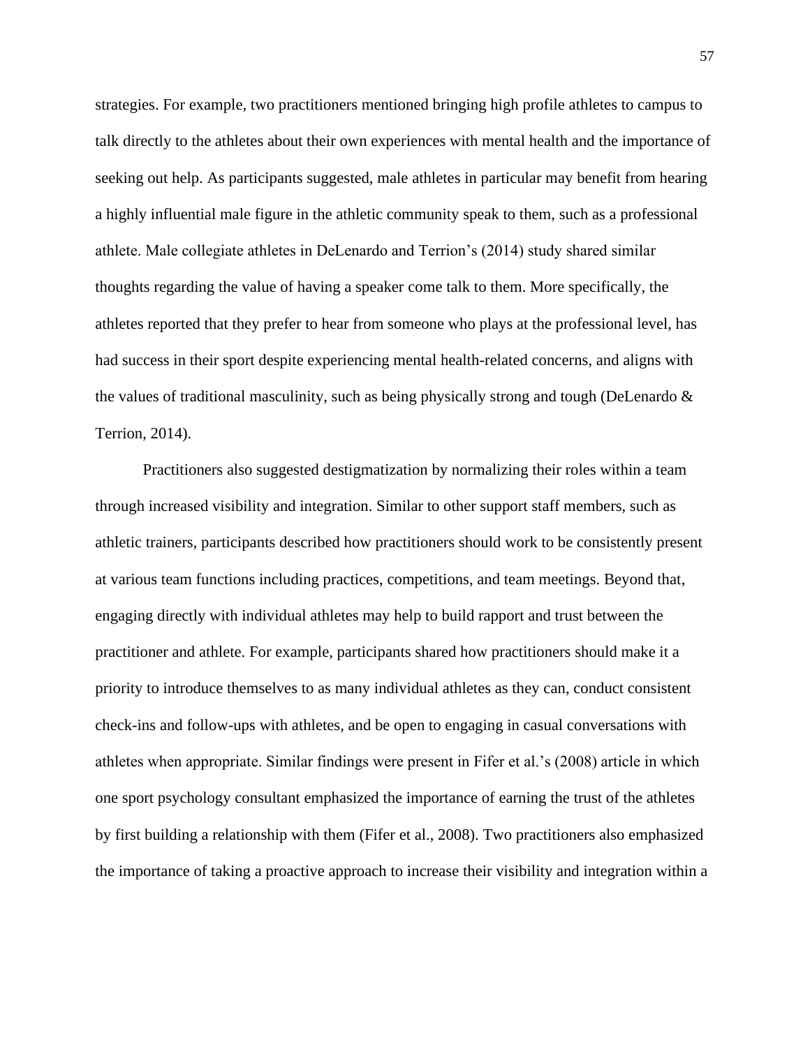strategies. For example, two practitioners mentioned bringing high profile athletes to campus to talk directly to the athletes about their own experiences with mental health and the importance of seeking out help. As participants suggested, male athletes in particular may benefit from hearing a highly influential male figure in the athletic community speak to them, such as a professional athlete. Male collegiate athletes in DeLenardo and Terrion's (2014) study shared similar thoughts regarding the value of having a speaker come talk to them. More specifically, the athletes reported that they prefer to hear from someone who plays at the professional level, has had success in their sport despite experiencing mental health-related concerns, and aligns with the values of traditional masculinity, such as being physically strong and tough (DeLenardo & Terrion, 2014).

Practitioners also suggested destigmatization by normalizing their roles within a team through increased visibility and integration. Similar to other support staff members, such as athletic trainers, participants described how practitioners should work to be consistently present at various team functions including practices, competitions, and team meetings. Beyond that, engaging directly with individual athletes may help to build rapport and trust between the practitioner and athlete. For example, participants shared how practitioners should make it a priority to introduce themselves to as many individual athletes as they can, conduct consistent check-ins and follow-ups with athletes, and be open to engaging in casual conversations with athletes when appropriate. Similar findings were present in Fifer et al.'s (2008) article in which one sport psychology consultant emphasized the importance of earning the trust of the athletes by first building a relationship with them (Fifer et al., 2008). Two practitioners also emphasized the importance of taking a proactive approach to increase their visibility and integration within a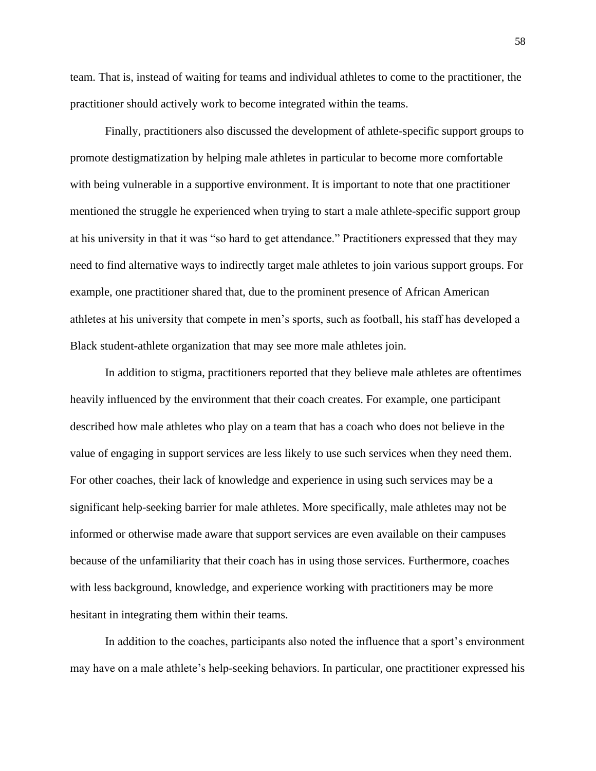team. That is, instead of waiting for teams and individual athletes to come to the practitioner, the practitioner should actively work to become integrated within the teams.

Finally, practitioners also discussed the development of athlete-specific support groups to promote destigmatization by helping male athletes in particular to become more comfortable with being vulnerable in a supportive environment. It is important to note that one practitioner mentioned the struggle he experienced when trying to start a male athlete-specific support group at his university in that it was "so hard to get attendance." Practitioners expressed that they may need to find alternative ways to indirectly target male athletes to join various support groups. For example, one practitioner shared that, due to the prominent presence of African American athletes at his university that compete in men's sports, such as football, his staff has developed a Black student-athlete organization that may see more male athletes join.

In addition to stigma, practitioners reported that they believe male athletes are oftentimes heavily influenced by the environment that their coach creates. For example, one participant described how male athletes who play on a team that has a coach who does not believe in the value of engaging in support services are less likely to use such services when they need them. For other coaches, their lack of knowledge and experience in using such services may be a significant help-seeking barrier for male athletes. More specifically, male athletes may not be informed or otherwise made aware that support services are even available on their campuses because of the unfamiliarity that their coach has in using those services. Furthermore, coaches with less background, knowledge, and experience working with practitioners may be more hesitant in integrating them within their teams.

In addition to the coaches, participants also noted the influence that a sport's environment may have on a male athlete's help-seeking behaviors. In particular, one practitioner expressed his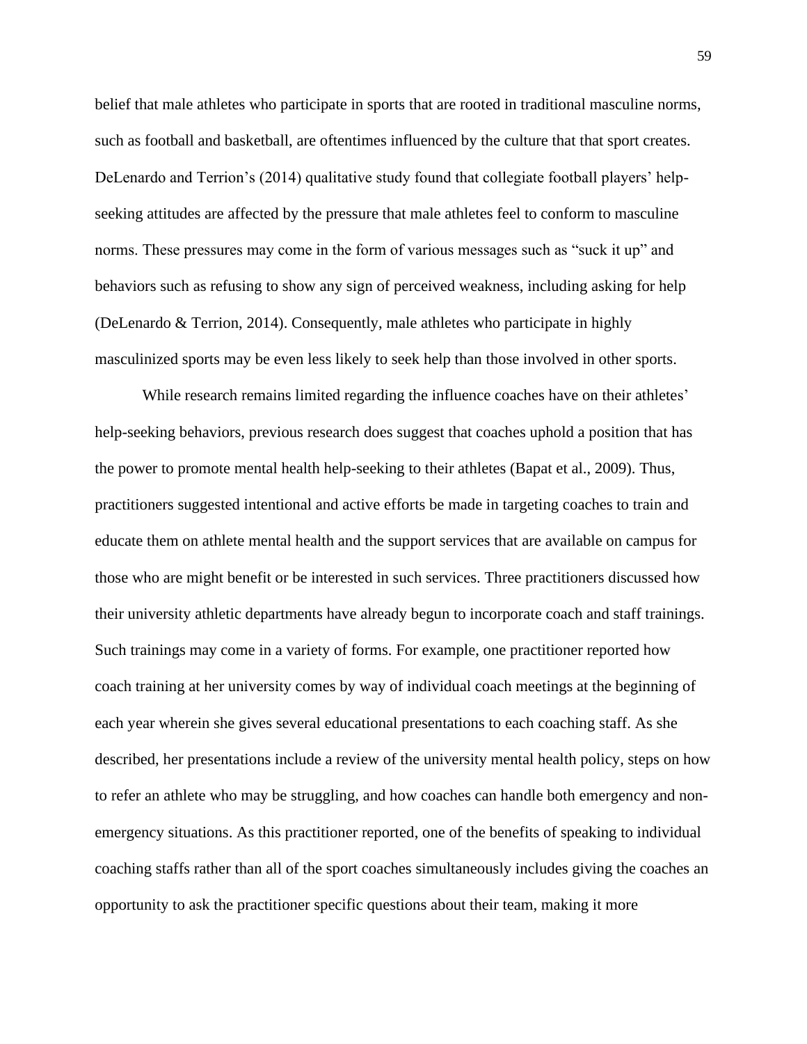belief that male athletes who participate in sports that are rooted in traditional masculine norms, such as football and basketball, are oftentimes influenced by the culture that that sport creates. DeLenardo and Terrion's (2014) qualitative study found that collegiate football players' help-seeking attitudes are affected by the pressure that male athletes feel to conform to masculine norms. These pressures may come in the form of various messages such as "suck it up" and behaviors such as refusing to show any sign of perceived weakness, including asking for help (DeLenardo & Terrion, 2014). Consequently, male athletes who participate in highly masculinized sports may be even less likely to seek help than those involved in other sports.

While research remains limited regarding the influence coaches have on their athletes' help-seeking behaviors, previous research does suggest that coaches uphold a position that has the power to promote mental health help-seeking to their athletes (Bapat et al., 2009). Thus, practitioners suggested intentional and active efforts be made in targeting coaches to train and educate them on athlete mental health and the support services that are available on campus for those who are might benefit or be interested in such services. Three practitioners discussed how their university athletic departments have already begun to incorporate coach and staff trainings. Such trainings may come in a variety of forms. For example, one practitioner reported how coach training at her university comes by way of individual coach meetings at the beginning of each year wherein she gives several educational presentations to each coaching staff. As she described, her presentations include a review of the university mental health policy, steps on how to refer an athlete who may be struggling, and how coaches can handle both emergency and non-emergency situations. As this practitioner reported, one of the benefits of speaking to individual coaching staffs rather than all of the sport coaches simultaneously includes giving the coaches an opportunity to ask the practitioner specific questions about their team, making it more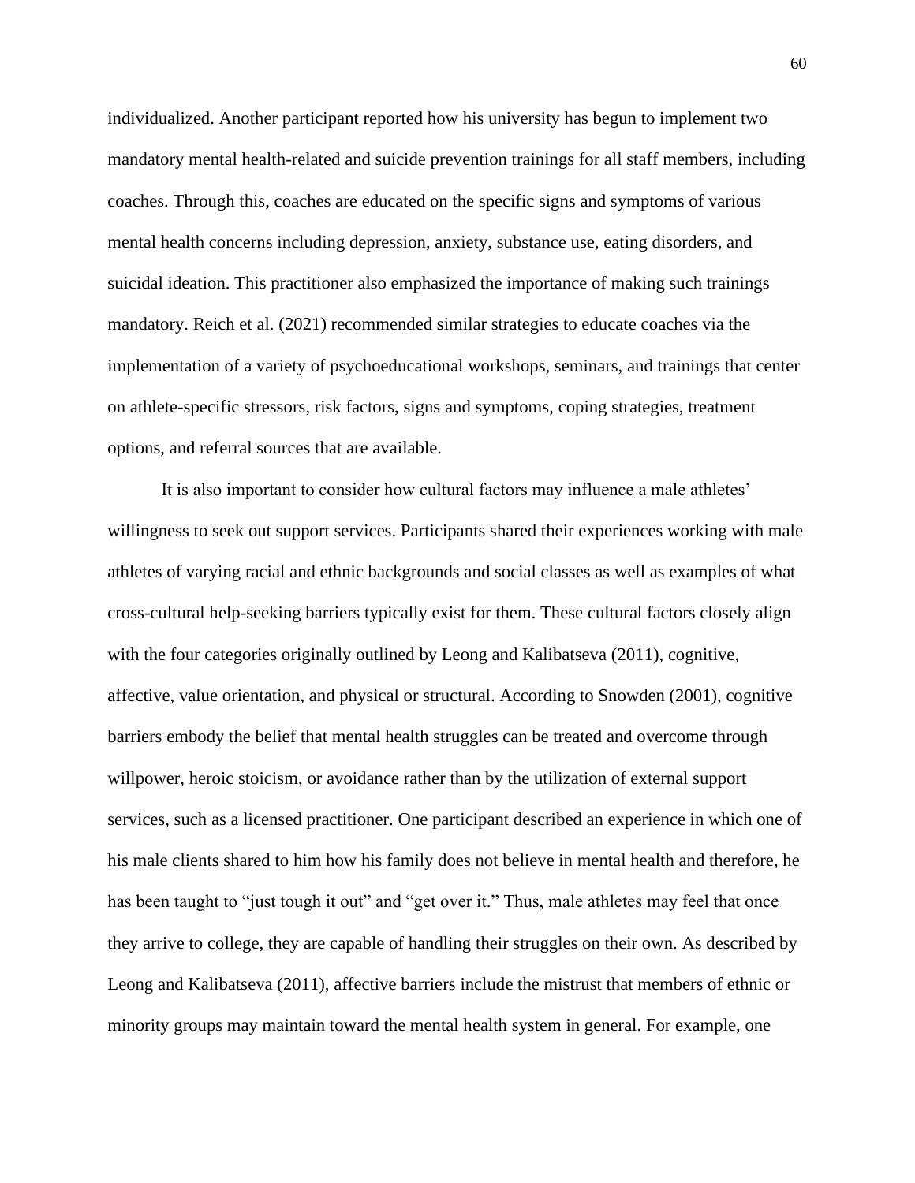individualized. Another participant reported how his university has begun to implement two mandatory mental health-related and suicide prevention trainings for all staff members, including coaches. Through this, coaches are educated on the specific signs and symptoms of various mental health concerns including depression, anxiety, substance use, eating disorders, and suicidal ideation. This practitioner also emphasized the importance of making such trainings mandatory. Reich et al. (2021) recommended similar strategies to educate coaches via the implementation of a variety of psychoeducational workshops, seminars, and trainings that center on athlete-specific stressors, risk factors, signs and symptoms, coping strategies, treatment options, and referral sources that are available.

It is also important to consider how cultural factors may influence a male athletes' willingness to seek out support services. Participants shared their experiences working with male athletes of varying racial and ethnic backgrounds and social classes as well as examples of what cross-cultural help-seeking barriers typically exist for them. These cultural factors closely align with the four categories originally outlined by Leong and Kalibatseva (2011), cognitive, affective, value orientation, and physical or structural. According to Snowden (2001), cognitive barriers embody the belief that mental health struggles can be treated and overcome through willpower, heroic stoicism, or avoidance rather than by the utilization of external support services, such as a licensed practitioner. One participant described an experience in which one of his male clients shared to him how his family does not believe in mental health and therefore, he has been taught to "just tough it out" and "get over it." Thus, male athletes may feel that once they arrive to college, they are capable of handling their struggles on their own. As described by Leong and Kalibatseva (2011), affective barriers include the mistrust that members of ethnic or minority groups may maintain toward the mental health system in general. For example, one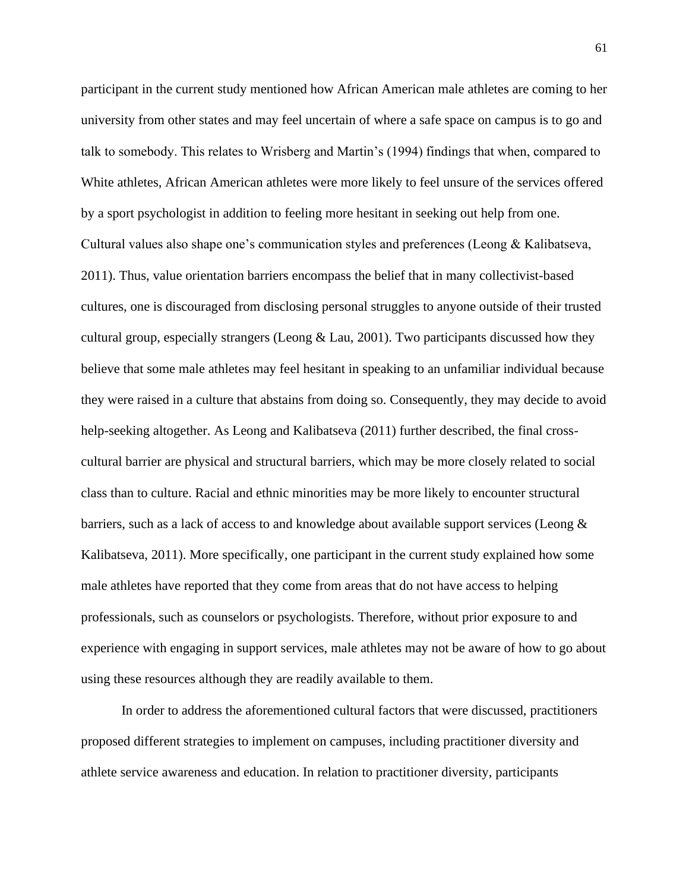participant in the current study mentioned how African American male athletes are coming to her university from other states and may feel uncertain of where a safe space on campus is to go and talk to somebody. This relates to Wrisberg and Martin's (1994) findings that when, compared to White athletes, African American athletes were more likely to feel unsure of the services offered by a sport psychologist in addition to feeling more hesitant in seeking out help from one. Cultural values also shape one's communication styles and preferences (Leong & Kalibatseva, 2011). Thus, value orientation barriers encompass the belief that in many collectivist-based cultures, one is discouraged from disclosing personal struggles to anyone outside of their trusted cultural group, especially strangers (Leong & Lau, 2001). Two participants discussed how they believe that some male athletes may feel hesitant in speaking to an unfamiliar individual because they were raised in a culture that abstains from doing so. Consequently, they may decide to avoid help-seeking altogether. As Leong and Kalibatseva (2011) further described, the final cross-cultural barrier are physical and structural barriers, which may be more closely related to social class than to culture. Racial and ethnic minorities may be more likely to encounter structural barriers, such as a lack of access to and knowledge about available support services (Leong & Kalibatseva, 2011). More specifically, one participant in the current study explained how some male athletes have reported that they come from areas that do not have access to helping professionals, such as counselors or psychologists. Therefore, without prior exposure to and experience with engaging in support services, male athletes may not be aware of how to go about using these resources although they are readily available to them.

In order to address the aforementioned cultural factors that were discussed, practitioners proposed different strategies to implement on campuses, including practitioner diversity and athlete service awareness and education. In relation to practitioner diversity, participants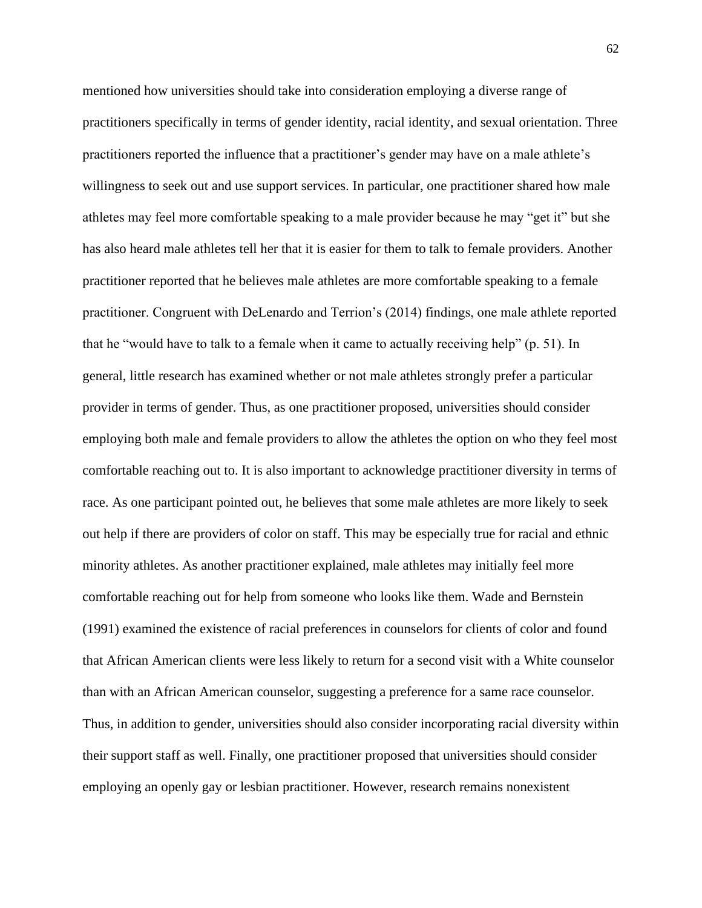mentioned how universities should take into consideration employing a diverse range of practitioners specifically in terms of gender identity, racial identity, and sexual orientation. Three practitioners reported the influence that a practitioner's gender may have on a male athlete's willingness to seek out and use support services. In particular, one practitioner shared how male athletes may feel more comfortable speaking to a male provider because he may "get it" but she has also heard male athletes tell her that it is easier for them to talk to female providers. Another practitioner reported that he believes male athletes are more comfortable speaking to a female practitioner. Congruent with DeLenardo and Terrion's (2014) findings, one male athlete reported that he "would have to talk to a female when it came to actually receiving help" (p. 51). In general, little research has examined whether or not male athletes strongly prefer a particular provider in terms of gender. Thus, as one practitioner proposed, universities should consider employing both male and female providers to allow the athletes the option on who they feel most comfortable reaching out to. It is also important to acknowledge practitioner diversity in terms of race. As one participant pointed out, he believes that some male athletes are more likely to seek out help if there are providers of color on staff. This may be especially true for racial and ethnic minority athletes. As another practitioner explained, male athletes may initially feel more comfortable reaching out for help from someone who looks like them. Wade and Bernstein (1991) examined the existence of racial preferences in counselors for clients of color and found that African American clients were less likely to return for a second visit with a White counselor than with an African American counselor, suggesting a preference for a same race counselor. Thus, in addition to gender, universities should also consider incorporating racial diversity within their support staff as well. Finally, one practitioner proposed that universities should consider employing an openly gay or lesbian practitioner. However, research remains nonexistent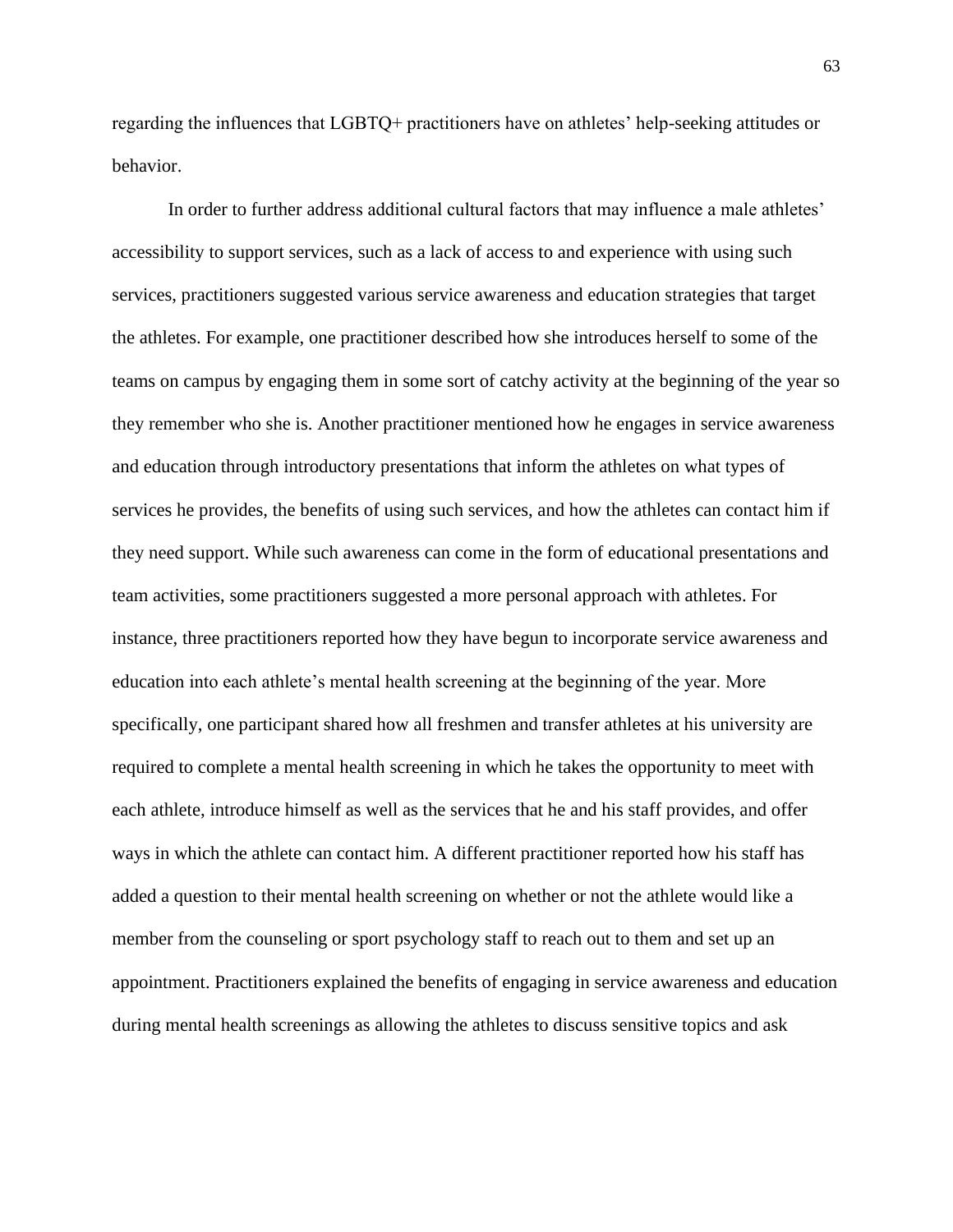regarding the influences that LGBTQ+ practitioners have on athletes' help-seeking attitudes or behavior.

In order to further address additional cultural factors that may influence a male athletes' accessibility to support services, such as a lack of access to and experience with using such services, practitioners suggested various service awareness and education strategies that target the athletes. For example, one practitioner described how she introduces herself to some of the teams on campus by engaging them in some sort of catchy activity at the beginning of the year so they remember who she is. Another practitioner mentioned how he engages in service awareness and education through introductory presentations that inform the athletes on what types of services he provides, the benefits of using such services, and how the athletes can contact him if they need support. While such awareness can come in the form of educational presentations and team activities, some practitioners suggested a more personal approach with athletes. For instance, three practitioners reported how they have begun to incorporate service awareness and education into each athlete's mental health screening at the beginning of the year. More specifically, one participant shared how all freshmen and transfer athletes at his university are required to complete a mental health screening in which he takes the opportunity to meet with each athlete, introduce himself as well as the services that he and his staff provides, and offer ways in which the athlete can contact him. A different practitioner reported how his staff has added a question to their mental health screening on whether or not the athlete would like a member from the counseling or sport psychology staff to reach out to them and set up an appointment. Practitioners explained the benefits of engaging in service awareness and education during mental health screenings as allowing the athletes to discuss sensitive topics and ask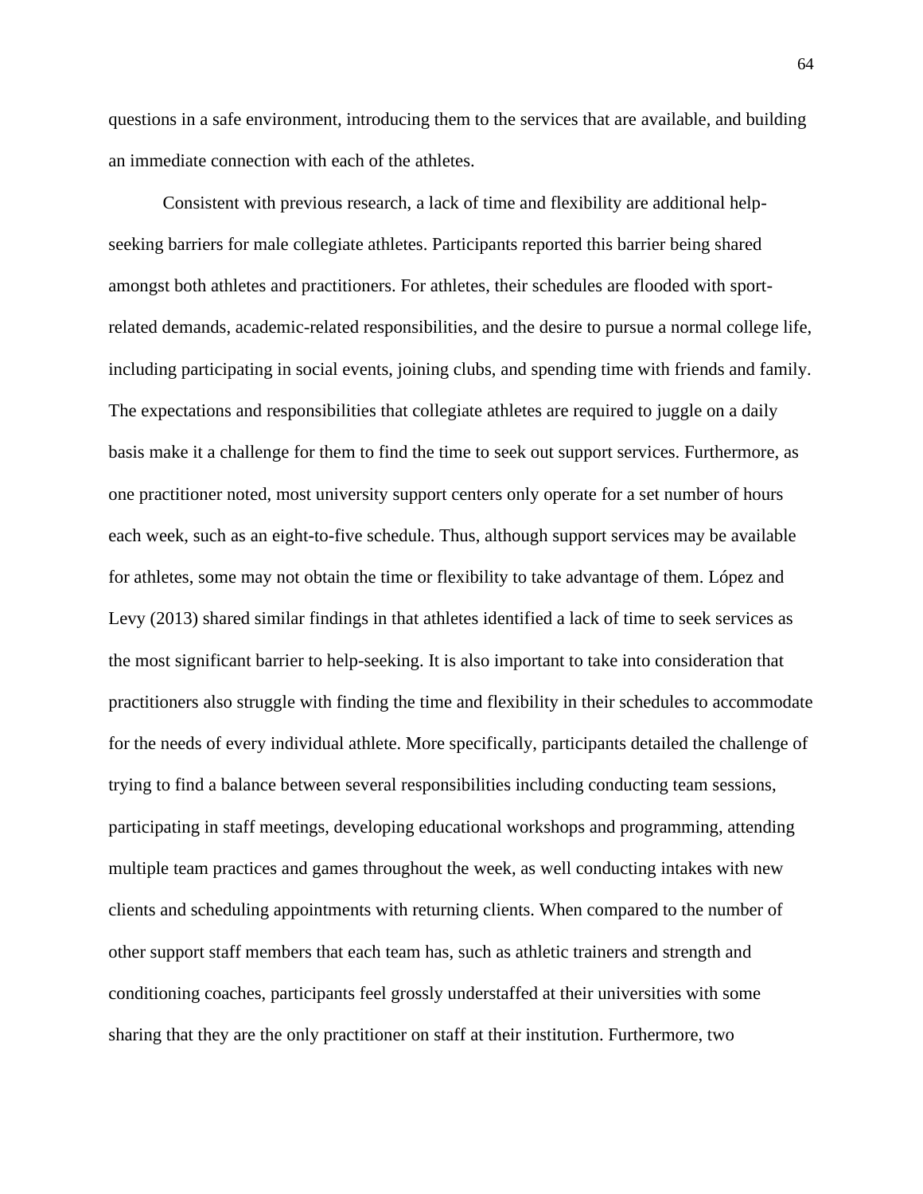questions in a safe environment, introducing them to the services that are available, and building an immediate connection with each of the athletes.

Consistent with previous research, a lack of time and flexibility are additional help-seeking barriers for male collegiate athletes. Participants reported this barrier being shared amongst both athletes and practitioners. For athletes, their schedules are flooded with sport-related demands, academic-related responsibilities, and the desire to pursue a normal college life, including participating in social events, joining clubs, and spending time with friends and family. The expectations and responsibilities that collegiate athletes are required to juggle on a daily basis make it a challenge for them to find the time to seek out support services. Furthermore, as one practitioner noted, most university support centers only operate for a set number of hours each week, such as an eight-to-five schedule. Thus, although support services may be available for athletes, some may not obtain the time or flexibility to take advantage of them. López and Levy (2013) shared similar findings in that athletes identified a lack of time to seek services as the most significant barrier to help-seeking. It is also important to take into consideration that practitioners also struggle with finding the time and flexibility in their schedules to accommodate for the needs of every individual athlete. More specifically, participants detailed the challenge of trying to find a balance between several responsibilities including conducting team sessions, participating in staff meetings, developing educational workshops and programming, attending multiple team practices and games throughout the week, as well conducting intakes with new clients and scheduling appointments with returning clients. When compared to the number of other support staff members that each team has, such as athletic trainers and strength and conditioning coaches, participants feel grossly understaffed at their universities with some sharing that they are the only practitioner on staff at their institution. Furthermore, two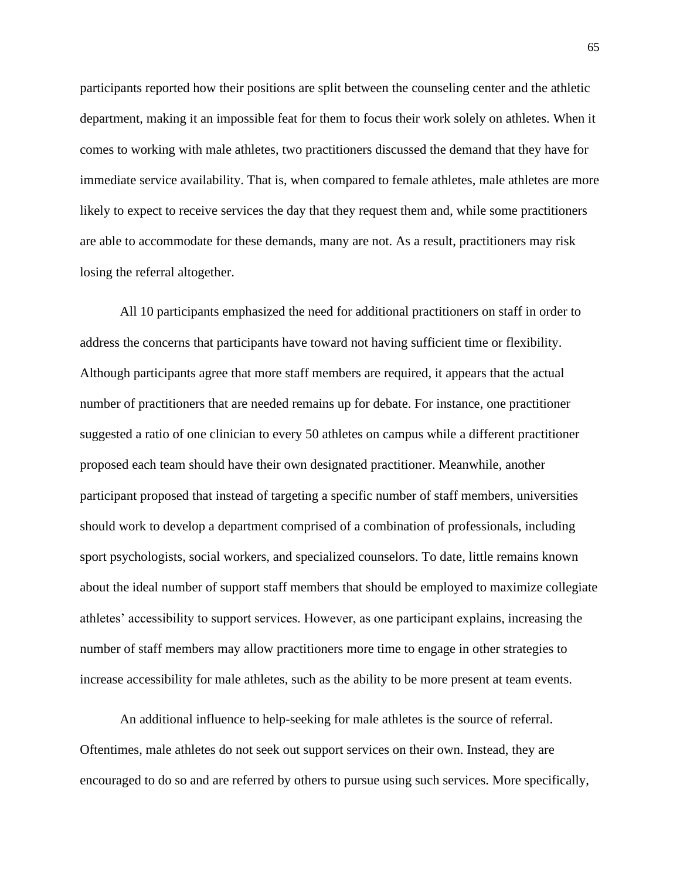participants reported how their positions are split between the counseling center and the athletic department, making it an impossible feat for them to focus their work solely on athletes. When it comes to working with male athletes, two practitioners discussed the demand that they have for immediate service availability. That is, when compared to female athletes, male athletes are more likely to expect to receive services the day that they request them and, while some practitioners are able to accommodate for these demands, many are not. As a result, practitioners may risk losing the referral altogether.

All 10 participants emphasized the need for additional practitioners on staff in order to address the concerns that participants have toward not having sufficient time or flexibility. Although participants agree that more staff members are required, it appears that the actual number of practitioners that are needed remains up for debate. For instance, one practitioner suggested a ratio of one clinician to every 50 athletes on campus while a different practitioner proposed each team should have their own designated practitioner. Meanwhile, another participant proposed that instead of targeting a specific number of staff members, universities should work to develop a department comprised of a combination of professionals, including sport psychologists, social workers, and specialized counselors. To date, little remains known about the ideal number of support staff members that should be employed to maximize collegiate athletes' accessibility to support services. However, as one participant explains, increasing the number of staff members may allow practitioners more time to engage in other strategies to increase accessibility for male athletes, such as the ability to be more present at team events.

An additional influence to help-seeking for male athletes is the source of referral. Oftentimes, male athletes do not seek out support services on their own. Instead, they are encouraged to do so and are referred by others to pursue using such services. More specifically,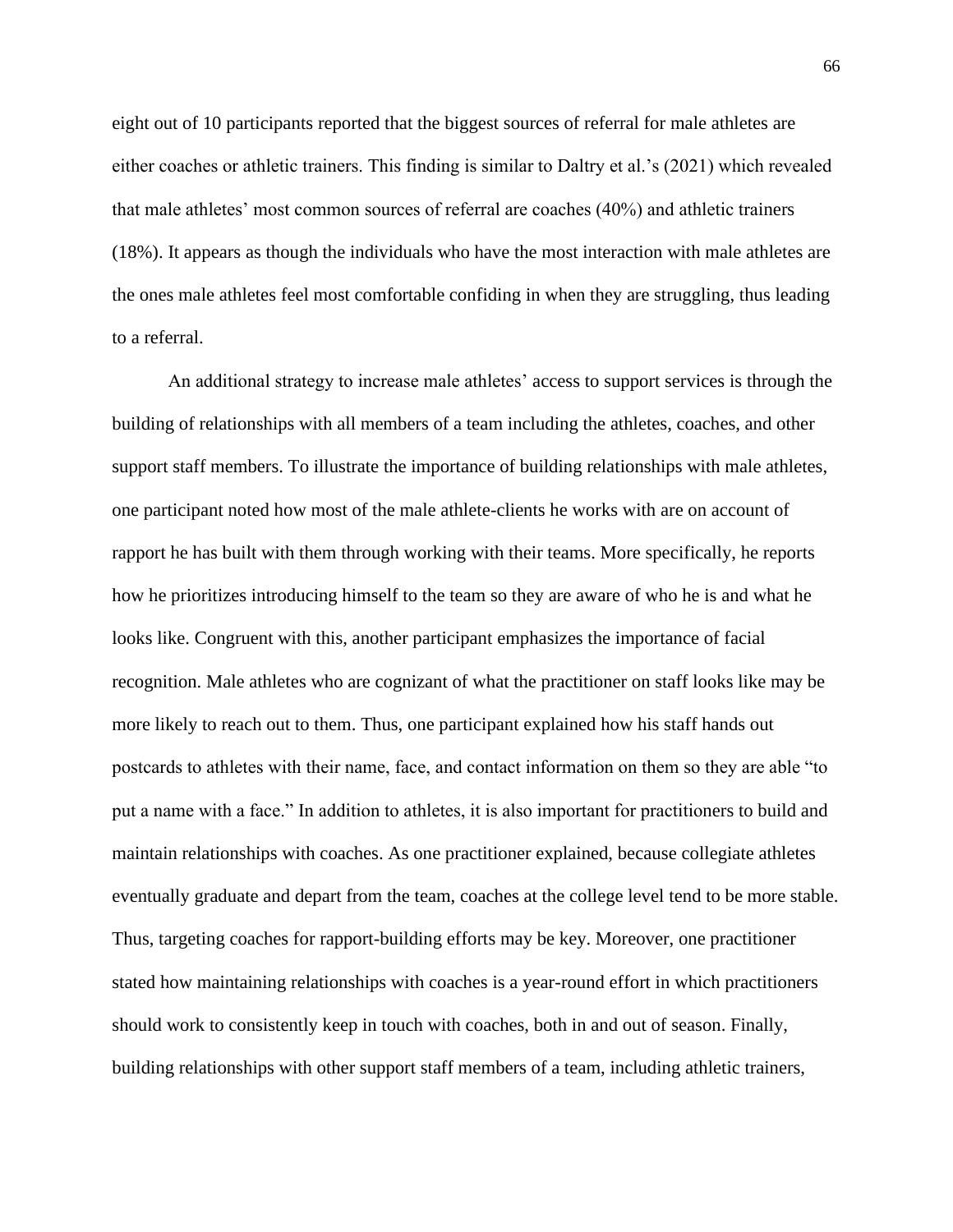eight out of 10 participants reported that the biggest sources of referral for male athletes are either coaches or athletic trainers. This finding is similar to Daltry et al.'s (2021) which revealed that male athletes' most common sources of referral are coaches (40%) and athletic trainers (18%). It appears as though the individuals who have the most interaction with male athletes are the ones male athletes feel most comfortable confiding in when they are struggling, thus leading to a referral.

An additional strategy to increase male athletes' access to support services is through the building of relationships with all members of a team including the athletes, coaches, and other support staff members. To illustrate the importance of building relationships with male athletes, one participant noted how most of the male athlete-clients he works with are on account of rapport he has built with them through working with their teams. More specifically, he reports how he prioritizes introducing himself to the team so they are aware of who he is and what he looks like. Congruent with this, another participant emphasizes the importance of facial recognition. Male athletes who are cognizant of what the practitioner on staff looks like may be more likely to reach out to them. Thus, one participant explained how his staff hands out postcards to athletes with their name, face, and contact information on them so they are able "to put a name with a face." In addition to athletes, it is also important for practitioners to build and maintain relationships with coaches. As one practitioner explained, because collegiate athletes eventually graduate and depart from the team, coaches at the college level tend to be more stable. Thus, targeting coaches for rapport-building efforts may be key. Moreover, one practitioner stated how maintaining relationships with coaches is a year-round effort in which practitioners should work to consistently keep in touch with coaches, both in and out of season. Finally, building relationships with other support staff members of a team, including athletic trainers,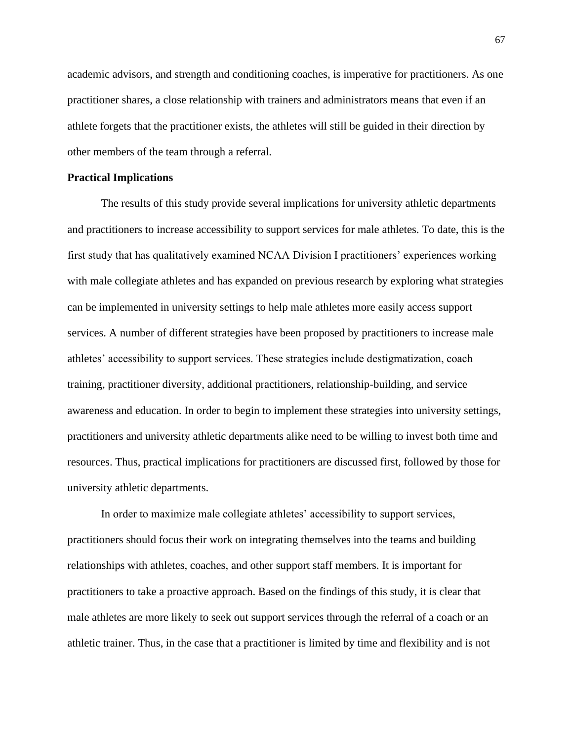academic advisors, and strength and conditioning coaches, is imperative for practitioners. As one practitioner shares, a close relationship with trainers and administrators means that even if an athlete forgets that the practitioner exists, the athletes will still be guided in their direction by other members of the team through a referral.

**Practical Implications**

The results of this study provide several implications for university athletic departments and practitioners to increase accessibility to support services for male athletes. To date, this is the first study that has qualitatively examined NCAA Division I practitioners' experiences working with male collegiate athletes and has expanded on previous research by exploring what strategies can be implemented in university settings to help male athletes more easily access support services. A number of different strategies have been proposed by practitioners to increase male athletes' accessibility to support services. These strategies include destigmatization, coach training, practitioner diversity, additional practitioners, relationship-building, and service awareness and education. In order to begin to implement these strategies into university settings, practitioners and university athletic departments alike need to be willing to invest both time and resources. Thus, practical implications for practitioners are discussed first, followed by those for university athletic departments.

In order to maximize male collegiate athletes' accessibility to support services, practitioners should focus their work on integrating themselves into the teams and building relationships with athletes, coaches, and other support staff members. It is important for practitioners to take a proactive approach. Based on the findings of this study, it is clear that male athletes are more likely to seek out support services through the referral of a coach or an athletic trainer. Thus, in the case that a practitioner is limited by time and flexibility and is not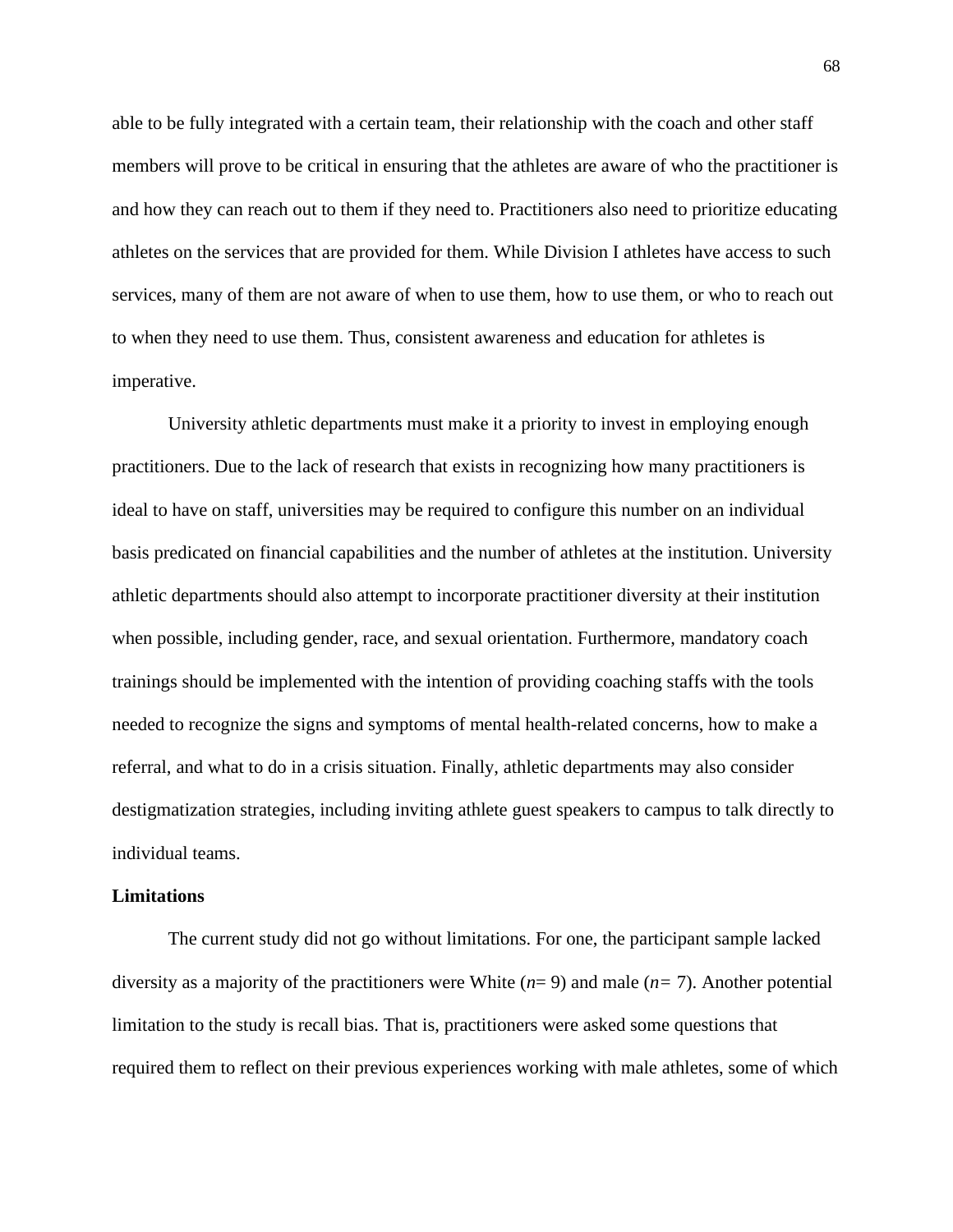able to be fully integrated with a certain team, their relationship with the coach and other staff members will prove to be critical in ensuring that the athletes are aware of who the practitioner is and how they can reach out to them if they need to. Practitioners also need to prioritize educating athletes on the services that are provided for them. While Division I athletes have access to such services, many of them are not aware of when to use them, how to use them, or who to reach out to when they need to use them. Thus, consistent awareness and education for athletes is imperative.

University athletic departments must make it a priority to invest in employing enough practitioners. Due to the lack of research that exists in recognizing how many practitioners is ideal to have on staff, universities may be required to configure this number on an individual basis predicated on financial capabilities and the number of athletes at the institution. University athletic departments should also attempt to incorporate practitioner diversity at their institution when possible, including gender, race, and sexual orientation. Furthermore, mandatory coach trainings should be implemented with the intention of providing coaching staffs with the tools needed to recognize the signs and symptoms of mental health-related concerns, how to make a referral, and what to do in a crisis situation. Finally, athletic departments may also consider destigmatization strategies, including inviting athlete guest speakers to campus to talk directly to individual teams.

**Limitations**

The current study did not go without limitations. For one, the participant sample lacked diversity as a majority of the practitioners were White ($n = 9$) and male ($n = 7$). Another potential limitation to the study is recall bias. That is, practitioners were asked some questions that required them to reflect on their previous experiences working with male athletes, some of which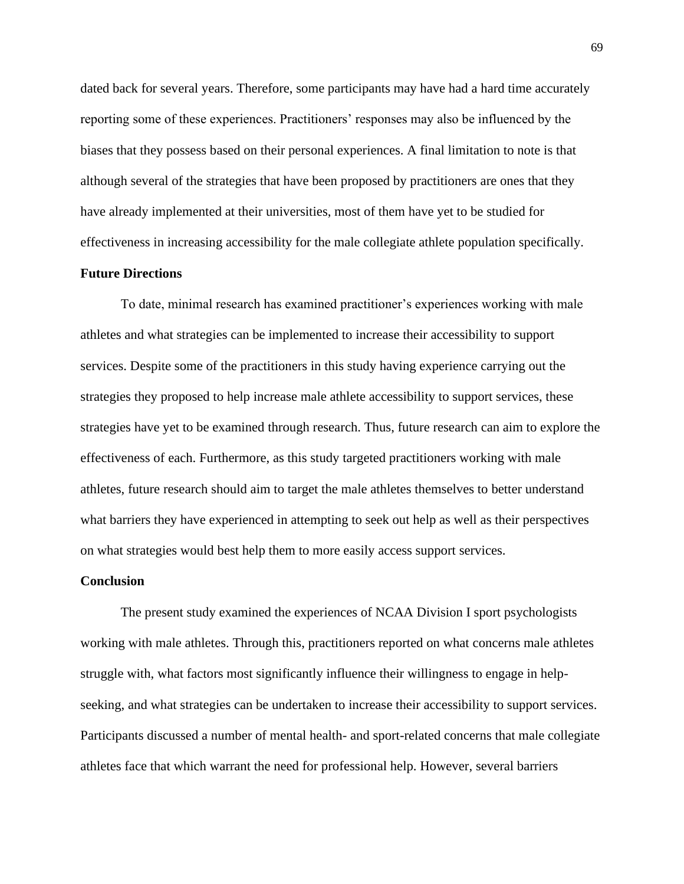dated back for several years. Therefore, some participants may have had a hard time accurately reporting some of these experiences. Practitioners' responses may also be influenced by the biases that they possess based on their personal experiences. A final limitation to note is that although several of the strategies that have been proposed by practitioners are ones that they have already implemented at their universities, most of them have yet to be studied for effectiveness in increasing accessibility for the male collegiate athlete population specifically.

### Future Directions

To date, minimal research has examined practitioner's experiences working with male athletes and what strategies can be implemented to increase their accessibility to support services. Despite some of the practitioners in this study having experience carrying out the strategies they proposed to help increase male athlete accessibility to support services, these strategies have yet to be examined through research. Thus, future research can aim to explore the effectiveness of each. Furthermore, as this study targeted practitioners working with male athletes, future research should aim to target the male athletes themselves to better understand what barriers they have experienced in attempting to seek out help as well as their perspectives on what strategies would best help them to more easily access support services.

### Conclusion

The present study examined the experiences of NCAA Division I sport psychologists working with male athletes. Through this, practitioners reported on what concerns male athletes struggle with, what factors most significantly influence their willingness to engage in help-seeking, and what strategies can be undertaken to increase their accessibility to support services. Participants discussed a number of mental health- and sport-related concerns that male collegiate athletes face that which warrant the need for professional help. However, several barriers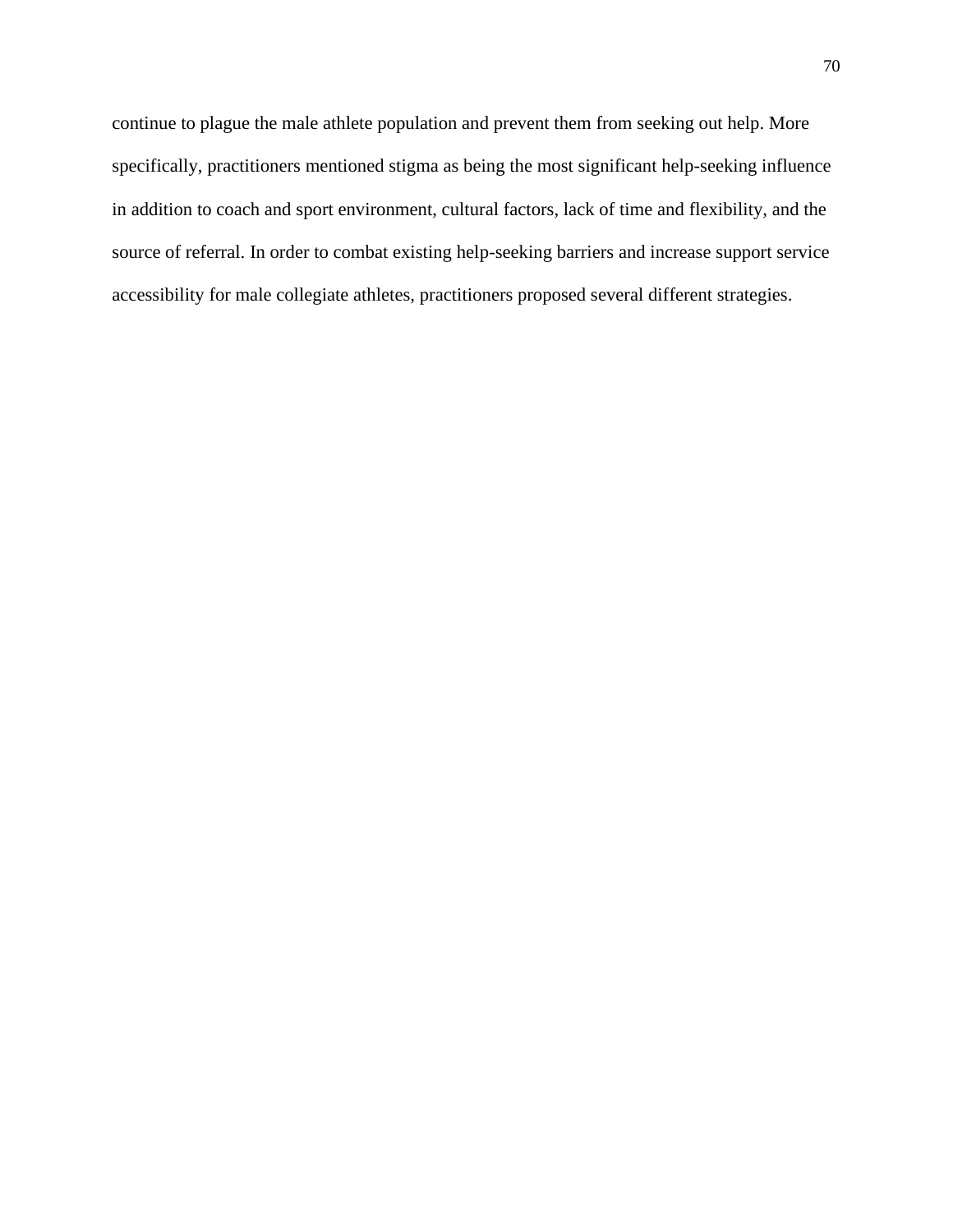continue to plague the male athlete population and prevent them from seeking out help. More specifically, practitioners mentioned stigma as being the most significant help-seeking influence in addition to coach and sport environment, cultural factors, lack of time and flexibility, and the source of referral. In order to combat existing help-seeking barriers and increase support service accessibility for male collegiate athletes, practitioners proposed several different strategies.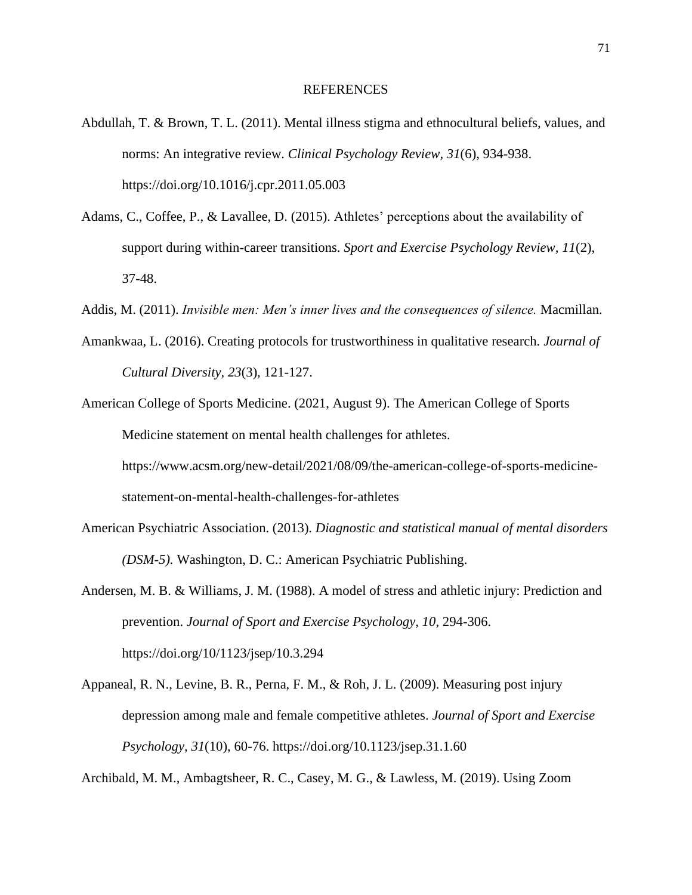# REFERENCES

Abdullah, T. & Brown, T. L. (2011). Mental illness stigma and ethnocultural beliefs, values, and norms: An integrative review. *Clinical Psychology Review, 31*(6), 934-938. https://doi.org/10.1016/j.cpr.2011.05.003

Adams, C., Coffee, P., & Lavallee, D. (2015). Athletes' perceptions about the availability of support during within-career transitions. *Sport and Exercise Psychology Review, 11*(2), 37-48.

Addis, M. (2011). *Invisible men: Men's inner lives and the consequences of silence.* Macmillan.

Amankwaa, L. (2016). Creating protocols for trustworthiness in qualitative research. *Journal of Cultural Diversity, 23*(3), 121-127.

American College of Sports Medicine. (2021, August 9). The American College of Sports Medicine statement on mental health challenges for athletes. https://www.acsm.org/new-detail/2021/08/09/the-american-college-of-sports-medicine-statement-on-mental-health-challenges-for-athletes

American Psychiatric Association. (2013). *Diagnostic and statistical manual of mental disorders (DSM-5).* Washington, D. C.: American Psychiatric Publishing.

Andersen, M. B. & Williams, J. M. (1988). A model of stress and athletic injury: Prediction and prevention. *Journal of Sport and Exercise Psychology, 10*, 294-306. https://doi.org/10/1123/jsep/10.3.294

Appaneal, R. N., Levine, B. R., Perna, F. M., & Roh, J. L. (2009). Measuring post injury depression among male and female competitive athletes. *Journal of Sport and Exercise Psychology, 31*(10), 60-76. https://doi.org/10.1123/jsep.31.1.60

Archibald, M. M., Ambagtsheer, R. C., Casey, M. G., & Lawless, M. (2019). Using Zoom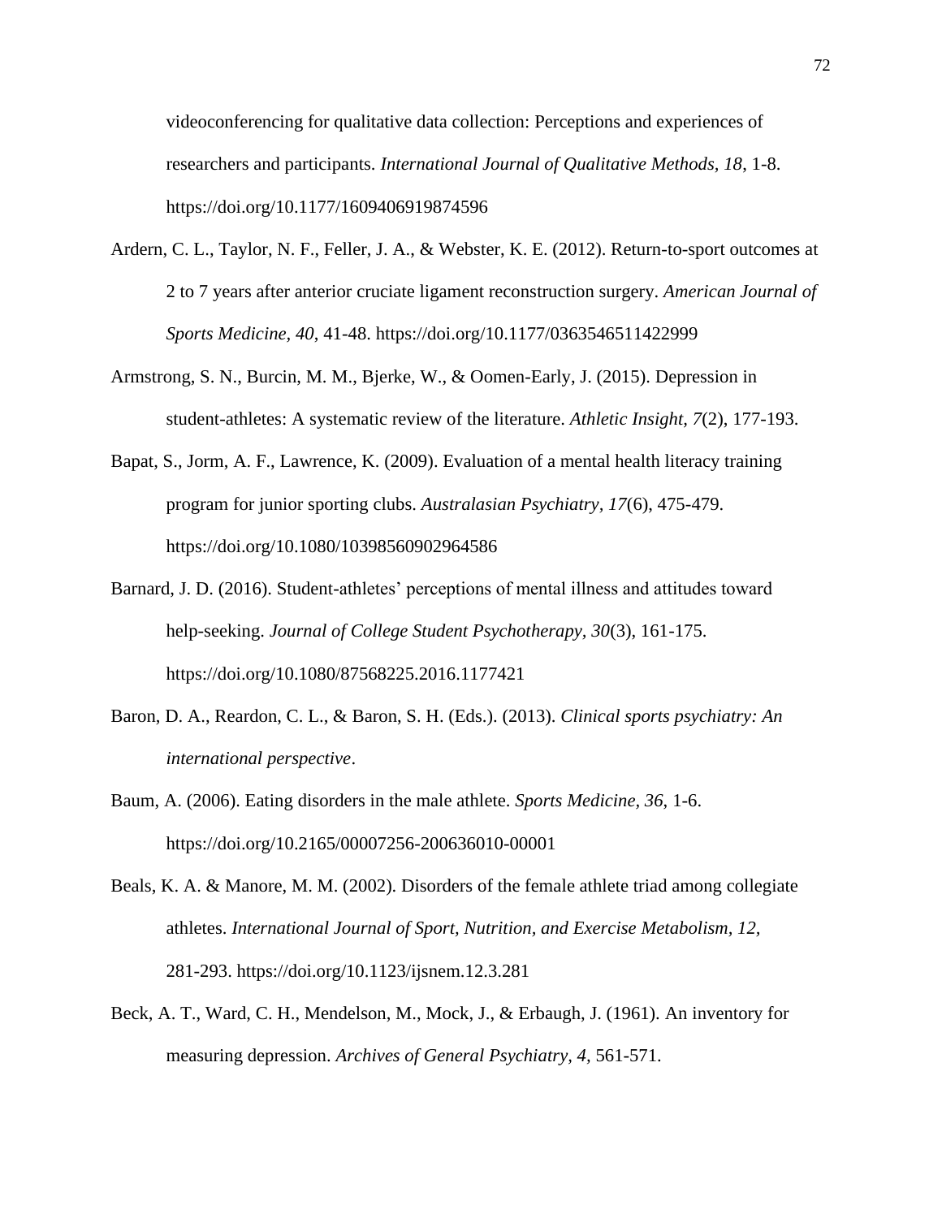videoconferencing for qualitative data collection: Perceptions and experiences of researchers and participants. *International Journal of Qualitative Methods, 18*, 1-8. https://doi.org/10.1177/1609406919874596

Ardern, C. L., Taylor, N. F., Feller, J. A., & Webster, K. E. (2012). Return-to-sport outcomes at 2 to 7 years after anterior cruciate ligament reconstruction surgery. *American Journal of Sports Medicine, 40*, 41-48. https://doi.org/10.1177/0363546511422999

Armstrong, S. N., Burcin, M. M., Bjerke, W., & Oomen-Early, J. (2015). Depression in student-athletes: A systematic review of the literature. *Athletic Insight, 7*(2), 177-193.

Bapat, S., Jorm, A. F., Lawrence, K. (2009). Evaluation of a mental health literacy training program for junior sporting clubs. *Australasian Psychiatry, 17*(6), 475-479. https://doi.org/10.1080/10398560902964586

Barnard, J. D. (2016). Student-athletes' perceptions of mental illness and attitudes toward help-seeking. *Journal of College Student Psychotherapy, 30*(3), 161-175. https://doi.org/10.1080/87568225.2016.1177421

Baron, D. A., Reardon, C. L., & Baron, S. H. (Eds.). (2013). *Clinical sports psychiatry: An international perspective*.

Baum, A. (2006). Eating disorders in the male athlete. *Sports Medicine, 36*, 1-6. https://doi.org/10.2165/00007256-200636010-00001

Beals, K. A. & Manore, M. M. (2002). Disorders of the female athlete triad among collegiate athletes. *International Journal of Sport, Nutrition, and Exercise Metabolism, 12*, 281-293. https://doi.org/10.1123/ijsnem.12.3.281

Beck, A. T., Ward, C. H., Mendelson, M., Mock, J., & Erbaugh, J. (1961). An inventory for measuring depression. *Archives of General Psychiatry, 4*, 561-571.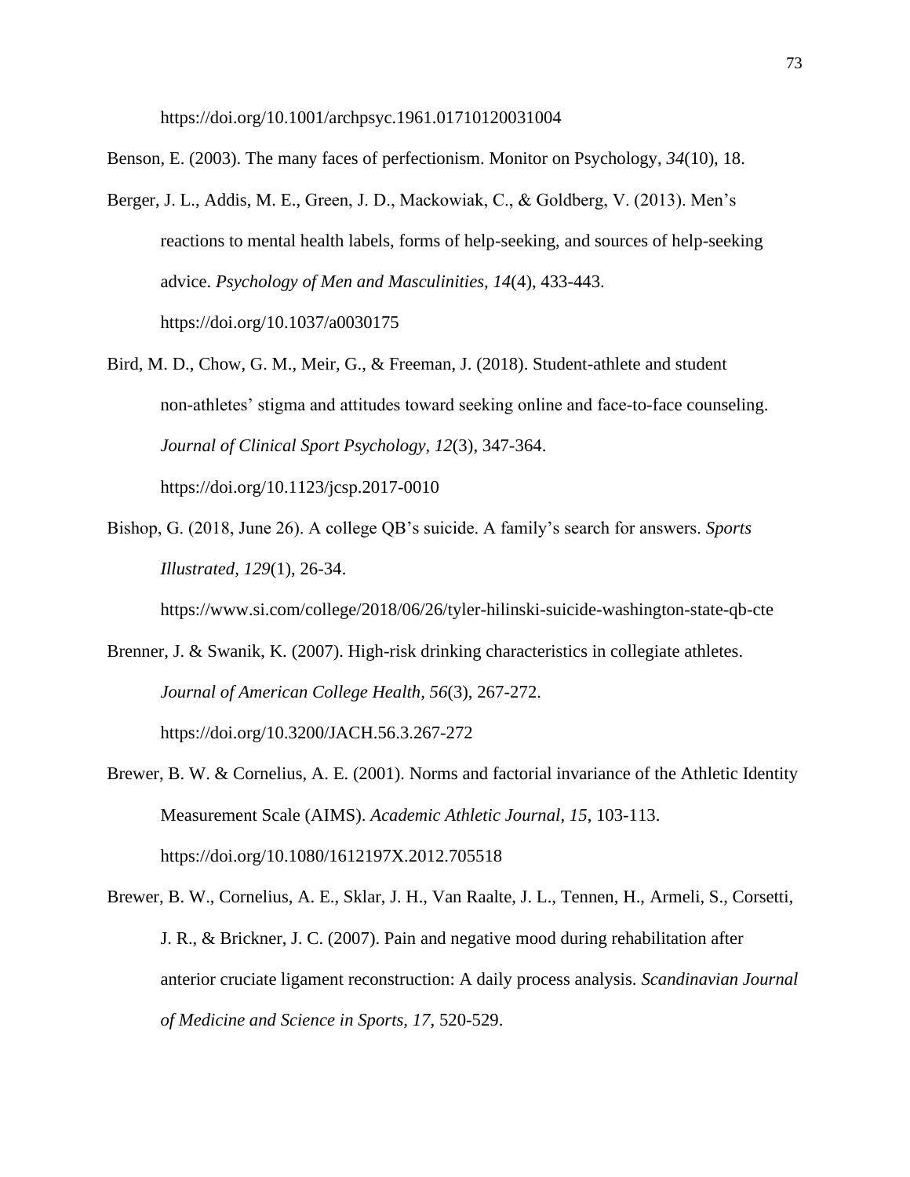https://doi.org/10.1001/archpsyc.1961.01710120031004

Benson, E. (2003). The many faces of perfectionism. Monitor on Psychology, *34*(10), 18.

Berger, J. L., Addis, M. E., Green, J. D., Mackowiak, C., & Goldberg, V. (2013). Men's reactions to mental health labels, forms of help-seeking, and sources of help-seeking advice. *Psychology of Men and Masculinities, 14*(4), 433-443. https://doi.org/10.1037/a0030175

Bird, M. D., Chow, G. M., Meir, G., & Freeman, J. (2018). Student-athlete and student non-athletes' stigma and attitudes toward seeking online and face-to-face counseling. *Journal of Clinical Sport Psychology, 12*(3), 347-364. https://doi.org/10.1123/jcsp.2017-0010

Bishop, G. (2018, June 26). A college QB's suicide. A family's search for answers. *Sports Illustrated, 129*(1), 26-34. https://www.si.com/college/2018/06/26/tyler-hilinski-suicide-washington-state-qb-cte

Brenner, J. & Swanik, K. (2007). High-risk drinking characteristics in collegiate athletes. *Journal of American College Health, 56*(3), 267-272. https://doi.org/10.3200/JACH.56.3.267-272

Brewer, B. W. & Cornelius, A. E. (2001). Norms and factorial invariance of the Athletic Identity Measurement Scale (AIMS). *Academic Athletic Journal, 15*, 103-113. https://doi.org/10.1080/1612197X.2012.705518

Brewer, B. W., Cornelius, A. E., Sklar, J. H., Van Raalte, J. L., Tennen, H., Armeli, S., Corsetti, J. R., & Brickner, J. C. (2007). Pain and negative mood during rehabilitation after anterior cruciate ligament reconstruction: A daily process analysis. *Scandinavian Journal of Medicine and Science in Sports, 17*, 520-529.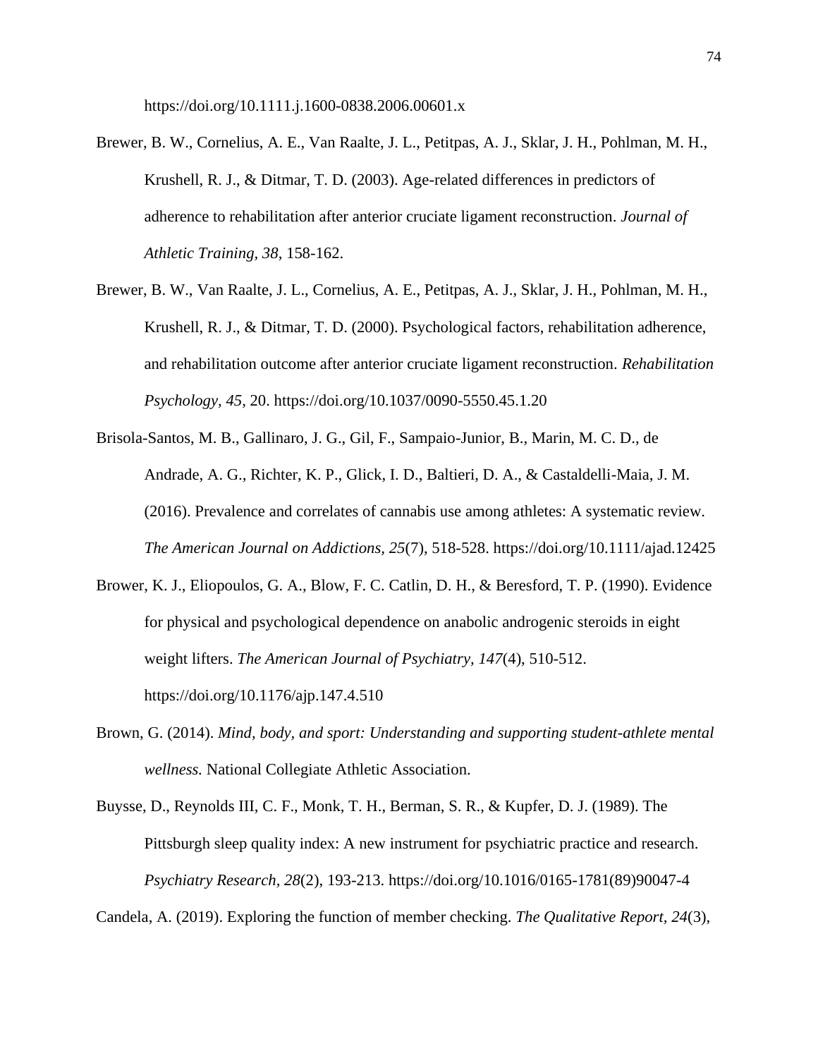https://doi.org/10.1111.j.1600-0838.2006.00601.x

Brewer, B. W., Cornelius, A. E., Van Raalte, J. L., Petitpas, A. J., Sklar, J. H., Pohlman, M. H., Krushell, R. J., & Ditmar, T. D. (2003). Age-related differences in predictors of adherence to rehabilitation after anterior cruciate ligament reconstruction. *Journal of Athletic Training, 38*, 158-162.

Brewer, B. W., Van Raalte, J. L., Cornelius, A. E., Petitpas, A. J., Sklar, J. H., Pohlman, M. H., Krushell, R. J., & Ditmar, T. D. (2000). Psychological factors, rehabilitation adherence, and rehabilitation outcome after anterior cruciate ligament reconstruction. *Rehabilitation Psychology, 45*, 20. https://doi.org/10.1037/0090-5550.45.1.20

Brisola-Santos, M. B., Gallinaro, J. G., Gil, F., Sampaio-Junior, B., Marin, M. C. D., de Andrade, A. G., Richter, K. P., Glick, I. D., Baltieri, D. A., & Castaldelli-Maia, J. M. (2016). Prevalence and correlates of cannabis use among athletes: A systematic review. *The American Journal on Addictions, 25*(7), 518-528. https://doi.org/10.1111/ajad.12425

Brower, K. J., Eliopoulos, G. A., Blow, F. C. Catlin, D. H., & Beresford, T. P. (1990). Evidence for physical and psychological dependence on anabolic androgenic steroids in eight weight lifters. *The American Journal of Psychiatry, 147*(4), 510-512. https://doi.org/10.1176/ajp.147.4.510

Brown, G. (2014). *Mind, body, and sport: Understanding and supporting student-athlete mental wellness.* National Collegiate Athletic Association.

Buysse, D., Reynolds III, C. F., Monk, T. H., Berman, S. R., & Kupfer, D. J. (1989). The Pittsburgh sleep quality index: A new instrument for psychiatric practice and research. *Psychiatry Research, 28*(2), 193-213. https://doi.org/10.1016/0165-1781(89)90047-4

Candela, A. (2019). Exploring the function of member checking. *The Qualitative Report, 24*(3),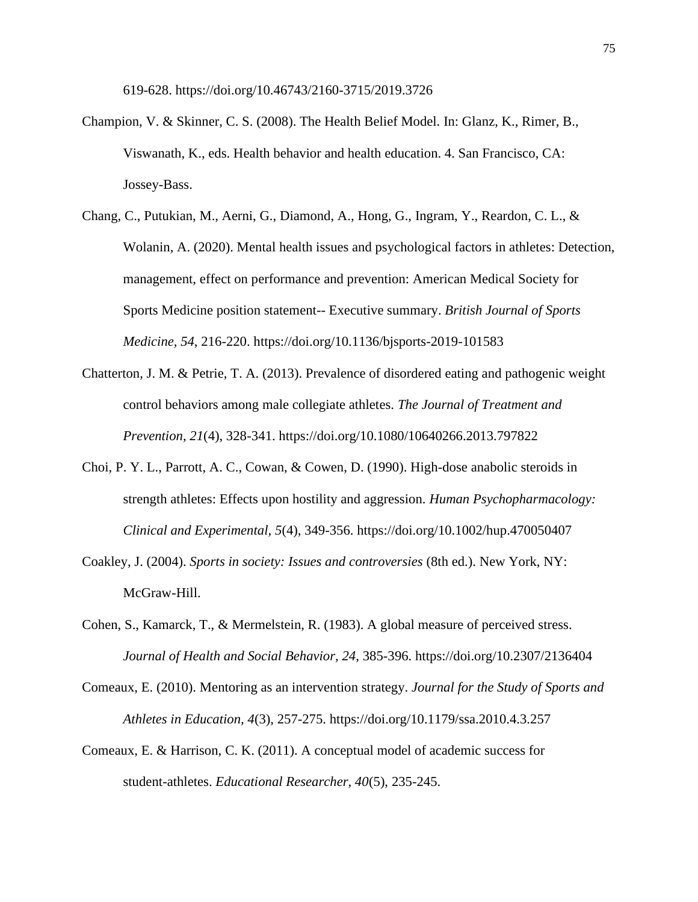619-628. https://doi.org/10.46743/2160-3715/2019.3726

Champion, V. & Skinner, C. S. (2008). The Health Belief Model. In: Glanz, K., Rimer, B., Viswanath, K., eds. Health behavior and health education. 4. San Francisco, CA: Jossey-Bass.

Chang, C., Putukian, M., Aerni, G., Diamond, A., Hong, G., Ingram, Y., Reardon, C. L., & Wolanin, A. (2020). Mental health issues and psychological factors in athletes: Detection, management, effect on performance and prevention: American Medical Society for Sports Medicine position statement-- Executive summary. *British Journal of Sports Medicine*, *54*, 216-220. https://doi.org/10.1136/bjsports-2019-101583

Chatterton, J. M. & Petrie, T. A. (2013). Prevalence of disordered eating and pathogenic weight control behaviors among male collegiate athletes. *The Journal of Treatment and Prevention, 21*(4), 328-341. https://doi.org/10.1080/10640266.2013.797822

Choi, P. Y. L., Parrott, A. C., Cowan, & Cowen, D. (1990). High-dose anabolic steroids in strength athletes: Effects upon hostility and aggression. *Human Psychopharmacology: Clinical and Experimental*, *5*(4), 349-356. https://doi.org/10.1002/hup.470050407

Coakley, J. (2004). *Sports in society: Issues and controversies* (8th ed.). New York, NY: McGraw-Hill.

Cohen, S., Kamarck, T., & Mermelstein, R. (1983). A global measure of perceived stress. *Journal of Health and Social Behavior, 24*, 385-396. https://doi.org/10.2307/2136404

Comeaux, E. (2010). Mentoring as an intervention strategy. *Journal for the Study of Sports and Athletes in Education, 4*(3), 257-275. https://doi.org/10.1179/ssa.2010.4.3.257

Comeaux, E. & Harrison, C. K. (2011). A conceptual model of academic success for student-athletes. *Educational Researcher, 40*(5), 235-245.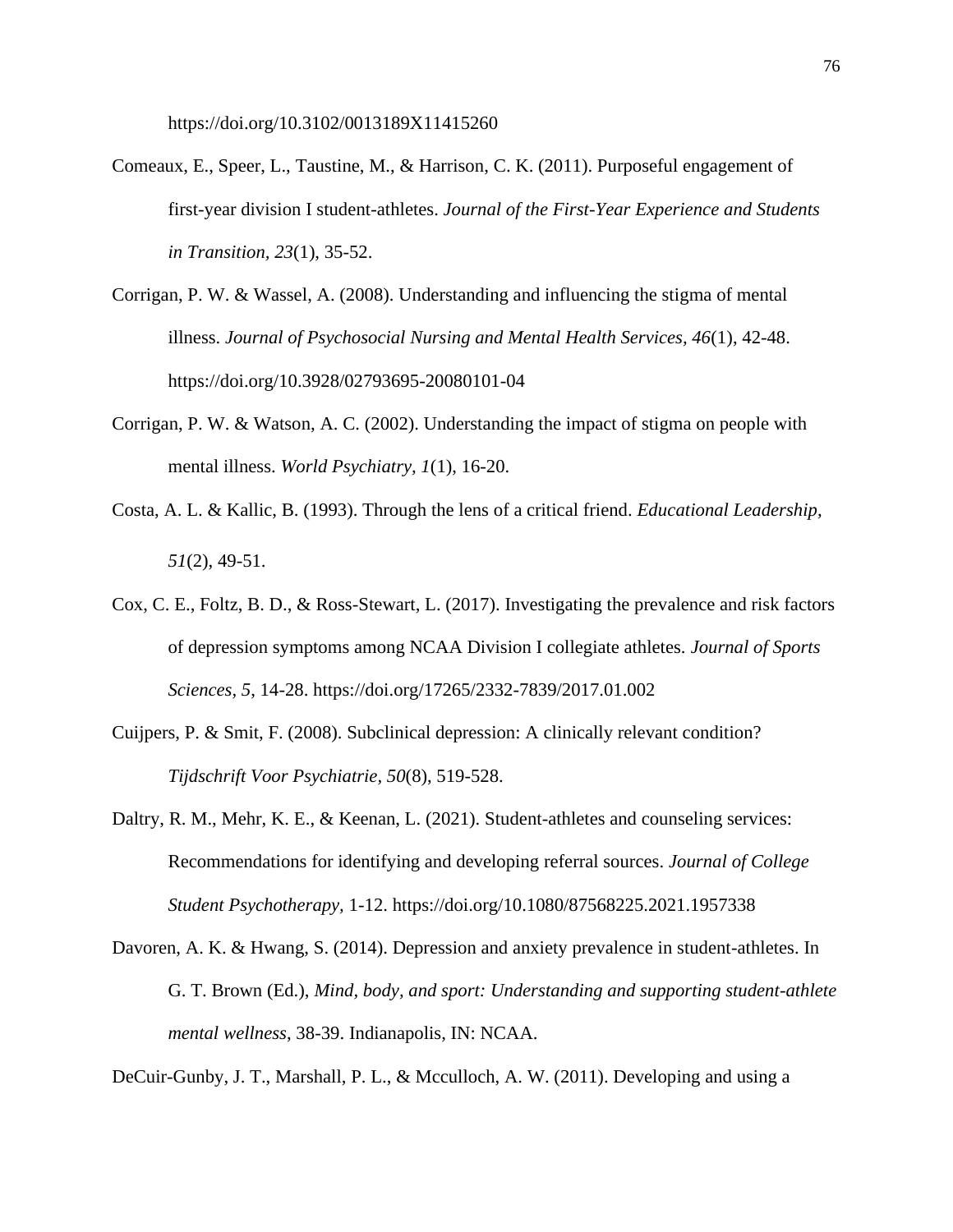https://doi.org/10.3102/0013189X11415260

Comeaux, E., Speer, L., Taustine, M., & Harrison, C. K. (2011). Purposeful engagement of first-year division I student-athletes. *Journal of the First-Year Experience and Students in Transition, 23*(1), 35-52.

Corrigan, P. W. & Wassel, A. (2008). Understanding and influencing the stigma of mental illness. *Journal of Psychosocial Nursing and Mental Health Services*, *46*(1), 42-48. https://doi.org/10.3928/02793695-20080101-04

Corrigan, P. W. & Watson, A. C. (2002). Understanding the impact of stigma on people with mental illness. *World Psychiatry, 1*(1), 16-20.

Costa, A. L. & Kallic, B. (1993). Through the lens of a critical friend. *Educational Leadership, 51*(2), 49-51.

Cox, C. E., Foltz, B. D., & Ross-Stewart, L. (2017). Investigating the prevalence and risk factors of depression symptoms among NCAA Division I collegiate athletes. *Journal of Sports Sciences*, *5*, 14-28. https://doi.org/17265/2332-7839/2017.01.002

Cuijpers, P. & Smit, F. (2008). Subclinical depression: A clinically relevant condition? *Tijdschrift Voor Psychiatrie*, *50*(8), 519-528.

Daltry, R. M., Mehr, K. E., & Keenan, L. (2021). Student-athletes and counseling services: Recommendations for identifying and developing referral sources. *Journal of College Student Psychotherapy,* 1-12. https://doi.org/10.1080/87568225.2021.1957338

Davoren, A. K. & Hwang, S. (2014). Depression and anxiety prevalence in student-athletes. In G. T. Brown (Ed.), *Mind, body, and sport: Understanding and supporting student-athlete mental wellness*, 38-39. Indianapolis, IN: NCAA.

DeCuir-Gunby, J. T., Marshall, P. L., & Mcculloch, A. W. (2011). Developing and using a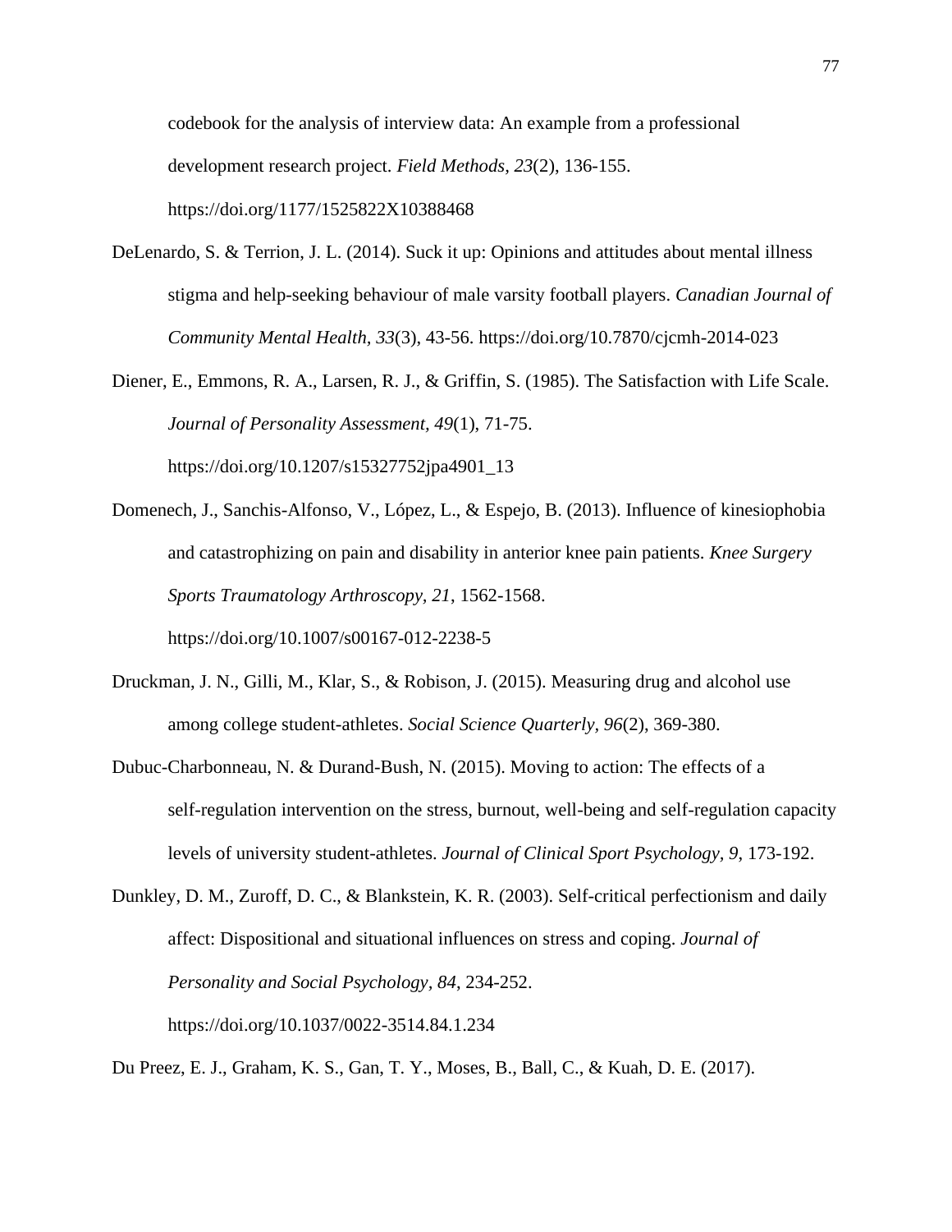codebook for the analysis of interview data: An example from a professional development research project. *Field Methods, 23*(2), 136-155. https://doi.org/1177/1525822X10388468

DeLenardo, S. & Terrion, J. L. (2014). Suck it up: Opinions and attitudes about mental illness stigma and help-seeking behaviour of male varsity football players. *Canadian Journal of Community Mental Health, 33*(3), 43-56. https://doi.org/10.7870/cjcmh-2014-023

Diener, E., Emmons, R. A., Larsen, R. J., & Griffin, S. (1985). The Satisfaction with Life Scale. *Journal of Personality Assessment, 49*(1), 71-75. https://doi.org/10.1207/s15327752jpa4901_13

Domenech, J., Sanchis-Alfonso, V., López, L., & Espejo, B. (2013). Influence of kinesiophobia and catastrophizing on pain and disability in anterior knee pain patients. *Knee Surgery Sports Traumatology Arthroscopy, 21*, 1562-1568. https://doi.org/10.1007/s00167-012-2238-5

Druckman, J. N., Gilli, M., Klar, S., & Robison, J. (2015). Measuring drug and alcohol use among college student-athletes. *Social Science Quarterly, 96*(2), 369-380.

Dubuc-Charbonneau, N. & Durand-Bush, N. (2015). Moving to action: The effects of a self-regulation intervention on the stress, burnout, well-being and self-regulation capacity levels of university student-athletes. *Journal of Clinical Sport Psychology, 9*, 173-192.

Dunkley, D. M., Zuroff, D. C., & Blankstein, K. R. (2003). Self-critical perfectionism and daily affect: Dispositional and situational influences on stress and coping. *Journal of Personality and Social Psychology, 84*, 234-252. https://doi.org/10.1037/0022-3514.84.1.234

Du Preez, E. J., Graham, K. S., Gan, T. Y., Moses, B., Ball, C., & Kuah, D. E. (2017).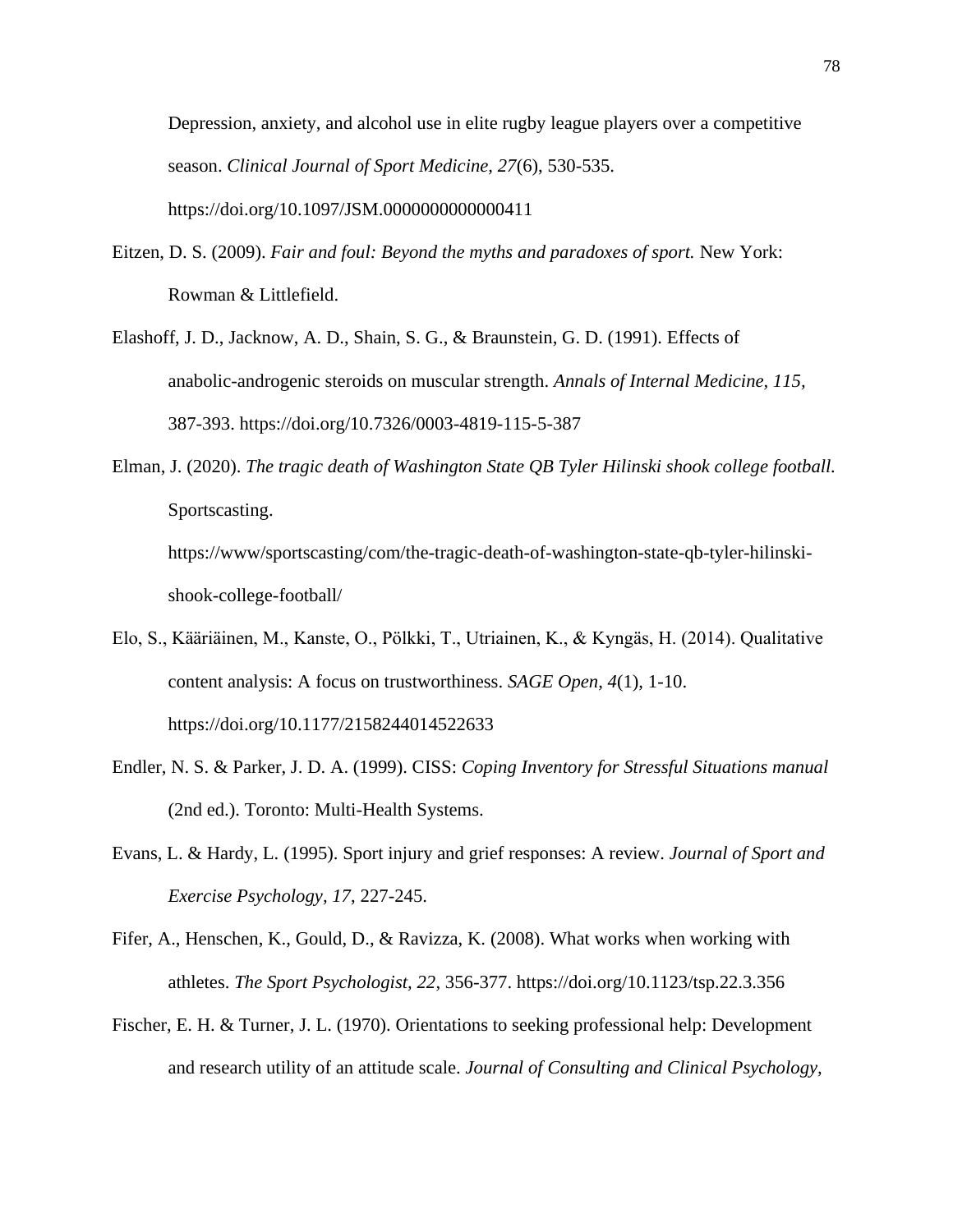Depression, anxiety, and alcohol use in elite rugby league players over a competitive season. *Clinical Journal of Sport Medicine, 27*(6), 530-535. https://doi.org/10.1097/JSM.0000000000000411

Eitzen, D. S. (2009). *Fair and foul: Beyond the myths and paradoxes of sport.* New York: Rowman & Littlefield.

Elashoff, J. D., Jacknow, A. D., Shain, S. G., & Braunstein, G. D. (1991). Effects of anabolic-androgenic steroids on muscular strength. *Annals of Internal Medicine, 115*, 387-393. https://doi.org/10.7326/0003-4819-115-5-387

Elman, J. (2020). *The tragic death of Washington State QB Tyler Hilinski shook college football.* Sportscasting. https://www/sportscasting/com/the-tragic-death-of-washington-state-qb-tyler-hilinski-shook-college-football/

Elo, S., Kääriäinen, M., Kanste, O., Pölkki, T., Utriainen, K., & Kyngäs, H. (2014). Qualitative content analysis: A focus on trustworthiness. *SAGE Open, 4*(1), 1-10. https://doi.org/10.1177/2158244014522633

Endler, N. S. & Parker, J. D. A. (1999). CISS: *Coping Inventory for Stressful Situations manual* (2nd ed.). Toronto: Multi-Health Systems.

Evans, L. & Hardy, L. (1995). Sport injury and grief responses: A review. *Journal of Sport and Exercise Psychology, 17*, 227-245.

Fifer, A., Henschen, K., Gould, D., & Ravizza, K. (2008). What works when working with athletes. *The Sport Psychologist, 22*, 356-377. https://doi.org/10.1123/tsp.22.3.356

Fischer, E. H. & Turner, J. L. (1970). Orientations to seeking professional help: Development and research utility of an attitude scale. *Journal of Consulting and Clinical Psychology,*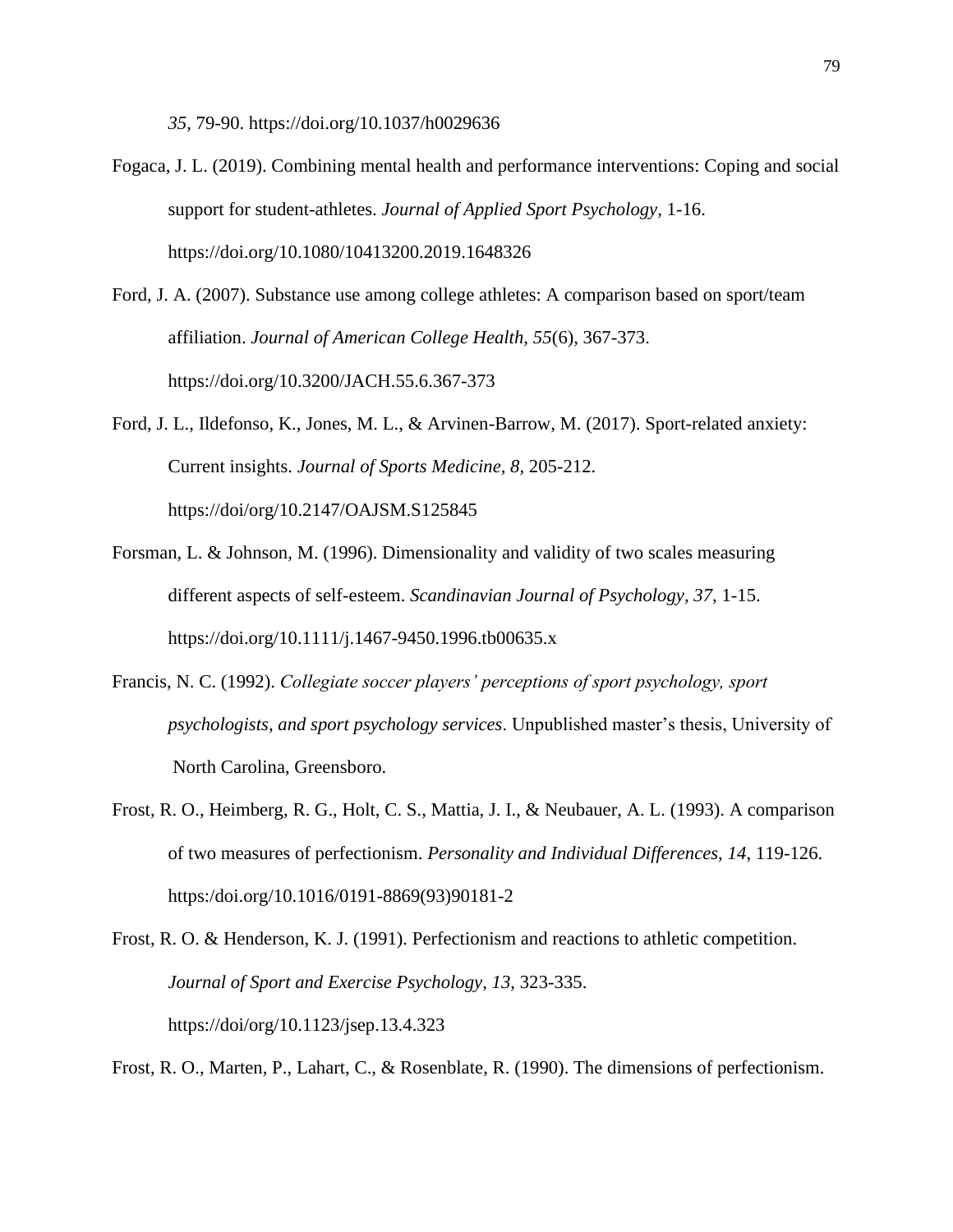*35*, 79-90. https://doi.org/10.1037/h0029636

Fogaca, J. L. (2019). Combining mental health and performance interventions: Coping and social support for student-athletes. *Journal of Applied Sport Psychology*, 1-16. https://doi.org/10.1080/10413200.2019.1648326

Ford, J. A. (2007). Substance use among college athletes: A comparison based on sport/team affiliation. *Journal of American College Health, 55*(6), 367-373. https://doi.org/10.3200/JACH.55.6.367-373

Ford, J. L., Ildefonso, K., Jones, M. L., & Arvinen-Barrow, M. (2017). Sport-related anxiety: Current insights. *Journal of Sports Medicine, 8*, 205-212. https://doi/org/10.2147/OAJSM.S125845

Forsman, L. & Johnson, M. (1996). Dimensionality and validity of two scales measuring different aspects of self-esteem. *Scandinavian Journal of Psychology, 37*, 1-15. https://doi.org/10.1111/j.1467-9450.1996.tb00635.x

Francis, N. C. (1992). *Collegiate soccer players' perceptions of sport psychology, sport psychologists, and sport psychology services*. Unpublished master's thesis, University of North Carolina, Greensboro.

Frost, R. O., Heimberg, R. G., Holt, C. S., Mattia, J. I., & Neubauer, A. L. (1993). A comparison of two measures of perfectionism. *Personality and Individual Differences, 14*, 119-126. https:/doi.org/10.1016/0191-8869(93)90181-2

Frost, R. O. & Henderson, K. J. (1991). Perfectionism and reactions to athletic competition. *Journal of Sport and Exercise Psychology, 13*, 323-335. https://doi/org/10.1123/jsep.13.4.323

Frost, R. O., Marten, P., Lahart, C., & Rosenblate, R. (1990). The dimensions of perfectionism.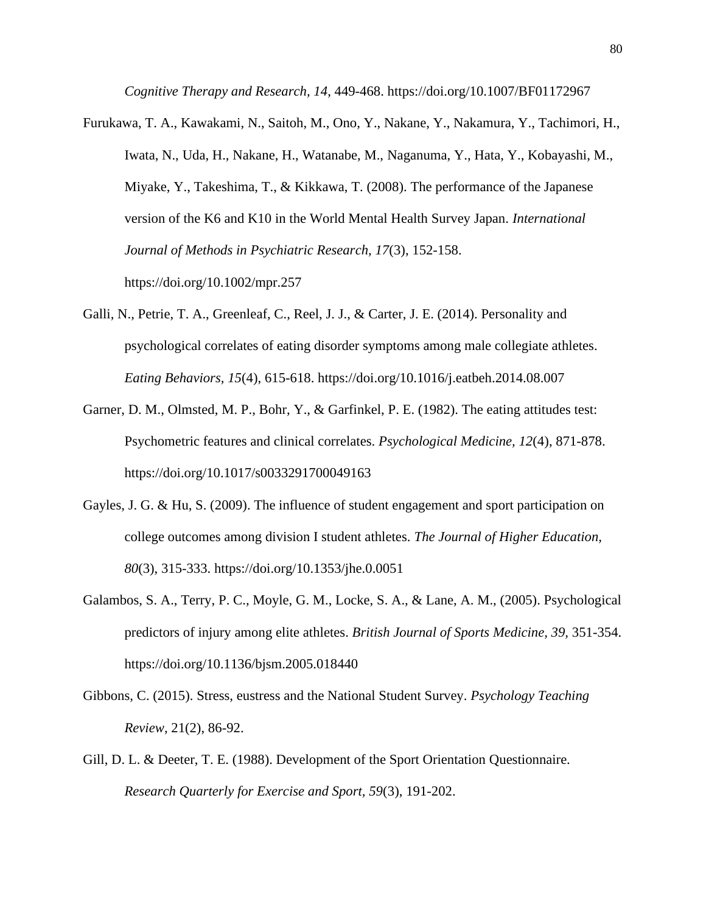*Cognitive Therapy and Research, 14*, 449-468. https://doi.org/10.1007/BF01172967

Furukawa, T. A., Kawakami, N., Saitoh, M., Ono, Y., Nakane, Y., Nakamura, Y., Tachimori, H., Iwata, N., Uda, H., Nakane, H., Watanabe, M., Naganuma, Y., Hata, Y., Kobayashi, M., Miyake, Y., Takeshima, T., & Kikkawa, T. (2008). The performance of the Japanese version of the K6 and K10 in the World Mental Health Survey Japan. *International Journal of Methods in Psychiatric Research, 17*(3), 152-158. https://doi.org/10.1002/mpr.257

Galli, N., Petrie, T. A., Greenleaf, C., Reel, J. J., & Carter, J. E. (2014). Personality and psychological correlates of eating disorder symptoms among male collegiate athletes. *Eating Behaviors, 15*(4), 615-618. https://doi.org/10.1016/j.eatbeh.2014.08.007

Garner, D. M., Olmsted, M. P., Bohr, Y., & Garfinkel, P. E. (1982). The eating attitudes test: Psychometric features and clinical correlates. *Psychological Medicine, 12*(4), 871-878. https://doi.org/10.1017/s0033291700049163

Gayles, J. G. & Hu, S. (2009). The influence of student engagement and sport participation on college outcomes among division I student athletes. *The Journal of Higher Education*, *80*(3), 315-333. https://doi.org/10.1353/jhe.0.0051

Galambos, S. A., Terry, P. C., Moyle, G. M., Locke, S. A., & Lane, A. M., (2005). Psychological predictors of injury among elite athletes. *British Journal of Sports Medicine, 39*, 351-354. https://doi.org/10.1136/bjsm.2005.018440

Gibbons, C. (2015). Stress, eustress and the National Student Survey. *Psychology Teaching Review*, 21(2), 86-92.

Gill, D. L. & Deeter, T. E. (1988). Development of the Sport Orientation Questionnaire. *Research Quarterly for Exercise and Sport, 59*(3), 191-202.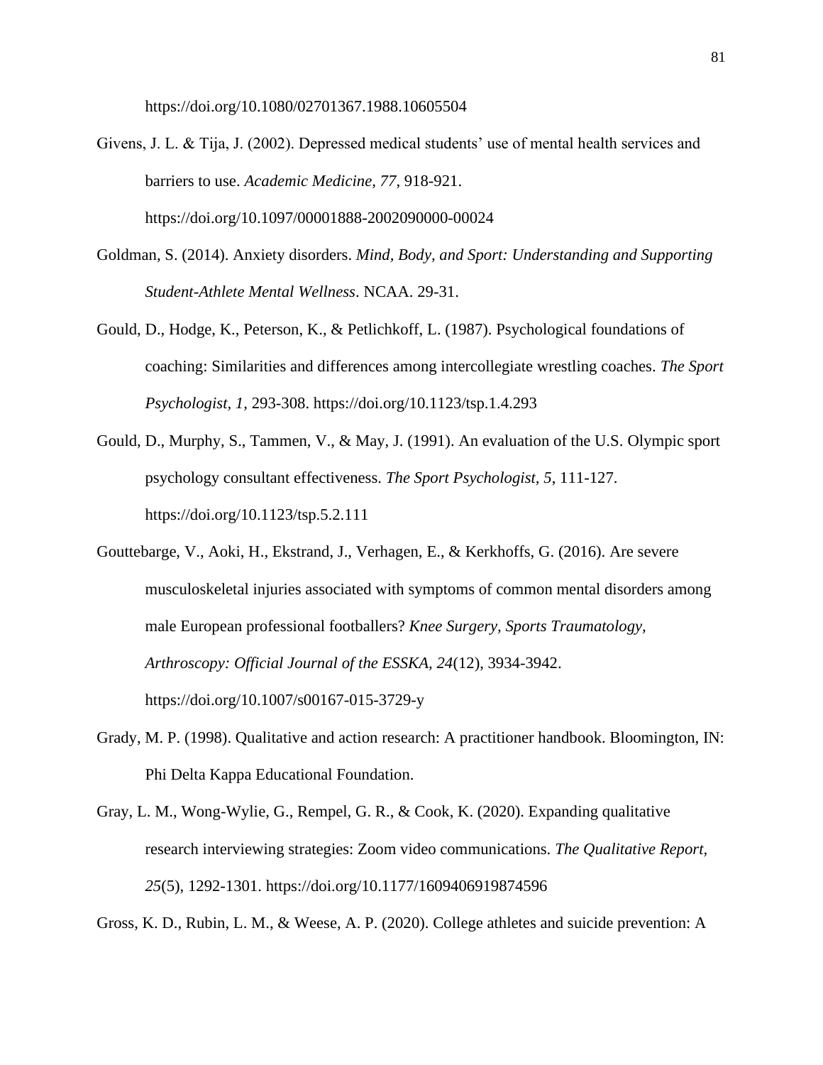https://doi.org/10.1080/02701367.1988.10605504

Givens, J. L. & Tija, J. (2002). Depressed medical students' use of mental health services and barriers to use. *Academic Medicine, 77*, 918-921. https://doi.org/10.1097/00001888-2002090000-00024

Goldman, S. (2014). Anxiety disorders. *Mind, Body, and Sport: Understanding and Supporting Student-Athlete Mental Wellness*. NCAA. 29-31.

Gould, D., Hodge, K., Peterson, K., & Petlichkoff, L. (1987). Psychological foundations of coaching: Similarities and differences among intercollegiate wrestling coaches. *The Sport Psychologist, 1*, 293-308. https://doi.org/10.1123/tsp.1.4.293

Gould, D., Murphy, S., Tammen, V., & May, J. (1991). An evaluation of the U.S. Olympic sport psychology consultant effectiveness. *The Sport Psychologist, 5*, 111-127. https://doi.org/10.1123/tsp.5.2.111

Gouttebarge, V., Aoki, H., Ekstrand, J., Verhagen, E., & Kerkhoffs, G. (2016). Are severe musculoskeletal injuries associated with symptoms of common mental disorders among male European professional footballers? *Knee Surgery, Sports Traumatology, Arthroscopy: Official Journal of the ESSKA, 24*(12), 3934-3942. https://doi.org/10.1007/s00167-015-3729-y

Grady, M. P. (1998). Qualitative and action research: A practitioner handbook. Bloomington, IN: Phi Delta Kappa Educational Foundation.

Gray, L. M., Wong-Wylie, G., Rempel, G. R., & Cook, K. (2020). Expanding qualitative research interviewing strategies: Zoom video communications. *The Qualitative Report, 25*(5), 1292-1301. https://doi.org/10.1177/1609406919874596

Gross, K. D., Rubin, L. M., & Weese, A. P. (2020). College athletes and suicide prevention: A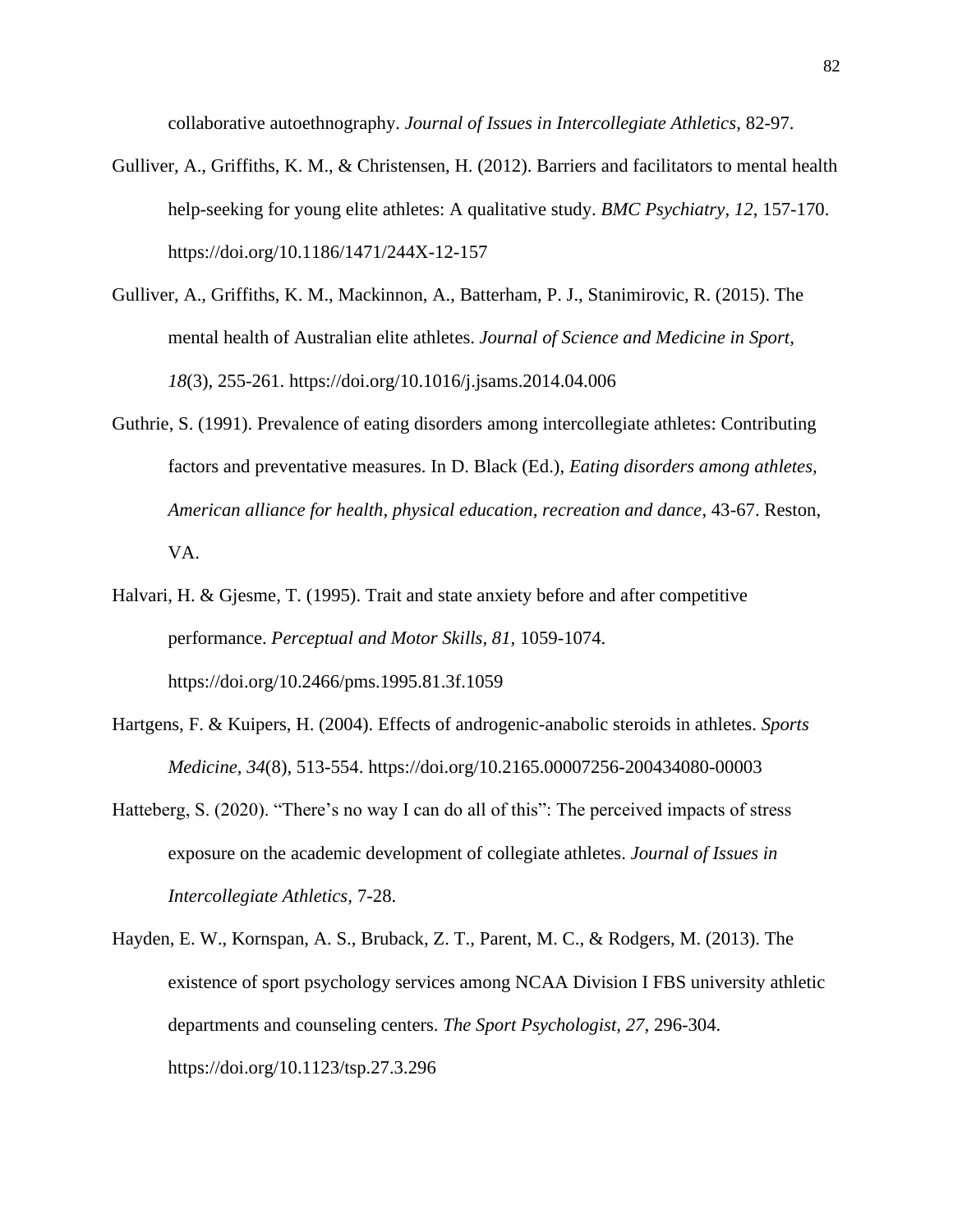collaborative autoethnography. *Journal of Issues in Intercollegiate Athletics,* 82-97.

Gulliver, A., Griffiths, K. M., & Christensen, H. (2012). Barriers and facilitators to mental health help-seeking for young elite athletes: A qualitative study. *BMC Psychiatry, 12*, 157-170. https://doi.org/10.1186/1471/244X-12-157

Gulliver, A., Griffiths, K. M., Mackinnon, A., Batterham, P. J., Stanimirovic, R. (2015). The mental health of Australian elite athletes. *Journal of Science and Medicine in Sport, 18*(3), 255-261. https://doi.org/10.1016/j.jsams.2014.04.006

Guthrie, S. (1991). Prevalence of eating disorders among intercollegiate athletes: Contributing factors and preventative measures. In D. Black (Ed.), *Eating disorders among athletes, American alliance for health, physical education, recreation and dance*, 43-67. Reston, VA.

Halvari, H. & Gjesme, T. (1995). Trait and state anxiety before and after competitive performance. *Perceptual and Motor Skills, 81,* 1059-1074. https://doi.org/10.2466/pms.1995.81.3f.1059

Hartgens, F. & Kuipers, H. (2004). Effects of androgenic-anabolic steroids in athletes. *Sports Medicine, 34*(8), 513-554. https://doi.org/10.2165.00007256-200434080-00003

Hatteberg, S. (2020). "There's no way I can do all of this": The perceived impacts of stress exposure on the academic development of collegiate athletes. *Journal of Issues in Intercollegiate Athletics,* 7-28.

Hayden, E. W., Kornspan, A. S., Bruback, Z. T., Parent, M. C., & Rodgers, M. (2013). The existence of sport psychology services among NCAA Division I FBS university athletic departments and counseling centers. *The Sport Psychologist, 27*, 296-304. https://doi.org/10.1123/tsp.27.3.296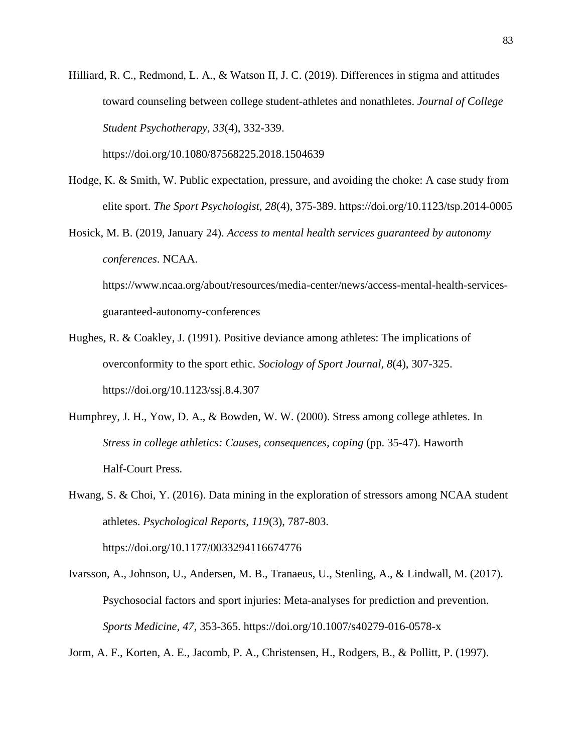Hilliard, R. C., Redmond, L. A., & Watson II, J. C. (2019). Differences in stigma and attitudes toward counseling between college student-athletes and nonathletes. *Journal of College Student Psychotherapy, 33*(4), 332-339. https://doi.org/10.1080/87568225.2018.1504639

Hodge, K. & Smith, W. Public expectation, pressure, and avoiding the choke: A case study from elite sport. *The Sport Psychologist, 28*(4), 375-389. https://doi.org/10.1123/tsp.2014-0005

Hosick, M. B. (2019, January 24). *Access to mental health services guaranteed by autonomy conferences*. NCAA. https://www.ncaa.org/about/resources/media-center/news/access-mental-health-services-guaranteed-autonomy-conferences

Hughes, R. & Coakley, J. (1991). Positive deviance among athletes: The implications of overconformity to the sport ethic. *Sociology of Sport Journal*, *8*(4), 307-325. https://doi.org/10.1123/ssj.8.4.307

Humphrey, J. H., Yow, D. A., & Bowden, W. W. (2000). Stress among college athletes. In *Stress in college athletics: Causes, consequences, coping* (pp. 35-47). Haworth Half-Court Press.

Hwang, S. & Choi, Y. (2016). Data mining in the exploration of stressors among NCAA student athletes. *Psychological Reports, 119*(3), 787-803. https://doi.org/10.1177/0033294116674776

Ivarsson, A., Johnson, U., Andersen, M. B., Tranaeus, U., Stenling, A., & Lindwall, M. (2017). Psychosocial factors and sport injuries: Meta-analyses for prediction and prevention. *Sports Medicine, 47*, 353-365. https://doi.org/10.1007/s40279-016-0578-x

Jorm, A. F., Korten, A. E., Jacomb, P. A., Christensen, H., Rodgers, B., & Pollitt, P. (1997).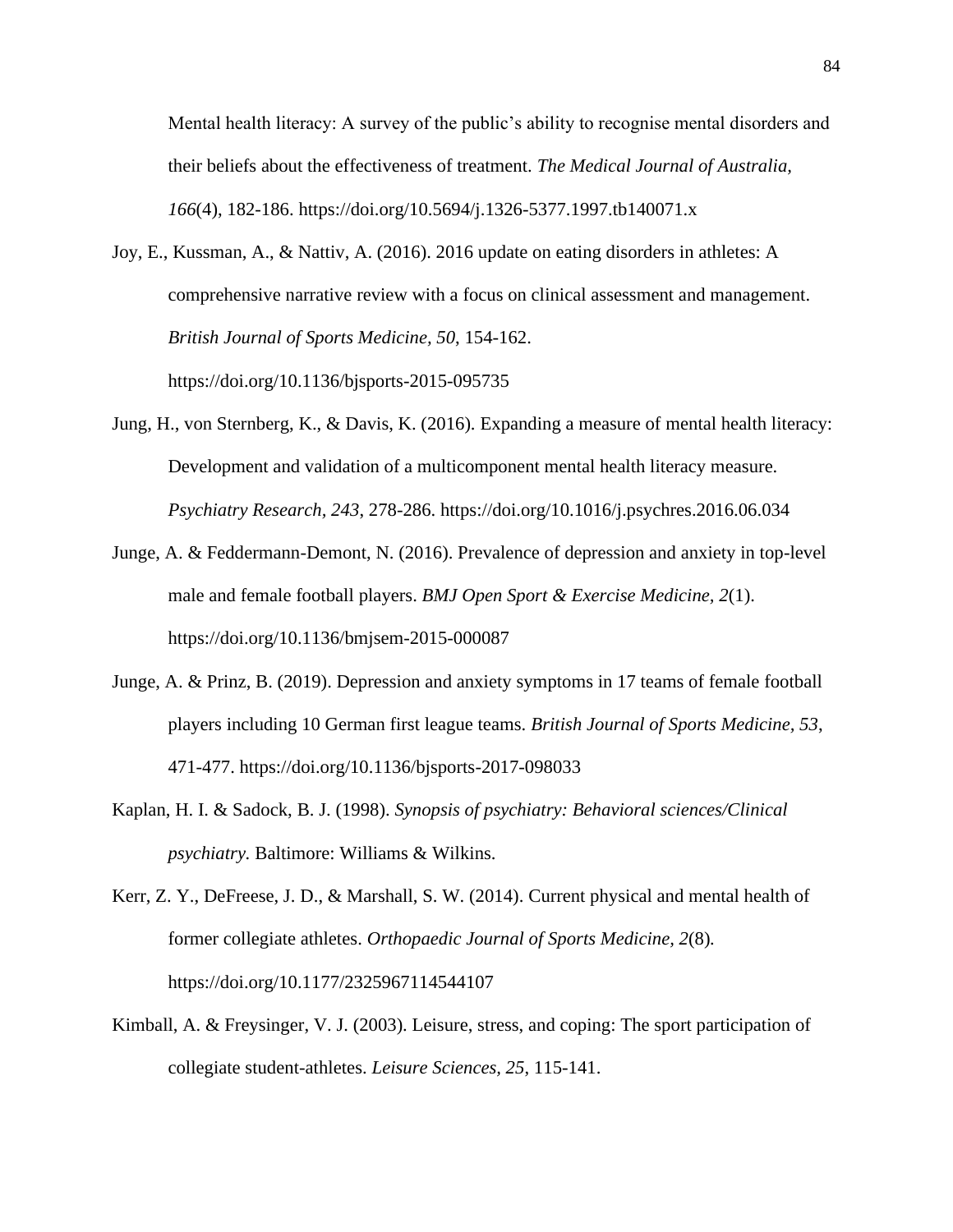Mental health literacy: A survey of the public's ability to recognise mental disorders and their beliefs about the effectiveness of treatment. *The Medical Journal of Australia, 166*(4), 182-186. https://doi.org/10.5694/j.1326-5377.1997.tb140071.x

Joy, E., Kussman, A., & Nattiv, A. (2016). 2016 update on eating disorders in athletes: A comprehensive narrative review with a focus on clinical assessment and management. *British Journal of Sports Medicine, 50*, 154-162. https://doi.org/10.1136/bjsports-2015-095735

Jung, H., von Sternberg, K., & Davis, K. (2016). Expanding a measure of mental health literacy: Development and validation of a multicomponent mental health literacy measure. *Psychiatry Research, 243*, 278-286. https://doi.org/10.1016/j.psychres.2016.06.034

Junge, A. & Feddermann-Demont, N. (2016). Prevalence of depression and anxiety in top-level male and female football players. *BMJ Open Sport & Exercise Medicine, 2*(1). https://doi.org/10.1136/bmjsem-2015-000087

Junge, A. & Prinz, B. (2019). Depression and anxiety symptoms in 17 teams of female football players including 10 German first league teams. *British Journal of Sports Medicine, 53*, 471-477. https://doi.org/10.1136/bjsports-2017-098033

Kaplan, H. I. & Sadock, B. J. (1998). *Synopsis of psychiatry: Behavioral sciences/Clinical psychiatry.* Baltimore: Williams & Wilkins.

Kerr, Z. Y., DeFreese, J. D., & Marshall, S. W. (2014). Current physical and mental health of former collegiate athletes. *Orthopaedic Journal of Sports Medicine, 2*(8). https://doi.org/10.1177/2325967114544107

Kimball, A. & Freysinger, V. J. (2003). Leisure, stress, and coping: The sport participation of collegiate student-athletes. *Leisure Sciences, 25*, 115-141.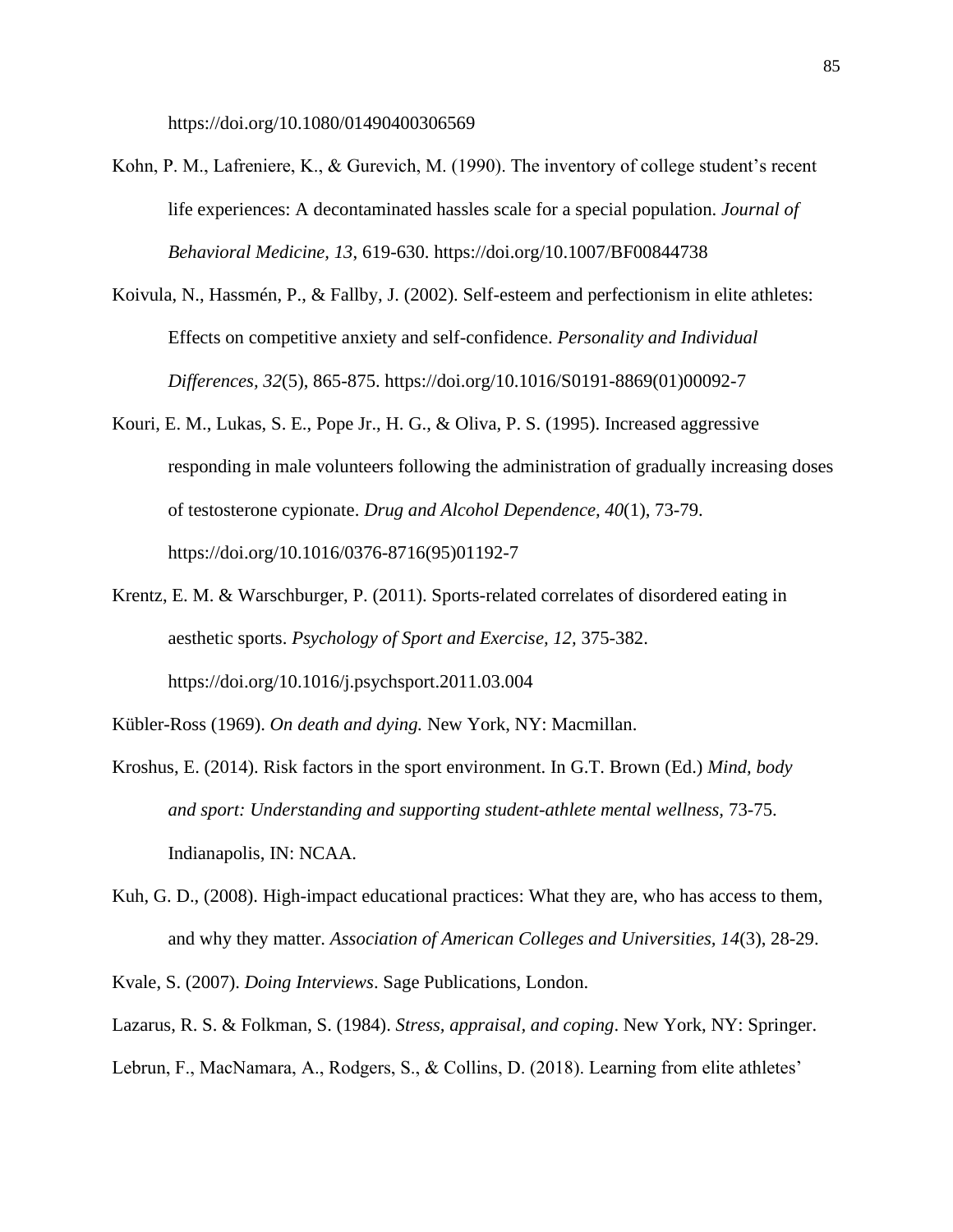https://doi.org/10.1080/01490400306569

Kohn, P. M., Lafreniere, K., & Gurevich, M. (1990). The inventory of college student's recent life experiences: A decontaminated hassles scale for a special population. *Journal of Behavioral Medicine, 13*, 619-630. https://doi.org/10.1007/BF00844738

Koivula, N., Hassmén, P., & Fallby, J. (2002). Self-esteem and perfectionism in elite athletes: Effects on competitive anxiety and self-confidence. *Personality and Individual Differences, 32*(5), 865-875. https://doi.org/10.1016/S0191-8869(01)00092-7

Kouri, E. M., Lukas, S. E., Pope Jr., H. G., & Oliva, P. S. (1995). Increased aggressive responding in male volunteers following the administration of gradually increasing doses of testosterone cypionate. *Drug and Alcohol Dependence, 40*(1), 73-79. https://doi.org/10.1016/0376-8716(95)01192-7

Krentz, E. M. & Warschburger, P. (2011). Sports-related correlates of disordered eating in aesthetic sports. *Psychology of Sport and Exercise, 12,* 375-382. https://doi.org/10.1016/j.psychsport.2011.03.004

Kübler-Ross (1969). *On death and dying.* New York, NY: Macmillan.

Kroshus, E. (2014). Risk factors in the sport environment. In G.T. Brown (Ed.) *Mind, body and sport: Understanding and supporting student-athlete mental wellness*, 73-75. Indianapolis, IN: NCAA.

Kuh, G. D., (2008). High-impact educational practices: What they are, who has access to them, and why they matter. *Association of American Colleges and Universities, 14*(3), 28-29.

Kvale, S. (2007). *Doing Interviews*. Sage Publications, London.

Lazarus, R. S. & Folkman, S. (1984). *Stress, appraisal, and coping*. New York, NY: Springer.

Lebrun, F., MacNamara, A., Rodgers, S., & Collins, D. (2018). Learning from elite athletes'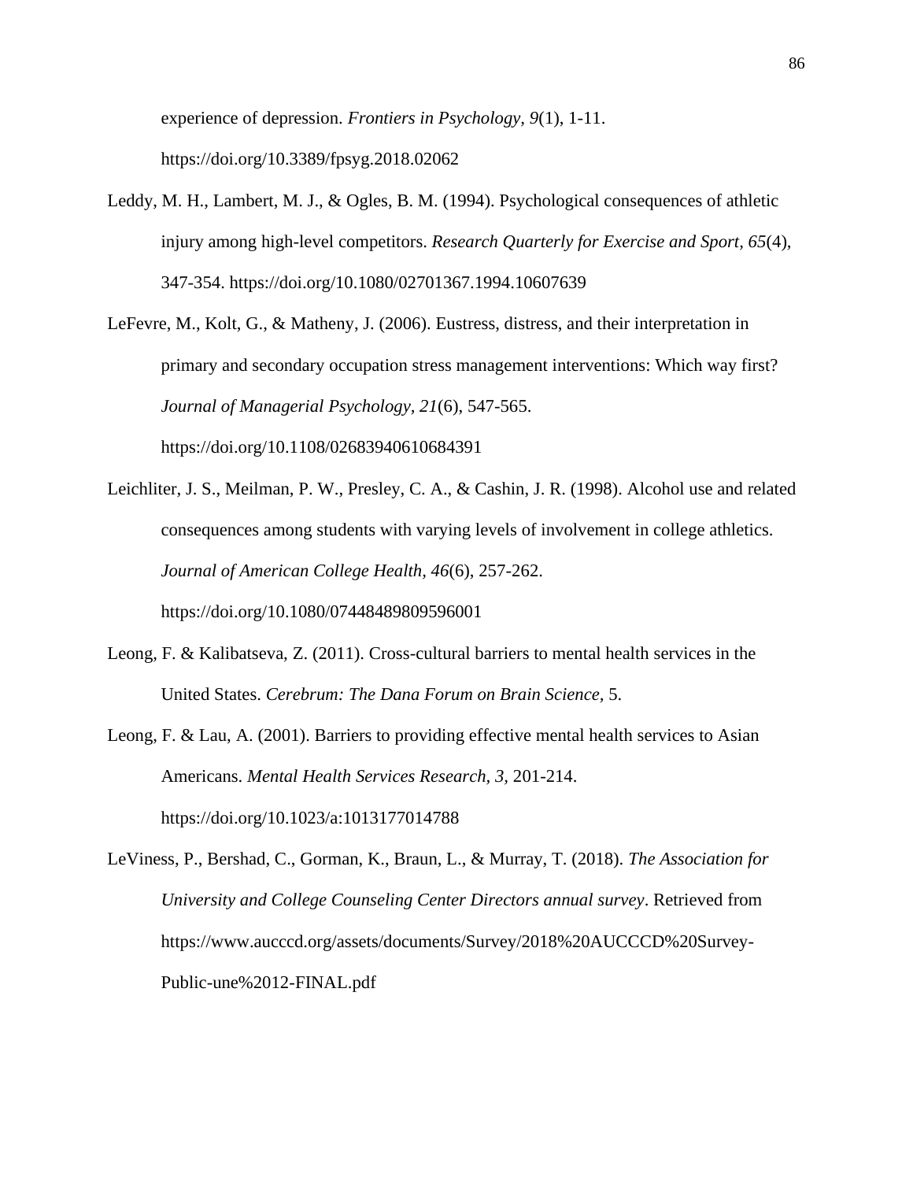experience of depression. *Frontiers in Psychology, 9*(1), 1-11. https://doi.org/10.3389/fpsyg.2018.02062

Leddy, M. H., Lambert, M. J., & Ogles, B. M. (1994). Psychological consequences of athletic injury among high-level competitors. *Research Quarterly for Exercise and Sport*, *65*(4), 347-354. https://doi.org/10.1080/02701367.1994.10607639

LeFevre, M., Kolt, G., & Matheny, J. (2006). Eustress, distress, and their interpretation in primary and secondary occupation stress management interventions: Which way first? *Journal of Managerial Psychology, 21*(6), 547-565. https://doi.org/10.1108/02683940610684391

Leichliter, J. S., Meilman, P. W., Presley, C. A., & Cashin, J. R. (1998). Alcohol use and related consequences among students with varying levels of involvement in college athletics. *Journal of American College Health, 46*(6), 257-262. https://doi.org/10.1080/07448489809596001

Leong, F. & Kalibatseva, Z. (2011). Cross-cultural barriers to mental health services in the United States. *Cerebrum: The Dana Forum on Brain Science,* 5.

Leong, F. & Lau, A. (2001). Barriers to providing effective mental health services to Asian Americans. *Mental Health Services Research, 3,* 201-214. https://doi.org/10.1023/a:1013177014788

LeViness, P., Bershad, C., Gorman, K., Braun, L., & Murray, T. (2018). *The Association for University and College Counseling Center Directors annual survey*. Retrieved from https://www.aucccd.org/assets/documents/Survey/2018%20AUCCCD%20Survey-Public-une%2012-FINAL.pdf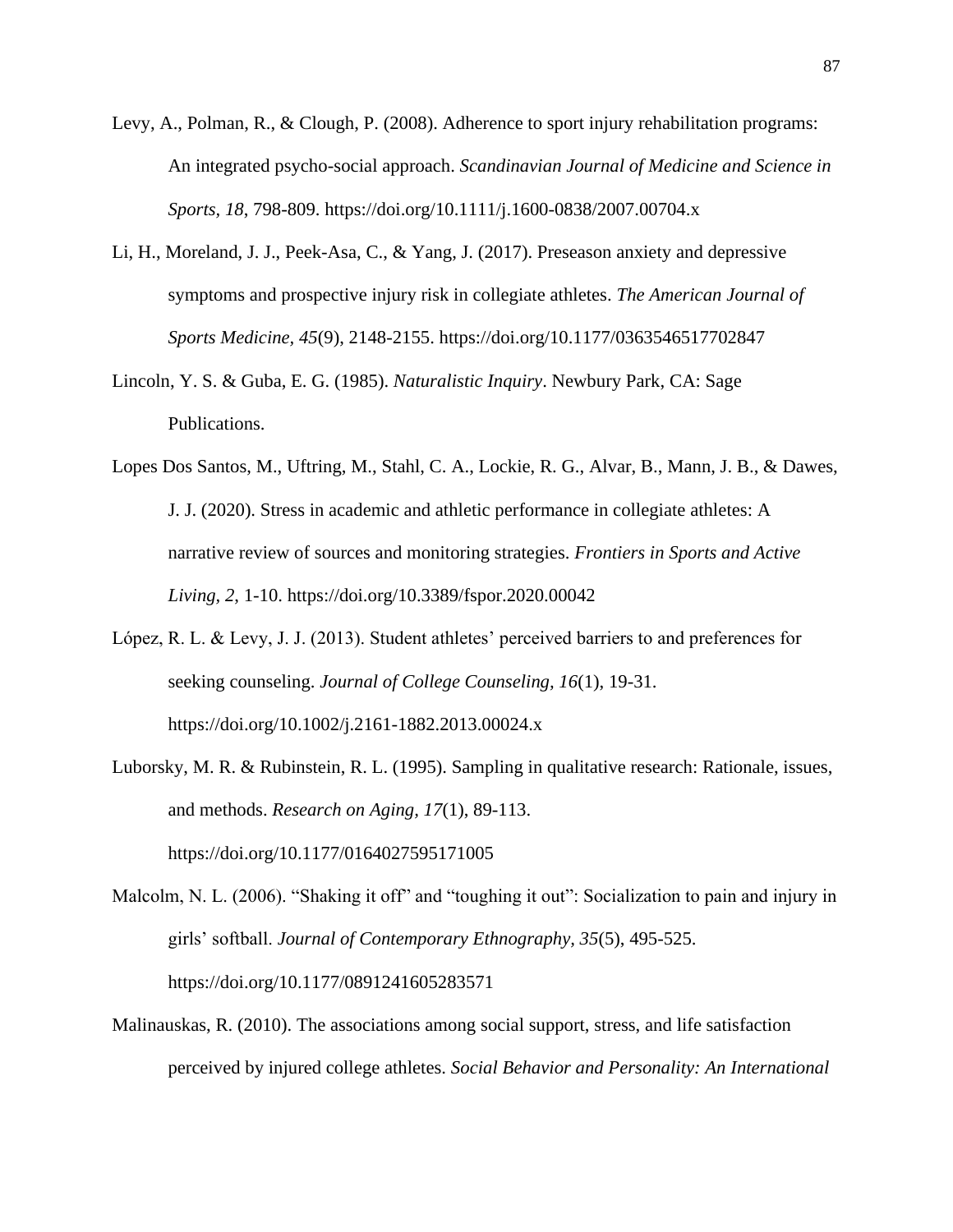Levy, A., Polman, R., & Clough, P. (2008). Adherence to sport injury rehabilitation programs: An integrated psycho-social approach. *Scandinavian Journal of Medicine and Science in Sports, 18*, 798-809. https://doi.org/10.1111/j.1600-0838/2007.00704.x

Li, H., Moreland, J. J., Peek-Asa, C., & Yang, J. (2017). Preseason anxiety and depressive symptoms and prospective injury risk in collegiate athletes. *The American Journal of Sports Medicine*, *45*(9), 2148-2155. https://doi.org/10.1177/0363546517702847

Lincoln, Y. S. & Guba, E. G. (1985). *Naturalistic Inquiry*. Newbury Park, CA: Sage Publications.

Lopes Dos Santos, M., Uftring, M., Stahl, C. A., Lockie, R. G., Alvar, B., Mann, J. B., & Dawes, J. J. (2020). Stress in academic and athletic performance in collegiate athletes: A narrative review of sources and monitoring strategies. *Frontiers in Sports and Active Living, 2*, 1-10. https://doi.org/10.3389/fspor.2020.00042

López, R. L. & Levy, J. J. (2013). Student athletes' perceived barriers to and preferences for seeking counseling. *Journal of College Counseling, 16*(1), 19-31. https://doi.org/10.1002/j.2161-1882.2013.00024.x

Luborsky, M. R. & Rubinstein, R. L. (1995). Sampling in qualitative research: Rationale, issues, and methods. *Research on Aging, 17*(1), 89-113. https://doi.org/10.1177/0164027595171005

Malcolm, N. L. (2006). "Shaking it off" and "toughing it out": Socialization to pain and injury in girls' softball. *Journal of Contemporary Ethnography*, *35*(5), 495-525. https://doi.org/10.1177/0891241605283571

Malinauskas, R. (2010). The associations among social support, stress, and life satisfaction perceived by injured college athletes. *Social Behavior and Personality: An International*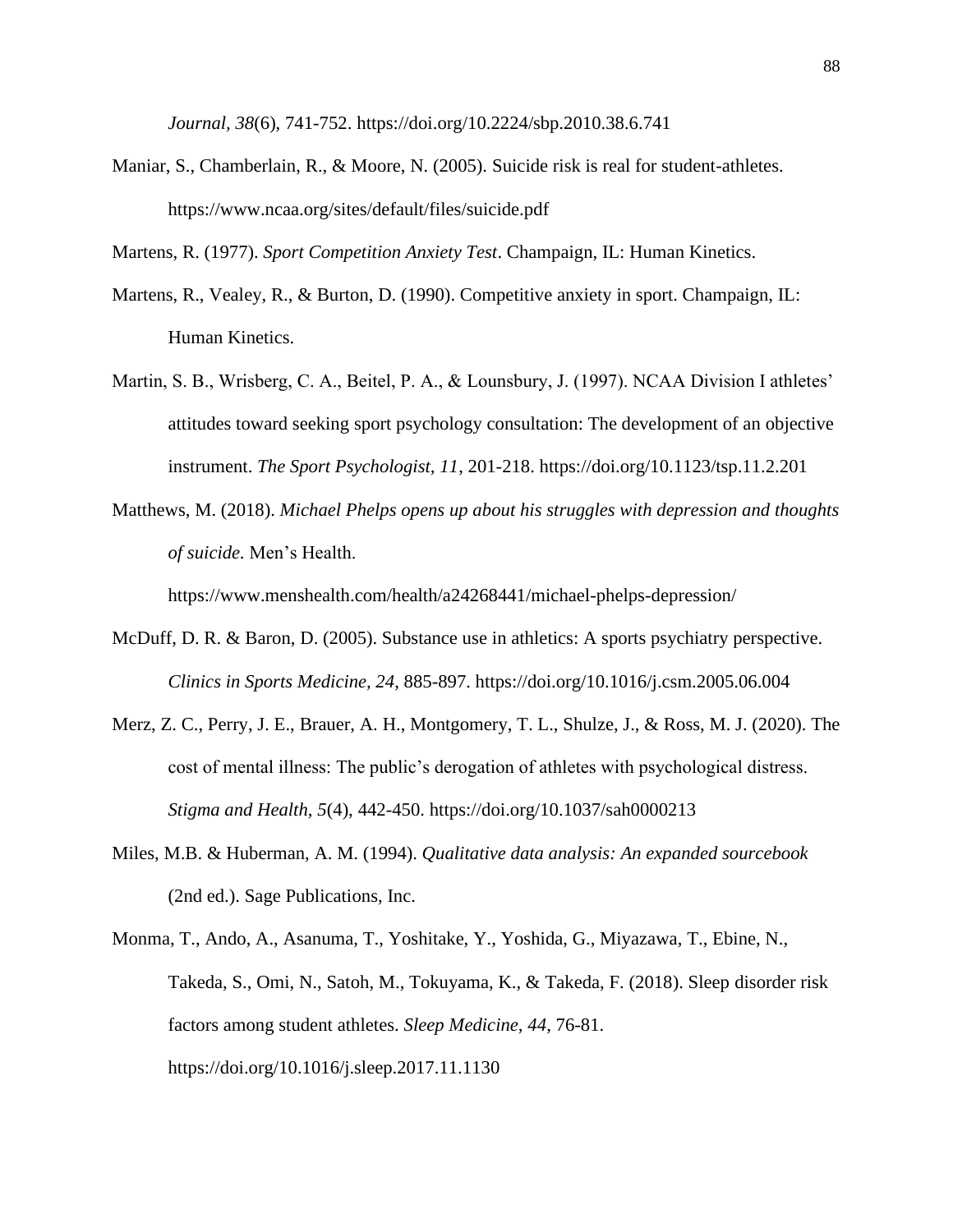*Journal, 38*(6), 741-752. https://doi.org/10.2224/sbp.2010.38.6.741

Maniar, S., Chamberlain, R., & Moore, N. (2005). Suicide risk is real for student-athletes. https://www.ncaa.org/sites/default/files/suicide.pdf

Martens, R. (1977). *Sport Competition Anxiety Test*. Champaign, IL: Human Kinetics.

Martens, R., Vealey, R., & Burton, D. (1990). Competitive anxiety in sport. Champaign, IL: Human Kinetics.

Martin, S. B., Wrisberg, C. A., Beitel, P. A., & Lounsbury, J. (1997). NCAA Division I athletes' attitudes toward seeking sport psychology consultation: The development of an objective instrument. *The Sport Psychologist, 11*, 201-218. https://doi.org/10.1123/tsp.11.2.201

Matthews, M. (2018). *Michael Phelps opens up about his struggles with depression and thoughts of suicide.* Men's Health. https://www.menshealth.com/health/a24268441/michael-phelps-depression/

McDuff, D. R. & Baron, D. (2005). Substance use in athletics: A sports psychiatry perspective. *Clinics in Sports Medicine, 24*, 885-897. https://doi.org/10.1016/j.csm.2005.06.004

Merz, Z. C., Perry, J. E., Brauer, A. H., Montgomery, T. L., Shulze, J., & Ross, M. J. (2020). The cost of mental illness: The public's derogation of athletes with psychological distress. *Stigma and Health, 5*(4), 442-450. https://doi.org/10.1037/sah0000213

Miles, M.B. & Huberman, A. M. (1994). *Qualitative data analysis: An expanded sourcebook* (2nd ed.). Sage Publications, Inc.

Monma, T., Ando, A., Asanuma, T., Yoshitake, Y., Yoshida, G., Miyazawa, T., Ebine, N., Takeda, S., Omi, N., Satoh, M., Tokuyama, K., & Takeda, F. (2018). Sleep disorder risk factors among student athletes. *Sleep Medicine, 44*, 76-81. https://doi.org/10.1016/j.sleep.2017.11.1130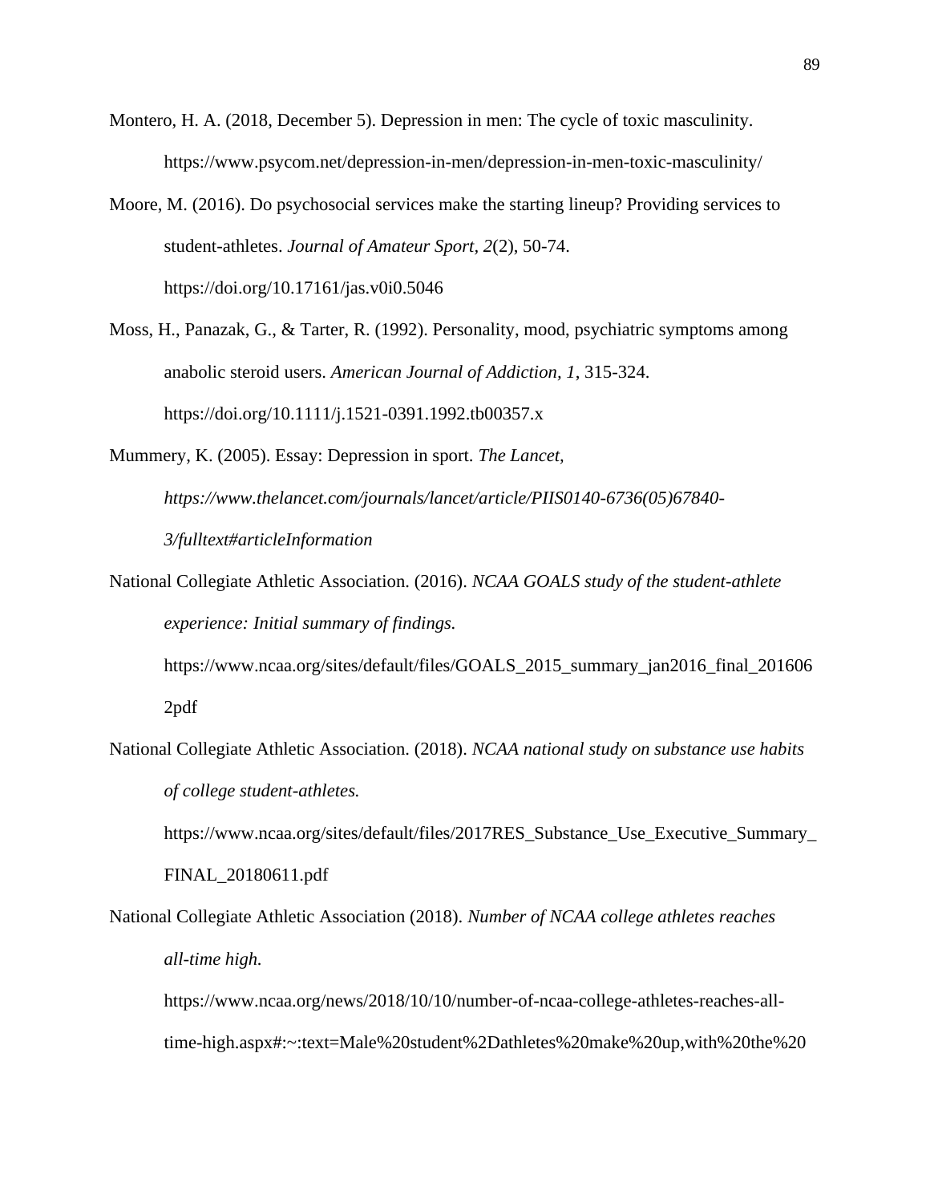Montero, H. A. (2018, December 5). Depression in men: The cycle of toxic masculinity. https://www.psycom.net/depression-in-men/depression-in-men-toxic-masculinity/

Moore, M. (2016). Do psychosocial services make the starting lineup? Providing services to student-athletes. *Journal of Amateur Sport, 2*(2), 50-74. https://doi.org/10.17161/jas.v0i0.5046

Moss, H., Panazak, G., & Tarter, R. (1992). Personality, mood, psychiatric symptoms among anabolic steroid users. *American Journal of Addiction, 1*, 315-324. https://doi.org/10.1111/j.1521-0391.1992.tb00357.x

Mummery, K. (2005). Essay: Depression in sport. *The Lancet, https://www.thelancet.com/journals/lancet/article/PIIS0140-6736(05)67840-3/fulltext#articleInformation*

National Collegiate Athletic Association. (2016). *NCAA GOALS study of the student-athlete experience: Initial summary of findings.* https://www.ncaa.org/sites/default/files/GOALS_2015_summary_jan2016_final_2016062pdf

National Collegiate Athletic Association. (2018). *NCAA national study on substance use habits of college student-athletes.* https://www.ncaa.org/sites/default/files/2017RES_Substance_Use_Executive_Summary_FINAL_20180611.pdf

National Collegiate Athletic Association (2018). *Number of NCAA college athletes reaches all-time high.* https://www.ncaa.org/news/2018/10/10/number-of-ncaa-college-athletes-reaches-all-time-high.aspx#:~:text=Male%20student%2Dathletes%20make%20up,with%20the%20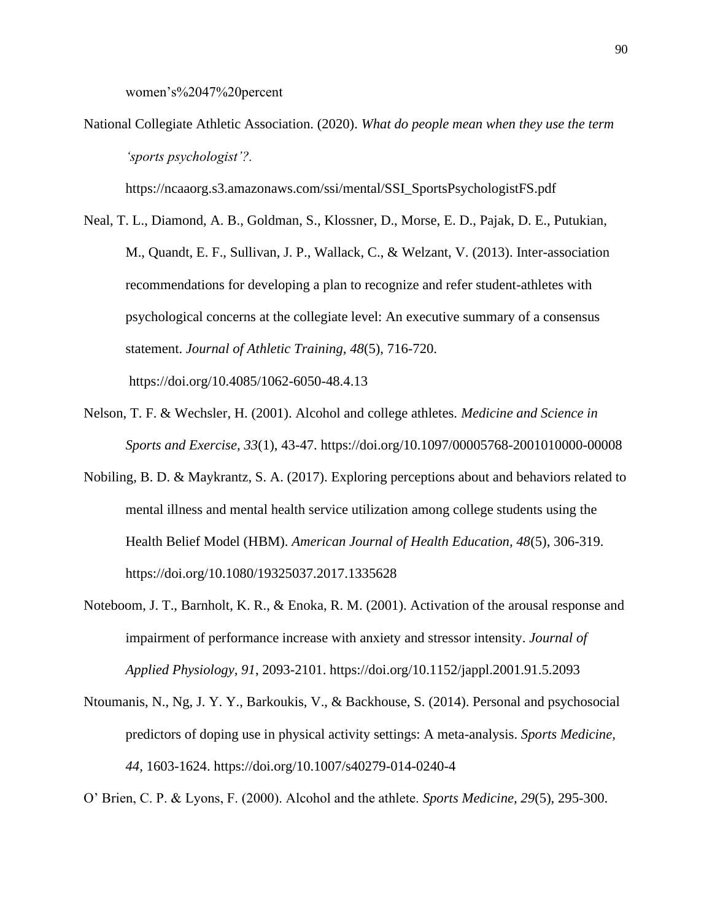women's%2047%20percent

National Collegiate Athletic Association. (2020). *What do people mean when they use the term 'sports psychologist'?.* https://ncaaorg.s3.amazonaws.com/ssi/mental/SSI_SportsPsychologistFS.pdf

Neal, T. L., Diamond, A. B., Goldman, S., Klossner, D., Morse, E. D., Pajak, D. E., Putukian, M., Quandt, E. F., Sullivan, J. P., Wallack, C., & Welzant, V. (2013). Inter-association recommendations for developing a plan to recognize and refer student-athletes with psychological concerns at the collegiate level: An executive summary of a consensus statement. *Journal of Athletic Training, 48*(5), 716-720. https://doi.org/10.4085/1062-6050-48.4.13

Nelson, T. F. & Wechsler, H. (2001). Alcohol and college athletes. *Medicine and Science in Sports and Exercise, 33*(1), 43-47. https://doi.org/10.1097/00005768-2001010000-00008

Nobiling, B. D. & Maykrantz, S. A. (2017). Exploring perceptions about and behaviors related to mental illness and mental health service utilization among college students using the Health Belief Model (HBM). *American Journal of Health Education, 48*(5), 306-319. https://doi.org/10.1080/19325037.2017.1335628

Noteboom, J. T., Barnholt, K. R., & Enoka, R. M. (2001). Activation of the arousal response and impairment of performance increase with anxiety and stressor intensity. *Journal of Applied Physiology, 91*, 2093-2101. https://doi.org/10.1152/jappl.2001.91.5.2093

Ntoumanis, N., Ng, J. Y. Y., Barkoukis, V., & Backhouse, S. (2014). Personal and psychosocial predictors of doping use in physical activity settings: A meta-analysis. *Sports Medicine, 44*, 1603-1624. https://doi.org/10.1007/s40279-014-0240-4

O' Brien, C. P. & Lyons, F. (2000). Alcohol and the athlete. *Sports Medicine, 29*(5), 295-300.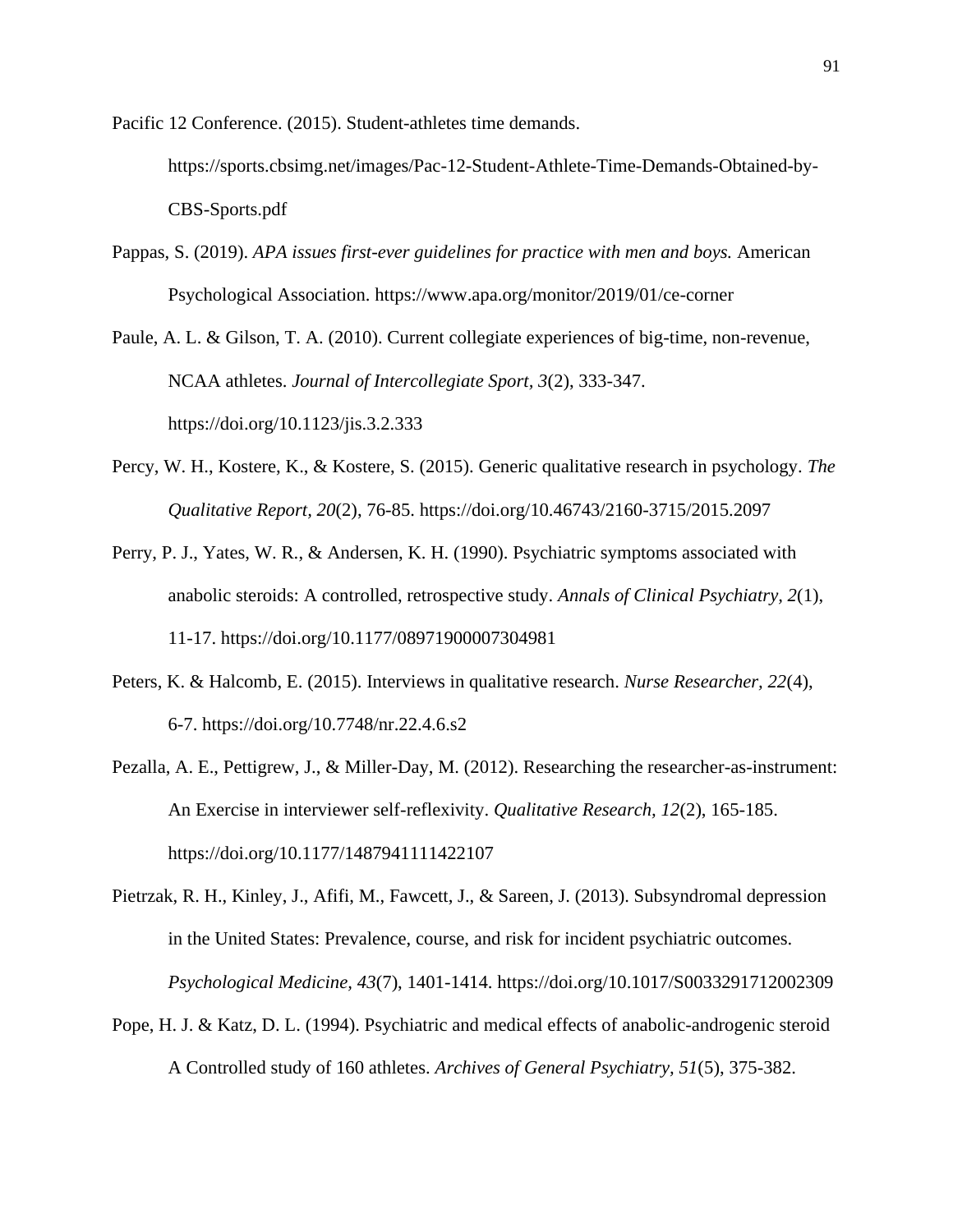Pacific 12 Conference. (2015). Student-athletes time demands. https://sports.cbsimg.net/images/Pac-12-Student-Athlete-Time-Demands-Obtained-by-CBS-Sports.pdf

Pappas, S. (2019). *APA issues first-ever guidelines for practice with men and boys.* American Psychological Association. https://www.apa.org/monitor/2019/01/ce-corner

Paule, A. L. & Gilson, T. A. (2010). Current collegiate experiences of big-time, non-revenue, NCAA athletes. *Journal of Intercollegiate Sport, 3*(2), 333-347. https://doi.org/10.1123/jis.3.2.333

Percy, W. H., Kostere, K., & Kostere, S. (2015). Generic qualitative research in psychology. *The Qualitative Report, 20*(2), 76-85. https://doi.org/10.46743/2160-3715/2015.2097

Perry, P. J., Yates, W. R., & Andersen, K. H. (1990). Psychiatric symptoms associated with anabolic steroids: A controlled, retrospective study. *Annals of Clinical Psychiatry, 2*(1), 11-17. https://doi.org/10.1177/08971900007304981

Peters, K. & Halcomb, E. (2015). Interviews in qualitative research. *Nurse Researcher, 22*(4), 6-7. https://doi.org/10.7748/nr.22.4.6.s2

Pezalla, A. E., Pettigrew, J., & Miller-Day, M. (2012). Researching the researcher-as-instrument: An Exercise in interviewer self-reflexivity. *Qualitative Research, 12*(2), 165-185. https://doi.org/10.1177/1487941111422107

Pietrzak, R. H., Kinley, J., Afifi, M., Fawcett, J., & Sareen, J. (2013). Subsyndromal depression in the United States: Prevalence, course, and risk for incident psychiatric outcomes. *Psychological Medicine, 43*(7), 1401-1414. https://doi.org/10.1017/S0033291712002309

Pope, H. J. & Katz, D. L. (1994). Psychiatric and medical effects of anabolic-androgenic steroid A Controlled study of 160 athletes. *Archives of General Psychiatry, 51*(5), 375-382.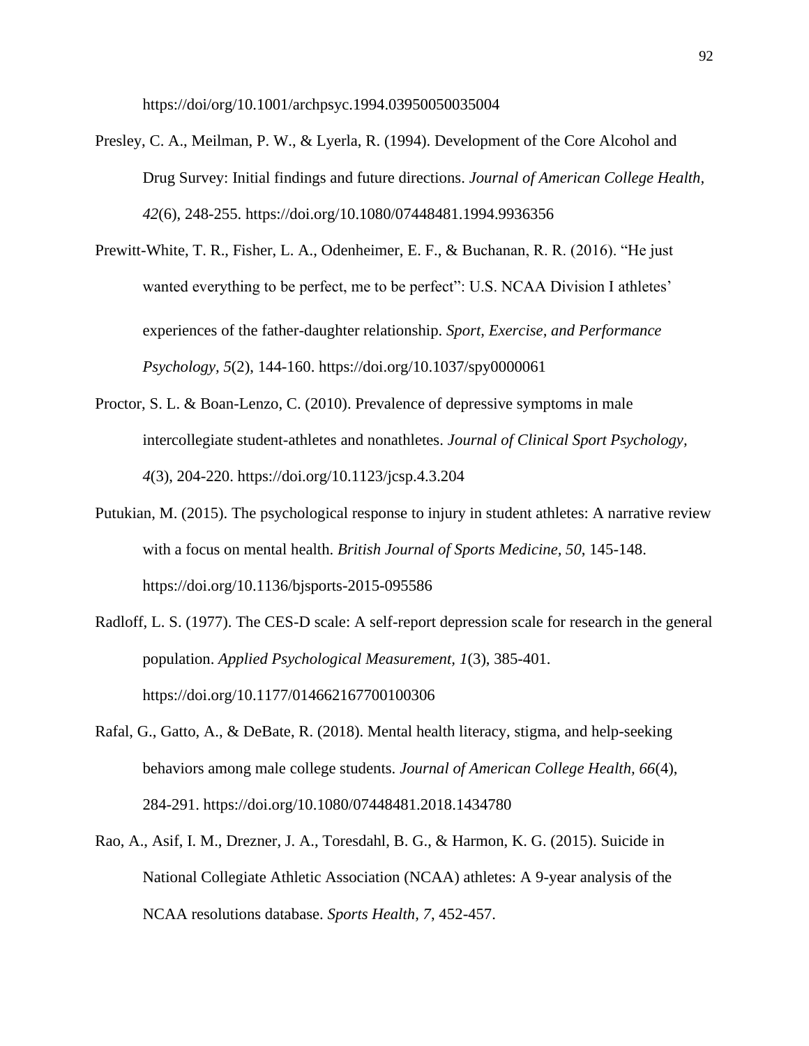https://doi/org/10.1001/archpsyc.1994.03950050035004

Presley, C. A., Meilman, P. W., & Lyerla, R. (1994). Development of the Core Alcohol and Drug Survey: Initial findings and future directions. *Journal of American College Health, 42*(6), 248-255. https://doi.org/10.1080/07448481.1994.9936356

Prewitt-White, T. R., Fisher, L. A., Odenheimer, E. F., & Buchanan, R. R. (2016). "He just wanted everything to be perfect, me to be perfect": U.S. NCAA Division I athletes' experiences of the father-daughter relationship. *Sport, Exercise, and Performance Psychology, 5*(2), 144-160. https://doi.org/10.1037/spy0000061

Proctor, S. L. & Boan-Lenzo, C. (2010). Prevalence of depressive symptoms in male intercollegiate student-athletes and nonathletes. *Journal of Clinical Sport Psychology, 4*(3), 204-220. https://doi.org/10.1123/jcsp.4.3.204

Putukian, M. (2015). The psychological response to injury in student athletes: A narrative review with a focus on mental health. *British Journal of Sports Medicine*, *50*, 145-148. https://doi.org/10.1136/bjsports-2015-095586

Radloff, L. S. (1977). The CES-D scale: A self-report depression scale for research in the general population. *Applied Psychological Measurement, 1*(3), 385-401. https://doi.org/10.1177/014662167700100306

Rafal, G., Gatto, A., & DeBate, R. (2018). Mental health literacy, stigma, and help-seeking behaviors among male college students. *Journal of American College Health, 66*(4), 284-291. https://doi.org/10.1080/07448481.2018.1434780

Rao, A., Asif, I. M., Drezner, J. A., Toresdahl, B. G., & Harmon, K. G. (2015). Suicide in National Collegiate Athletic Association (NCAA) athletes: A 9-year analysis of the NCAA resolutions database. *Sports Health, 7*, 452-457.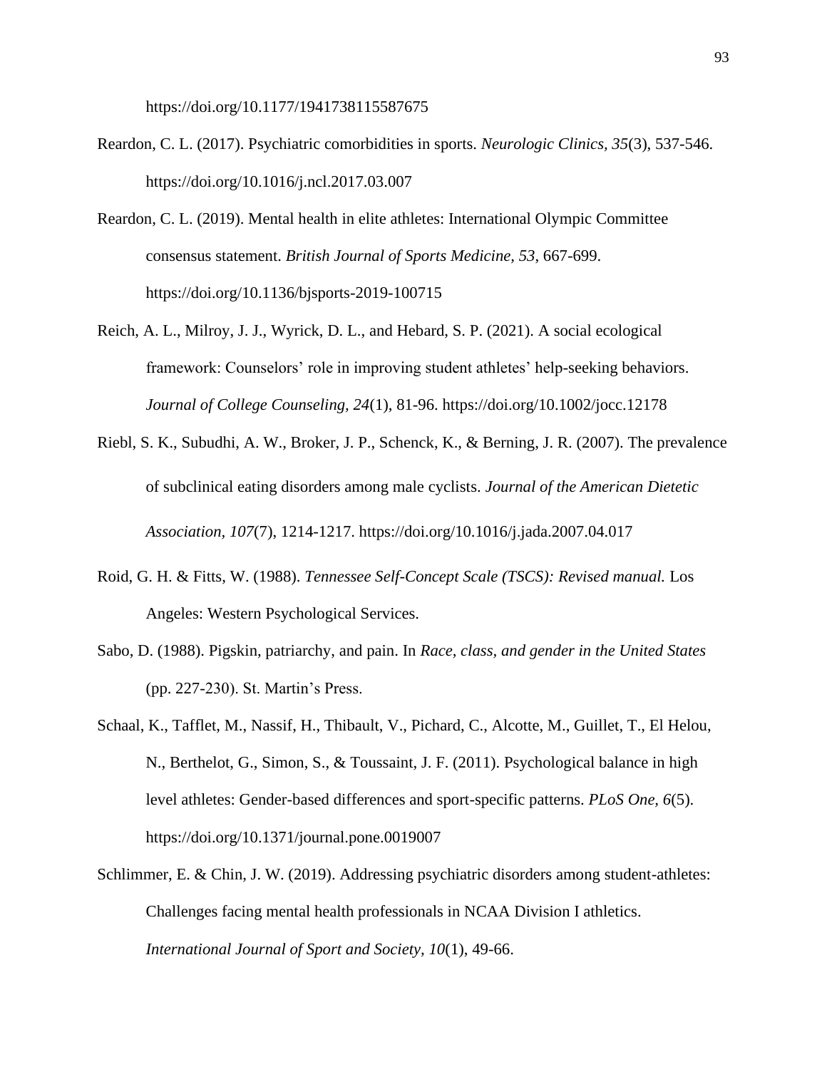https://doi.org/10.1177/1941738115587675

Reardon, C. L. (2017). Psychiatric comorbidities in sports. *Neurologic Clinics, 35*(3), 537-546. https://doi.org/10.1016/j.ncl.2017.03.007

Reardon, C. L. (2019). Mental health in elite athletes: International Olympic Committee consensus statement. *British Journal of Sports Medicine, 53*, 667-699. https://doi.org/10.1136/bjsports-2019-100715

Reich, A. L., Milroy, J. J., Wyrick, D. L., and Hebard, S. P. (2021). A social ecological framework: Counselors' role in improving student athletes' help-seeking behaviors. *Journal of College Counseling, 24*(1), 81-96. https://doi.org/10.1002/jocc.12178

Riebl, S. K., Subudhi, A. W., Broker, J. P., Schenck, K., & Berning, J. R. (2007). The prevalence of subclinical eating disorders among male cyclists. *Journal of the American Dietetic Association, 107*(7), 1214-1217. https://doi.org/10.1016/j.jada.2007.04.017

Roid, G. H. & Fitts, W. (1988). *Tennessee Self-Concept Scale (TSCS): Revised manual.* Los Angeles: Western Psychological Services.

Sabo, D. (1988). Pigskin, patriarchy, and pain. In *Race, class, and gender in the United States* (pp. 227-230). St. Martin's Press.

Schaal, K., Tafflet, M., Nassif, H., Thibault, V., Pichard, C., Alcotte, M., Guillet, T., El Helou, N., Berthelot, G., Simon, S., & Toussaint, J. F. (2011). Psychological balance in high level athletes: Gender-based differences and sport-specific patterns. *PLoS One, 6*(5). https://doi.org/10.1371/journal.pone.0019007

Schlimmer, E. & Chin, J. W. (2019). Addressing psychiatric disorders among student-athletes: Challenges facing mental health professionals in NCAA Division I athletics. *International Journal of Sport and Society, 10*(1), 49-66.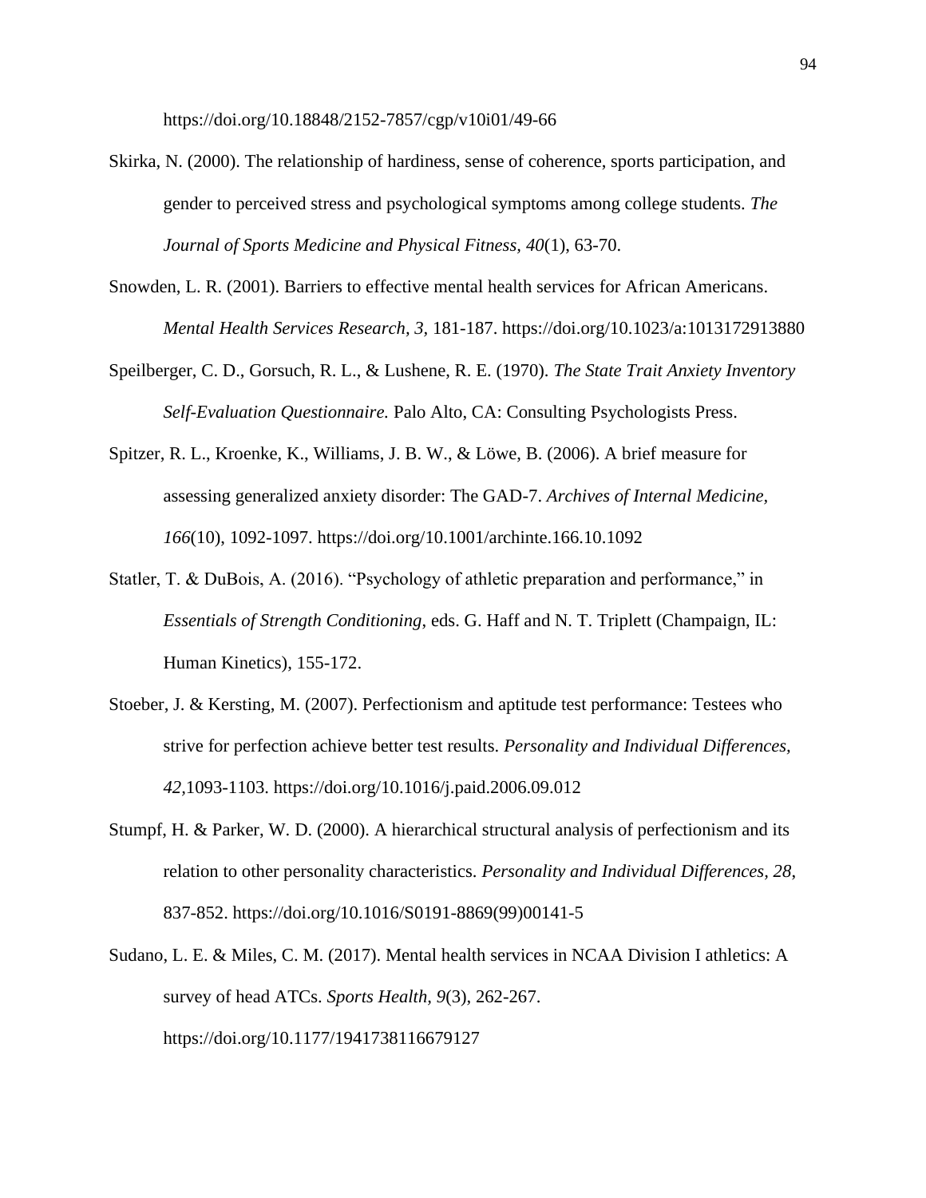https://doi.org/10.18848/2152-7857/cgp/v10i01/49-66

Skirka, N. (2000). The relationship of hardiness, sense of coherence, sports participation, and gender to perceived stress and psychological symptoms among college students. *The Journal of Sports Medicine and Physical Fitness, 40*(1), 63-70.

Snowden, L. R. (2001). Barriers to effective mental health services for African Americans. *Mental Health Services Research, 3*, 181-187. https://doi.org/10.1023/a:1013172913880

Speilberger, C. D., Gorsuch, R. L., & Lushene, R. E. (1970). *The State Trait Anxiety Inventory Self-Evaluation Questionnaire.* Palo Alto, CA: Consulting Psychologists Press.

Spitzer, R. L., Kroenke, K., Williams, J. B. W., & Löwe, B. (2006). A brief measure for assessing generalized anxiety disorder: The GAD-7. *Archives of Internal Medicine*, *166*(10), 1092-1097. https://doi.org/10.1001/archinte.166.10.1092

Statler, T. & DuBois, A. (2016). "Psychology of athletic preparation and performance," in *Essentials of Strength Conditioning*, eds. G. Haff and N. T. Triplett (Champaign, IL: Human Kinetics), 155-172.

Stoeber, J. & Kersting, M. (2007). Perfectionism and aptitude test performance: Testees who strive for perfection achieve better test results. *Personality and Individual Differences, 42,*1093-1103. https://doi.org/10.1016/j.paid.2006.09.012

Stumpf, H. & Parker, W. D. (2000). A hierarchical structural analysis of perfectionism and its relation to other personality characteristics. *Personality and Individual Differences, 28,* 837-852. https://doi.org/10.1016/S0191-8869(99)00141-5

Sudano, L. E. & Miles, C. M. (2017). Mental health services in NCAA Division I athletics: A survey of head ATCs. *Sports Health, 9*(3), 262-267. https://doi.org/10.1177/1941738116679127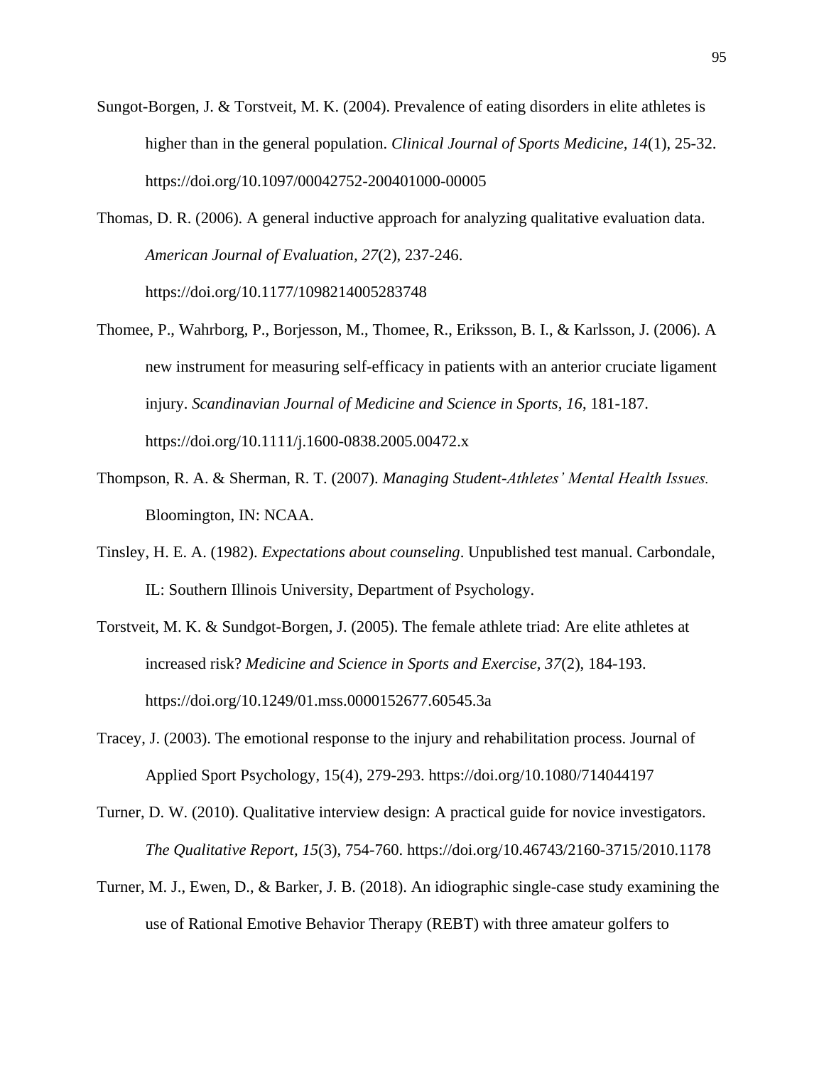Sungot-Borgen, J. & Torstveit, M. K. (2004). Prevalence of eating disorders in elite athletes is higher than in the general population. *Clinical Journal of Sports Medicine, 14*(1), 25-32. https://doi.org/10.1097/00042752-200401000-00005

Thomas, D. R. (2006). A general inductive approach for analyzing qualitative evaluation data. *American Journal of Evaluation, 27*(2), 237-246. https://doi.org/10.1177/1098214005283748

Thomee, P., Wahrborg, P., Borjesson, M., Thomee, R., Eriksson, B. I., & Karlsson, J. (2006). A new instrument for measuring self-efficacy in patients with an anterior cruciate ligament injury. *Scandinavian Journal of Medicine and Science in Sports, 16*, 181-187. https://doi.org/10.1111/j.1600-0838.2005.00472.x

Thompson, R. A. & Sherman, R. T. (2007). *Managing Student-Athletes' Mental Health Issues.* Bloomington, IN: NCAA.

Tinsley, H. E. A. (1982). *Expectations about counseling*. Unpublished test manual. Carbondale, IL: Southern Illinois University, Department of Psychology.

Torstveit, M. K. & Sundgot-Borgen, J. (2005). The female athlete triad: Are elite athletes at increased risk? *Medicine and Science in Sports and Exercise, 37*(2), 184-193. https://doi.org/10.1249/01.mss.0000152677.60545.3a

Tracey, J. (2003). The emotional response to the injury and rehabilitation process. Journal of Applied Sport Psychology, 15(4), 279-293. https://doi.org/10.1080/714044197

Turner, D. W. (2010). Qualitative interview design: A practical guide for novice investigators. *The Qualitative Report, 15*(3), 754-760. https://doi.org/10.46743/2160-3715/2010.1178

Turner, M. J., Ewen, D., & Barker, J. B. (2018). An idiographic single-case study examining the use of Rational Emotive Behavior Therapy (REBT) with three amateur golfers to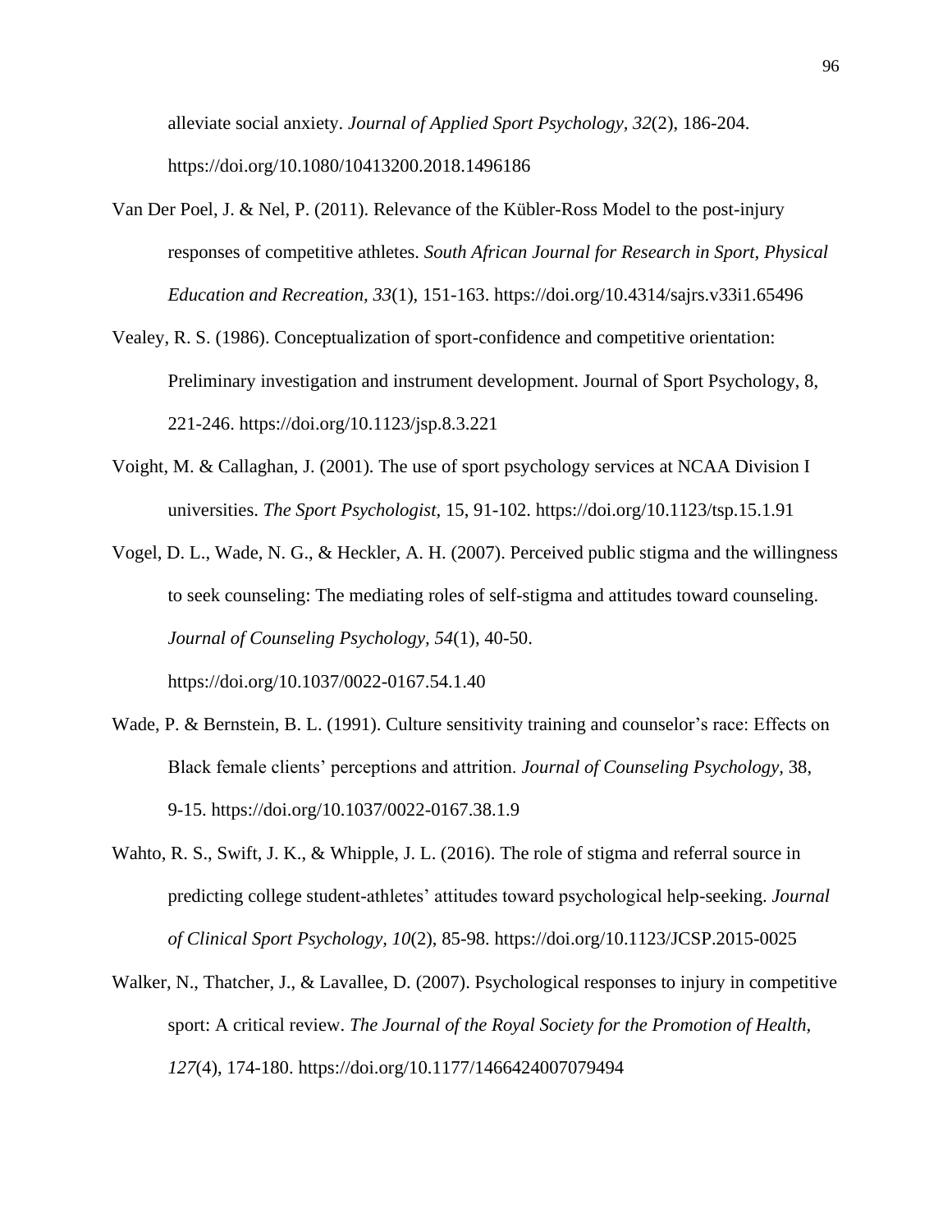alleviate social anxiety. *Journal of Applied Sport Psychology, 32*(2), 186-204. https://doi.org/10.1080/10413200.2018.1496186

Van Der Poel, J. & Nel, P. (2011). Relevance of the Kübler-Ross Model to the post-injury responses of competitive athletes. *South African Journal for Research in Sport, Physical Education and Recreation, 33*(1), 151-163. https://doi.org/10.4314/sajrs.v33i1.65496

Vealey, R. S. (1986). Conceptualization of sport-confidence and competitive orientation: Preliminary investigation and instrument development. Journal of Sport Psychology, 8, 221-246. https://doi.org/10.1123/jsp.8.3.221

Voight, M. & Callaghan, J. (2001). The use of sport psychology services at NCAA Division I universities. *The Sport Psychologist*, 15, 91-102. https://doi.org/10.1123/tsp.15.1.91

Vogel, D. L., Wade, N. G., & Heckler, A. H. (2007). Perceived public stigma and the willingness to seek counseling: The mediating roles of self-stigma and attitudes toward counseling. *Journal of Counseling Psychology, 54*(1), 40-50. https://doi.org/10.1037/0022-0167.54.1.40

Wade, P. & Bernstein, B. L. (1991). Culture sensitivity training and counselor's race: Effects on Black female clients' perceptions and attrition. *Journal of Counseling Psychology*, 38, 9-15. https://doi.org/10.1037/0022-0167.38.1.9

Wahto, R. S., Swift, J. K., & Whipple, J. L. (2016). The role of stigma and referral source in predicting college student-athletes' attitudes toward psychological help-seeking. *Journal of Clinical Sport Psychology, 10*(2), 85-98. https://doi.org/10.1123/JCSP.2015-0025

Walker, N., Thatcher, J., & Lavallee, D. (2007). Psychological responses to injury in competitive sport: A critical review. *The Journal of the Royal Society for the Promotion of Health, 127*(4), 174-180. https://doi.org/10.1177/1466424007079494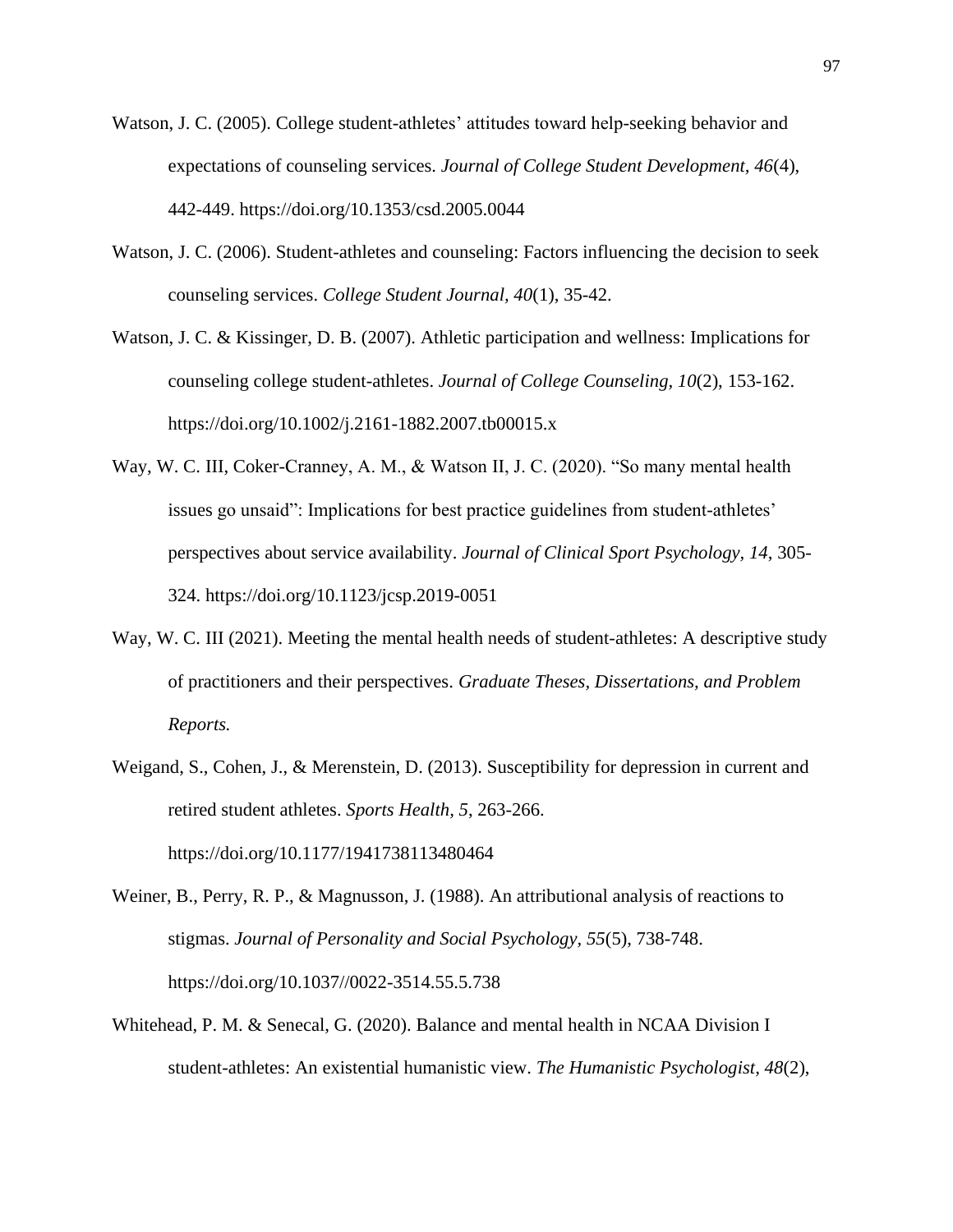Watson, J. C. (2005). College student-athletes' attitudes toward help-seeking behavior and expectations of counseling services. *Journal of College Student Development, 46*(4), 442-449. https://doi.org/10.1353/csd.2005.0044

Watson, J. C. (2006). Student-athletes and counseling: Factors influencing the decision to seek counseling services. *College Student Journal, 40*(1), 35-42.

Watson, J. C. & Kissinger, D. B. (2007). Athletic participation and wellness: Implications for counseling college student-athletes. *Journal of College Counseling, 10*(2), 153-162. https://doi.org/10.1002/j.2161-1882.2007.tb00015.x

Way, W. C. III, Coker-Cranney, A. M., & Watson II, J. C. (2020). "So many mental health issues go unsaid": Implications for best practice guidelines from student-athletes' perspectives about service availability. *Journal of Clinical Sport Psychology, 14*, 305-324. https://doi.org/10.1123/jcsp.2019-0051

Way, W. C. III (2021). Meeting the mental health needs of student-athletes: A descriptive study of practitioners and their perspectives. *Graduate Theses, Dissertations, and Problem Reports.*

Weigand, S., Cohen, J., & Merenstein, D. (2013). Susceptibility for depression in current and retired student athletes. *Sports Health, 5*, 263-266. https://doi.org/10.1177/1941738113480464

Weiner, B., Perry, R. P., & Magnusson, J. (1988). An attributional analysis of reactions to stigmas. *Journal of Personality and Social Psychology, 55*(5), 738-748. https://doi.org/10.1037//0022-3514.55.5.738

Whitehead, P. M. & Senecal, G. (2020). Balance and mental health in NCAA Division I student-athletes: An existential humanistic view. *The Humanistic Psychologist, 48*(2),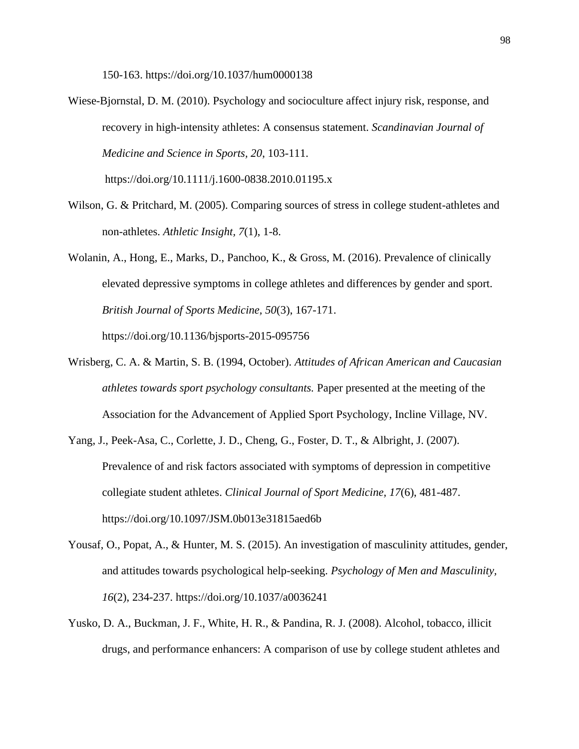150-163. https://doi.org/10.1037/hum0000138

Wiese-Bjornstal, D. M. (2010). Psychology and socioculture affect injury risk, response, and recovery in high-intensity athletes: A consensus statement. *Scandinavian Journal of Medicine and Science in Sports, 20*, 103-111. https://doi.org/10.1111/j.1600-0838.2010.01195.x

Wilson, G. & Pritchard, M. (2005). Comparing sources of stress in college student-athletes and non-athletes. *Athletic Insight, 7*(1), 1-8.

Wolanin, A., Hong, E., Marks, D., Panchoo, K., & Gross, M. (2016). Prevalence of clinically elevated depressive symptoms in college athletes and differences by gender and sport. *British Journal of Sports Medicine, 50*(3), 167-171. https://doi.org/10.1136/bjsports-2015-095756

Wrisberg, C. A. & Martin, S. B. (1994, October). *Attitudes of African American and Caucasian athletes towards sport psychology consultants.* Paper presented at the meeting of the Association for the Advancement of Applied Sport Psychology, Incline Village, NV.

Yang, J., Peek-Asa, C., Corlette, J. D., Cheng, G., Foster, D. T., & Albright, J. (2007). Prevalence of and risk factors associated with symptoms of depression in competitive collegiate student athletes. *Clinical Journal of Sport Medicine, 17*(6), 481-487. https://doi.org/10.1097/JSM.0b013e31815aed6b

Yousaf, O., Popat, A., & Hunter, M. S. (2015). An investigation of masculinity attitudes, gender, and attitudes towards psychological help-seeking. *Psychology of Men and Masculinity, 16*(2), 234-237. https://doi.org/10.1037/a0036241

Yusko, D. A., Buckman, J. F., White, H. R., & Pandina, R. J. (2008). Alcohol, tobacco, illicit drugs, and performance enhancers: A comparison of use by college student athletes and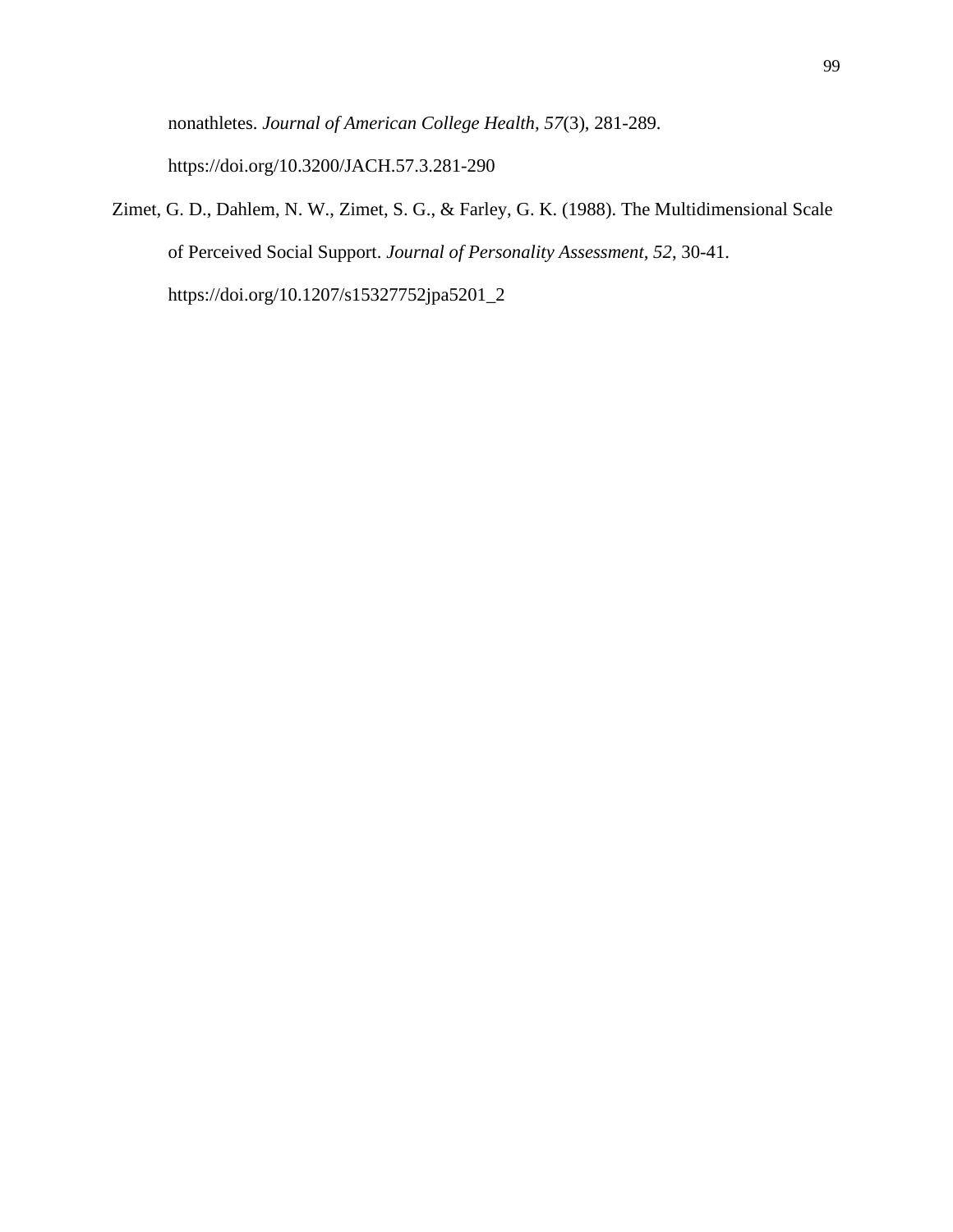nonathletes. *Journal of American College Health, 57*(3), 281-289. https://doi.org/10.3200/JACH.57.3.281-290

Zimet, G. D., Dahlem, N. W., Zimet, S. G., & Farley, G. K. (1988). The Multidimensional Scale of Perceived Social Support. *Journal of Personality Assessment, 52*, 30-41. https://doi.org/10.1207/s15327752jpa5201_2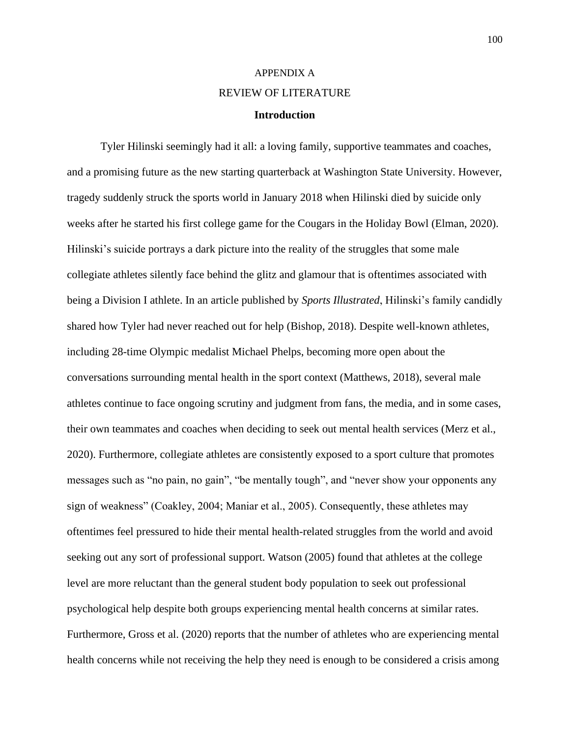APPENDIX A

REVIEW OF LITERATURE

## Introduction

Tyler Hilinski seemingly had it all: a loving family, supportive teammates and coaches, and a promising future as the new starting quarterback at Washington State University. However, tragedy suddenly struck the sports world in January 2018 when Hilinski died by suicide only weeks after he started his first college game for the Cougars in the Holiday Bowl (Elman, 2020). Hilinski's suicide portrays a dark picture into the reality of the struggles that some male collegiate athletes silently face behind the glitz and glamour that is oftentimes associated with being a Division I athlete. In an article published by *Sports Illustrated*, Hilinski's family candidly shared how Tyler had never reached out for help (Bishop, 2018). Despite well-known athletes, including 28-time Olympic medalist Michael Phelps, becoming more open about the conversations surrounding mental health in the sport context (Matthews, 2018), several male athletes continue to face ongoing scrutiny and judgment from fans, the media, and in some cases, their own teammates and coaches when deciding to seek out mental health services (Merz et al., 2020). Furthermore, collegiate athletes are consistently exposed to a sport culture that promotes messages such as "no pain, no gain", "be mentally tough", and "never show your opponents any sign of weakness" (Coakley, 2004; Maniar et al., 2005). Consequently, these athletes may oftentimes feel pressured to hide their mental health-related struggles from the world and avoid seeking out any sort of professional support. Watson (2005) found that athletes at the college level are more reluctant than the general student body population to seek out professional psychological help despite both groups experiencing mental health concerns at similar rates. Furthermore, Gross et al. (2020) reports that the number of athletes who are experiencing mental health concerns while not receiving the help they need is enough to be considered a crisis among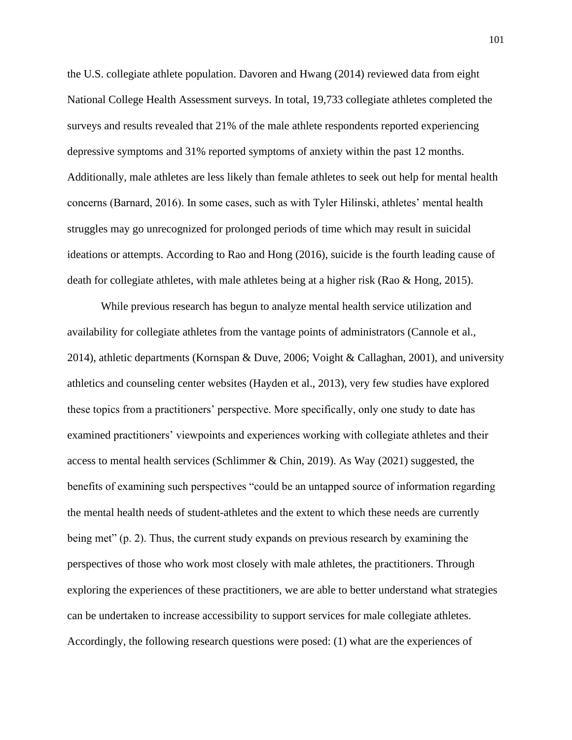the U.S. collegiate athlete population. Davoren and Hwang (2014) reviewed data from eight National College Health Assessment surveys. In total, 19,733 collegiate athletes completed the surveys and results revealed that 21% of the male athlete respondents reported experiencing depressive symptoms and 31% reported symptoms of anxiety within the past 12 months. Additionally, male athletes are less likely than female athletes to seek out help for mental health concerns (Barnard, 2016). In some cases, such as with Tyler Hilinski, athletes' mental health struggles may go unrecognized for prolonged periods of time which may result in suicidal ideations or attempts. According to Rao and Hong (2016), suicide is the fourth leading cause of death for collegiate athletes, with male athletes being at a higher risk (Rao & Hong, 2015).

While previous research has begun to analyze mental health service utilization and availability for collegiate athletes from the vantage points of administrators (Cannole et al., 2014), athletic departments (Kornspan & Duve, 2006; Voight & Callaghan, 2001), and university athletics and counseling center websites (Hayden et al., 2013), very few studies have explored these topics from a practitioners' perspective. More specifically, only one study to date has examined practitioners' viewpoints and experiences working with collegiate athletes and their access to mental health services (Schlimmer & Chin, 2019). As Way (2021) suggested, the benefits of examining such perspectives "could be an untapped source of information regarding the mental health needs of student-athletes and the extent to which these needs are currently being met" (p. 2). Thus, the current study expands on previous research by examining the perspectives of those who work most closely with male athletes, the practitioners. Through exploring the experiences of these practitioners, we are able to better understand what strategies can be undertaken to increase accessibility to support services for male collegiate athletes. Accordingly, the following research questions were posed: (1) what are the experiences of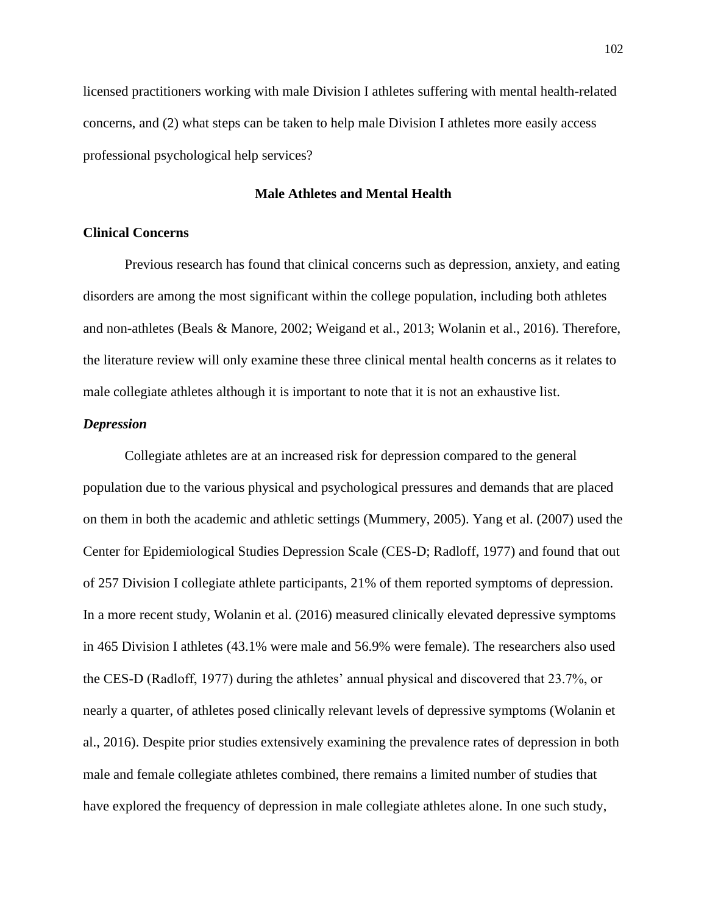licensed practitioners working with male Division I athletes suffering with mental health-related concerns, and (2) what steps can be taken to help male Division I athletes more easily access professional psychological help services?

## Male Athletes and Mental Health

### Clinical Concerns

Previous research has found that clinical concerns such as depression, anxiety, and eating disorders are among the most significant within the college population, including both athletes and non-athletes (Beals & Manore, 2002; Weigand et al., 2013; Wolanin et al., 2016). Therefore, the literature review will only examine these three clinical mental health concerns as it relates to male collegiate athletes although it is important to note that it is not an exhaustive list.

#### *Depression*

Collegiate athletes are at an increased risk for depression compared to the general population due to the various physical and psychological pressures and demands that are placed on them in both the academic and athletic settings (Mummery, 2005). Yang et al. (2007) used the Center for Epidemiological Studies Depression Scale (CES-D; Radloff, 1977) and found that out of 257 Division I collegiate athlete participants, 21% of them reported symptoms of depression. In a more recent study, Wolanin et al. (2016) measured clinically elevated depressive symptoms in 465 Division I athletes (43.1% were male and 56.9% were female). The researchers also used the CES-D (Radloff, 1977) during the athletes' annual physical and discovered that 23.7%, or nearly a quarter, of athletes posed clinically relevant levels of depressive symptoms (Wolanin et al., 2016). Despite prior studies extensively examining the prevalence rates of depression in both male and female collegiate athletes combined, there remains a limited number of studies that have explored the frequency of depression in male collegiate athletes alone. In one such study,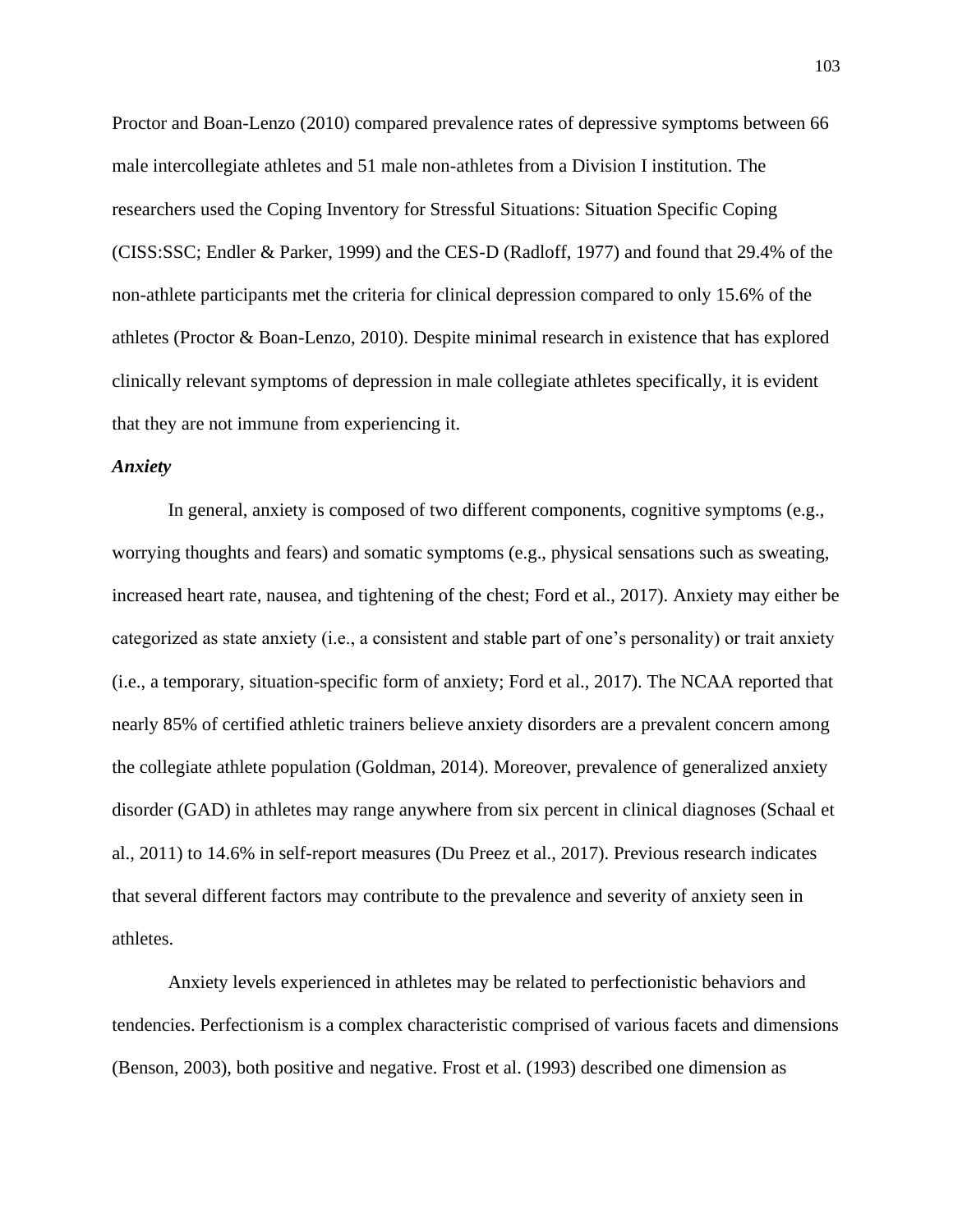Proctor and Boan-Lenzo (2010) compared prevalence rates of depressive symptoms between 66 male intercollegiate athletes and 51 male non-athletes from a Division I institution. The researchers used the Coping Inventory for Stressful Situations: Situation Specific Coping (CISS:SSC; Endler & Parker, 1999) and the CES-D (Radloff, 1977) and found that 29.4% of the non-athlete participants met the criteria for clinical depression compared to only 15.6% of the athletes (Proctor & Boan-Lenzo, 2010). Despite minimal research in existence that has explored clinically relevant symptoms of depression in male collegiate athletes specifically, it is evident that they are not immune from experiencing it.

***Anxiety***

In general, anxiety is composed of two different components, cognitive symptoms (e.g., worrying thoughts and fears) and somatic symptoms (e.g., physical sensations such as sweating, increased heart rate, nausea, and tightening of the chest; Ford et al., 2017). Anxiety may either be categorized as state anxiety (i.e., a consistent and stable part of one's personality) or trait anxiety (i.e., a temporary, situation-specific form of anxiety; Ford et al., 2017). The NCAA reported that nearly 85% of certified athletic trainers believe anxiety disorders are a prevalent concern among the collegiate athlete population (Goldman, 2014). Moreover, prevalence of generalized anxiety disorder (GAD) in athletes may range anywhere from six percent in clinical diagnoses (Schaal et al., 2011) to 14.6% in self-report measures (Du Preez et al., 2017). Previous research indicates that several different factors may contribute to the prevalence and severity of anxiety seen in athletes.

Anxiety levels experienced in athletes may be related to perfectionistic behaviors and tendencies. Perfectionism is a complex characteristic comprised of various facets and dimensions (Benson, 2003), both positive and negative. Frost et al. (1993) described one dimension as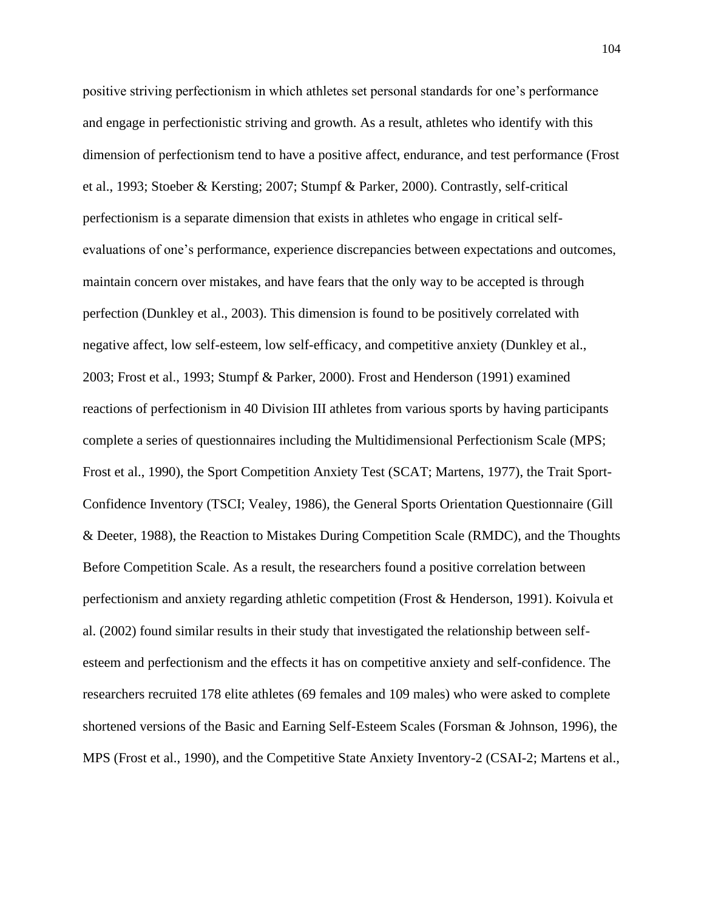positive striving perfectionism in which athletes set personal standards for one's performance and engage in perfectionistic striving and growth. As a result, athletes who identify with this dimension of perfectionism tend to have a positive affect, endurance, and test performance (Frost et al., 1993; Stoeber & Kersting; 2007; Stumpf & Parker, 2000). Contrastly, self-critical perfectionism is a separate dimension that exists in athletes who engage in critical self-evaluations of one's performance, experience discrepancies between expectations and outcomes, maintain concern over mistakes, and have fears that the only way to be accepted is through perfection (Dunkley et al., 2003). This dimension is found to be positively correlated with negative affect, low self-esteem, low self-efficacy, and competitive anxiety (Dunkley et al., 2003; Frost et al., 1993; Stumpf & Parker, 2000). Frost and Henderson (1991) examined reactions of perfectionism in 40 Division III athletes from various sports by having participants complete a series of questionnaires including the Multidimensional Perfectionism Scale (MPS; Frost et al., 1990), the Sport Competition Anxiety Test (SCAT; Martens, 1977), the Trait Sport-Confidence Inventory (TSCI; Vealey, 1986), the General Sports Orientation Questionnaire (Gill & Deeter, 1988), the Reaction to Mistakes During Competition Scale (RMDC), and the Thoughts Before Competition Scale. As a result, the researchers found a positive correlation between perfectionism and anxiety regarding athletic competition (Frost & Henderson, 1991). Koivula et al. (2002) found similar results in their study that investigated the relationship between self-esteem and perfectionism and the effects it has on competitive anxiety and self-confidence. The researchers recruited 178 elite athletes (69 females and 109 males) who were asked to complete shortened versions of the Basic and Earning Self-Esteem Scales (Forsman & Johnson, 1996), the MPS (Frost et al., 1990), and the Competitive State Anxiety Inventory-2 (CSAI-2; Martens et al.,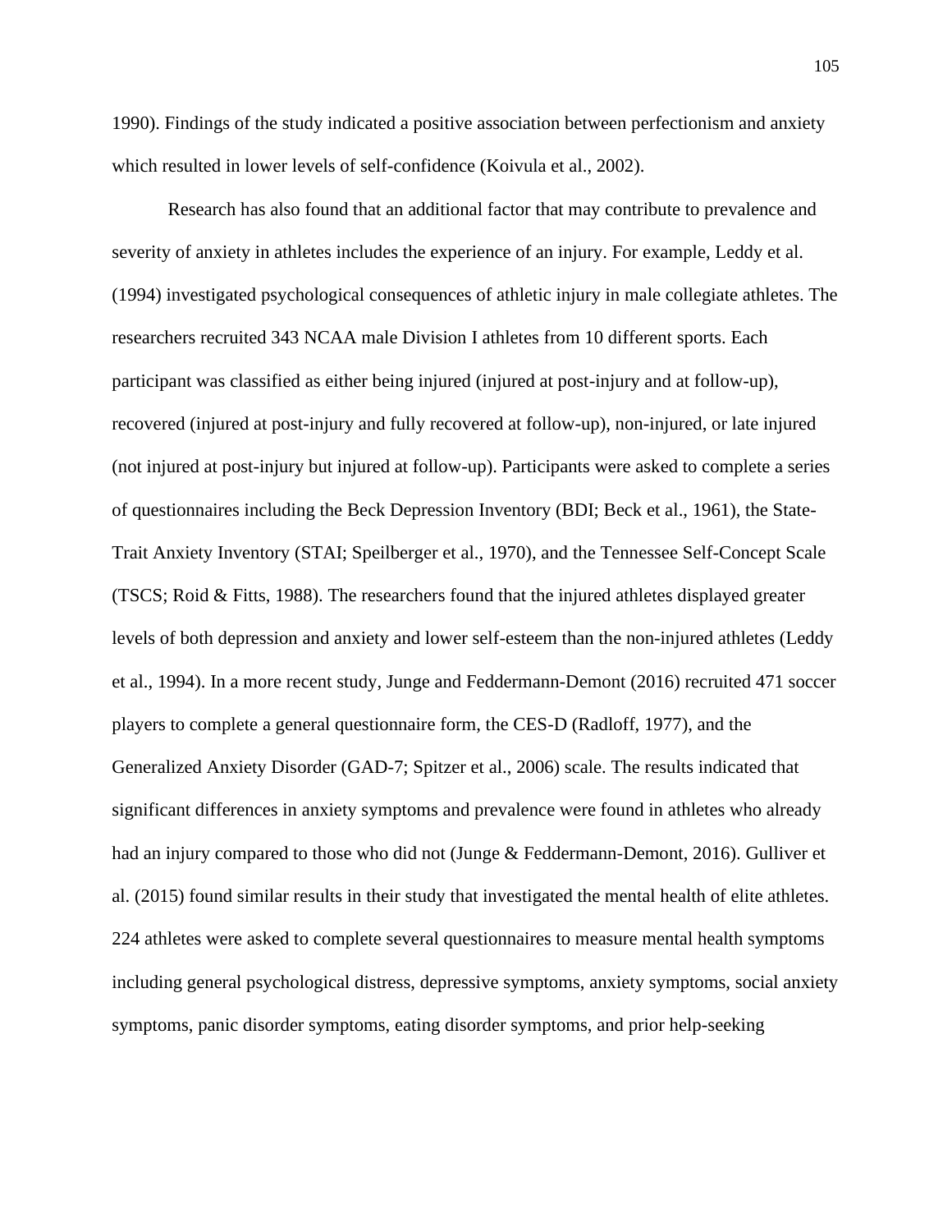1990). Findings of the study indicated a positive association between perfectionism and anxiety which resulted in lower levels of self-confidence (Koivula et al., 2002).

Research has also found that an additional factor that may contribute to prevalence and severity of anxiety in athletes includes the experience of an injury. For example, Leddy et al. (1994) investigated psychological consequences of athletic injury in male collegiate athletes. The researchers recruited 343 NCAA male Division I athletes from 10 different sports. Each participant was classified as either being injured (injured at post-injury and at follow-up), recovered (injured at post-injury and fully recovered at follow-up), non-injured, or late injured (not injured at post-injury but injured at follow-up). Participants were asked to complete a series of questionnaires including the Beck Depression Inventory (BDI; Beck et al., 1961), the State-Trait Anxiety Inventory (STAI; Speilberger et al., 1970), and the Tennessee Self-Concept Scale (TSCS; Roid & Fitts, 1988). The researchers found that the injured athletes displayed greater levels of both depression and anxiety and lower self-esteem than the non-injured athletes (Leddy et al., 1994). In a more recent study, Junge and Feddermann-Demont (2016) recruited 471 soccer players to complete a general questionnaire form, the CES-D (Radloff, 1977), and the Generalized Anxiety Disorder (GAD-7; Spitzer et al., 2006) scale. The results indicated that significant differences in anxiety symptoms and prevalence were found in athletes who already had an injury compared to those who did not (Junge & Feddermann-Demont, 2016). Gulliver et al. (2015) found similar results in their study that investigated the mental health of elite athletes. 224 athletes were asked to complete several questionnaires to measure mental health symptoms including general psychological distress, depressive symptoms, anxiety symptoms, social anxiety symptoms, panic disorder symptoms, eating disorder symptoms, and prior help-seeking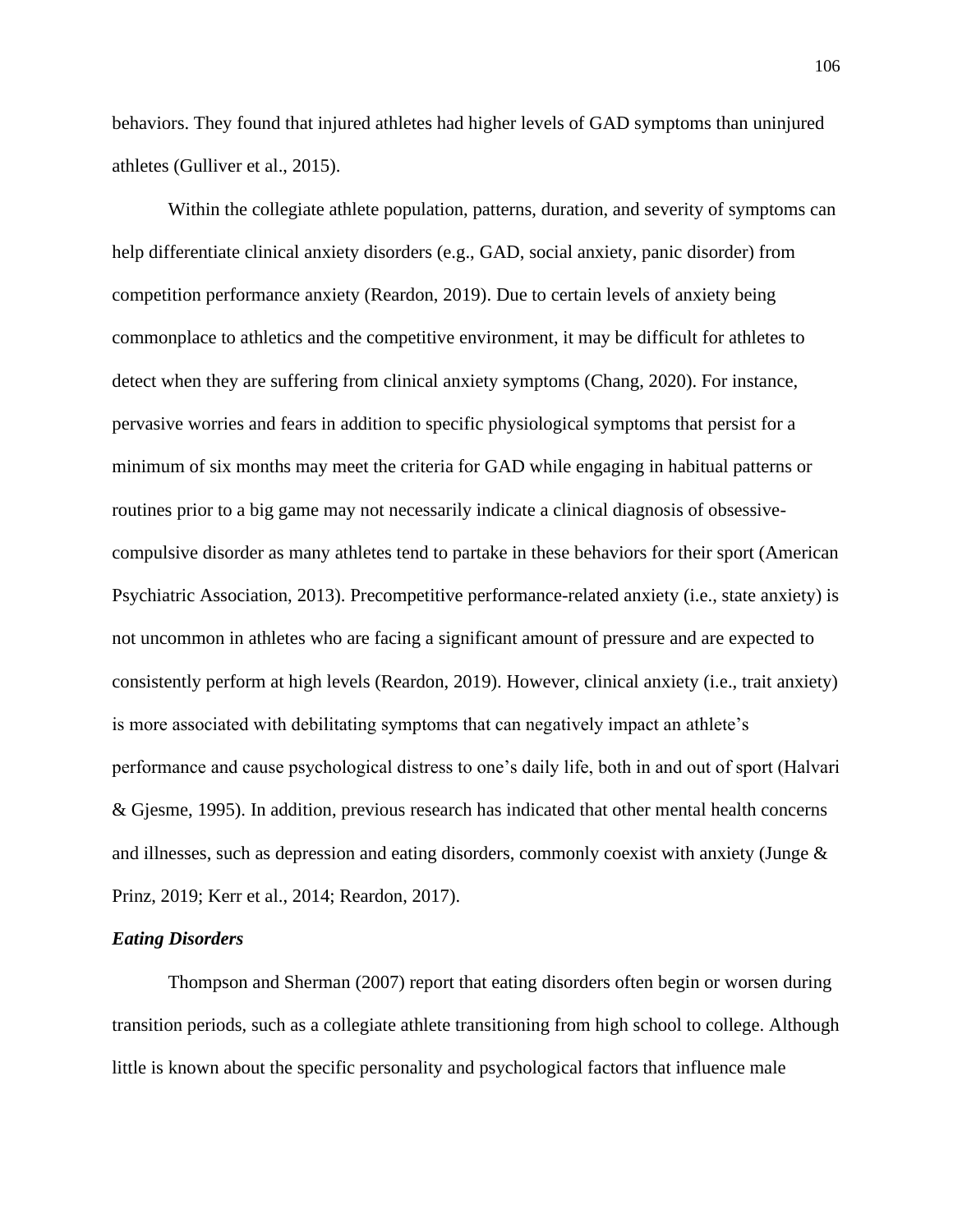behaviors. They found that injured athletes had higher levels of GAD symptoms than uninjured athletes (Gulliver et al., 2015).

Within the collegiate athlete population, patterns, duration, and severity of symptoms can help differentiate clinical anxiety disorders (e.g., GAD, social anxiety, panic disorder) from competition performance anxiety (Reardon, 2019). Due to certain levels of anxiety being commonplace to athletics and the competitive environment, it may be difficult for athletes to detect when they are suffering from clinical anxiety symptoms (Chang, 2020). For instance, pervasive worries and fears in addition to specific physiological symptoms that persist for a minimum of six months may meet the criteria for GAD while engaging in habitual patterns or routines prior to a big game may not necessarily indicate a clinical diagnosis of obsessive-compulsive disorder as many athletes tend to partake in these behaviors for their sport (American Psychiatric Association, 2013). Precompetitive performance-related anxiety (i.e., state anxiety) is not uncommon in athletes who are facing a significant amount of pressure and are expected to consistently perform at high levels (Reardon, 2019). However, clinical anxiety (i.e., trait anxiety) is more associated with debilitating symptoms that can negatively impact an athlete's performance and cause psychological distress to one's daily life, both in and out of sport (Halvari & Gjesme, 1995). In addition, previous research has indicated that other mental health concerns and illnesses, such as depression and eating disorders, commonly coexist with anxiety (Junge & Prinz, 2019; Kerr et al., 2014; Reardon, 2017).

### *Eating Disorders*

Thompson and Sherman (2007) report that eating disorders often begin or worsen during transition periods, such as a collegiate athlete transitioning from high school to college. Although little is known about the specific personality and psychological factors that influence male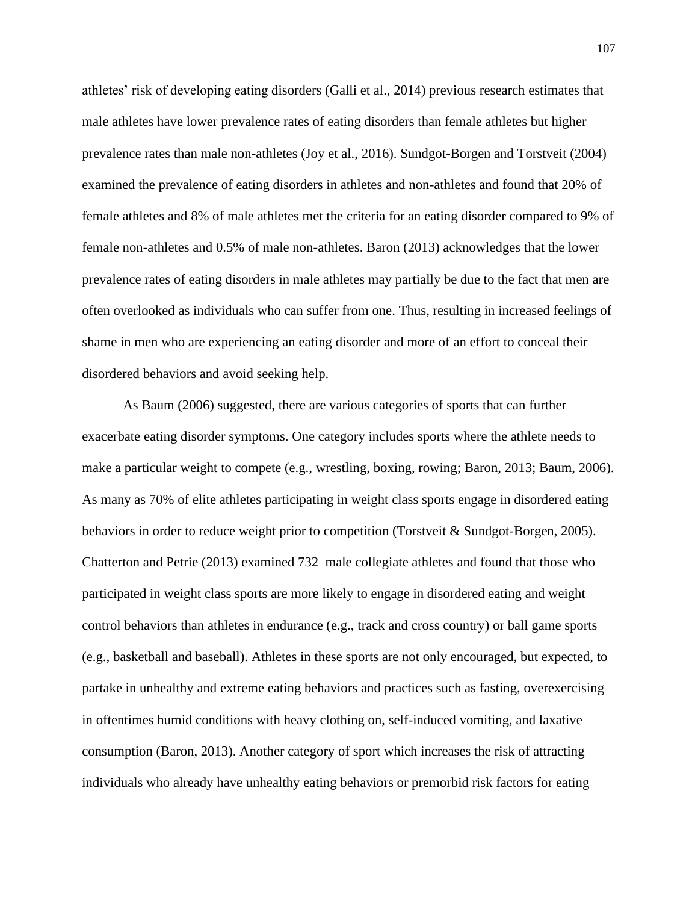athletes' risk of developing eating disorders (Galli et al., 2014) previous research estimates that male athletes have lower prevalence rates of eating disorders than female athletes but higher prevalence rates than male non-athletes (Joy et al., 2016). Sundgot-Borgen and Torstveit (2004) examined the prevalence of eating disorders in athletes and non-athletes and found that 20% of female athletes and 8% of male athletes met the criteria for an eating disorder compared to 9% of female non-athletes and 0.5% of male non-athletes. Baron (2013) acknowledges that the lower prevalence rates of eating disorders in male athletes may partially be due to the fact that men are often overlooked as individuals who can suffer from one. Thus, resulting in increased feelings of shame in men who are experiencing an eating disorder and more of an effort to conceal their disordered behaviors and avoid seeking help.

As Baum (2006) suggested, there are various categories of sports that can further exacerbate eating disorder symptoms. One category includes sports where the athlete needs to make a particular weight to compete (e.g., wrestling, boxing, rowing; Baron, 2013; Baum, 2006). As many as 70% of elite athletes participating in weight class sports engage in disordered eating behaviors in order to reduce weight prior to competition (Torstveit & Sundgot-Borgen, 2005). Chatterton and Petrie (2013) examined 732 male collegiate athletes and found that those who participated in weight class sports are more likely to engage in disordered eating and weight control behaviors than athletes in endurance (e.g., track and cross country) or ball game sports (e.g., basketball and baseball). Athletes in these sports are not only encouraged, but expected, to partake in unhealthy and extreme eating behaviors and practices such as fasting, overexercising in oftentimes humid conditions with heavy clothing on, self-induced vomiting, and laxative consumption (Baron, 2013). Another category of sport which increases the risk of attracting individuals who already have unhealthy eating behaviors or premorbid risk factors for eating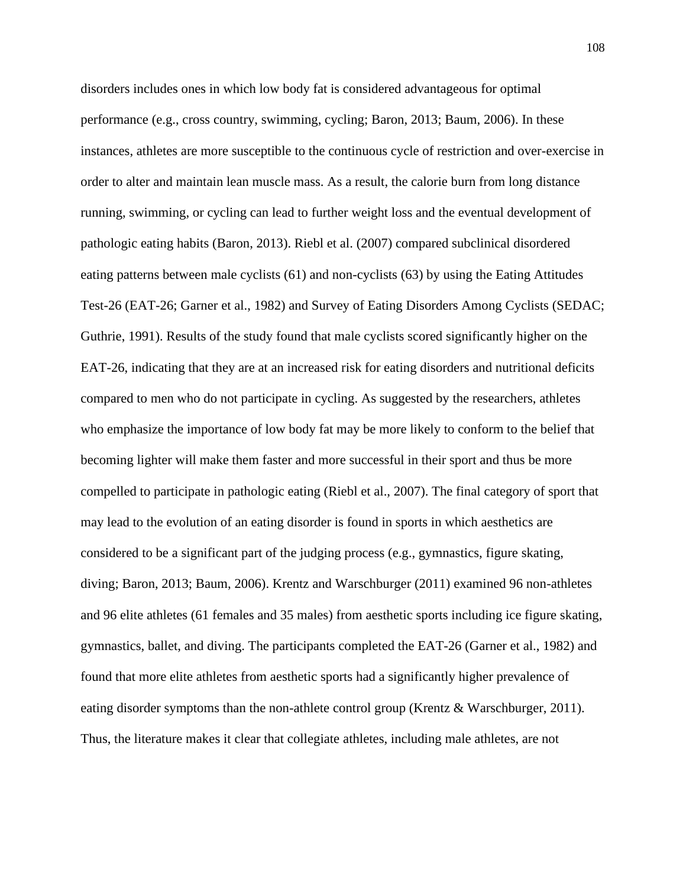disorders includes ones in which low body fat is considered advantageous for optimal performance (e.g., cross country, swimming, cycling; Baron, 2013; Baum, 2006). In these instances, athletes are more susceptible to the continuous cycle of restriction and over-exercise in order to alter and maintain lean muscle mass. As a result, the calorie burn from long distance running, swimming, or cycling can lead to further weight loss and the eventual development of pathologic eating habits (Baron, 2013). Riebl et al. (2007) compared subclinical disordered eating patterns between male cyclists (61) and non-cyclists (63) by using the Eating Attitudes Test-26 (EAT-26; Garner et al., 1982) and Survey of Eating Disorders Among Cyclists (SEDAC; Guthrie, 1991). Results of the study found that male cyclists scored significantly higher on the EAT-26, indicating that they are at an increased risk for eating disorders and nutritional deficits compared to men who do not participate in cycling. As suggested by the researchers, athletes who emphasize the importance of low body fat may be more likely to conform to the belief that becoming lighter will make them faster and more successful in their sport and thus be more compelled to participate in pathologic eating (Riebl et al., 2007). The final category of sport that may lead to the evolution of an eating disorder is found in sports in which aesthetics are considered to be a significant part of the judging process (e.g., gymnastics, figure skating, diving; Baron, 2013; Baum, 2006). Krentz and Warschburger (2011) examined 96 non-athletes and 96 elite athletes (61 females and 35 males) from aesthetic sports including ice figure skating, gymnastics, ballet, and diving. The participants completed the EAT-26 (Garner et al., 1982) and found that more elite athletes from aesthetic sports had a significantly higher prevalence of eating disorder symptoms than the non-athlete control group (Krentz & Warschburger, 2011). Thus, the literature makes it clear that collegiate athletes, including male athletes, are not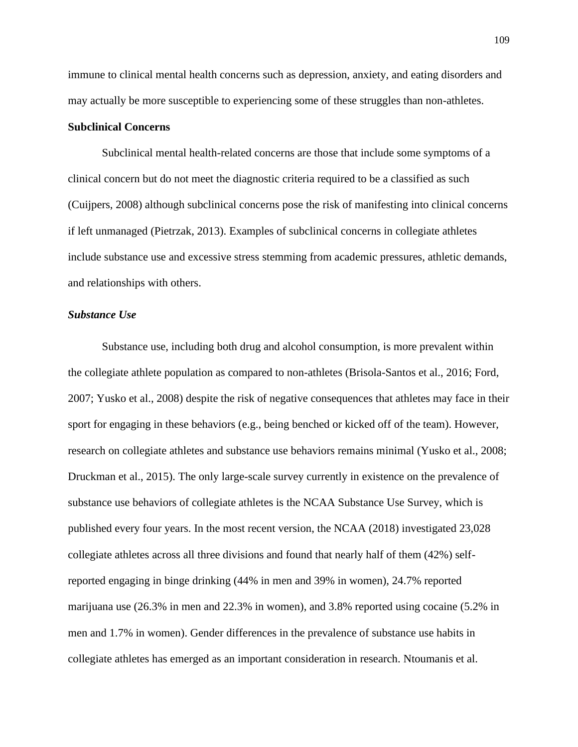immune to clinical mental health concerns such as depression, anxiety, and eating disorders and may actually be more susceptible to experiencing some of these struggles than non-athletes.

## Subclinical Concerns

Subclinical mental health-related concerns are those that include some symptoms of a clinical concern but do not meet the diagnostic criteria required to be a classified as such (Cuijpers, 2008) although subclinical concerns pose the risk of manifesting into clinical concerns if left unmanaged (Pietrzak, 2013). Examples of subclinical concerns in collegiate athletes include substance use and excessive stress stemming from academic pressures, athletic demands, and relationships with others.

### *Substance Use*

Substance use, including both drug and alcohol consumption, is more prevalent within the collegiate athlete population as compared to non-athletes (Brisola-Santos et al., 2016; Ford, 2007; Yusko et al., 2008) despite the risk of negative consequences that athletes may face in their sport for engaging in these behaviors (e.g., being benched or kicked off of the team). However, research on collegiate athletes and substance use behaviors remains minimal (Yusko et al., 2008; Druckman et al., 2015). The only large-scale survey currently in existence on the prevalence of substance use behaviors of collegiate athletes is the NCAA Substance Use Survey, which is published every four years. In the most recent version, the NCAA (2018) investigated 23,028 collegiate athletes across all three divisions and found that nearly half of them (42%) self-reported engaging in binge drinking (44% in men and 39% in women), 24.7% reported marijuana use (26.3% in men and 22.3% in women), and 3.8% reported using cocaine (5.2% in men and 1.7% in women). Gender differences in the prevalence of substance use habits in collegiate athletes has emerged as an important consideration in research. Ntoumanis et al.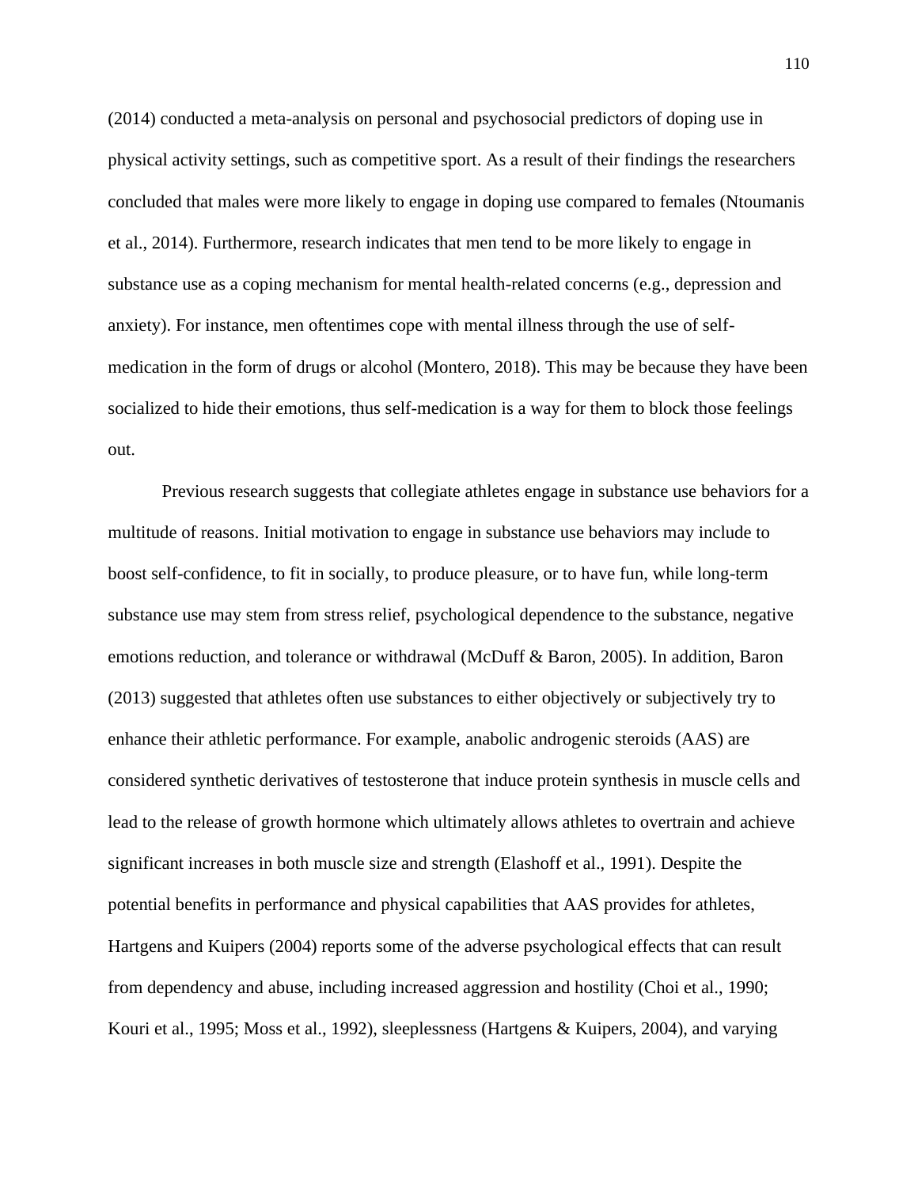(2014) conducted a meta-analysis on personal and psychosocial predictors of doping use in physical activity settings, such as competitive sport. As a result of their findings the researchers concluded that males were more likely to engage in doping use compared to females (Ntoumanis et al., 2014). Furthermore, research indicates that men tend to be more likely to engage in substance use as a coping mechanism for mental health-related concerns (e.g., depression and anxiety). For instance, men oftentimes cope with mental illness through the use of self-medication in the form of drugs or alcohol (Montero, 2018). This may be because they have been socialized to hide their emotions, thus self-medication is a way for them to block those feelings out.

Previous research suggests that collegiate athletes engage in substance use behaviors for a multitude of reasons. Initial motivation to engage in substance use behaviors may include to boost self-confidence, to fit in socially, to produce pleasure, or to have fun, while long-term substance use may stem from stress relief, psychological dependence to the substance, negative emotions reduction, and tolerance or withdrawal (McDuff & Baron, 2005). In addition, Baron (2013) suggested that athletes often use substances to either objectively or subjectively try to enhance their athletic performance. For example, anabolic androgenic steroids (AAS) are considered synthetic derivatives of testosterone that induce protein synthesis in muscle cells and lead to the release of growth hormone which ultimately allows athletes to overtrain and achieve significant increases in both muscle size and strength (Elashoff et al., 1991). Despite the potential benefits in performance and physical capabilities that AAS provides for athletes, Hartgens and Kuipers (2004) reports some of the adverse psychological effects that can result from dependency and abuse, including increased aggression and hostility (Choi et al., 1990; Kouri et al., 1995; Moss et al., 1992), sleeplessness (Hartgens & Kuipers, 2004), and varying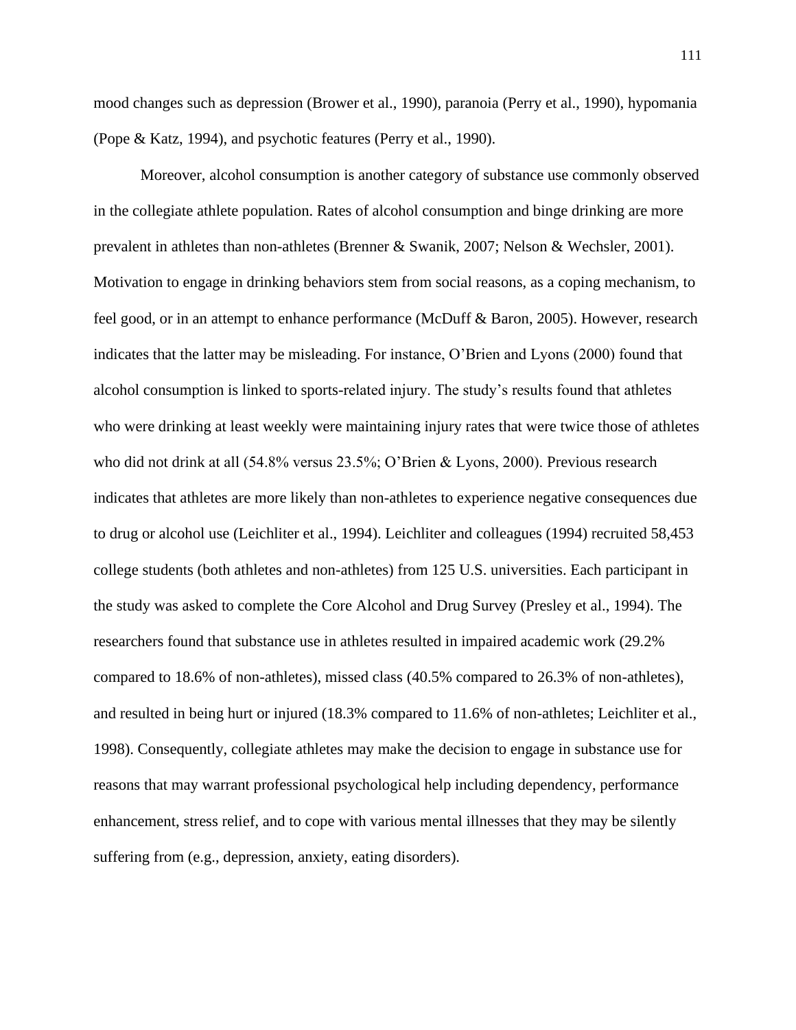mood changes such as depression (Brower et al., 1990), paranoia (Perry et al., 1990), hypomania (Pope & Katz, 1994), and psychotic features (Perry et al., 1990).

Moreover, alcohol consumption is another category of substance use commonly observed in the collegiate athlete population. Rates of alcohol consumption and binge drinking are more prevalent in athletes than non-athletes (Brenner & Swanik, 2007; Nelson & Wechsler, 2001). Motivation to engage in drinking behaviors stem from social reasons, as a coping mechanism, to feel good, or in an attempt to enhance performance (McDuff & Baron, 2005). However, research indicates that the latter may be misleading. For instance, O'Brien and Lyons (2000) found that alcohol consumption is linked to sports-related injury. The study's results found that athletes who were drinking at least weekly were maintaining injury rates that were twice those of athletes who did not drink at all (54.8% versus 23.5%; O'Brien & Lyons, 2000). Previous research indicates that athletes are more likely than non-athletes to experience negative consequences due to drug or alcohol use (Leichliter et al., 1994). Leichliter and colleagues (1994) recruited 58,453 college students (both athletes and non-athletes) from 125 U.S. universities. Each participant in the study was asked to complete the Core Alcohol and Drug Survey (Presley et al., 1994). The researchers found that substance use in athletes resulted in impaired academic work (29.2% compared to 18.6% of non-athletes), missed class (40.5% compared to 26.3% of non-athletes), and resulted in being hurt or injured (18.3% compared to 11.6% of non-athletes; Leichliter et al., 1998). Consequently, collegiate athletes may make the decision to engage in substance use for reasons that may warrant professional psychological help including dependency, performance enhancement, stress relief, and to cope with various mental illnesses that they may be silently suffering from (e.g., depression, anxiety, eating disorders).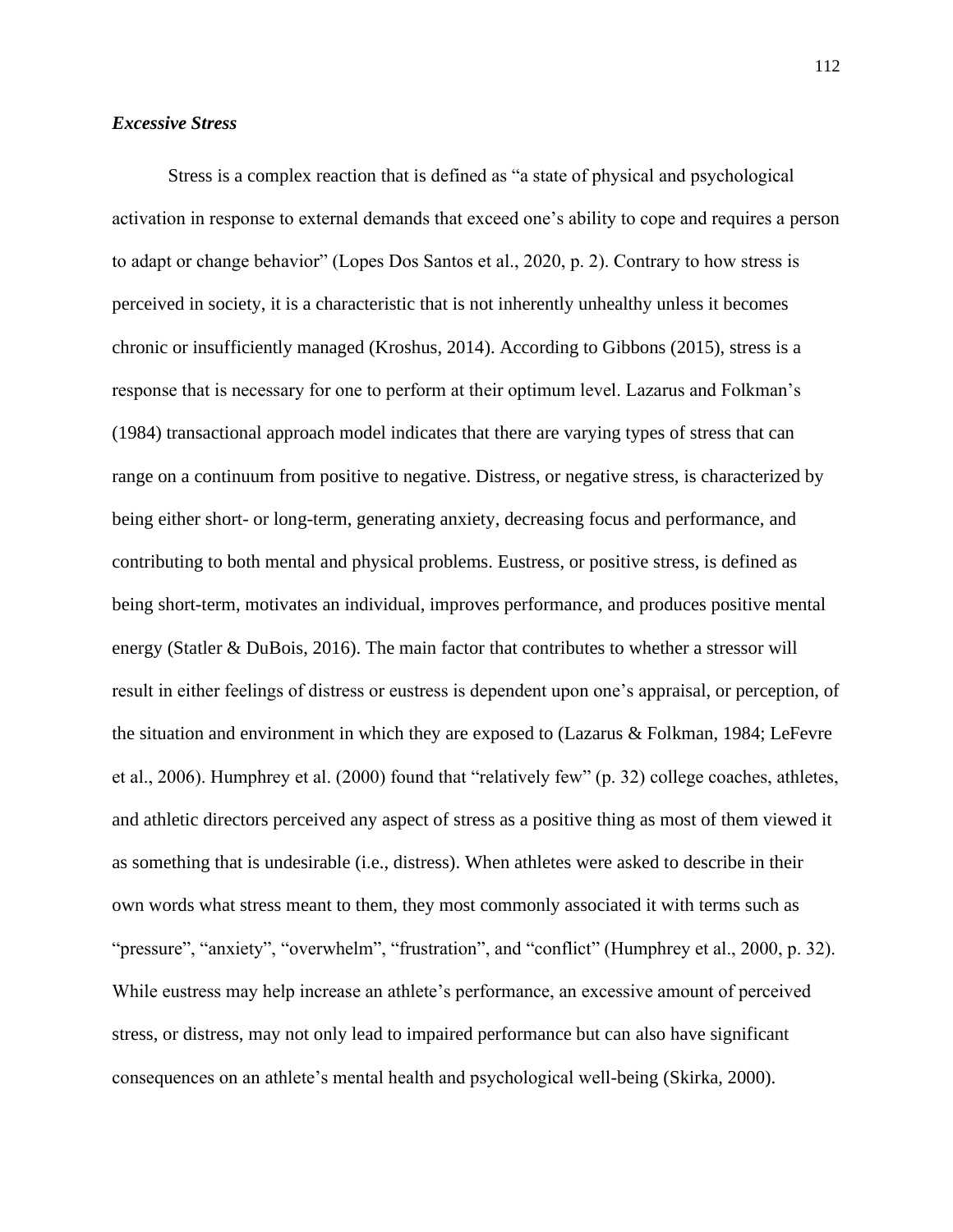### *Excessive Stress*

Stress is a complex reaction that is defined as "a state of physical and psychological activation in response to external demands that exceed one's ability to cope and requires a person to adapt or change behavior" (Lopes Dos Santos et al., 2020, p. 2). Contrary to how stress is perceived in society, it is a characteristic that is not inherently unhealthy unless it becomes chronic or insufficiently managed (Kroshus, 2014). According to Gibbons (2015), stress is a response that is necessary for one to perform at their optimum level. Lazarus and Folkman's (1984) transactional approach model indicates that there are varying types of stress that can range on a continuum from positive to negative. Distress, or negative stress, is characterized by being either short- or long-term, generating anxiety, decreasing focus and performance, and contributing to both mental and physical problems. Eustress, or positive stress, is defined as being short-term, motivates an individual, improves performance, and produces positive mental energy (Statler & DuBois, 2016). The main factor that contributes to whether a stressor will result in either feelings of distress or eustress is dependent upon one's appraisal, or perception, of the situation and environment in which they are exposed to (Lazarus & Folkman, 1984; LeFevre et al., 2006). Humphrey et al. (2000) found that "relatively few" (p. 32) college coaches, athletes, and athletic directors perceived any aspect of stress as a positive thing as most of them viewed it as something that is undesirable (i.e., distress). When athletes were asked to describe in their own words what stress meant to them, they most commonly associated it with terms such as "pressure", "anxiety", "overwhelm", "frustration", and "conflict" (Humphrey et al., 2000, p. 32). While eustress may help increase an athlete's performance, an excessive amount of perceived stress, or distress, may not only lead to impaired performance but can also have significant consequences on an athlete's mental health and psychological well-being (Skirka, 2000).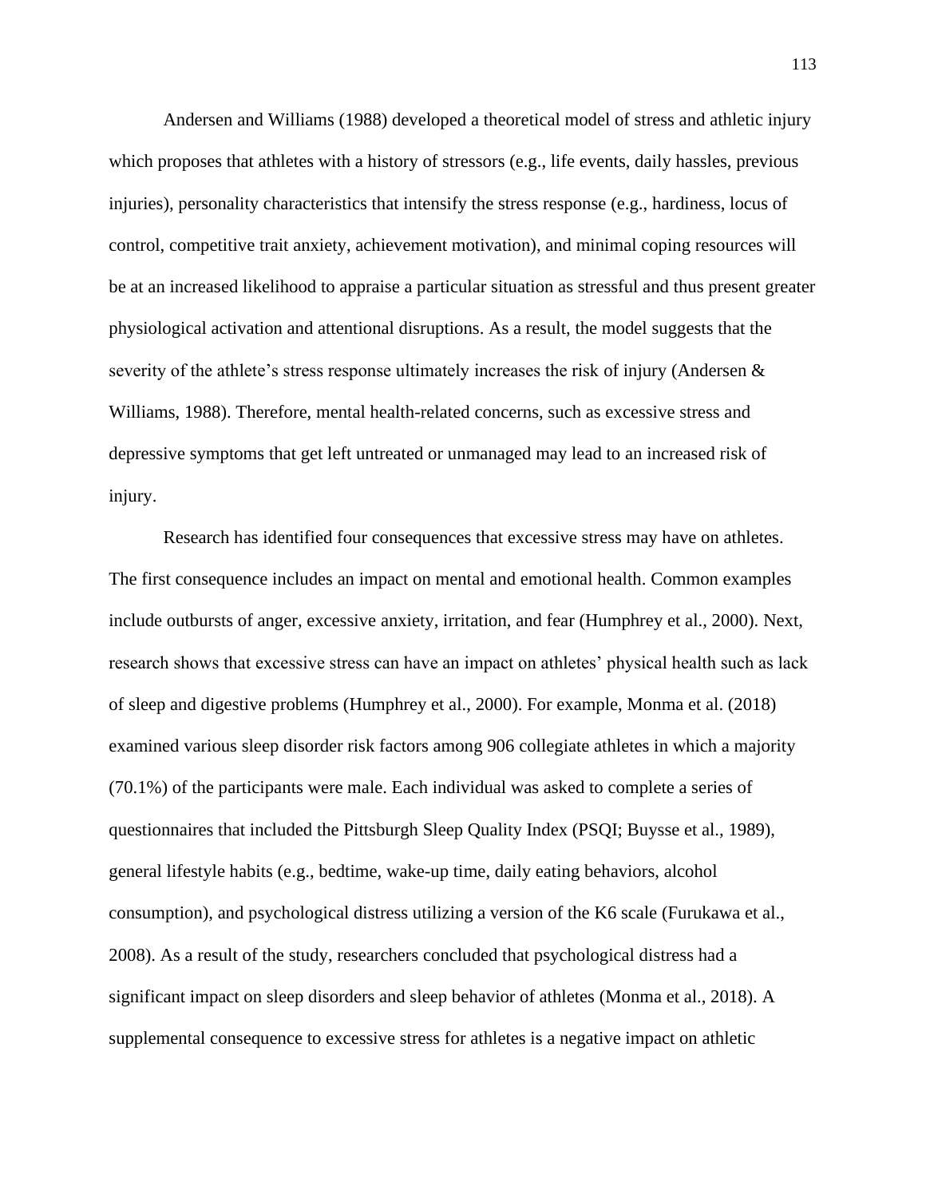Andersen and Williams (1988) developed a theoretical model of stress and athletic injury which proposes that athletes with a history of stressors (e.g., life events, daily hassles, previous injuries), personality characteristics that intensify the stress response (e.g., hardiness, locus of control, competitive trait anxiety, achievement motivation), and minimal coping resources will be at an increased likelihood to appraise a particular situation as stressful and thus present greater physiological activation and attentional disruptions. As a result, the model suggests that the severity of the athlete's stress response ultimately increases the risk of injury (Andersen & Williams, 1988). Therefore, mental health-related concerns, such as excessive stress and depressive symptoms that get left untreated or unmanaged may lead to an increased risk of injury.

Research has identified four consequences that excessive stress may have on athletes. The first consequence includes an impact on mental and emotional health. Common examples include outbursts of anger, excessive anxiety, irritation, and fear (Humphrey et al., 2000). Next, research shows that excessive stress can have an impact on athletes' physical health such as lack of sleep and digestive problems (Humphrey et al., 2000). For example, Monma et al. (2018) examined various sleep disorder risk factors among 906 collegiate athletes in which a majority (70.1%) of the participants were male. Each individual was asked to complete a series of questionnaires that included the Pittsburgh Sleep Quality Index (PSQI; Buysse et al., 1989), general lifestyle habits (e.g., bedtime, wake-up time, daily eating behaviors, alcohol consumption), and psychological distress utilizing a version of the K6 scale (Furukawa et al., 2008). As a result of the study, researchers concluded that psychological distress had a significant impact on sleep disorders and sleep behavior of athletes (Monma et al., 2018). A supplemental consequence to excessive stress for athletes is a negative impact on athletic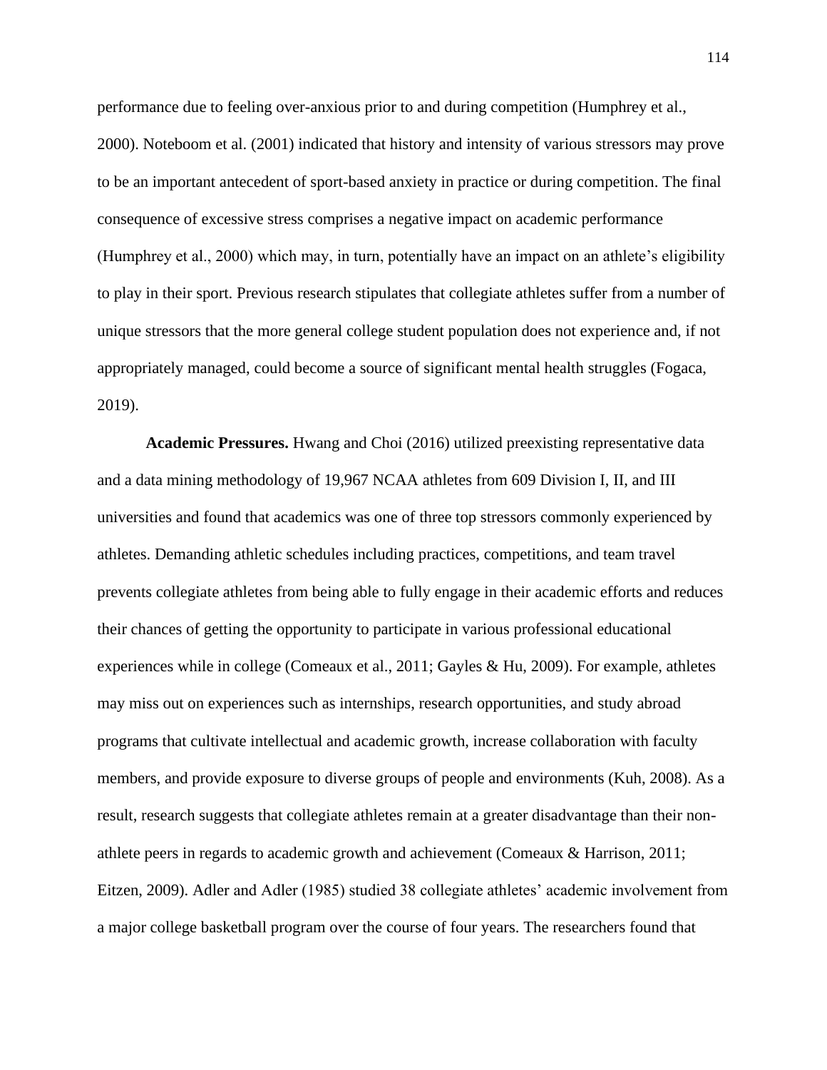performance due to feeling over-anxious prior to and during competition (Humphrey et al., 2000). Noteboom et al. (2001) indicated that history and intensity of various stressors may prove to be an important antecedent of sport-based anxiety in practice or during competition. The final consequence of excessive stress comprises a negative impact on academic performance (Humphrey et al., 2000) which may, in turn, potentially have an impact on an athlete's eligibility to play in their sport. Previous research stipulates that collegiate athletes suffer from a number of unique stressors that the more general college student population does not experience and, if not appropriately managed, could become a source of significant mental health struggles (Fogaca, 2019).

**Academic Pressures.** Hwang and Choi (2016) utilized preexisting representative data and a data mining methodology of 19,967 NCAA athletes from 609 Division I, II, and III universities and found that academics was one of three top stressors commonly experienced by athletes. Demanding athletic schedules including practices, competitions, and team travel prevents collegiate athletes from being able to fully engage in their academic efforts and reduces their chances of getting the opportunity to participate in various professional educational experiences while in college (Comeaux et al., 2011; Gayles & Hu, 2009). For example, athletes may miss out on experiences such as internships, research opportunities, and study abroad programs that cultivate intellectual and academic growth, increase collaboration with faculty members, and provide exposure to diverse groups of people and environments (Kuh, 2008). As a result, research suggests that collegiate athletes remain at a greater disadvantage than their non-athlete peers in regards to academic growth and achievement (Comeaux & Harrison, 2011; Eitzen, 2009). Adler and Adler (1985) studied 38 collegiate athletes' academic involvement from a major college basketball program over the course of four years. The researchers found that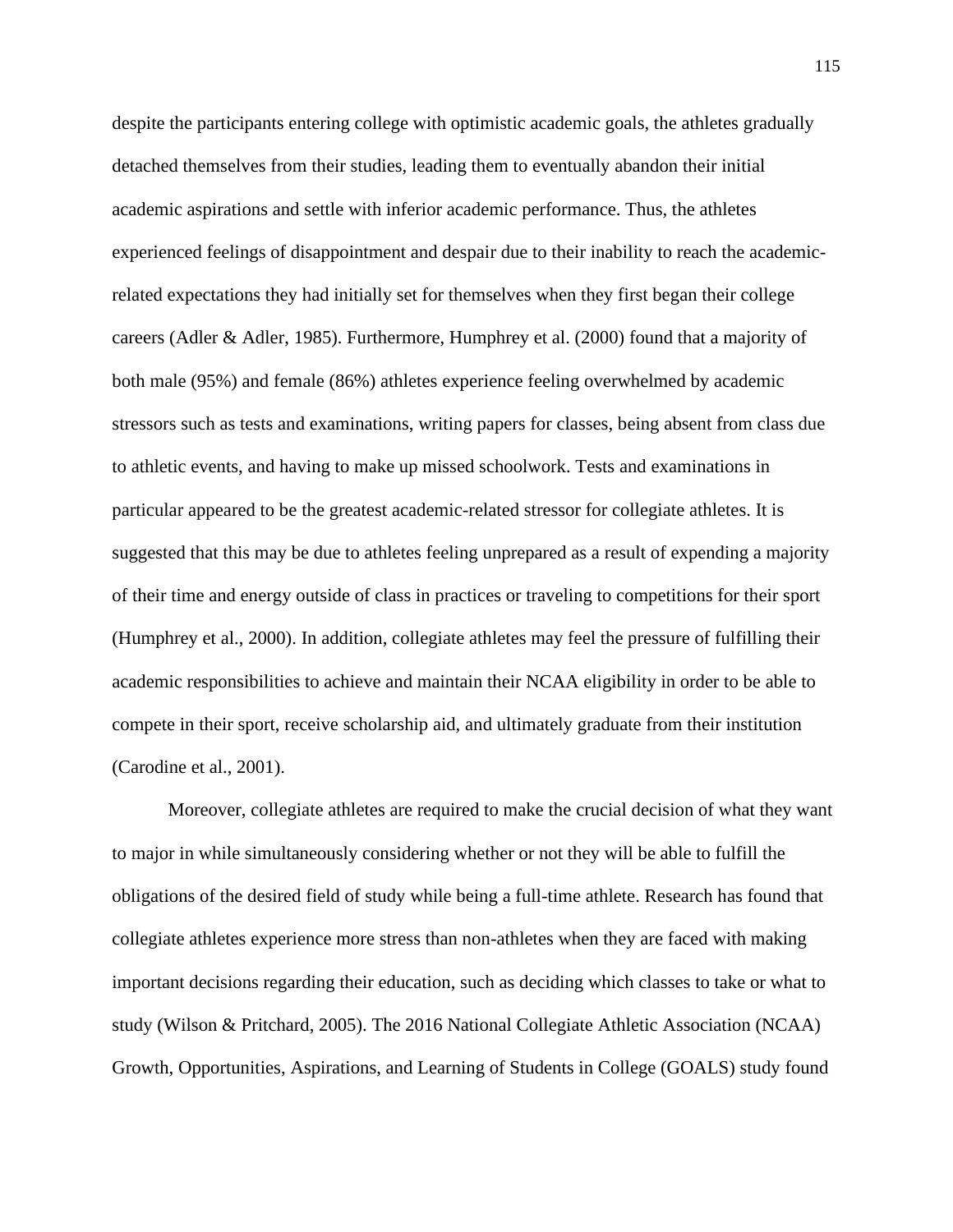despite the participants entering college with optimistic academic goals, the athletes gradually detached themselves from their studies, leading them to eventually abandon their initial academic aspirations and settle with inferior academic performance. Thus, the athletes experienced feelings of disappointment and despair due to their inability to reach the academic-related expectations they had initially set for themselves when they first began their college careers (Adler & Adler, 1985). Furthermore, Humphrey et al. (2000) found that a majority of both male (95%) and female (86%) athletes experience feeling overwhelmed by academic stressors such as tests and examinations, writing papers for classes, being absent from class due to athletic events, and having to make up missed schoolwork. Tests and examinations in particular appeared to be the greatest academic-related stressor for collegiate athletes. It is suggested that this may be due to athletes feeling unprepared as a result of expending a majority of their time and energy outside of class in practices or traveling to competitions for their sport (Humphrey et al., 2000). In addition, collegiate athletes may feel the pressure of fulfilling their academic responsibilities to achieve and maintain their NCAA eligibility in order to be able to compete in their sport, receive scholarship aid, and ultimately graduate from their institution (Carodine et al., 2001).

Moreover, collegiate athletes are required to make the crucial decision of what they want to major in while simultaneously considering whether or not they will be able to fulfill the obligations of the desired field of study while being a full-time athlete. Research has found that collegiate athletes experience more stress than non-athletes when they are faced with making important decisions regarding their education, such as deciding which classes to take or what to study (Wilson & Pritchard, 2005). The 2016 National Collegiate Athletic Association (NCAA) Growth, Opportunities, Aspirations, and Learning of Students in College (GOALS) study found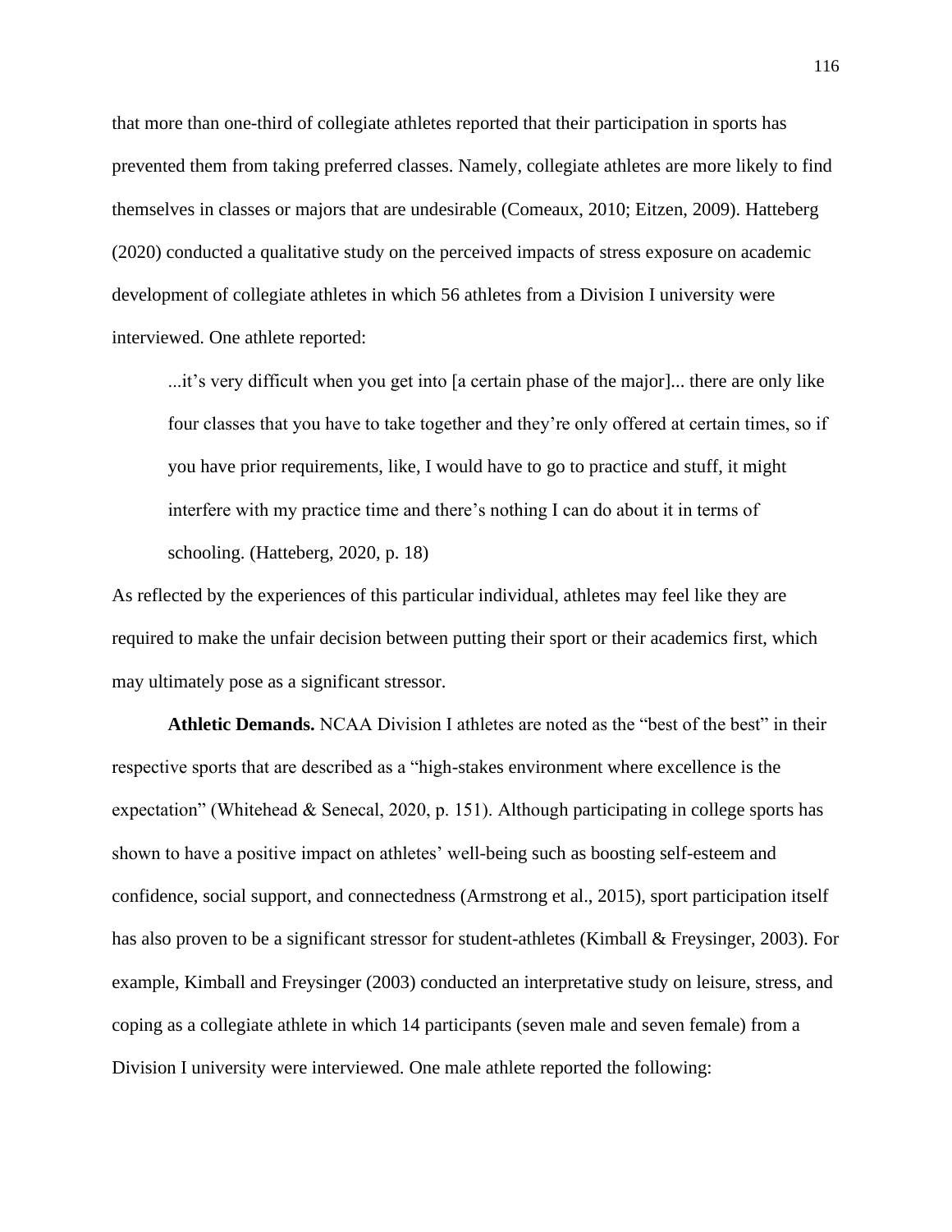that more than one-third of collegiate athletes reported that their participation in sports has prevented them from taking preferred classes. Namely, collegiate athletes are more likely to find themselves in classes or majors that are undesirable (Comeaux, 2010; Eitzen, 2009). Hatteberg (2020) conducted a qualitative study on the perceived impacts of stress exposure on academic development of collegiate athletes in which 56 athletes from a Division I university were interviewed. One athlete reported:

> ...it's very difficult when you get into [a certain phase of the major]... there are only like four classes that you have to take together and they're only offered at certain times, so if you have prior requirements, like, I would have to go to practice and stuff, it might interfere with my practice time and there's nothing I can do about it in terms of schooling. (Hatteberg, 2020, p. 18)

As reflected by the experiences of this particular individual, athletes may feel like they are required to make the unfair decision between putting their sport or their academics first, which may ultimately pose as a significant stressor.

**Athletic Demands.** NCAA Division I athletes are noted as the "best of the best" in their respective sports that are described as a "high-stakes environment where excellence is the expectation" (Whitehead & Senecal, 2020, p. 151). Although participating in college sports has shown to have a positive impact on athletes' well-being such as boosting self-esteem and confidence, social support, and connectedness (Armstrong et al., 2015), sport participation itself has also proven to be a significant stressor for student-athletes (Kimball & Freysinger, 2003). For example, Kimball and Freysinger (2003) conducted an interpretative study on leisure, stress, and coping as a collegiate athlete in which 14 participants (seven male and seven female) from a Division I university were interviewed. One male athlete reported the following: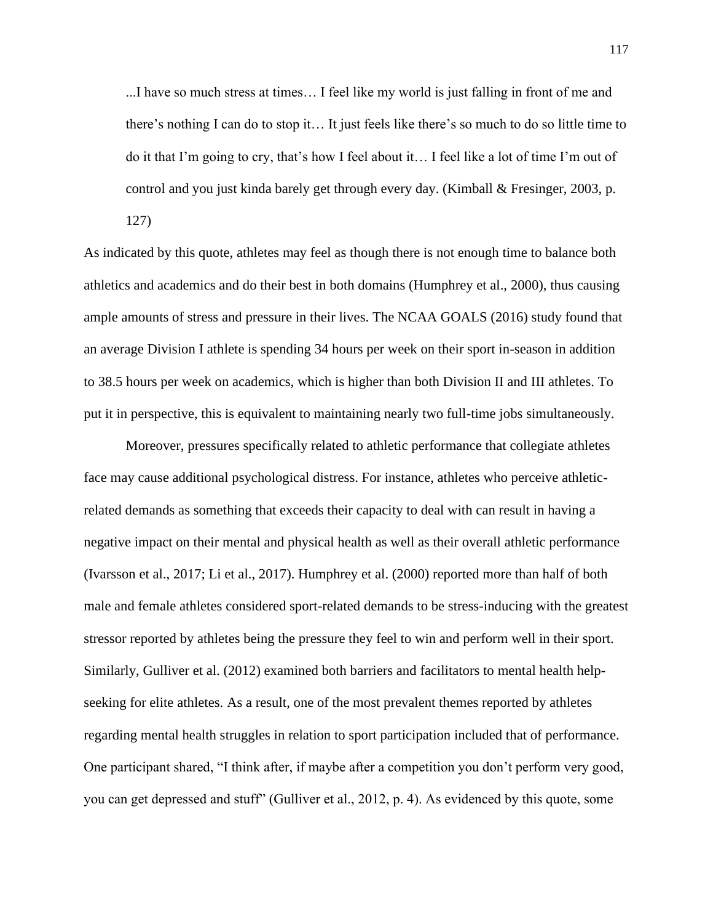> ...I have so much stress at times… I feel like my world is just falling in front of me and there's nothing I can do to stop it… It just feels like there's so much to do so little time to do it that I'm going to cry, that's how I feel about it… I feel like a lot of time I'm out of control and you just kinda barely get through every day. (Kimball & Fresinger, 2003, p. 127)

As indicated by this quote, athletes may feel as though there is not enough time to balance both athletics and academics and do their best in both domains (Humphrey et al., 2000), thus causing ample amounts of stress and pressure in their lives. The NCAA GOALS (2016) study found that an average Division I athlete is spending 34 hours per week on their sport in-season in addition to 38.5 hours per week on academics, which is higher than both Division II and III athletes. To put it in perspective, this is equivalent to maintaining nearly two full-time jobs simultaneously.

Moreover, pressures specifically related to athletic performance that collegiate athletes face may cause additional psychological distress. For instance, athletes who perceive athletic-related demands as something that exceeds their capacity to deal with can result in having a negative impact on their mental and physical health as well as their overall athletic performance (Ivarsson et al., 2017; Li et al., 2017). Humphrey et al. (2000) reported more than half of both male and female athletes considered sport-related demands to be stress-inducing with the greatest stressor reported by athletes being the pressure they feel to win and perform well in their sport. Similarly, Gulliver et al. (2012) examined both barriers and facilitators to mental health help-seeking for elite athletes. As a result, one of the most prevalent themes reported by athletes regarding mental health struggles in relation to sport participation included that of performance. One participant shared, "I think after, if maybe after a competition you don't perform very good, you can get depressed and stuff" (Gulliver et al., 2012, p. 4). As evidenced by this quote, some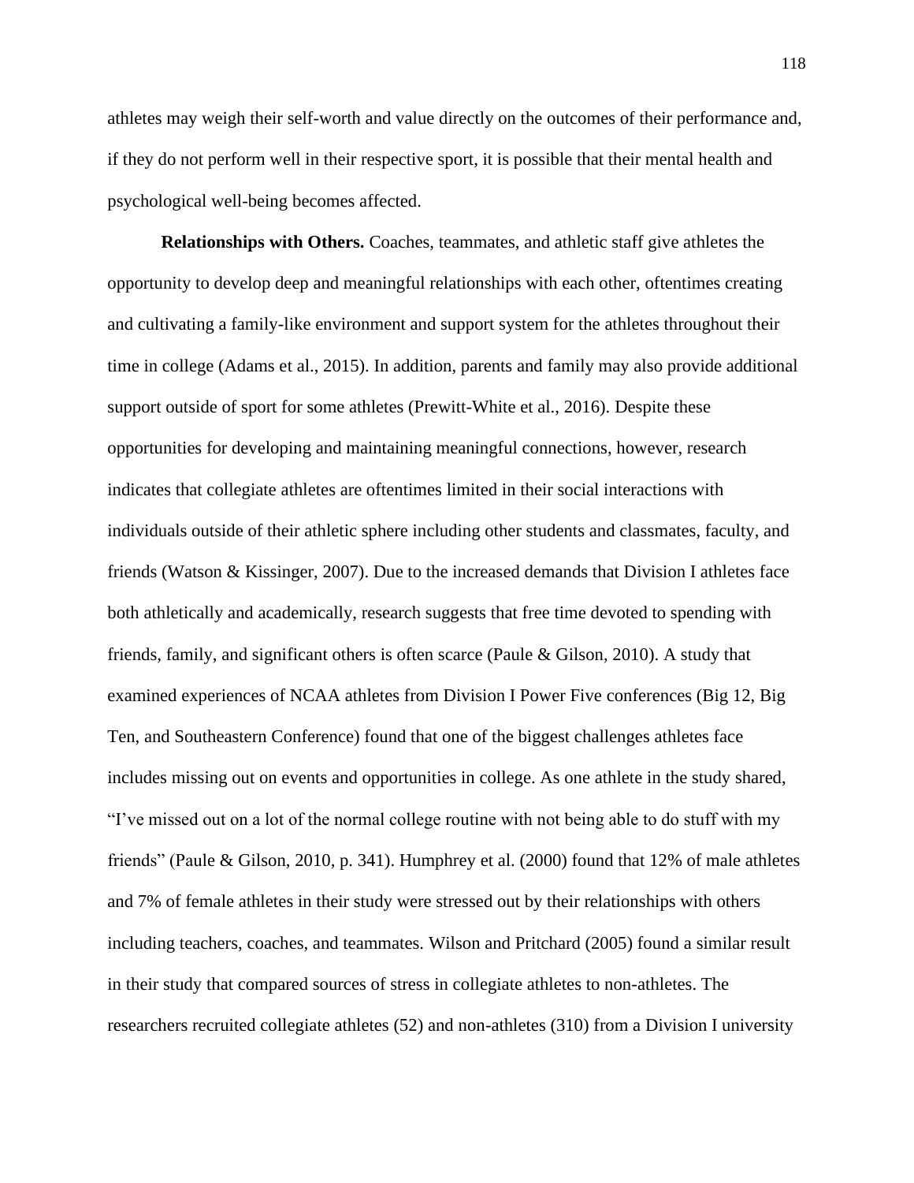athletes may weigh their self-worth and value directly on the outcomes of their performance and, if they do not perform well in their respective sport, it is possible that their mental health and psychological well-being becomes affected.

**Relationships with Others.** Coaches, teammates, and athletic staff give athletes the opportunity to develop deep and meaningful relationships with each other, oftentimes creating and cultivating a family-like environment and support system for the athletes throughout their time in college (Adams et al., 2015). In addition, parents and family may also provide additional support outside of sport for some athletes (Prewitt-White et al., 2016). Despite these opportunities for developing and maintaining meaningful connections, however, research indicates that collegiate athletes are oftentimes limited in their social interactions with individuals outside of their athletic sphere including other students and classmates, faculty, and friends (Watson & Kissinger, 2007). Due to the increased demands that Division I athletes face both athletically and academically, research suggests that free time devoted to spending with friends, family, and significant others is often scarce (Paule & Gilson, 2010). A study that examined experiences of NCAA athletes from Division I Power Five conferences (Big 12, Big Ten, and Southeastern Conference) found that one of the biggest challenges athletes face includes missing out on events and opportunities in college. As one athlete in the study shared, "I've missed out on a lot of the normal college routine with not being able to do stuff with my friends" (Paule & Gilson, 2010, p. 341). Humphrey et al. (2000) found that 12% of male athletes and 7% of female athletes in their study were stressed out by their relationships with others including teachers, coaches, and teammates. Wilson and Pritchard (2005) found a similar result in their study that compared sources of stress in collegiate athletes to non-athletes. The researchers recruited collegiate athletes (52) and non-athletes (310) from a Division I university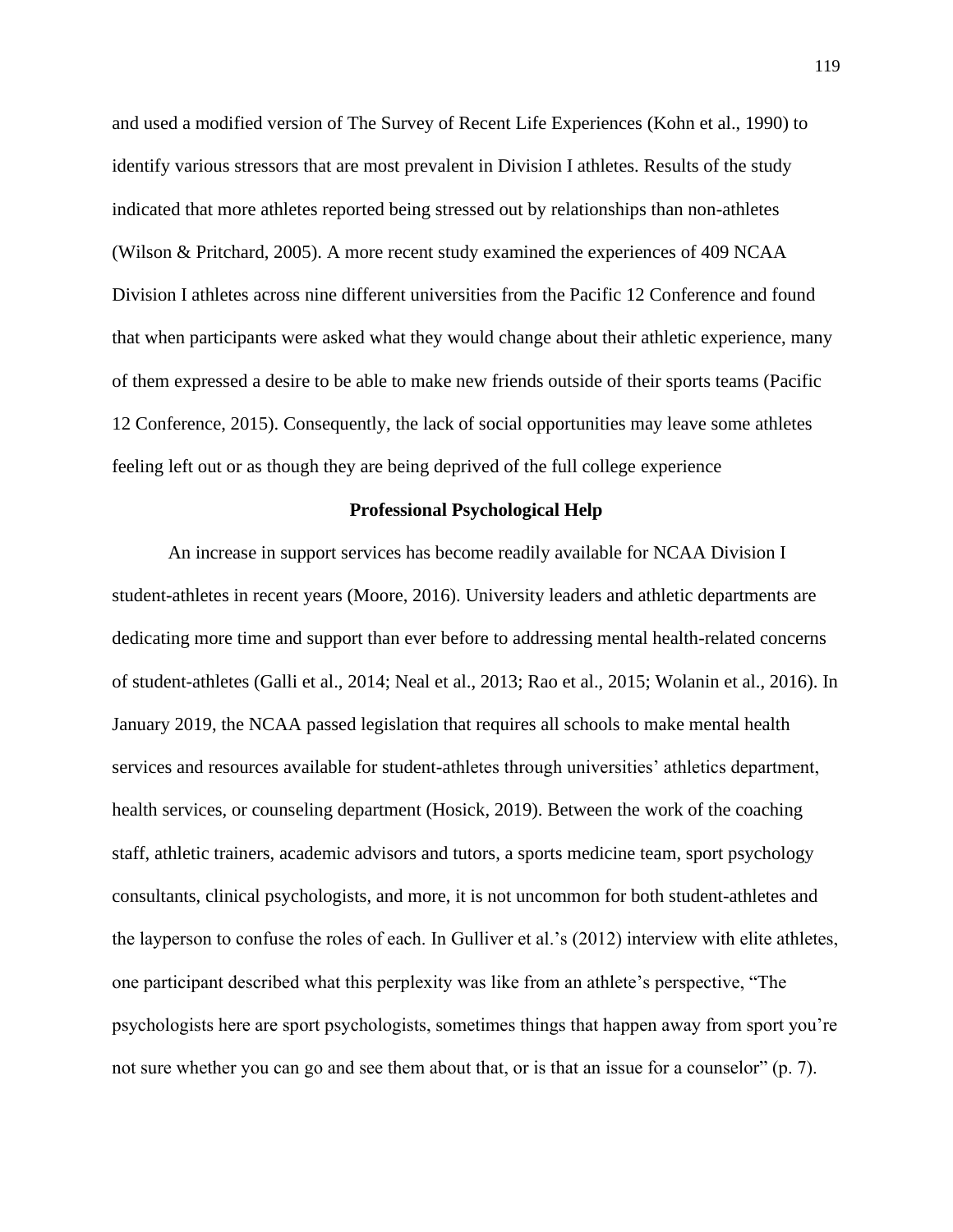and used a modified version of The Survey of Recent Life Experiences (Kohn et al., 1990) to identify various stressors that are most prevalent in Division I athletes. Results of the study indicated that more athletes reported being stressed out by relationships than non-athletes (Wilson & Pritchard, 2005). A more recent study examined the experiences of 409 NCAA Division I athletes across nine different universities from the Pacific 12 Conference and found that when participants were asked what they would change about their athletic experience, many of them expressed a desire to be able to make new friends outside of their sports teams (Pacific 12 Conference, 2015). Consequently, the lack of social opportunities may leave some athletes feeling left out or as though they are being deprived of the full college experience

## Professional Psychological Help

An increase in support services has become readily available for NCAA Division I student-athletes in recent years (Moore, 2016). University leaders and athletic departments are dedicating more time and support than ever before to addressing mental health-related concerns of student-athletes (Galli et al., 2014; Neal et al., 2013; Rao et al., 2015; Wolanin et al., 2016). In January 2019, the NCAA passed legislation that requires all schools to make mental health services and resources available for student-athletes through universities' athletics department, health services, or counseling department (Hosick, 2019). Between the work of the coaching staff, athletic trainers, academic advisors and tutors, a sports medicine team, sport psychology consultants, clinical psychologists, and more, it is not uncommon for both student-athletes and the layperson to confuse the roles of each. In Gulliver et al.'s (2012) interview with elite athletes, one participant described what this perplexity was like from an athlete's perspective, "The psychologists here are sport psychologists, sometimes things that happen away from sport you're not sure whether you can go and see them about that, or is that an issue for a counselor" (p. 7).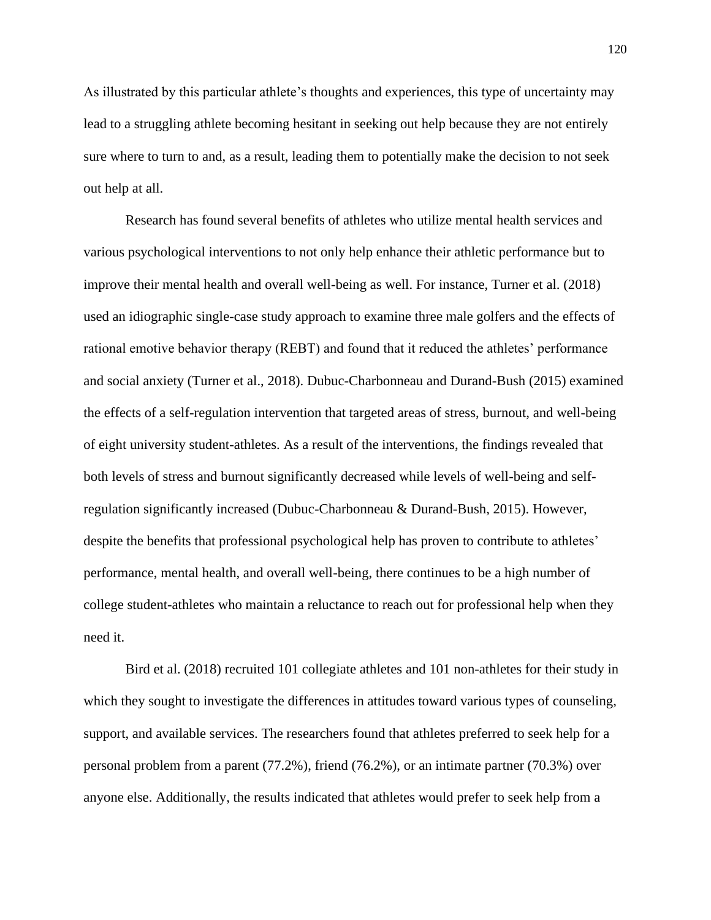As illustrated by this particular athlete's thoughts and experiences, this type of uncertainty may lead to a struggling athlete becoming hesitant in seeking out help because they are not entirely sure where to turn to and, as a result, leading them to potentially make the decision to not seek out help at all.

Research has found several benefits of athletes who utilize mental health services and various psychological interventions to not only help enhance their athletic performance but to improve their mental health and overall well-being as well. For instance, Turner et al. (2018) used an idiographic single-case study approach to examine three male golfers and the effects of rational emotive behavior therapy (REBT) and found that it reduced the athletes' performance and social anxiety (Turner et al., 2018). Dubuc-Charbonneau and Durand-Bush (2015) examined the effects of a self-regulation intervention that targeted areas of stress, burnout, and well-being of eight university student-athletes. As a result of the interventions, the findings revealed that both levels of stress and burnout significantly decreased while levels of well-being and self-regulation significantly increased (Dubuc-Charbonneau & Durand-Bush, 2015). However, despite the benefits that professional psychological help has proven to contribute to athletes' performance, mental health, and overall well-being, there continues to be a high number of college student-athletes who maintain a reluctance to reach out for professional help when they need it.

Bird et al. (2018) recruited 101 collegiate athletes and 101 non-athletes for their study in which they sought to investigate the differences in attitudes toward various types of counseling, support, and available services. The researchers found that athletes preferred to seek help for a personal problem from a parent (77.2%), friend (76.2%), or an intimate partner (70.3%) over anyone else. Additionally, the results indicated that athletes would prefer to seek help from a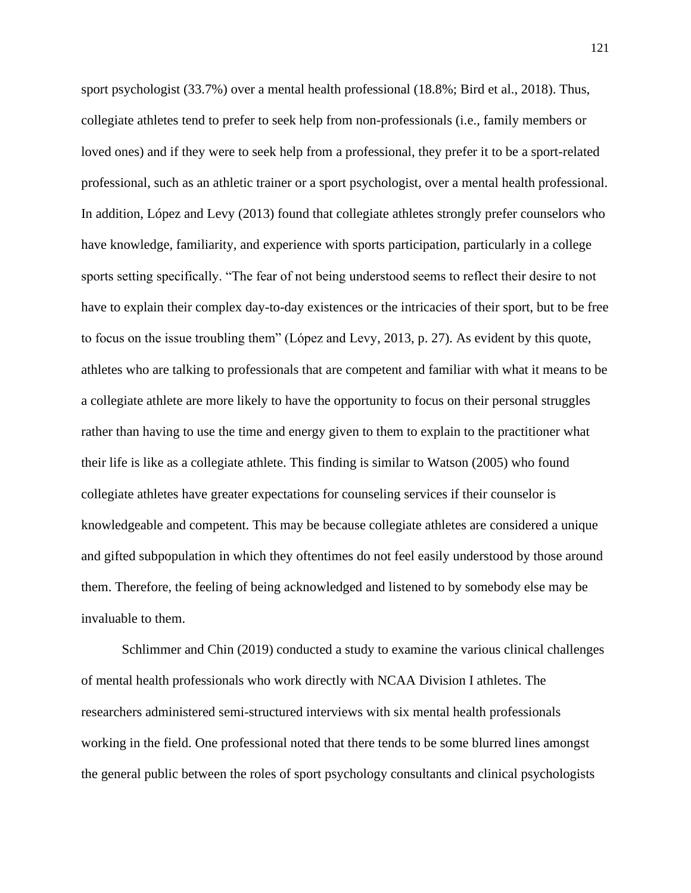sport psychologist (33.7%) over a mental health professional (18.8%; Bird et al., 2018). Thus, collegiate athletes tend to prefer to seek help from non-professionals (i.e., family members or loved ones) and if they were to seek help from a professional, they prefer it to be a sport-related professional, such as an athletic trainer or a sport psychologist, over a mental health professional. In addition, López and Levy (2013) found that collegiate athletes strongly prefer counselors who have knowledge, familiarity, and experience with sports participation, particularly in a college sports setting specifically. "The fear of not being understood seems to reflect their desire to not have to explain their complex day-to-day existences or the intricacies of their sport, but to be free to focus on the issue troubling them" (López and Levy, 2013, p. 27). As evident by this quote, athletes who are talking to professionals that are competent and familiar with what it means to be a collegiate athlete are more likely to have the opportunity to focus on their personal struggles rather than having to use the time and energy given to them to explain to the practitioner what their life is like as a collegiate athlete. This finding is similar to Watson (2005) who found collegiate athletes have greater expectations for counseling services if their counselor is knowledgeable and competent. This may be because collegiate athletes are considered a unique and gifted subpopulation in which they oftentimes do not feel easily understood by those around them. Therefore, the feeling of being acknowledged and listened to by somebody else may be invaluable to them.

Schlimmer and Chin (2019) conducted a study to examine the various clinical challenges of mental health professionals who work directly with NCAA Division I athletes. The researchers administered semi-structured interviews with six mental health professionals working in the field. One professional noted that there tends to be some blurred lines amongst the general public between the roles of sport psychology consultants and clinical psychologists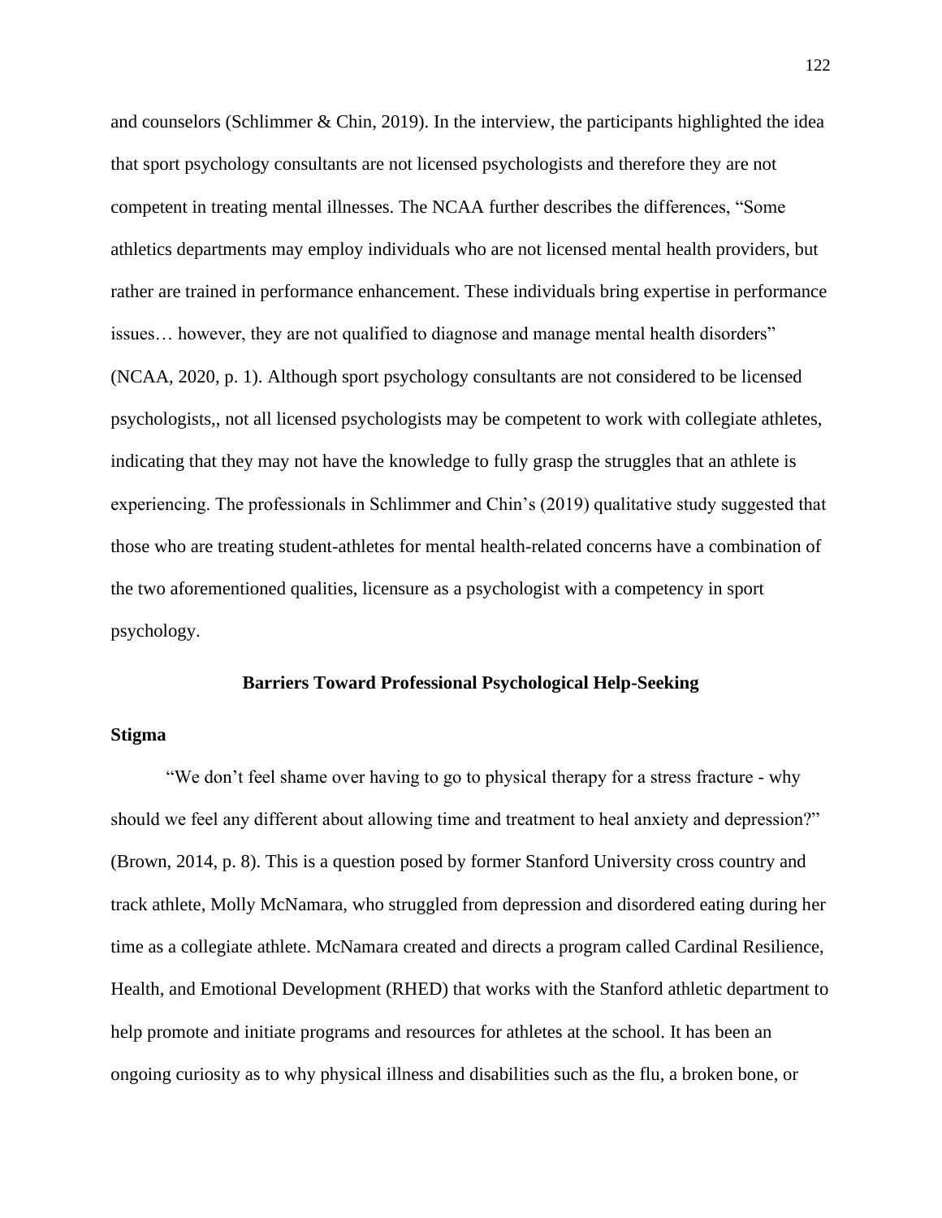and counselors (Schlimmer & Chin, 2019). In the interview, the participants highlighted the idea that sport psychology consultants are not licensed psychologists and therefore they are not competent in treating mental illnesses. The NCAA further describes the differences, "Some athletics departments may employ individuals who are not licensed mental health providers, but rather are trained in performance enhancement. These individuals bring expertise in performance issues… however, they are not qualified to diagnose and manage mental health disorders" (NCAA, 2020, p. 1). Although sport psychology consultants are not considered to be licensed psychologists,, not all licensed psychologists may be competent to work with collegiate athletes, indicating that they may not have the knowledge to fully grasp the struggles that an athlete is experiencing. The professionals in Schlimmer and Chin's (2019) qualitative study suggested that those who are treating student-athletes for mental health-related concerns have a combination of the two aforementioned qualities, licensure as a psychologist with a competency in sport psychology.

## Barriers Toward Professional Psychological Help-Seeking

### Stigma

"We don't feel shame over having to go to physical therapy for a stress fracture - why should we feel any different about allowing time and treatment to heal anxiety and depression?" (Brown, 2014, p. 8). This is a question posed by former Stanford University cross country and track athlete, Molly McNamara, who struggled from depression and disordered eating during her time as a collegiate athlete. McNamara created and directs a program called Cardinal Resilience, Health, and Emotional Development (RHED) that works with the Stanford athletic department to help promote and initiate programs and resources for athletes at the school. It has been an ongoing curiosity as to why physical illness and disabilities such as the flu, a broken bone, or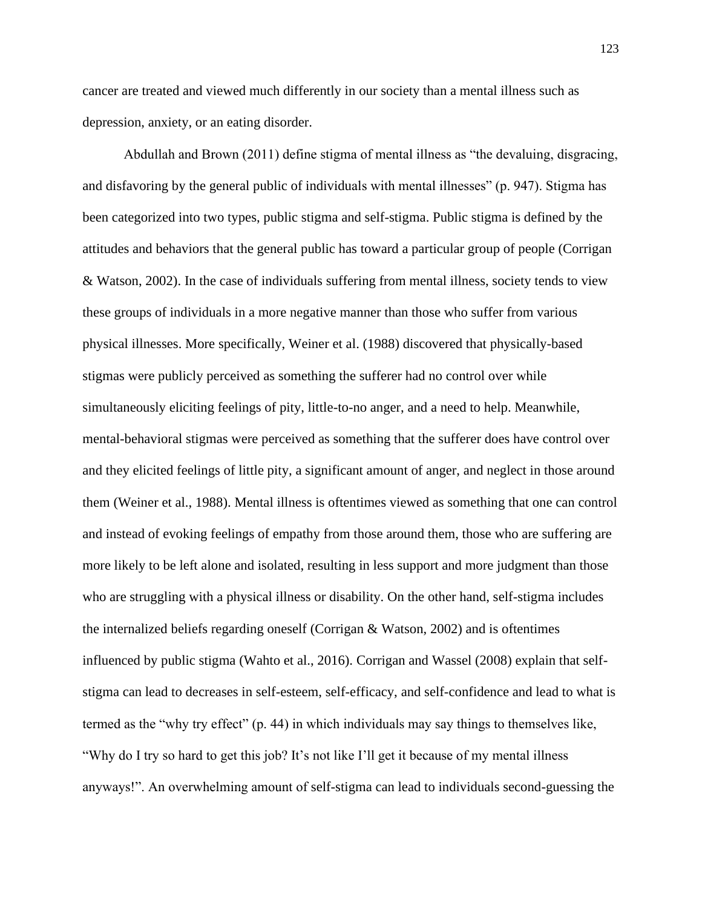cancer are treated and viewed much differently in our society than a mental illness such as depression, anxiety, or an eating disorder.

Abdullah and Brown (2011) define stigma of mental illness as “the devaluing, disgracing, and disfavoring by the general public of individuals with mental illnesses” (p. 947). Stigma has been categorized into two types, public stigma and self-stigma. Public stigma is defined by the attitudes and behaviors that the general public has toward a particular group of people (Corrigan & Watson, 2002). In the case of individuals suffering from mental illness, society tends to view these groups of individuals in a more negative manner than those who suffer from various physical illnesses. More specifically, Weiner et al. (1988) discovered that physically-based stigmas were publicly perceived as something the sufferer had no control over while simultaneously eliciting feelings of pity, little-to-no anger, and a need to help. Meanwhile, mental-behavioral stigmas were perceived as something that the sufferer does have control over and they elicited feelings of little pity, a significant amount of anger, and neglect in those around them (Weiner et al., 1988). Mental illness is oftentimes viewed as something that one can control and instead of evoking feelings of empathy from those around them, those who are suffering are more likely to be left alone and isolated, resulting in less support and more judgment than those who are struggling with a physical illness or disability. On the other hand, self-stigma includes the internalized beliefs regarding oneself (Corrigan & Watson, 2002) and is oftentimes influenced by public stigma (Wahto et al., 2016). Corrigan and Wassel (2008) explain that self-stigma can lead to decreases in self-esteem, self-efficacy, and self-confidence and lead to what is termed as the “why try effect” (p. 44) in which individuals may say things to themselves like, “Why do I try so hard to get this job? It’s not like I’ll get it because of my mental illness anyways!”. An overwhelming amount of self-stigma can lead to individuals second-guessing the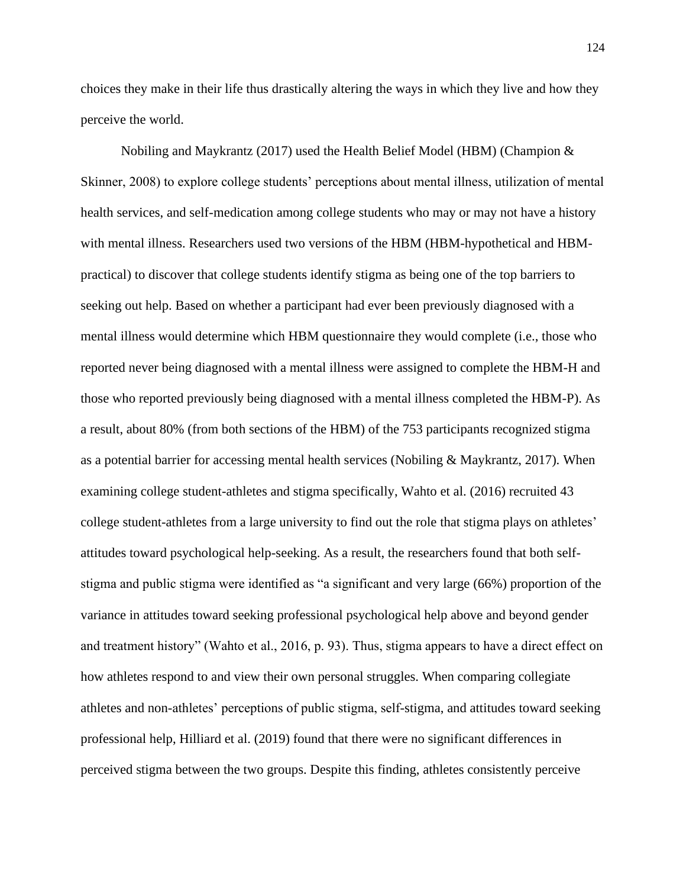choices they make in their life thus drastically altering the ways in which they live and how they perceive the world.

Nobiling and Maykrantz (2017) used the Health Belief Model (HBM) (Champion & Skinner, 2008) to explore college students' perceptions about mental illness, utilization of mental health services, and self-medication among college students who may or may not have a history with mental illness. Researchers used two versions of the HBM (HBM-hypothetical and HBM-practical) to discover that college students identify stigma as being one of the top barriers to seeking out help. Based on whether a participant had ever been previously diagnosed with a mental illness would determine which HBM questionnaire they would complete (i.e., those who reported never being diagnosed with a mental illness were assigned to complete the HBM-H and those who reported previously being diagnosed with a mental illness completed the HBM-P). As a result, about 80% (from both sections of the HBM) of the 753 participants recognized stigma as a potential barrier for accessing mental health services (Nobiling & Maykrantz, 2017). When examining college student-athletes and stigma specifically, Wahto et al. (2016) recruited 43 college student-athletes from a large university to find out the role that stigma plays on athletes' attitudes toward psychological help-seeking. As a result, the researchers found that both self-stigma and public stigma were identified as "a significant and very large (66%) proportion of the variance in attitudes toward seeking professional psychological help above and beyond gender and treatment history" (Wahto et al., 2016, p. 93). Thus, stigma appears to have a direct effect on how athletes respond to and view their own personal struggles. When comparing collegiate athletes and non-athletes' perceptions of public stigma, self-stigma, and attitudes toward seeking professional help, Hilliard et al. (2019) found that there were no significant differences in perceived stigma between the two groups. Despite this finding, athletes consistently perceive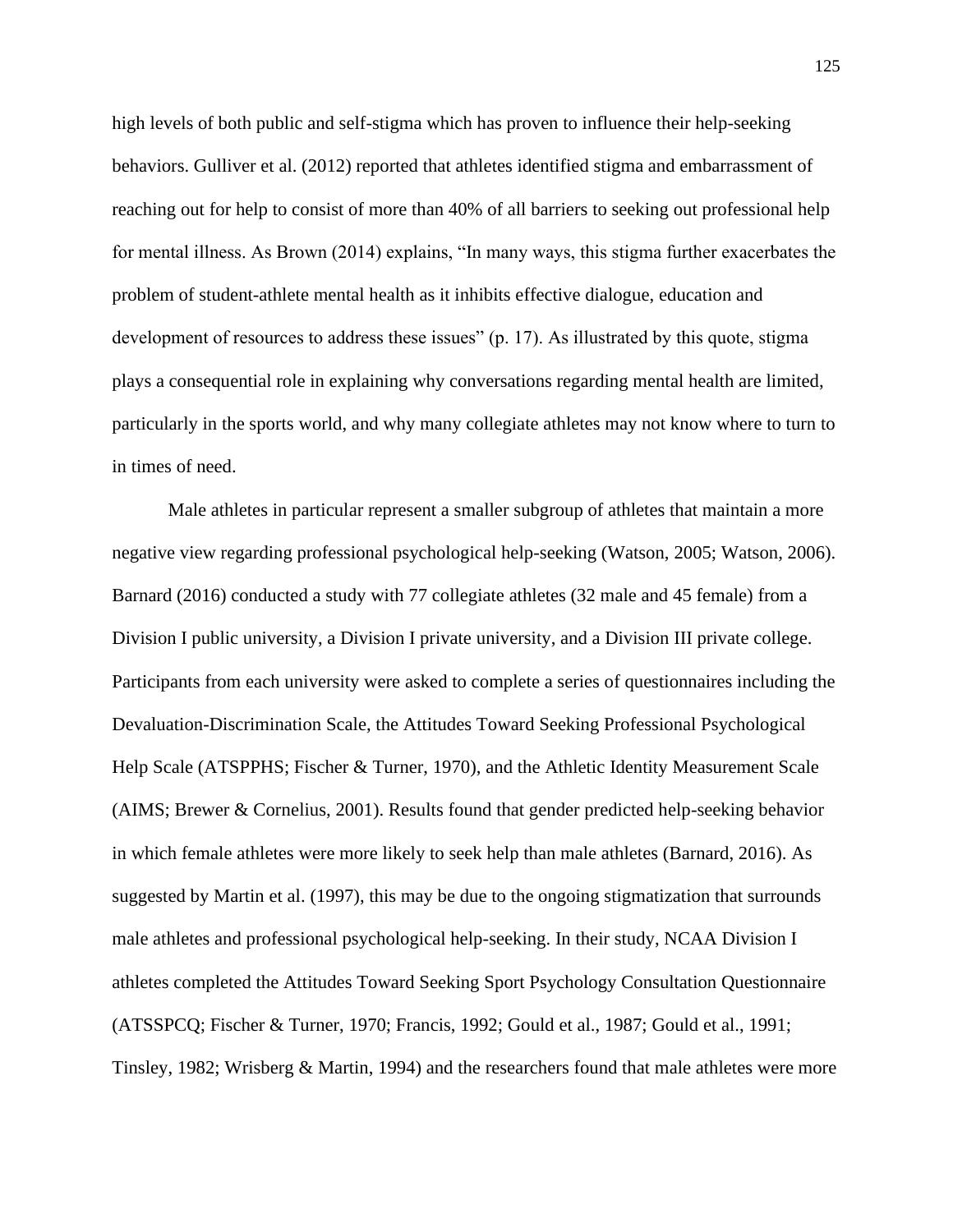high levels of both public and self-stigma which has proven to influence their help-seeking behaviors. Gulliver et al. (2012) reported that athletes identified stigma and embarrassment of reaching out for help to consist of more than 40% of all barriers to seeking out professional help for mental illness. As Brown (2014) explains, "In many ways, this stigma further exacerbates the problem of student-athlete mental health as it inhibits effective dialogue, education and development of resources to address these issues" (p. 17). As illustrated by this quote, stigma plays a consequential role in explaining why conversations regarding mental health are limited, particularly in the sports world, and why many collegiate athletes may not know where to turn to in times of need.

Male athletes in particular represent a smaller subgroup of athletes that maintain a more negative view regarding professional psychological help-seeking (Watson, 2005; Watson, 2006). Barnard (2016) conducted a study with 77 collegiate athletes (32 male and 45 female) from a Division I public university, a Division I private university, and a Division III private college. Participants from each university were asked to complete a series of questionnaires including the Devaluation-Discrimination Scale, the Attitudes Toward Seeking Professional Psychological Help Scale (ATSPPHS; Fischer & Turner, 1970), and the Athletic Identity Measurement Scale (AIMS; Brewer & Cornelius, 2001). Results found that gender predicted help-seeking behavior in which female athletes were more likely to seek help than male athletes (Barnard, 2016). As suggested by Martin et al. (1997), this may be due to the ongoing stigmatization that surrounds male athletes and professional psychological help-seeking. In their study, NCAA Division I athletes completed the Attitudes Toward Seeking Sport Psychology Consultation Questionnaire (ATSSPCQ; Fischer & Turner, 1970; Francis, 1992; Gould et al., 1987; Gould et al., 1991; Tinsley, 1982; Wrisberg & Martin, 1994) and the researchers found that male athletes were more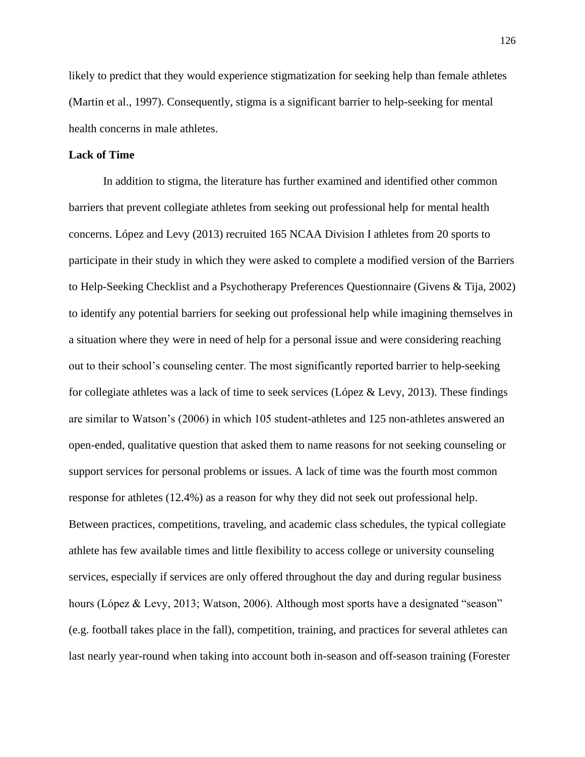likely to predict that they would experience stigmatization for seeking help than female athletes (Martin et al., 1997). Consequently, stigma is a significant barrier to help-seeking for mental health concerns in male athletes.

**Lack of Time**

In addition to stigma, the literature has further examined and identified other common barriers that prevent collegiate athletes from seeking out professional help for mental health concerns. López and Levy (2013) recruited 165 NCAA Division I athletes from 20 sports to participate in their study in which they were asked to complete a modified version of the Barriers to Help-Seeking Checklist and a Psychotherapy Preferences Questionnaire (Givens & Tija, 2002) to identify any potential barriers for seeking out professional help while imagining themselves in a situation where they were in need of help for a personal issue and were considering reaching out to their school's counseling center. The most significantly reported barrier to help-seeking for collegiate athletes was a lack of time to seek services (López & Levy, 2013). These findings are similar to Watson's (2006) in which 105 student-athletes and 125 non-athletes answered an open-ended, qualitative question that asked them to name reasons for not seeking counseling or support services for personal problems or issues. A lack of time was the fourth most common response for athletes (12.4%) as a reason for why they did not seek out professional help. Between practices, competitions, traveling, and academic class schedules, the typical collegiate athlete has few available times and little flexibility to access college or university counseling services, especially if services are only offered throughout the day and during regular business hours (López & Levy, 2013; Watson, 2006). Although most sports have a designated "season" (e.g. football takes place in the fall), competition, training, and practices for several athletes can last nearly year-round when taking into account both in-season and off-season training (Forester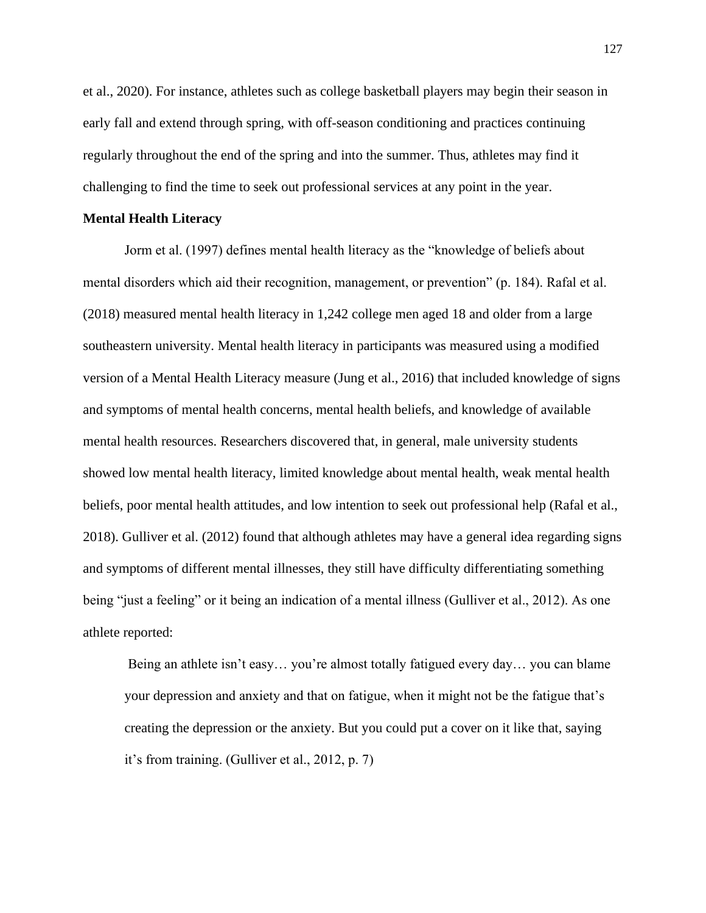et al., 2020). For instance, athletes such as college basketball players may begin their season in early fall and extend through spring, with off-season conditioning and practices continuing regularly throughout the end of the spring and into the summer. Thus, athletes may find it challenging to find the time to seek out professional services at any point in the year.

**Mental Health Literacy**

Jorm et al. (1997) defines mental health literacy as the "knowledge of beliefs about mental disorders which aid their recognition, management, or prevention" (p. 184). Rafal et al. (2018) measured mental health literacy in 1,242 college men aged 18 and older from a large southeastern university. Mental health literacy in participants was measured using a modified version of a Mental Health Literacy measure (Jung et al., 2016) that included knowledge of signs and symptoms of mental health concerns, mental health beliefs, and knowledge of available mental health resources. Researchers discovered that, in general, male university students showed low mental health literacy, limited knowledge about mental health, weak mental health beliefs, poor mental health attitudes, and low intention to seek out professional help (Rafal et al., 2018). Gulliver et al. (2012) found that although athletes may have a general idea regarding signs and symptoms of different mental illnesses, they still have difficulty differentiating something being "just a feeling" or it being an indication of a mental illness (Gulliver et al., 2012). As one athlete reported:

> Being an athlete isn't easy… you're almost totally fatigued every day… you can blame your depression and anxiety and that on fatigue, when it might not be the fatigue that's creating the depression or the anxiety. But you could put a cover on it like that, saying it's from training. (Gulliver et al., 2012, p. 7)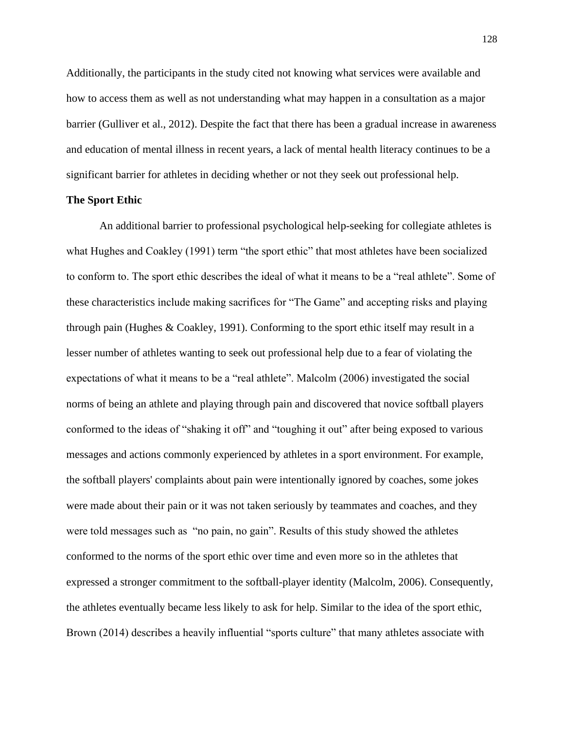Additionally, the participants in the study cited not knowing what services were available and how to access them as well as not understanding what may happen in a consultation as a major barrier (Gulliver et al., 2012). Despite the fact that there has been a gradual increase in awareness and education of mental illness in recent years, a lack of mental health literacy continues to be a significant barrier for athletes in deciding whether or not they seek out professional help.

**The Sport Ethic**

An additional barrier to professional psychological help-seeking for collegiate athletes is what Hughes and Coakley (1991) term "the sport ethic" that most athletes have been socialized to conform to. The sport ethic describes the ideal of what it means to be a "real athlete". Some of these characteristics include making sacrifices for "The Game" and accepting risks and playing through pain (Hughes & Coakley, 1991). Conforming to the sport ethic itself may result in a lesser number of athletes wanting to seek out professional help due to a fear of violating the expectations of what it means to be a "real athlete". Malcolm (2006) investigated the social norms of being an athlete and playing through pain and discovered that novice softball players conformed to the ideas of "shaking it off" and "toughing it out" after being exposed to various messages and actions commonly experienced by athletes in a sport environment. For example, the softball players' complaints about pain were intentionally ignored by coaches, some jokes were made about their pain or it was not taken seriously by teammates and coaches, and they were told messages such as "no pain, no gain". Results of this study showed the athletes conformed to the norms of the sport ethic over time and even more so in the athletes that expressed a stronger commitment to the softball-player identity (Malcolm, 2006). Consequently, the athletes eventually became less likely to ask for help. Similar to the idea of the sport ethic, Brown (2014) describes a heavily influential "sports culture" that many athletes associate with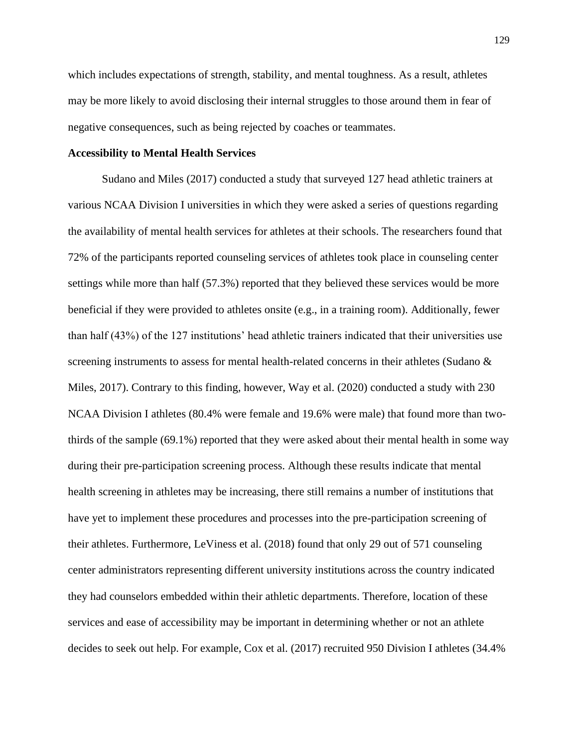which includes expectations of strength, stability, and mental toughness. As a result, athletes may be more likely to avoid disclosing their internal struggles to those around them in fear of negative consequences, such as being rejected by coaches or teammates.

**Accessibility to Mental Health Services**

Sudano and Miles (2017) conducted a study that surveyed 127 head athletic trainers at various NCAA Division I universities in which they were asked a series of questions regarding the availability of mental health services for athletes at their schools. The researchers found that 72% of the participants reported counseling services of athletes took place in counseling center settings while more than half (57.3%) reported that they believed these services would be more beneficial if they were provided to athletes onsite (e.g., in a training room). Additionally, fewer than half (43%) of the 127 institutions' head athletic trainers indicated that their universities use screening instruments to assess for mental health-related concerns in their athletes (Sudano & Miles, 2017). Contrary to this finding, however, Way et al. (2020) conducted a study with 230 NCAA Division I athletes (80.4% were female and 19.6% were male) that found more than two-thirds of the sample (69.1%) reported that they were asked about their mental health in some way during their pre-participation screening process. Although these results indicate that mental health screening in athletes may be increasing, there still remains a number of institutions that have yet to implement these procedures and processes into the pre-participation screening of their athletes. Furthermore, LeViness et al. (2018) found that only 29 out of 571 counseling center administrators representing different university institutions across the country indicated they had counselors embedded within their athletic departments. Therefore, location of these services and ease of accessibility may be important in determining whether or not an athlete decides to seek out help. For example, Cox et al. (2017) recruited 950 Division I athletes (34.4%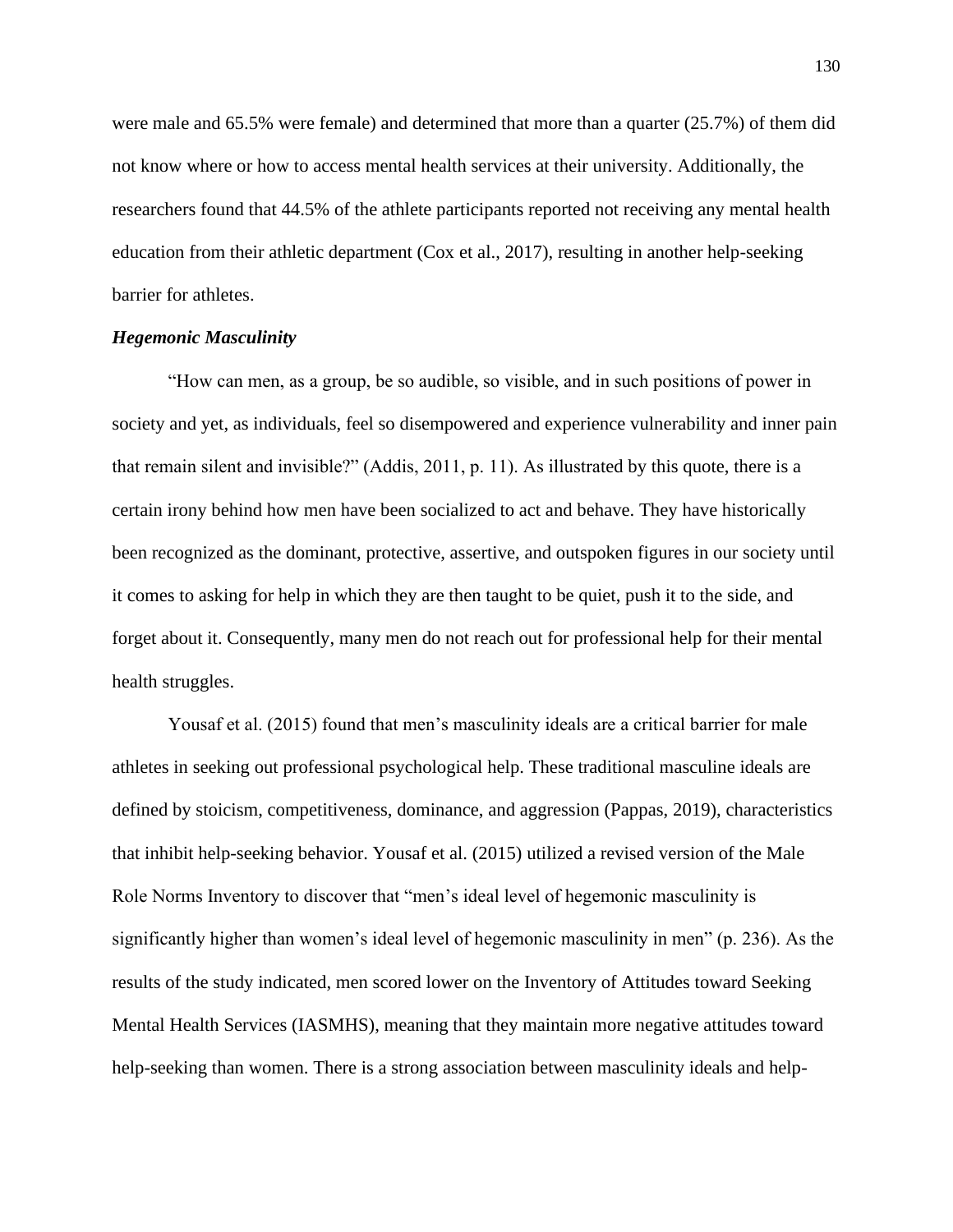were male and 65.5% were female) and determined that more than a quarter (25.7%) of them did not know where or how to access mental health services at their university. Additionally, the researchers found that 44.5% of the athlete participants reported not receiving any mental health education from their athletic department (Cox et al., 2017), resulting in another help-seeking barrier for athletes.

### *Hegemonic Masculinity*

"How can men, as a group, be so audible, so visible, and in such positions of power in society and yet, as individuals, feel so disempowered and experience vulnerability and inner pain that remain silent and invisible?" (Addis, 2011, p. 11). As illustrated by this quote, there is a certain irony behind how men have been socialized to act and behave. They have historically been recognized as the dominant, protective, assertive, and outspoken figures in our society until it comes to asking for help in which they are then taught to be quiet, push it to the side, and forget about it. Consequently, many men do not reach out for professional help for their mental health struggles.

Yousaf et al. (2015) found that men's masculinity ideals are a critical barrier for male athletes in seeking out professional psychological help. These traditional masculine ideals are defined by stoicism, competitiveness, dominance, and aggression (Pappas, 2019), characteristics that inhibit help-seeking behavior. Yousaf et al. (2015) utilized a revised version of the Male Role Norms Inventory to discover that "men's ideal level of hegemonic masculinity is significantly higher than women's ideal level of hegemonic masculinity in men" (p. 236). As the results of the study indicated, men scored lower on the Inventory of Attitudes toward Seeking Mental Health Services (IASMHS), meaning that they maintain more negative attitudes toward help-seeking than women. There is a strong association between masculinity ideals and help-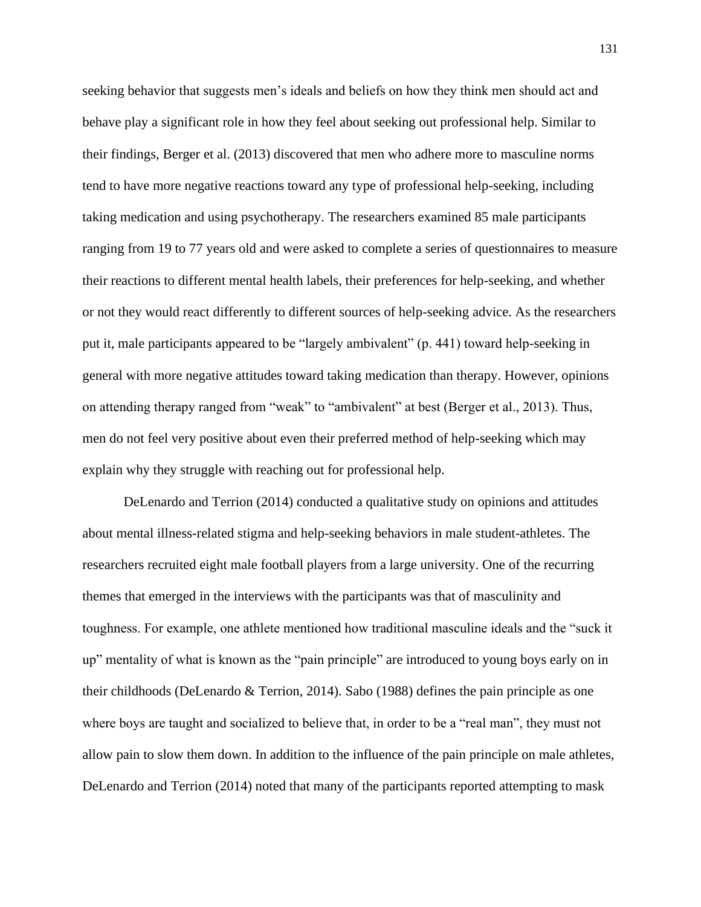seeking behavior that suggests men's ideals and beliefs on how they think men should act and behave play a significant role in how they feel about seeking out professional help. Similar to their findings, Berger et al. (2013) discovered that men who adhere more to masculine norms tend to have more negative reactions toward any type of professional help-seeking, including taking medication and using psychotherapy. The researchers examined 85 male participants ranging from 19 to 77 years old and were asked to complete a series of questionnaires to measure their reactions to different mental health labels, their preferences for help-seeking, and whether or not they would react differently to different sources of help-seeking advice. As the researchers put it, male participants appeared to be "largely ambivalent" (p. 441) toward help-seeking in general with more negative attitudes toward taking medication than therapy. However, opinions on attending therapy ranged from "weak" to "ambivalent" at best (Berger et al., 2013). Thus, men do not feel very positive about even their preferred method of help-seeking which may explain why they struggle with reaching out for professional help.

DeLenardo and Terrion (2014) conducted a qualitative study on opinions and attitudes about mental illness-related stigma and help-seeking behaviors in male student-athletes. The researchers recruited eight male football players from a large university. One of the recurring themes that emerged in the interviews with the participants was that of masculinity and toughness. For example, one athlete mentioned how traditional masculine ideals and the "suck it up" mentality of what is known as the "pain principle" are introduced to young boys early on in their childhoods (DeLenardo & Terrion, 2014). Sabo (1988) defines the pain principle as one where boys are taught and socialized to believe that, in order to be a "real man", they must not allow pain to slow them down. In addition to the influence of the pain principle on male athletes, DeLenardo and Terrion (2014) noted that many of the participants reported attempting to mask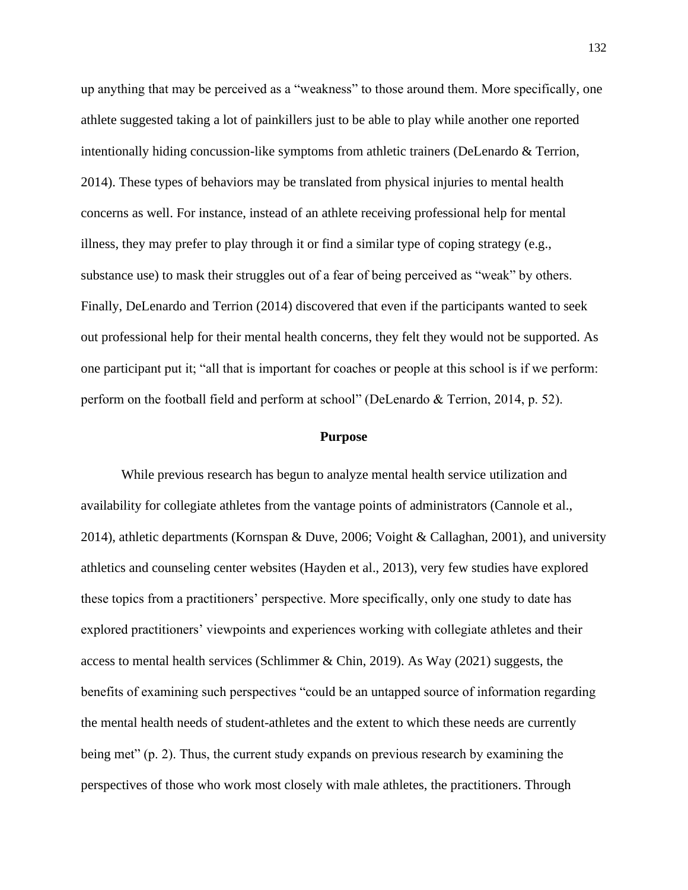up anything that may be perceived as a "weakness" to those around them. More specifically, one athlete suggested taking a lot of painkillers just to be able to play while another one reported intentionally hiding concussion-like symptoms from athletic trainers (DeLenardo & Terrion, 2014). These types of behaviors may be translated from physical injuries to mental health concerns as well. For instance, instead of an athlete receiving professional help for mental illness, they may prefer to play through it or find a similar type of coping strategy (e.g., substance use) to mask their struggles out of a fear of being perceived as "weak" by others. Finally, DeLenardo and Terrion (2014) discovered that even if the participants wanted to seek out professional help for their mental health concerns, they felt they would not be supported. As one participant put it; "all that is important for coaches or people at this school is if we perform: perform on the football field and perform at school" (DeLenardo & Terrion, 2014, p. 52).

## Purpose

While previous research has begun to analyze mental health service utilization and availability for collegiate athletes from the vantage points of administrators (Cannole et al., 2014), athletic departments (Kornspan & Duve, 2006; Voight & Callaghan, 2001), and university athletics and counseling center websites (Hayden et al., 2013), very few studies have explored these topics from a practitioners' perspective. More specifically, only one study to date has explored practitioners' viewpoints and experiences working with collegiate athletes and their access to mental health services (Schlimmer & Chin, 2019). As Way (2021) suggests, the benefits of examining such perspectives "could be an untapped source of information regarding the mental health needs of student-athletes and the extent to which these needs are currently being met" (p. 2). Thus, the current study expands on previous research by examining the perspectives of those who work most closely with male athletes, the practitioners. Through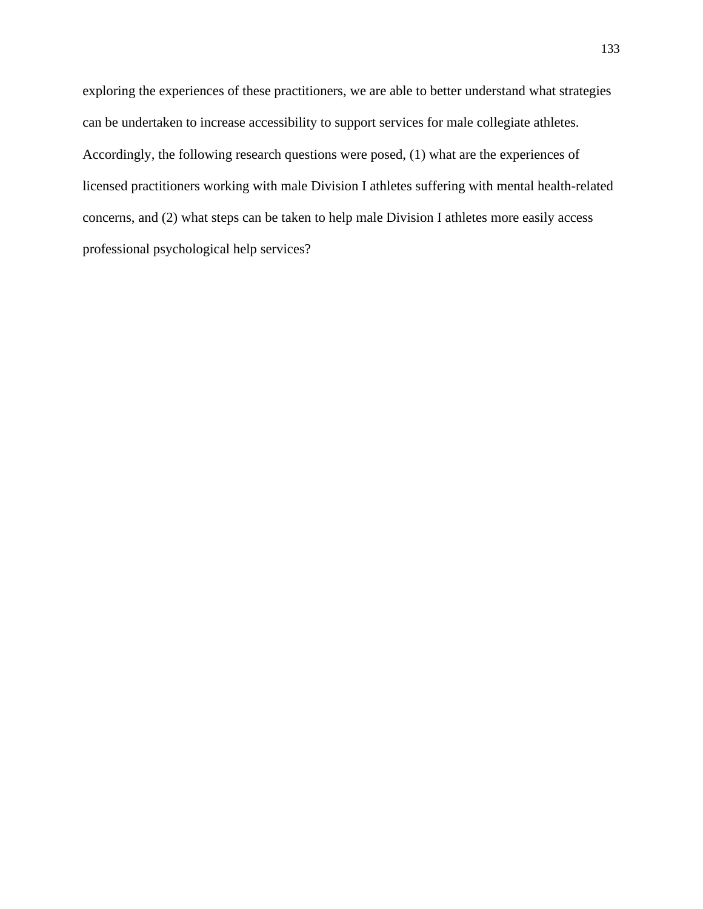exploring the experiences of these practitioners, we are able to better understand what strategies can be undertaken to increase accessibility to support services for male collegiate athletes. Accordingly, the following research questions were posed, (1) what are the experiences of licensed practitioners working with male Division I athletes suffering with mental health-related concerns, and (2) what steps can be taken to help male Division I athletes more easily access professional psychological help services?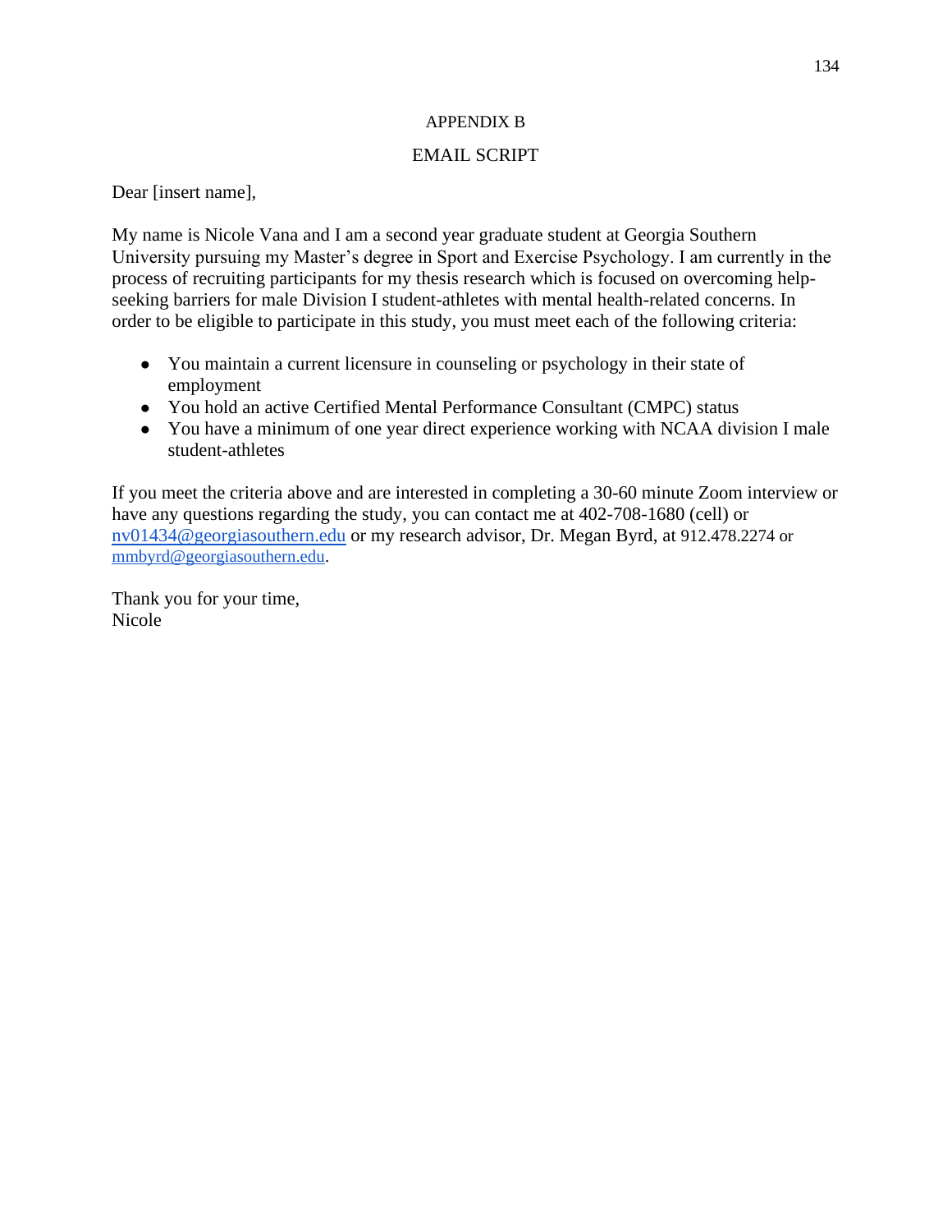# APPENDIX B

## EMAIL SCRIPT

Dear [insert name],

My name is Nicole Vana and I am a second year graduate student at Georgia Southern University pursuing my Master's degree in Sport and Exercise Psychology. I am currently in the process of recruiting participants for my thesis research which is focused on overcoming help-seeking barriers for male Division I student-athletes with mental health-related concerns. In order to be eligible to participate in this study, you must meet each of the following criteria:

- You maintain a current licensure in counseling or psychology in their state of employment
- You hold an active Certified Mental Performance Consultant (CMPC) status
- You have a minimum of one year direct experience working with NCAA division I male student-athletes

If you meet the criteria above and are interested in completing a 30-60 minute Zoom interview or have any questions regarding the study, you can contact me at 402-708-1680 (cell) or nv01434@georgiasouthern.edu or my research advisor, Dr. Megan Byrd, at 912.478.2274 or mmbyrd@georgiasouthern.edu.

Thank you for your time,
Nicole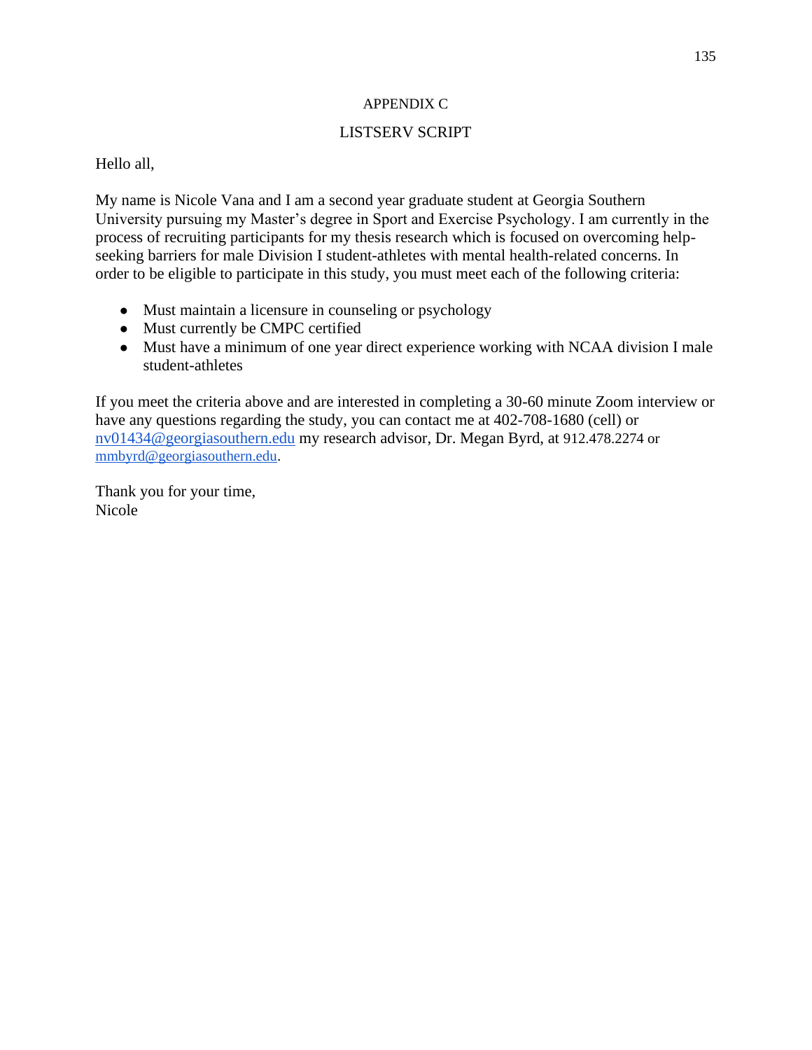## APPENDIX C

## LISTSERV SCRIPT

Hello all,

My name is Nicole Vana and I am a second year graduate student at Georgia Southern University pursuing my Master's degree in Sport and Exercise Psychology. I am currently in the process of recruiting participants for my thesis research which is focused on overcoming help-seeking barriers for male Division I student-athletes with mental health-related concerns. In order to be eligible to participate in this study, you must meet each of the following criteria:

- Must maintain a licensure in counseling or psychology
- Must currently be CMPC certified
- Must have a minimum of one year direct experience working with NCAA division I male student-athletes

If you meet the criteria above and are interested in completing a 30-60 minute Zoom interview or have any questions regarding the study, you can contact me at 402-708-1680 (cell) or nv01434@georgiasouthern.edu my research advisor, Dr. Megan Byrd, at 912.478.2274 or mmbyrd@georgiasouthern.edu.

Thank you for your time,
Nicole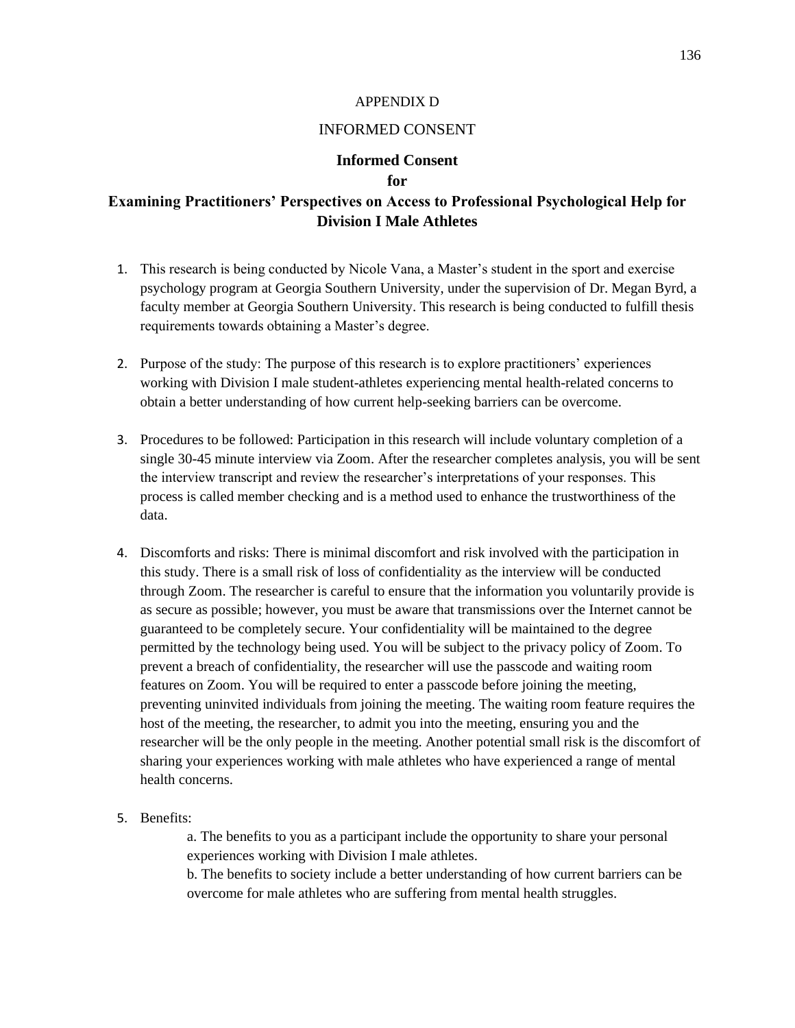APPENDIX D

INFORMED CONSENT

# Informed Consent
# for
# Examining Practitioners' Perspectives on Access to Professional Psychological Help for Division I Male Athletes

1. This research is being conducted by Nicole Vana, a Master's student in the sport and exercise psychology program at Georgia Southern University, under the supervision of Dr. Megan Byrd, a faculty member at Georgia Southern University. This research is being conducted to fulfill thesis requirements towards obtaining a Master's degree.

2. Purpose of the study: The purpose of this research is to explore practitioners' experiences working with Division I male student-athletes experiencing mental health-related concerns to obtain a better understanding of how current help-seeking barriers can be overcome.

3. Procedures to be followed: Participation in this research will include voluntary completion of a single 30-45 minute interview via Zoom. After the researcher completes analysis, you will be sent the interview transcript and review the researcher's interpretations of your responses. This process is called member checking and is a method used to enhance the trustworthiness of the data.

4. Discomforts and risks: There is minimal discomfort and risk involved with the participation in this study. There is a small risk of loss of confidentiality as the interview will be conducted through Zoom. The researcher is careful to ensure that the information you voluntarily provide is as secure as possible; however, you must be aware that transmissions over the Internet cannot be guaranteed to be completely secure. Your confidentiality will be maintained to the degree permitted by the technology being used. You will be subject to the privacy policy of Zoom. To prevent a breach of confidentiality, the researcher will use the passcode and waiting room features on Zoom. You will be required to enter a passcode before joining the meeting, preventing uninvited individuals from joining the meeting. The waiting room feature requires the host of the meeting, the researcher, to admit you into the meeting, ensuring you and the researcher will be the only people in the meeting. Another potential small risk is the discomfort of sharing your experiences working with male athletes who have experienced a range of mental health concerns.

5. Benefits:
   
   a. The benefits to you as a participant include the opportunity to share your personal experiences working with Division I male athletes.
   
   b. The benefits to society include a better understanding of how current barriers can be overcome for male athletes who are suffering from mental health struggles.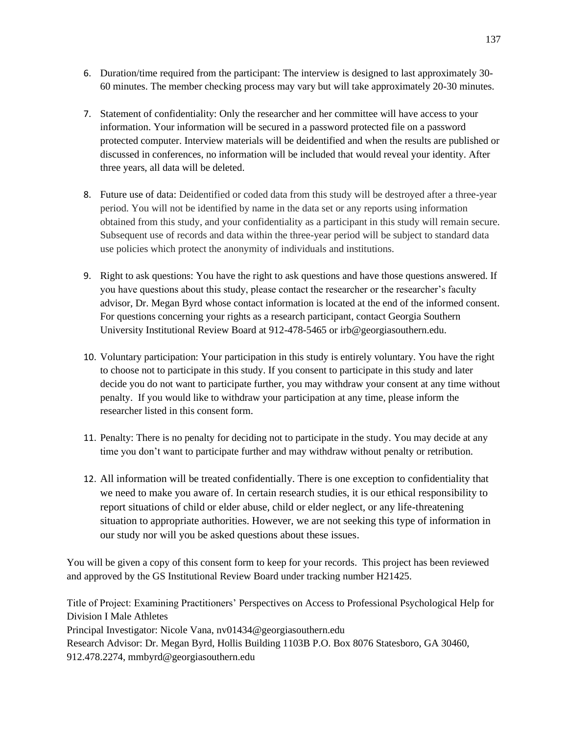6. Duration/time required from the participant: The interview is designed to last approximately 30-60 minutes. The member checking process may vary but will take approximately 20-30 minutes.

7. Statement of confidentiality: Only the researcher and her committee will have access to your information. Your information will be secured in a password protected file on a password protected computer. Interview materials will be deidentified and when the results are published or discussed in conferences, no information will be included that would reveal your identity. After three years, all data will be deleted.

8. Future use of data: Deidentified or coded data from this study will be destroyed after a three-year period. You will not be identified by name in the data set or any reports using information obtained from this study, and your confidentiality as a participant in this study will remain secure. Subsequent use of records and data within the three-year period will be subject to standard data use policies which protect the anonymity of individuals and institutions.

9. Right to ask questions: You have the right to ask questions and have those questions answered. If you have questions about this study, please contact the researcher or the researcher's faculty advisor, Dr. Megan Byrd whose contact information is located at the end of the informed consent. For questions concerning your rights as a research participant, contact Georgia Southern University Institutional Review Board at 912-478-5465 or irb@georgiasouthern.edu.

10. Voluntary participation: Your participation in this study is entirely voluntary. You have the right to choose not to participate in this study. If you consent to participate in this study and later decide you do not want to participate further, you may withdraw your consent at any time without penalty. If you would like to withdraw your participation at any time, please inform the researcher listed in this consent form.

11. Penalty: There is no penalty for deciding not to participate in the study. You may decide at any time you don't want to participate further and may withdraw without penalty or retribution.

12. All information will be treated confidentially. There is one exception to confidentiality that we need to make you aware of. In certain research studies, it is our ethical responsibility to report situations of child or elder abuse, child or elder neglect, or any life-threatening situation to appropriate authorities. However, we are not seeking this type of information in our study nor will you be asked questions about these issues.

You will be given a copy of this consent form to keep for your records. This project has been reviewed and approved by the GS Institutional Review Board under tracking number H21425.

Title of Project: Examining Practitioners' Perspectives on Access to Professional Psychological Help for Division I Male Athletes
Principal Investigator: Nicole Vana, nv01434@georgiasouthern.edu
Research Advisor: Dr. Megan Byrd, Hollis Building 1103B P.O. Box 8076 Statesboro, GA 30460, 912.478.2274, mmbyrd@georgiasouthern.edu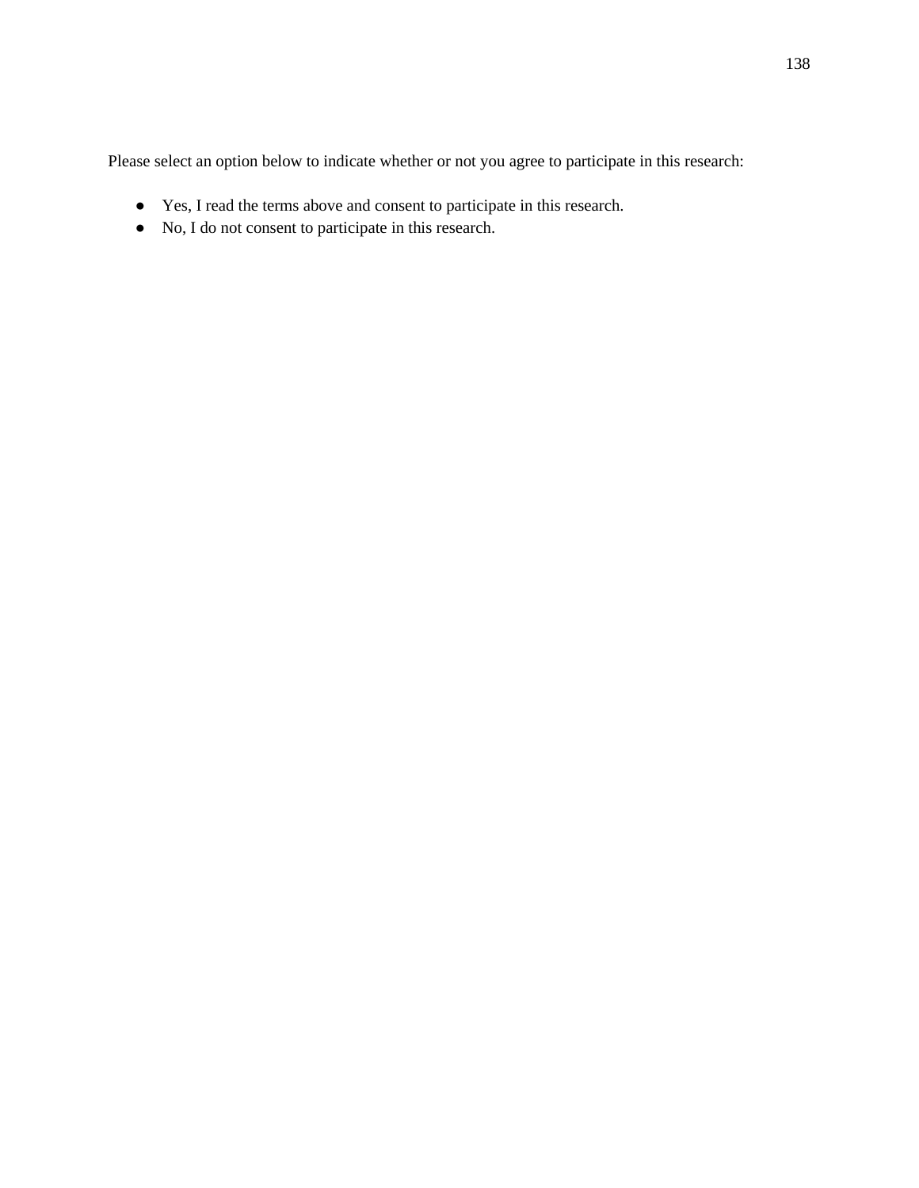Please select an option below to indicate whether or not you agree to participate in this research:

- Yes, I read the terms above and consent to participate in this research.
- No, I do not consent to participate in this research.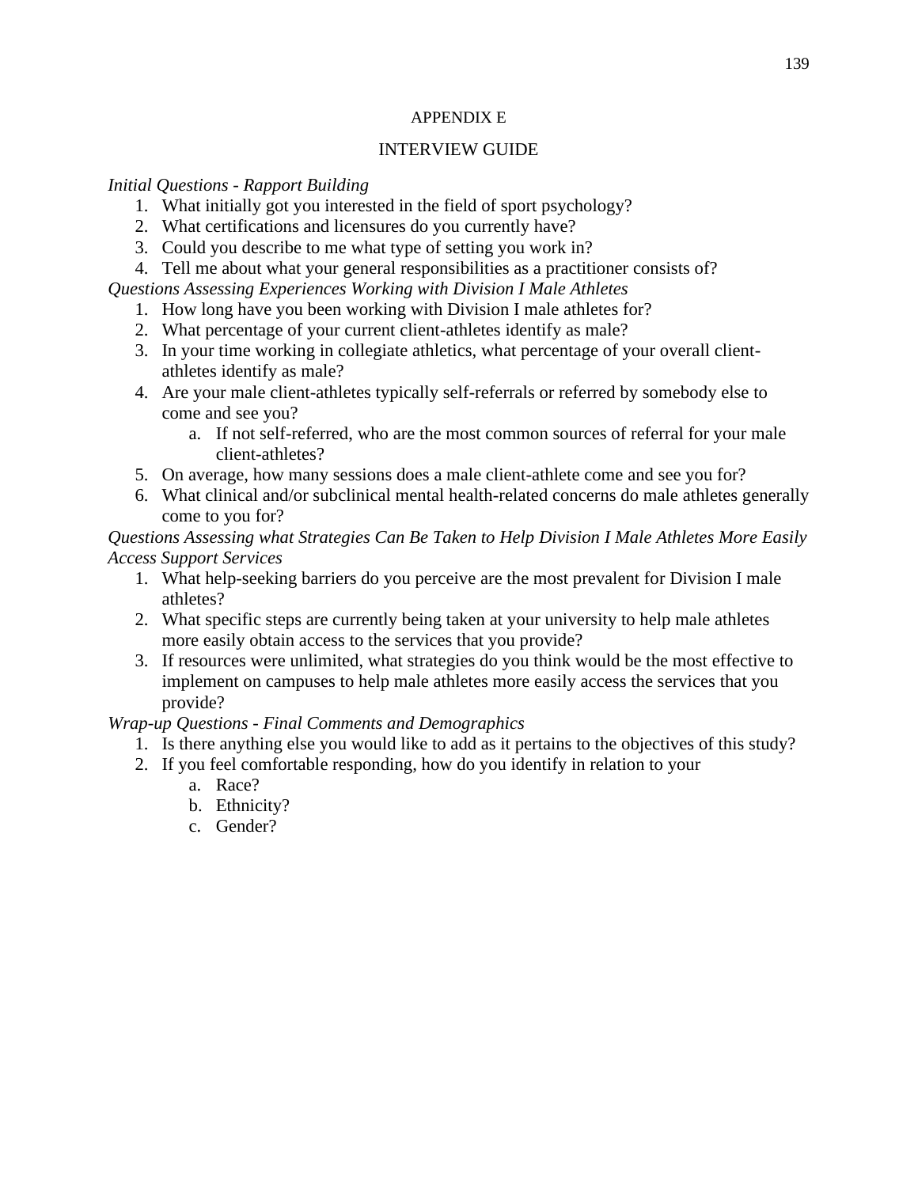# APPENDIX E

## INTERVIEW GUIDE

*Initial Questions - Rapport Building*

1. What initially got you interested in the field of sport psychology?
2. What certifications and licensures do you currently have?
3. Could you describe to me what type of setting you work in?
4. Tell me about what your general responsibilities as a practitioner consists of?

*Questions Assessing Experiences Working with Division I Male Athletes*

1. How long have you been working with Division I male athletes for?
2. What percentage of your current client-athletes identify as male?
3. In your time working in collegiate athletics, what percentage of your overall client-athletes identify as male?
4. Are your male client-athletes typically self-referrals or referred by somebody else to come and see you?
   a. If not self-referred, who are the most common sources of referral for your male client-athletes?
5. On average, how many sessions does a male client-athlete come and see you for?
6. What clinical and/or subclinical mental health-related concerns do male athletes generally come to you for?

*Questions Assessing what Strategies Can Be Taken to Help Division I Male Athletes More Easily Access Support Services*

1. What help-seeking barriers do you perceive are the most prevalent for Division I male athletes?
2. What specific steps are currently being taken at your university to help male athletes more easily obtain access to the services that you provide?
3. If resources were unlimited, what strategies do you think would be the most effective to implement on campuses to help male athletes more easily access the services that you provide?

*Wrap-up Questions - Final Comments and Demographics*

1. Is there anything else you would like to add as it pertains to the objectives of this study?
2. If you feel comfortable responding, how do you identify in relation to your
   a. Race?
   b. Ethnicity?
   c. Gender?